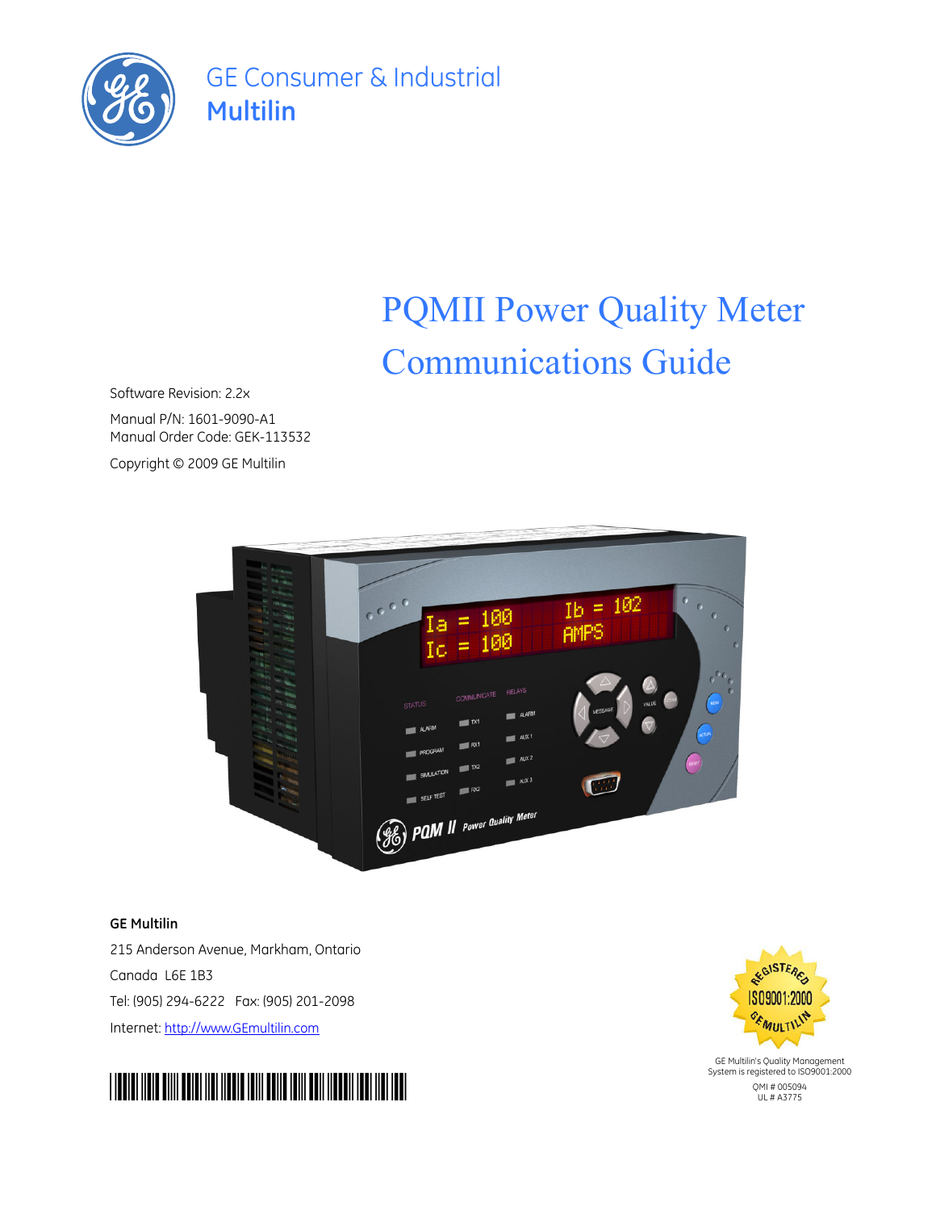GE Consumer & Industrial
**Multilin**

# PQMII Power Quality Meter Communications Guide

Software Revision: 2.2x

Manual P/N: 1601-9090-A1
Manual Order Code: GEK-113532

Copyright © 2009 GE Multilin

**GE Multilin**

215 Anderson Avenue, Markham, Ontario

Canada L6E 1B3

Tel: (905) 294-6222 Fax: (905) 201-2098

Internet: http://www.GEmultilin.com

GE Multilin's Quality Management System is registered to ISO9001:2000

QMI # 005094
UL # A3775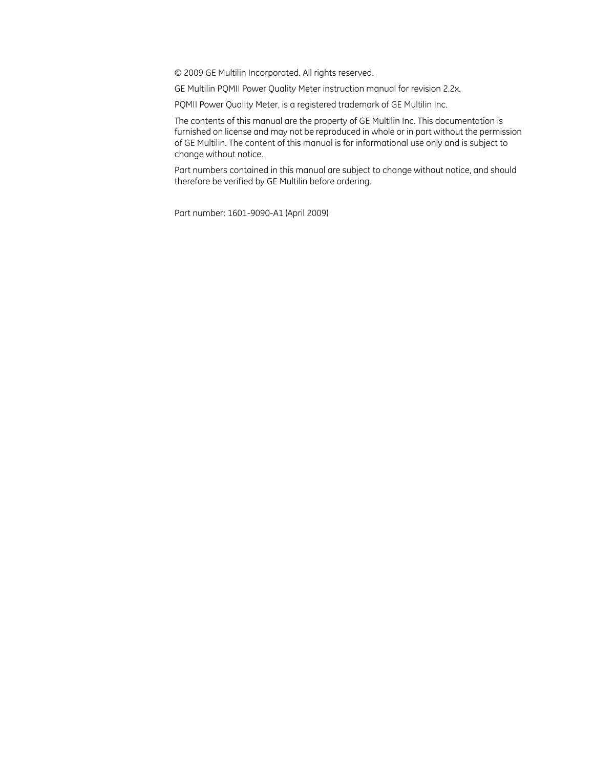© 2009 GE Multilin Incorporated. All rights reserved.

GE Multilin PQMII Power Quality Meter instruction manual for revision 2.2x.

PQMII Power Quality Meter, is a registered trademark of GE Multilin Inc.

The contents of this manual are the property of GE Multilin Inc. This documentation is furnished on license and may not be reproduced in whole or in part without the permission of GE Multilin. The content of this manual is for informational use only and is subject to change without notice.

Part numbers contained in this manual are subject to change without notice, and should therefore be verified by GE Multilin before ordering.

Part number: 1601-9090-A1 (April 2009)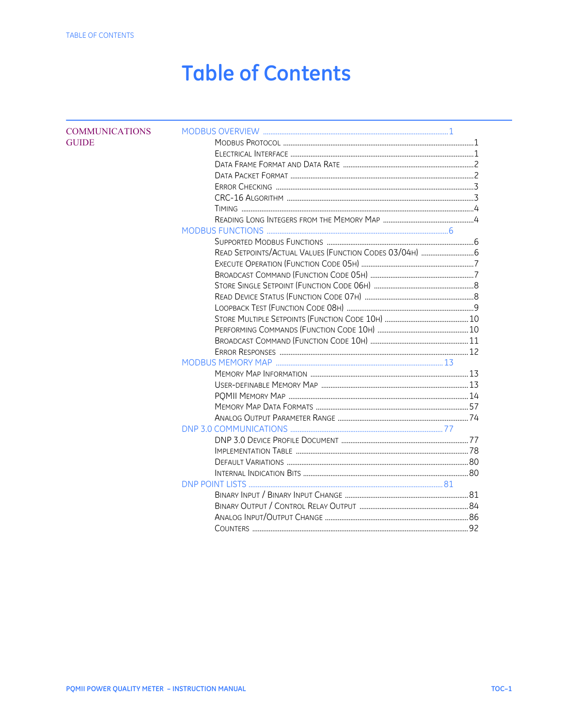# Table of Contents

**COMMUNICATIONS GUIDE**

- MODBUS OVERVIEW ........ 1
  - Modbus Protocol ........ 1
  - Electrical Interface ........ 1
  - Data Frame Format and Data Rate ........ 2
  - Data Packet Format ........ 2
  - Error Checking ........ 3
  - CRC-16 Algorithm ........ 3
  - Timing ........ 4
  - Reading Long Integers from the Memory Map ........ 4
- MODBUS FUNCTIONS ........ 6
  - Supported Modbus Functions ........ 6
  - Read Setpoints/Actual Values (Function Codes 03/04h) ........ 6
  - Execute Operation (Function Code 05h) ........ 7
  - Broadcast Command (Function Code 05h) ........ 7
  - Store Single Setpoint (Function Code 06h) ........ 8
  - Read Device Status (Function Code 07h) ........ 8
  - Loopback Test (Function Code 08h) ........ 9
  - Store Multiple Setpoints (Function Code 10h) ........ 10
  - Performing Commands (Function Code 10h) ........ 10
  - Broadcast Command (Function Code 10h) ........ 11
  - Error Responses ........ 12
- MODBUS MEMORY MAP ........ 13
  - Memory Map Information ........ 13
  - User-definable Memory Map ........ 13
  - PQMII Memory Map ........ 14
  - Memory Map Data Formats ........ 57
  - Analog Output Parameter Range ........ 74
- DNP 3.0 COMMUNICATIONS ........ 77
  - DNP 3.0 Device Profile Document ........ 77
  - Implementation Table ........ 78
  - Default Variations ........ 80
  - Internal Indication Bits ........ 80
- DNP POINT LISTS ........ 81
  - Binary Input / Binary Input Change ........ 81
  - Binary Output / Control Relay Output ........ 84
  - Analog Input/Output Change ........ 86
  - Counters ........ 92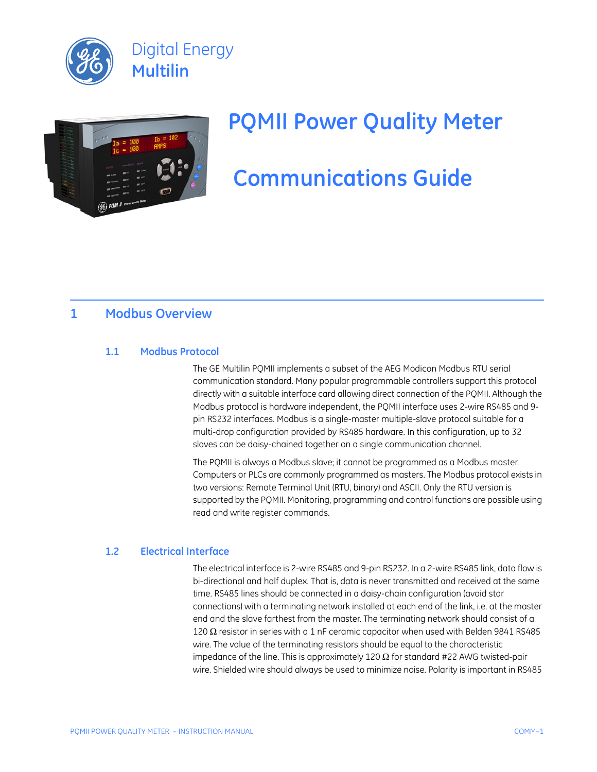Digital Energy
Multilin

# PQMII Power Quality Meter

# Communications Guide

## 1 Modbus Overview

### 1.1 Modbus Protocol

The GE Multilin PQMII implements a subset of the AEG Modicon Modbus RTU serial communication standard. Many popular programmable controllers support this protocol directly with a suitable interface card allowing direct connection of the PQMII. Although the Modbus protocol is hardware independent, the PQMII interface uses 2-wire RS485 and 9-pin RS232 interfaces. Modbus is a single-master multiple-slave protocol suitable for a multi-drop configuration provided by RS485 hardware. In this configuration, up to 32 slaves can be daisy-chained together on a single communication channel.

The PQMII is always a Modbus slave; it cannot be programmed as a Modbus master. Computers or PLCs are commonly programmed as masters. The Modbus protocol exists in two versions: Remote Terminal Unit (RTU, binary) and ASCII. Only the RTU version is supported by the PQMII. Monitoring, programming and control functions are possible using read and write register commands.

### 1.2 Electrical Interface

The electrical interface is 2-wire RS485 and 9-pin RS232. In a 2-wire RS485 link, data flow is bi-directional and half duplex. That is, data is never transmitted and received at the same time. RS485 lines should be connected in a daisy-chain configuration (avoid star connections) with a terminating network installed at each end of the link, i.e. at the master end and the slave farthest from the master. The terminating network should consist of a 120 Ω resistor in series with a 1 nF ceramic capacitor when used with Belden 9841 RS485 wire. The value of the terminating resistors should be equal to the characteristic impedance of the line. This is approximately 120 Ω for standard #22 AWG twisted-pair wire. Shielded wire should always be used to minimize noise. Polarity is important in RS485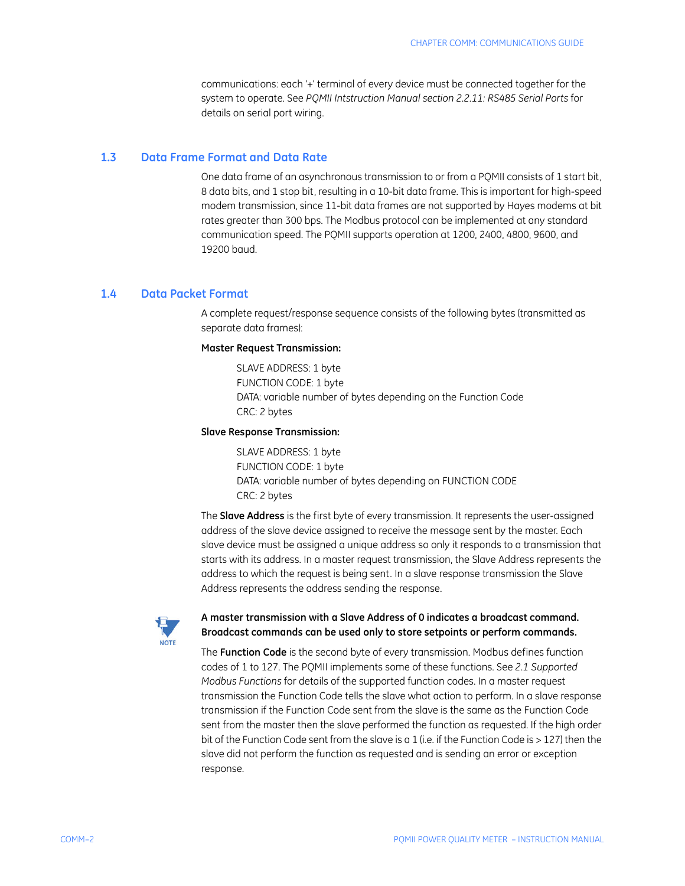communications: each '+' terminal of every device must be connected together for the system to operate. See *PQMII Intstruction Manual section 2.2.11: RS485 Serial Ports* for details on serial port wiring.

## 1.3 Data Frame Format and Data Rate

One data frame of an asynchronous transmission to or from a PQMII consists of 1 start bit, 8 data bits, and 1 stop bit, resulting in a 10-bit data frame. This is important for high-speed modem transmission, since 11-bit data frames are not supported by Hayes modems at bit rates greater than 300 bps. The Modbus protocol can be implemented at any standard communication speed. The PQMII supports operation at 1200, 2400, 4800, 9600, and 19200 baud.

## 1.4 Data Packet Format

A complete request/response sequence consists of the following bytes (transmitted as separate data frames):

**Master Request Transmission:**

SLAVE ADDRESS: 1 byte
FUNCTION CODE: 1 byte
DATA: variable number of bytes depending on the Function Code
CRC: 2 bytes

**Slave Response Transmission:**

SLAVE ADDRESS: 1 byte
FUNCTION CODE: 1 byte
DATA: variable number of bytes depending on FUNCTION CODE
CRC: 2 bytes

The **Slave Address** is the first byte of every transmission. It represents the user-assigned address of the slave device assigned to receive the message sent by the master. Each slave device must be assigned a unique address so only it responds to a transmission that starts with its address. In a master request transmission, the Slave Address represents the address to which the request is being sent. In a slave response transmission the Slave Address represents the address sending the response.

NOTE

**A master transmission with a Slave Address of 0 indicates a broadcast command. Broadcast commands can be used only to store setpoints or perform commands.**

The **Function Code** is the second byte of every transmission. Modbus defines function codes of 1 to 127. The PQMII implements some of these functions. See *2.1 Supported Modbus Functions* for details of the supported function codes. In a master request transmission the Function Code tells the slave what action to perform. In a slave response transmission if the Function Code sent from the slave is the same as the Function Code sent from the master then the slave performed the function as requested. If the high order bit of the Function Code sent from the slave is a 1 (i.e. if the Function Code is > 127) then the slave did not perform the function as requested and is sending an error or exception response.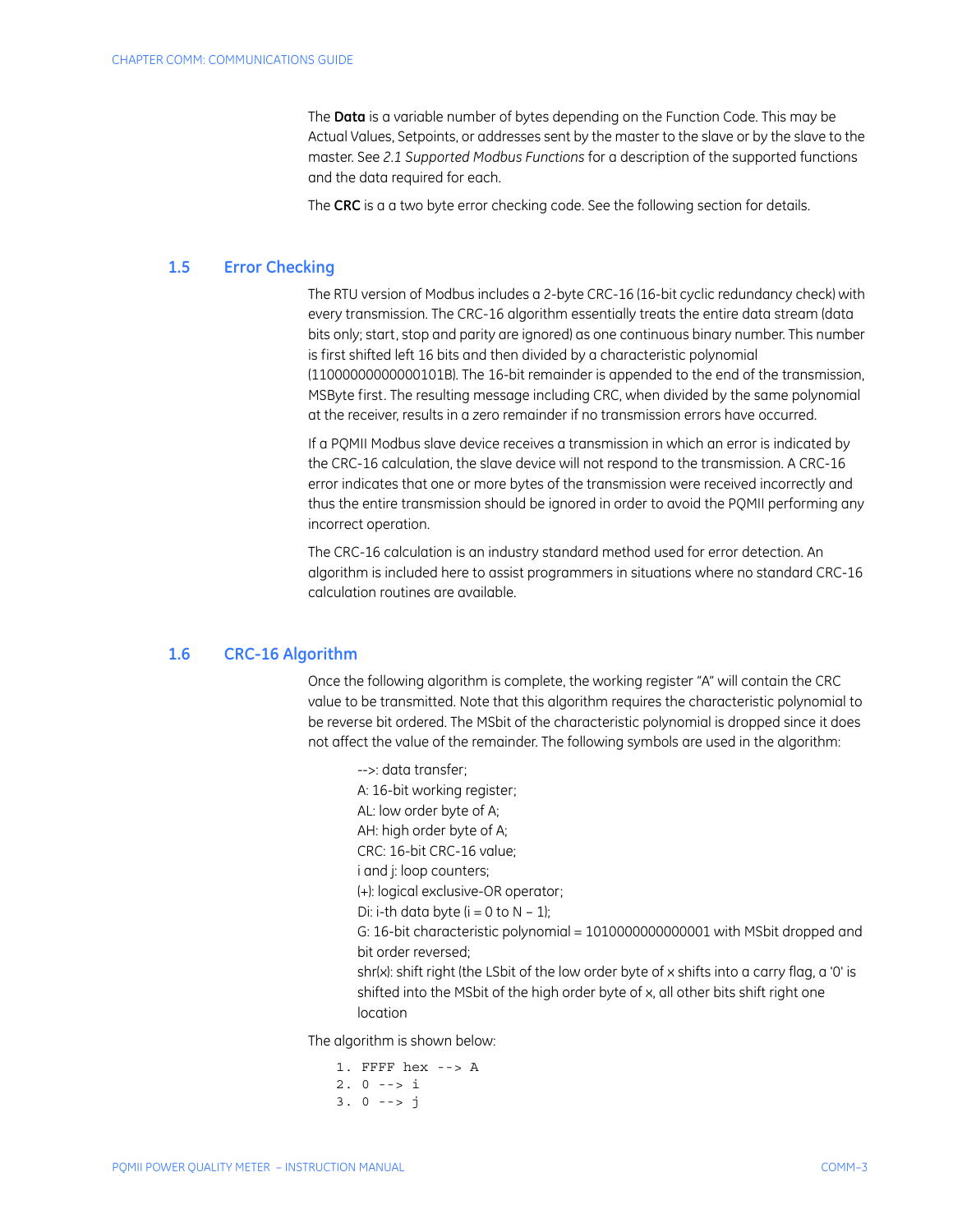The **Data** is a variable number of bytes depending on the Function Code. This may be Actual Values, Setpoints, or addresses sent by the master to the slave or by the slave to the master. See *2.1 Supported Modbus Functions* for a description of the supported functions and the data required for each.

The **CRC** is a a two byte error checking code. See the following section for details.

## 1.5 Error Checking

The RTU version of Modbus includes a 2-byte CRC-16 (16-bit cyclic redundancy check) with every transmission. The CRC-16 algorithm essentially treats the entire data stream (data bits only; start, stop and parity are ignored) as one continuous binary number. This number is first shifted left 16 bits and then divided by a characteristic polynomial (11000000000000101B). The 16-bit remainder is appended to the end of the transmission, MSByte first. The resulting message including CRC, when divided by the same polynomial at the receiver, results in a zero remainder if no transmission errors have occurred.

If a PQMII Modbus slave device receives a transmission in which an error is indicated by the CRC-16 calculation, the slave device will not respond to the transmission. A CRC-16 error indicates that one or more bytes of the transmission were received incorrectly and thus the entire transmission should be ignored in order to avoid the PQMII performing any incorrect operation.

The CRC-16 calculation is an industry standard method used for error detection. An algorithm is included here to assist programmers in situations where no standard CRC-16 calculation routines are available.

## 1.6 CRC-16 Algorithm

Once the following algorithm is complete, the working register "A" will contain the CRC value to be transmitted. Note that this algorithm requires the characteristic polynomial to be reverse bit ordered. The MSbit of the characteristic polynomial is dropped since it does not affect the value of the remainder. The following symbols are used in the algorithm:

-->: data transfer;
A: 16-bit working register;
AL: low order byte of A;
AH: high order byte of A;
CRC: 16-bit CRC-16 value;
i and j: loop counters;
(+): logical exclusive-OR operator;
Di: i-th data byte (i = 0 to N – 1);
G: 16-bit characteristic polynomial = 1010000000000001 with MSbit dropped and bit order reversed;
shr(x): shift right (the LSbit of the low order byte of x shifts into a carry flag, a '0' is shifted into the MSbit of the high order byte of x, all other bits shift right one location

The algorithm is shown below:

```
1. FFFF hex --> A
2. 0 --> i
3. 0 --> j
```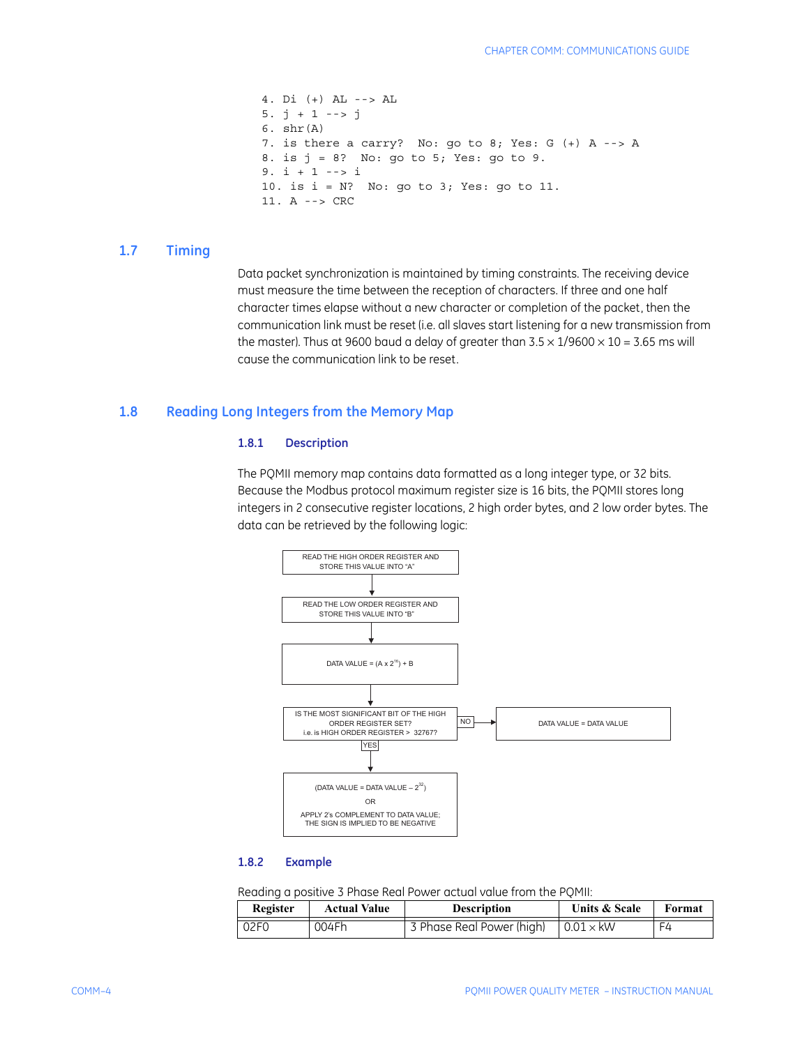```
4. Di (+) AL --> AL
5. j + 1 --> j
6. shr(A)
7. is there a carry?  No: go to 8; Yes: G (+) A --> A
8. is j = 8?  No: go to 5; Yes: go to 9.
9. i + 1 --> i
10. is i = N?  No: go to 3; Yes: go to 11.
11. A --> CRC
```

## 1.7 Timing

Data packet synchronization is maintained by timing constraints. The receiving device must measure the time between the reception of characters. If three and one half character times elapse without a new character or completion of the packet, then the communication link must be reset (i.e. all slaves start listening for a new transmission from the master). Thus at 9600 baud a delay of greater than 3.5 × 1/9600 × 10 = 3.65 ms will cause the communication link to be reset.

## 1.8 Reading Long Integers from the Memory Map

### 1.8.1 Description

The PQMII memory map contains data formatted as a long integer type, or 32 bits. Because the Modbus protocol maximum register size is 16 bits, the PQMII stores long integers in 2 consecutive register locations, 2 high order bytes, and 2 low order bytes. The data can be retrieved by the following logic:

READ THE HIGH ORDER REGISTER AND STORE THIS VALUE INTO "A"

↓

READ THE LOW ORDER REGISTER AND STORE THIS VALUE INTO "B"

↓

DATA VALUE = $(A \times 2^{16}) + B$

↓

IS THE MOST SIGNIFICANT BIT OF THE HIGH ORDER REGISTER SET? i.e. is HIGH ORDER REGISTER > 32767?

- NO → DATA VALUE = DATA VALUE
- YES → (DATA VALUE = DATA VALUE – $2^{32}$) OR APPLY 2's COMPLEMENT TO DATA VALUE; THE SIGN IS IMPLIED TO BE NEGATIVE

### 1.8.2 Example

Reading a positive 3 Phase Real Power actual value from the PQMII:

| Register | Actual Value | Description | Units & Scale | Format |
|---|---|---|---|---|
| 02F0 | 004Fh | 3 Phase Real Power (high) | 0.01 × kW | F4 |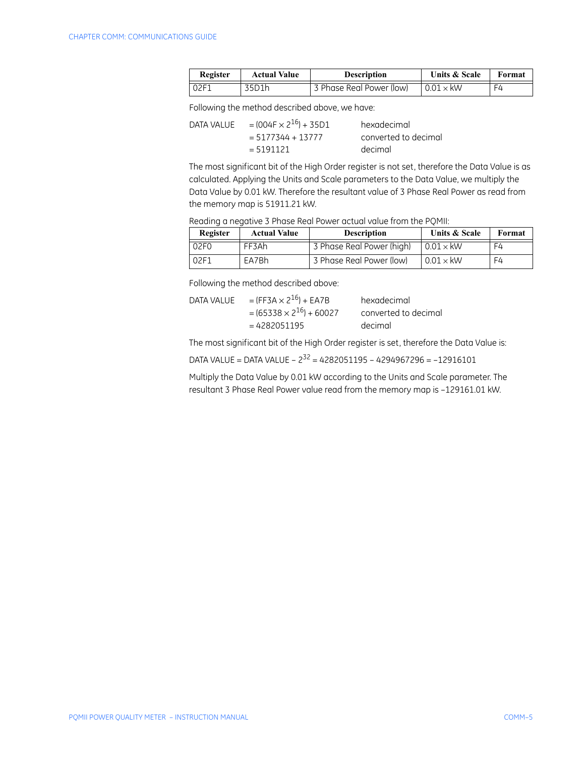| Register | Actual Value | Description | Units & Scale | Format |
|---|---|---|---|---|
| 02F1 | 35D1h | 3 Phase Real Power (low) | $0.01 \times$ kW | F4 |

Following the method described above, we have:

| | | |
|---|---|---|
| DATA VALUE | $= (004F \times 2^{16}) + 35D1$ | hexadecimal |
| | $= 5177344 + 13777$ | converted to decimal |
| | $= 5191121$ | decimal |

The most significant bit of the High Order register is not set, therefore the Data Value is as calculated. Applying the Units and Scale parameters to the Data Value, we multiply the Data Value by 0.01 kW. Therefore the resultant value of 3 Phase Real Power as read from the memory map is 51911.21 kW.

Reading a negative 3 Phase Real Power actual value from the PQMII:

| Register | Actual Value | Description | Units & Scale | Format |
|---|---|---|---|---|
| 02F0 | FF3Ah | 3 Phase Real Power (high) | $0.01 \times$ kW | F4 |
| 02F1 | EA7Bh | 3 Phase Real Power (low) | $0.01 \times$ kW | F4 |

Following the method described above:

| | | |
|---|---|---|
| DATA VALUE | $= (FF3A \times 2^{16}) + EA7B$ | hexadecimal |
| | $= (65338 \times 2^{16}) + 60027$ | converted to decimal |
| | $= 4282051195$ | decimal |

The most significant bit of the High Order register is set, therefore the Data Value is:

DATA VALUE = DATA VALUE – $2^{32}$ = 4282051195 – 4294967296 = –12916101

Multiply the Data Value by 0.01 kW according to the Units and Scale parameter. The resultant 3 Phase Real Power value read from the memory map is –129161.01 kW.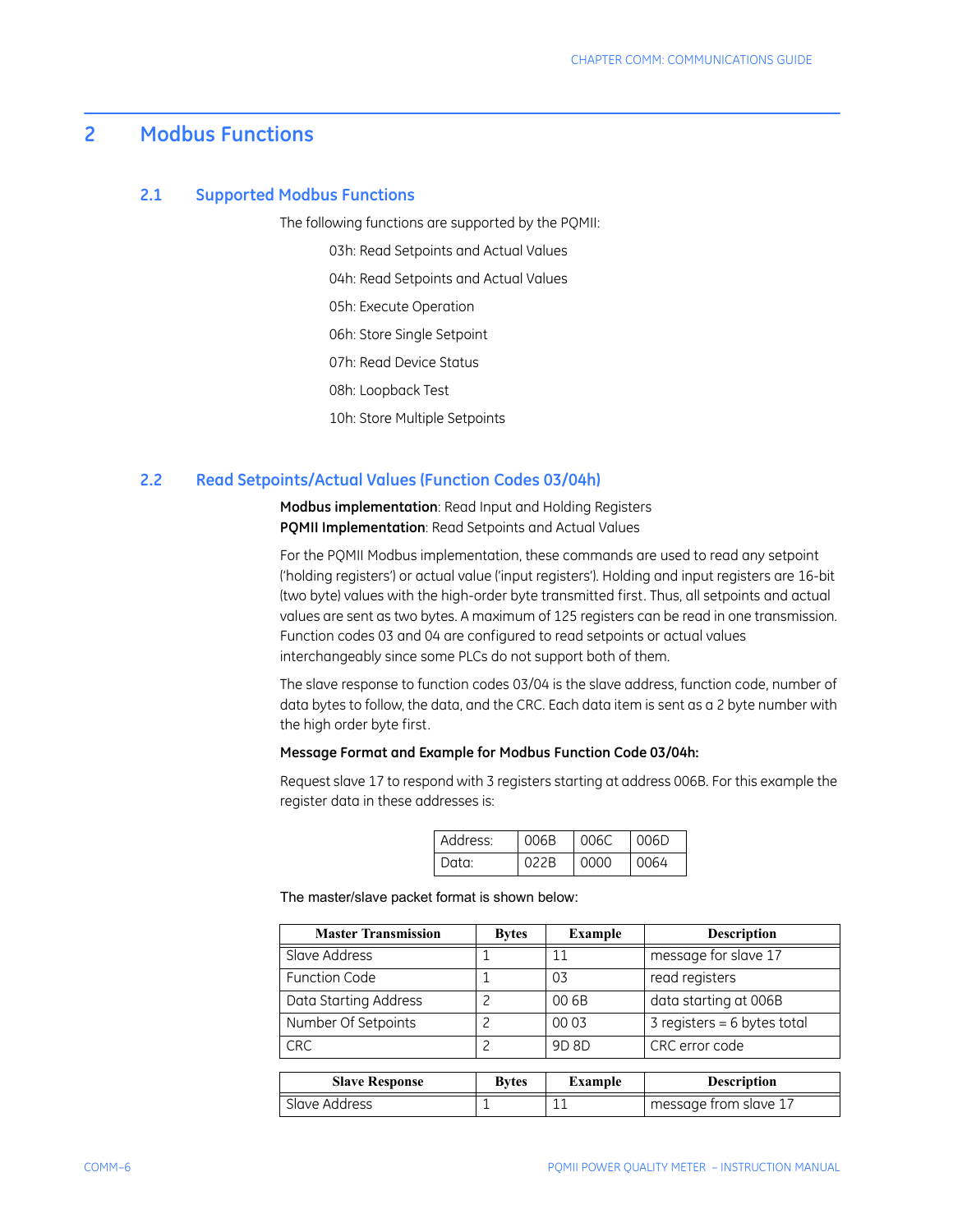# 2 Modbus Functions

## 2.1 Supported Modbus Functions

The following functions are supported by the PQMII:

03h: Read Setpoints and Actual Values

04h: Read Setpoints and Actual Values

05h: Execute Operation

06h: Store Single Setpoint

07h: Read Device Status

08h: Loopback Test

10h: Store Multiple Setpoints

## 2.2 Read Setpoints/Actual Values (Function Codes 03/04h)

**Modbus implementation**: Read Input and Holding Registers
**PQMII Implementation**: Read Setpoints and Actual Values

For the PQMII Modbus implementation, these commands are used to read any setpoint ('holding registers') or actual value ('input registers'). Holding and input registers are 16-bit (two byte) values with the high-order byte transmitted first. Thus, all setpoints and actual values are sent as two bytes. A maximum of 125 registers can be read in one transmission. Function codes 03 and 04 are configured to read setpoints or actual values interchangeably since some PLCs do not support both of them.

The slave response to function codes 03/04 is the slave address, function code, number of data bytes to follow, the data, and the CRC. Each data item is sent as a 2 byte number with the high order byte first.

**Message Format and Example for Modbus Function Code 03/04h:**

Request slave 17 to respond with 3 registers starting at address 006B. For this example the register data in these addresses is:

| Address: | 006B | 006C | 006D |
|---|---|---|---|
| Data: | 022B | 0000 | 0064 |

The master/slave packet format is shown below:

| Master Transmission | Bytes | Example | Description |
|---|---|---|---|
| Slave Address | 1 | 11 | message for slave 17 |
| Function Code | 1 | 03 | read registers |
| Data Starting Address | 2 | 00 6B | data starting at 006B |
| Number Of Setpoints | 2 | 00 03 | 3 registers = 6 bytes total |
| CRC | 2 | 9D 8D | CRC error code |

| Slave Response | Bytes | Example | Description |
|---|---|---|---|
| Slave Address | 1 | 11 | message from slave 17 |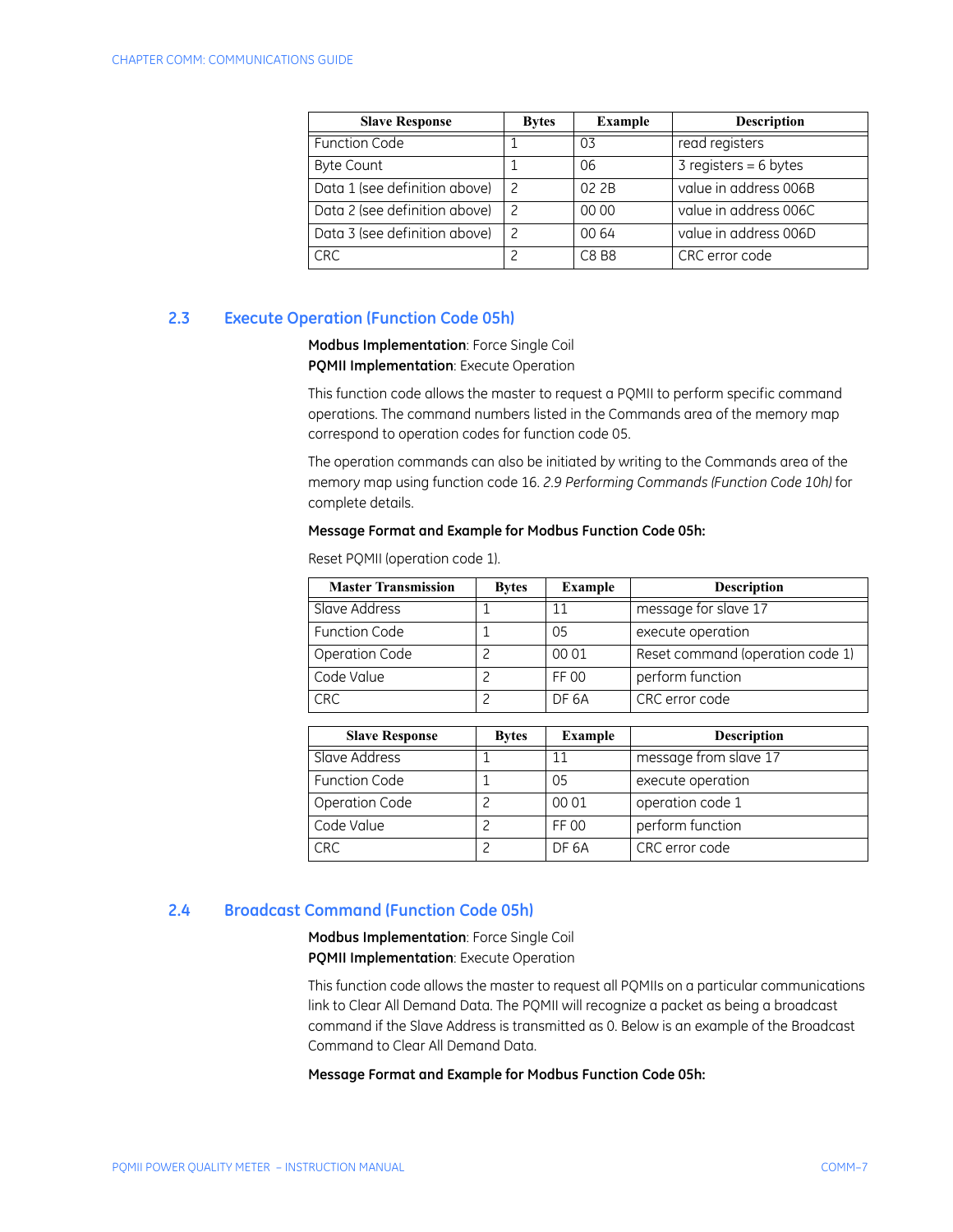| Slave Response | Bytes | Example | Description |
|---|---|---|---|
| Function Code | 1 | 03 | read registers |
| Byte Count | 1 | 06 | 3 registers = 6 bytes |
| Data 1 (see definition above) | 2 | 02 2B | value in address 006B |
| Data 2 (see definition above) | 2 | 00 00 | value in address 006C |
| Data 3 (see definition above) | 2 | 00 64 | value in address 006D |
| CRC | 2 | C8 B8 | CRC error code |

## 2.3 Execute Operation (Function Code 05h)

**Modbus Implementation**: Force Single Coil
**PQMII Implementation**: Execute Operation

This function code allows the master to request a PQMII to perform specific command operations. The command numbers listed in the Commands area of the memory map correspond to operation codes for function code 05.

The operation commands can also be initiated by writing to the Commands area of the memory map using function code 16. *2.9 Performing Commands (Function Code 10h)* for complete details.

**Message Format and Example for Modbus Function Code 05h:**

Reset PQMII (operation code 1).

| Master Transmission | Bytes | Example | Description |
|---|---|---|---|
| Slave Address | 1 | 11 | message for slave 17 |
| Function Code | 1 | 05 | execute operation |
| Operation Code | 2 | 00 01 | Reset command (operation code 1) |
| Code Value | 2 | FF 00 | perform function |
| CRC | 2 | DF 6A | CRC error code |

| Slave Response | Bytes | Example | Description |
|---|---|---|---|
| Slave Address | 1 | 11 | message from slave 17 |
| Function Code | 1 | 05 | execute operation |
| Operation Code | 2 | 00 01 | operation code 1 |
| Code Value | 2 | FF 00 | perform function |
| CRC | 2 | DF 6A | CRC error code |

## 2.4 Broadcast Command (Function Code 05h)

**Modbus Implementation**: Force Single Coil
**PQMII Implementation**: Execute Operation

This function code allows the master to request all PQMIIs on a particular communications link to Clear All Demand Data. The PQMII will recognize a packet as being a broadcast command if the Slave Address is transmitted as 0. Below is an example of the Broadcast Command to Clear All Demand Data.

**Message Format and Example for Modbus Function Code 05h:**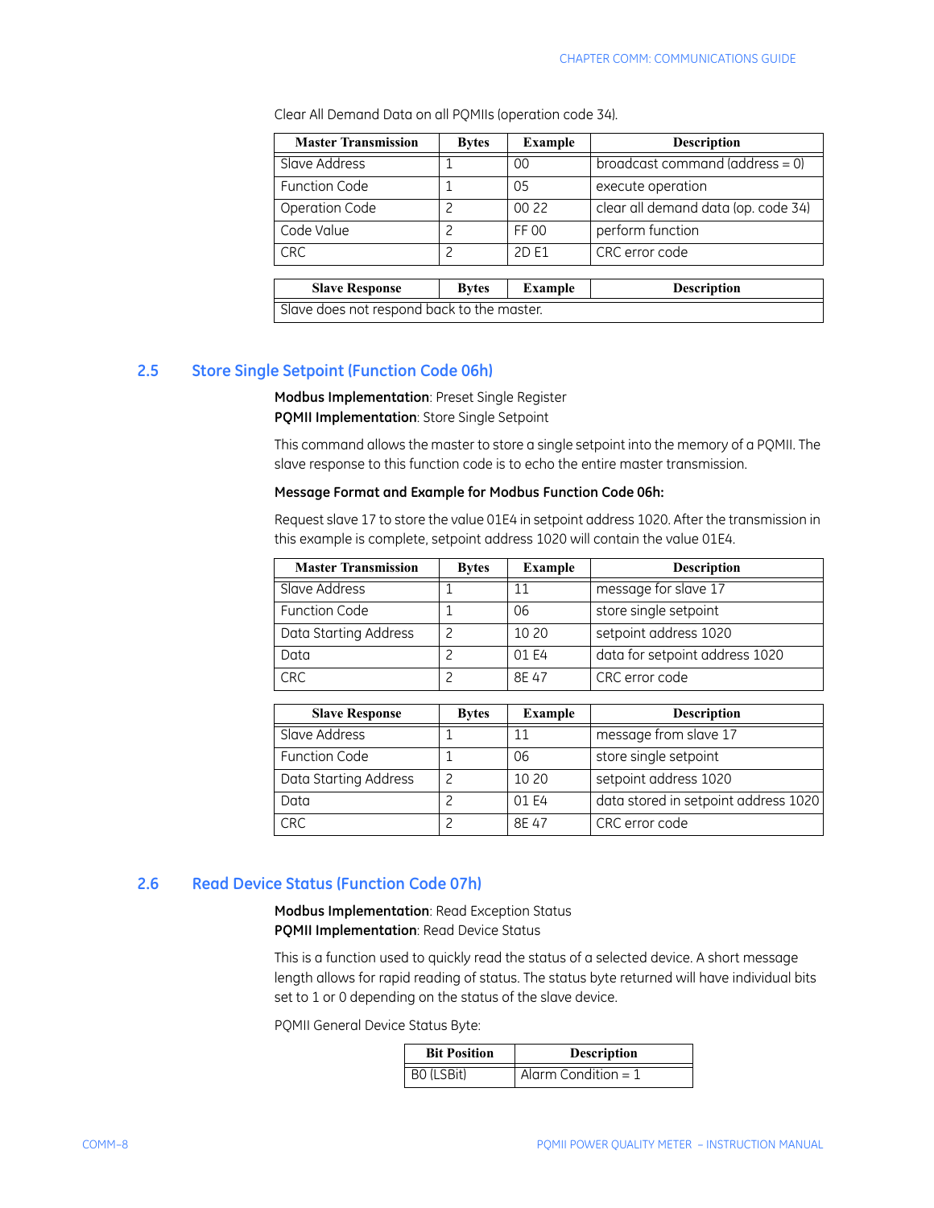Clear All Demand Data on all PQMIIs (operation code 34).

| Master Transmission | Bytes | Example | Description |
|---|---|---|---|
| Slave Address | 1 | 00 | broadcast command (address = 0) |
| Function Code | 1 | 05 | execute operation |
| Operation Code | 2 | 00 22 | clear all demand data (op. code 34) |
| Code Value | 2 | FF 00 | perform function |
| CRC | 2 | 2D E1 | CRC error code |

| Slave Response | Bytes | Example | Description |
|---|---|---|---|
| Slave does not respond back to the master. | | | |

## 2.5 Store Single Setpoint (Function Code 06h)

**Modbus Implementation**: Preset Single Register
**PQMII Implementation**: Store Single Setpoint

This command allows the master to store a single setpoint into the memory of a PQMII. The slave response to this function code is to echo the entire master transmission.

**Message Format and Example for Modbus Function Code 06h:**

Request slave 17 to store the value 01E4 in setpoint address 1020. After the transmission in this example is complete, setpoint address 1020 will contain the value 01E4.

| Master Transmission | Bytes | Example | Description |
|---|---|---|---|
| Slave Address | 1 | 11 | message for slave 17 |
| Function Code | 1 | 06 | store single setpoint |
| Data Starting Address | 2 | 10 20 | setpoint address 1020 |
| Data | 2 | 01 E4 | data for setpoint address 1020 |
| CRC | 2 | 8E 47 | CRC error code |

| Slave Response | Bytes | Example | Description |
|---|---|---|---|
| Slave Address | 1 | 11 | message from slave 17 |
| Function Code | 1 | 06 | store single setpoint |
| Data Starting Address | 2 | 10 20 | setpoint address 1020 |
| Data | 2 | 01 E4 | data stored in setpoint address 1020 |
| CRC | 2 | 8E 47 | CRC error code |

## 2.6 Read Device Status (Function Code 07h)

**Modbus Implementation**: Read Exception Status
**PQMII Implementation**: Read Device Status

This is a function used to quickly read the status of a selected device. A short message length allows for rapid reading of status. The status byte returned will have individual bits set to 1 or 0 depending on the status of the slave device.

PQMII General Device Status Byte:

| Bit Position | Description |
|---|---|
| B0 (LSBit) | Alarm Condition = 1 |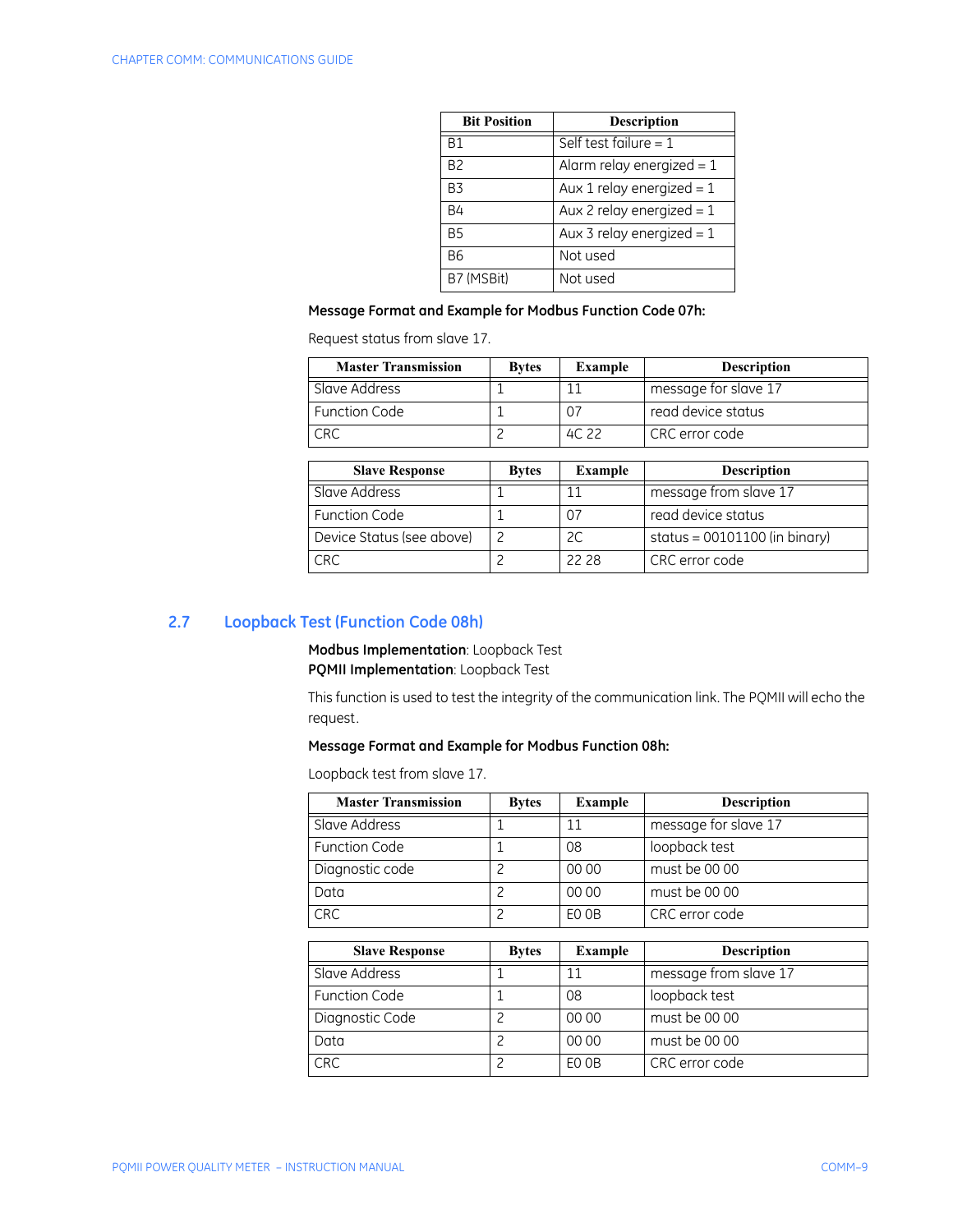| Bit Position | Description |
|---|---|
| B1 | Self test failure = 1 |
| B2 | Alarm relay energized = 1 |
| B3 | Aux 1 relay energized = 1 |
| B4 | Aux 2 relay energized = 1 |
| B5 | Aux 3 relay energized = 1 |
| B6 | Not used |
| B7 (MSBit) | Not used |

**Message Format and Example for Modbus Function Code 07h:**

Request status from slave 17.

| Master Transmission | Bytes | Example | Description |
|---|---|---|---|
| Slave Address | 1 | 11 | message for slave 17 |
| Function Code | 1 | 07 | read device status |
| CRC | 2 | 4C 22 | CRC error code |

| Slave Response | Bytes | Example | Description |
|---|---|---|---|
| Slave Address | 1 | 11 | message from slave 17 |
| Function Code | 1 | 07 | read device status |
| Device Status (see above) | 2 | 2C | status = 00101100 (in binary) |
| CRC | 2 | 22 28 | CRC error code |

## 2.7 Loopback Test (Function Code 08h)

**Modbus Implementation**: Loopback Test
**PQMII Implementation**: Loopback Test

This function is used to test the integrity of the communication link. The PQMII will echo the request.

**Message Format and Example for Modbus Function 08h:**

Loopback test from slave 17.

| Master Transmission | Bytes | Example | Description |
|---|---|---|---|
| Slave Address | 1 | 11 | message for slave 17 |
| Function Code | 1 | 08 | loopback test |
| Diagnostic code | 2 | 00 00 | must be 00 00 |
| Data | 2 | 00 00 | must be 00 00 |
| CRC | 2 | E0 0B | CRC error code |

| Slave Response | Bytes | Example | Description |
|---|---|---|---|
| Slave Address | 1 | 11 | message from slave 17 |
| Function Code | 1 | 08 | loopback test |
| Diagnostic Code | 2 | 00 00 | must be 00 00 |
| Data | 2 | 00 00 | must be 00 00 |
| CRC | 2 | E0 0B | CRC error code |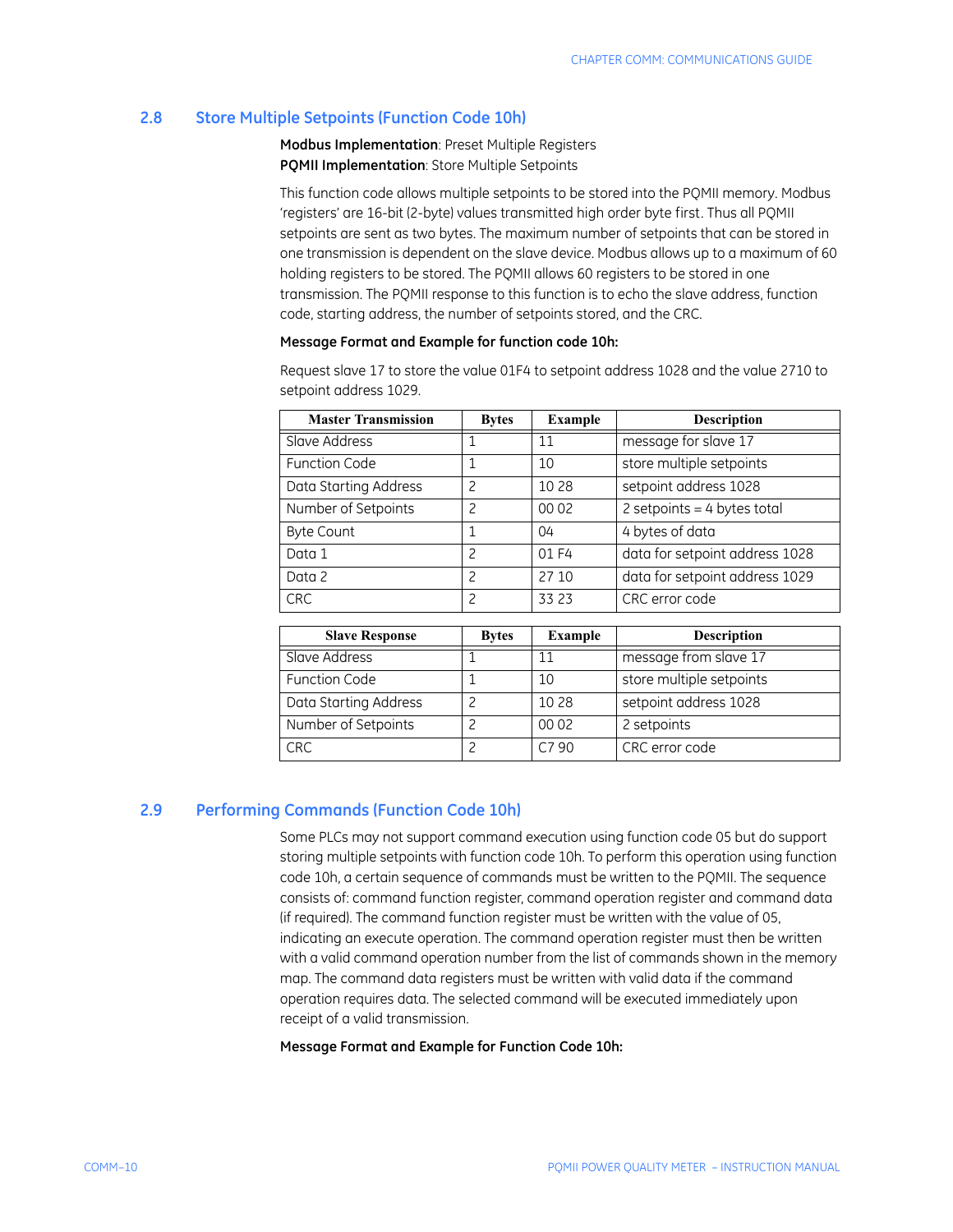## 2.8 Store Multiple Setpoints (Function Code 10h)

**Modbus Implementation**: Preset Multiple Registers
**PQMII Implementation**: Store Multiple Setpoints

This function code allows multiple setpoints to be stored into the PQMII memory. Modbus 'registers' are 16-bit (2-byte) values transmitted high order byte first. Thus all PQMII setpoints are sent as two bytes. The maximum number of setpoints that can be stored in one transmission is dependent on the slave device. Modbus allows up to a maximum of 60 holding registers to be stored. The PQMII allows 60 registers to be stored in one transmission. The PQMII response to this function is to echo the slave address, function code, starting address, the number of setpoints stored, and the CRC.

**Message Format and Example for function code 10h:**

Request slave 17 to store the value 01F4 to setpoint address 1028 and the value 2710 to setpoint address 1029.

| Master Transmission | Bytes | Example | Description |
|---|---|---|---|
| Slave Address | 1 | 11 | message for slave 17 |
| Function Code | 1 | 10 | store multiple setpoints |
| Data Starting Address | 2 | 10 28 | setpoint address 1028 |
| Number of Setpoints | 2 | 00 02 | 2 setpoints = 4 bytes total |
| Byte Count | 1 | 04 | 4 bytes of data |
| Data 1 | 2 | 01 F4 | data for setpoint address 1028 |
| Data 2 | 2 | 27 10 | data for setpoint address 1029 |
| CRC | 2 | 33 23 | CRC error code |

| Slave Response | Bytes | Example | Description |
|---|---|---|---|
| Slave Address | 1 | 11 | message from slave 17 |
| Function Code | 1 | 10 | store multiple setpoints |
| Data Starting Address | 2 | 10 28 | setpoint address 1028 |
| Number of Setpoints | 2 | 00 02 | 2 setpoints |
| CRC | 2 | C7 90 | CRC error code |

## 2.9 Performing Commands (Function Code 10h)

Some PLCs may not support command execution using function code 05 but do support storing multiple setpoints with function code 10h. To perform this operation using function code 10h, a certain sequence of commands must be written to the PQMII. The sequence consists of: command function register, command operation register and command data (if required). The command function register must be written with the value of 05, indicating an execute operation. The command operation register must then be written with a valid command operation number from the list of commands shown in the memory map. The command data registers must be written with valid data if the command operation requires data. The selected command will be executed immediately upon receipt of a valid transmission.

**Message Format and Example for Function Code 10h:**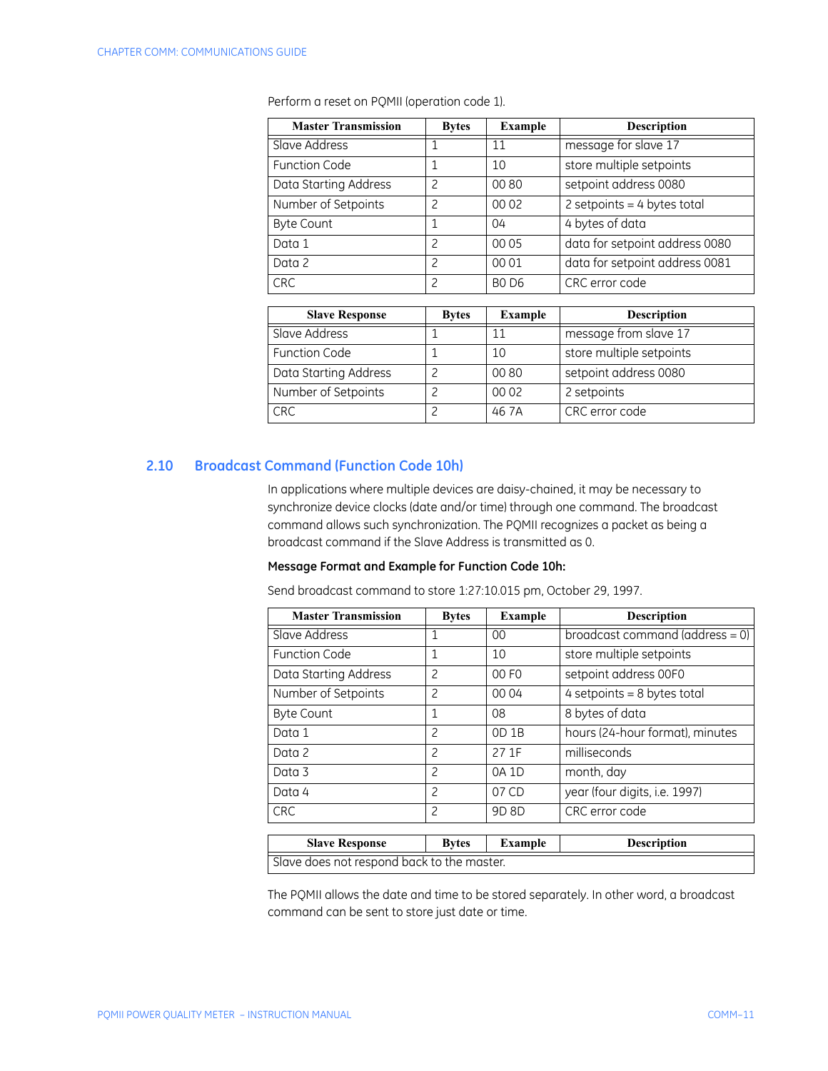Perform a reset on PQMII (operation code 1).

| Master Transmission | Bytes | Example | Description |
|---|---|---|---|
| Slave Address | 1 | 11 | message for slave 17 |
| Function Code | 1 | 10 | store multiple setpoints |
| Data Starting Address | 2 | 00 80 | setpoint address 0080 |
| Number of Setpoints | 2 | 00 02 | 2 setpoints = 4 bytes total |
| Byte Count | 1 | 04 | 4 bytes of data |
| Data 1 | 2 | 00 05 | data for setpoint address 0080 |
| Data 2 | 2 | 00 01 | data for setpoint address 0081 |
| CRC | 2 | B0 D6 | CRC error code |

| Slave Response | Bytes | Example | Description |
|---|---|---|---|
| Slave Address | 1 | 11 | message from slave 17 |
| Function Code | 1 | 10 | store multiple setpoints |
| Data Starting Address | 2 | 00 80 | setpoint address 0080 |
| Number of Setpoints | 2 | 00 02 | 2 setpoints |
| CRC | 2 | 46 7A | CRC error code |

## 2.10 Broadcast Command (Function Code 10h)

In applications where multiple devices are daisy-chained, it may be necessary to synchronize device clocks (date and/or time) through one command. The broadcast command allows such synchronization. The PQMII recognizes a packet as being a broadcast command if the Slave Address is transmitted as 0.

**Message Format and Example for Function Code 10h:**

Send broadcast command to store 1:27:10.015 pm, October 29, 1997.

| Master Transmission | Bytes | Example | Description |
|---|---|---|---|
| Slave Address | 1 | 00 | broadcast command (address = 0) |
| Function Code | 1 | 10 | store multiple setpoints |
| Data Starting Address | 2 | 00 F0 | setpoint address 00F0 |
| Number of Setpoints | 2 | 00 04 | 4 setpoints = 8 bytes total |
| Byte Count | 1 | 08 | 8 bytes of data |
| Data 1 | 2 | 0D 1B | hours (24-hour format), minutes |
| Data 2 | 2 | 27 1F | milliseconds |
| Data 3 | 2 | 0A 1D | month, day |
| Data 4 | 2 | 07 CD | year (four digits, i.e. 1997) |
| CRC | 2 | 9D 8D | CRC error code |

| Slave Response | Bytes | Example | Description |
|---|---|---|---|
| Slave does not respond back to the master. | | | |

The PQMII allows the date and time to be stored separately. In other word, a broadcast command can be sent to store just date or time.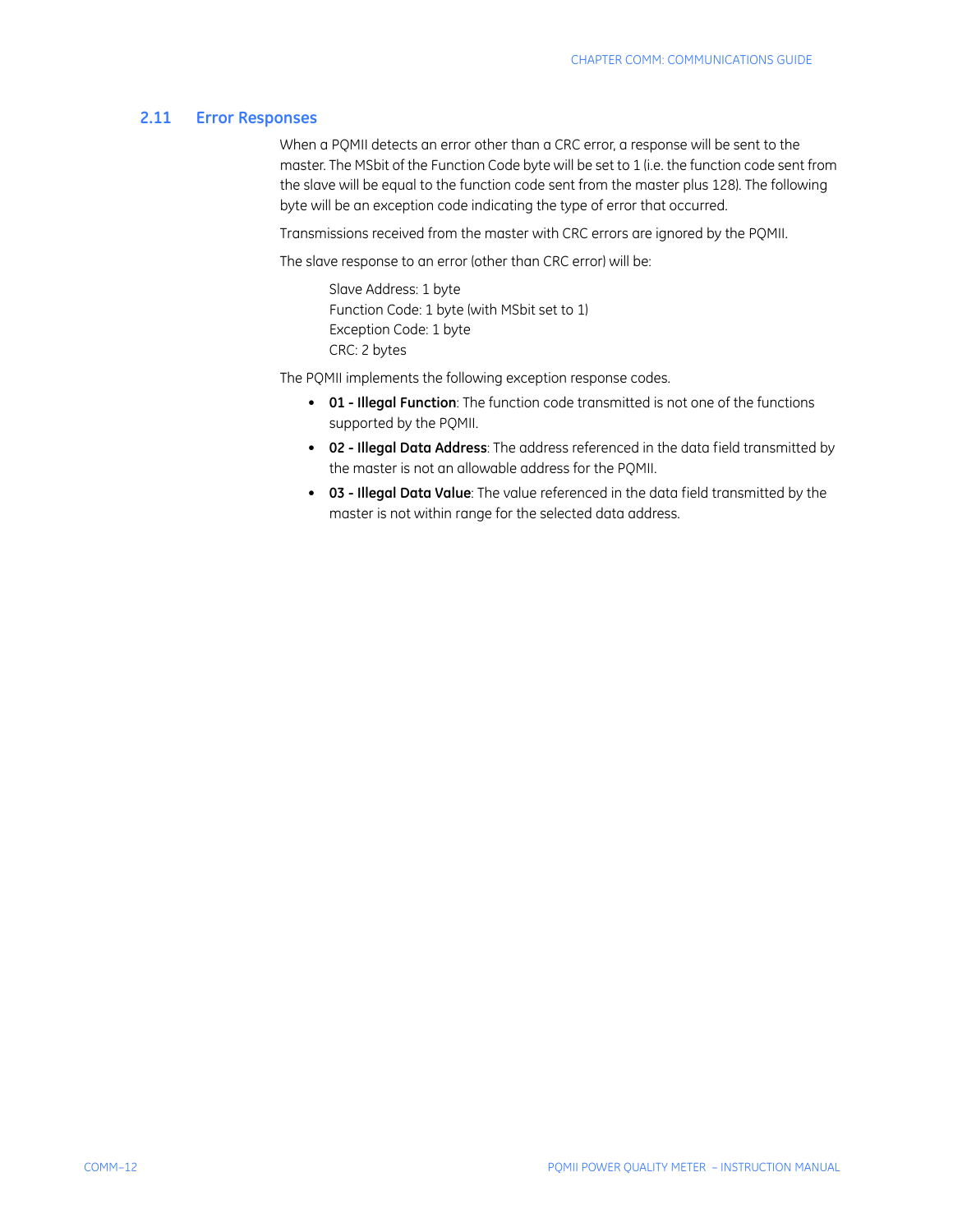## 2.11 Error Responses

When a PQMII detects an error other than a CRC error, a response will be sent to the master. The MSbit of the Function Code byte will be set to 1 (i.e. the function code sent from the slave will be equal to the function code sent from the master plus 128). The following byte will be an exception code indicating the type of error that occurred.

Transmissions received from the master with CRC errors are ignored by the PQMII.

The slave response to an error (other than CRC error) will be:

Slave Address: 1 byte
Function Code: 1 byte (with MSbit set to 1)
Exception Code: 1 byte
CRC: 2 bytes

The PQMII implements the following exception response codes.

- **01 - Illegal Function**: The function code transmitted is not one of the functions supported by the PQMII.
- **02 - Illegal Data Address**: The address referenced in the data field transmitted by the master is not an allowable address for the PQMII.
- **03 - Illegal Data Value**: The value referenced in the data field transmitted by the master is not within range for the selected data address.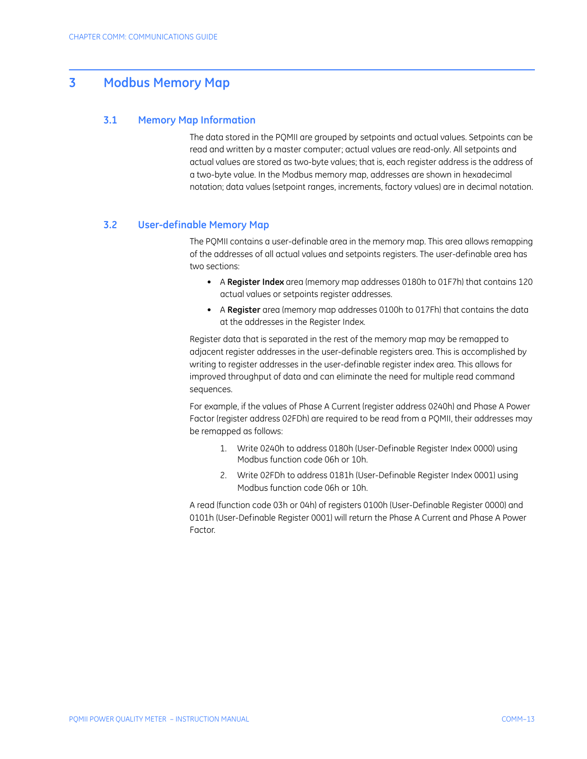# 3 Modbus Memory Map

## 3.1 Memory Map Information

The data stored in the PQMII are grouped by setpoints and actual values. Setpoints can be read and written by a master computer; actual values are read-only. All setpoints and actual values are stored as two-byte values; that is, each register address is the address of a two-byte value. In the Modbus memory map, addresses are shown in hexadecimal notation; data values (setpoint ranges, increments, factory values) are in decimal notation.

## 3.2 User-definable Memory Map

The PQMII contains a user-definable area in the memory map. This area allows remapping of the addresses of all actual values and setpoints registers. The user-definable area has two sections:

- A **Register Index** area (memory map addresses 0180h to 01F7h) that contains 120 actual values or setpoints register addresses.
- A **Register** area (memory map addresses 0100h to 017Fh) that contains the data at the addresses in the Register Index.

Register data that is separated in the rest of the memory map may be remapped to adjacent register addresses in the user-definable registers area. This is accomplished by writing to register addresses in the user-definable register index area. This allows for improved throughput of data and can eliminate the need for multiple read command sequences.

For example, if the values of Phase A Current (register address 0240h) and Phase A Power Factor (register address 02FDh) are required to be read from a PQMII, their addresses may be remapped as follows:

1. Write 0240h to address 0180h (User-Definable Register Index 0000) using Modbus function code 06h or 10h.
2. Write 02FDh to address 0181h (User-Definable Register Index 0001) using Modbus function code 06h or 10h.

A read (function code 03h or 04h) of registers 0100h (User-Definable Register 0000) and 0101h (User-Definable Register 0001) will return the Phase A Current and Phase A Power Factor.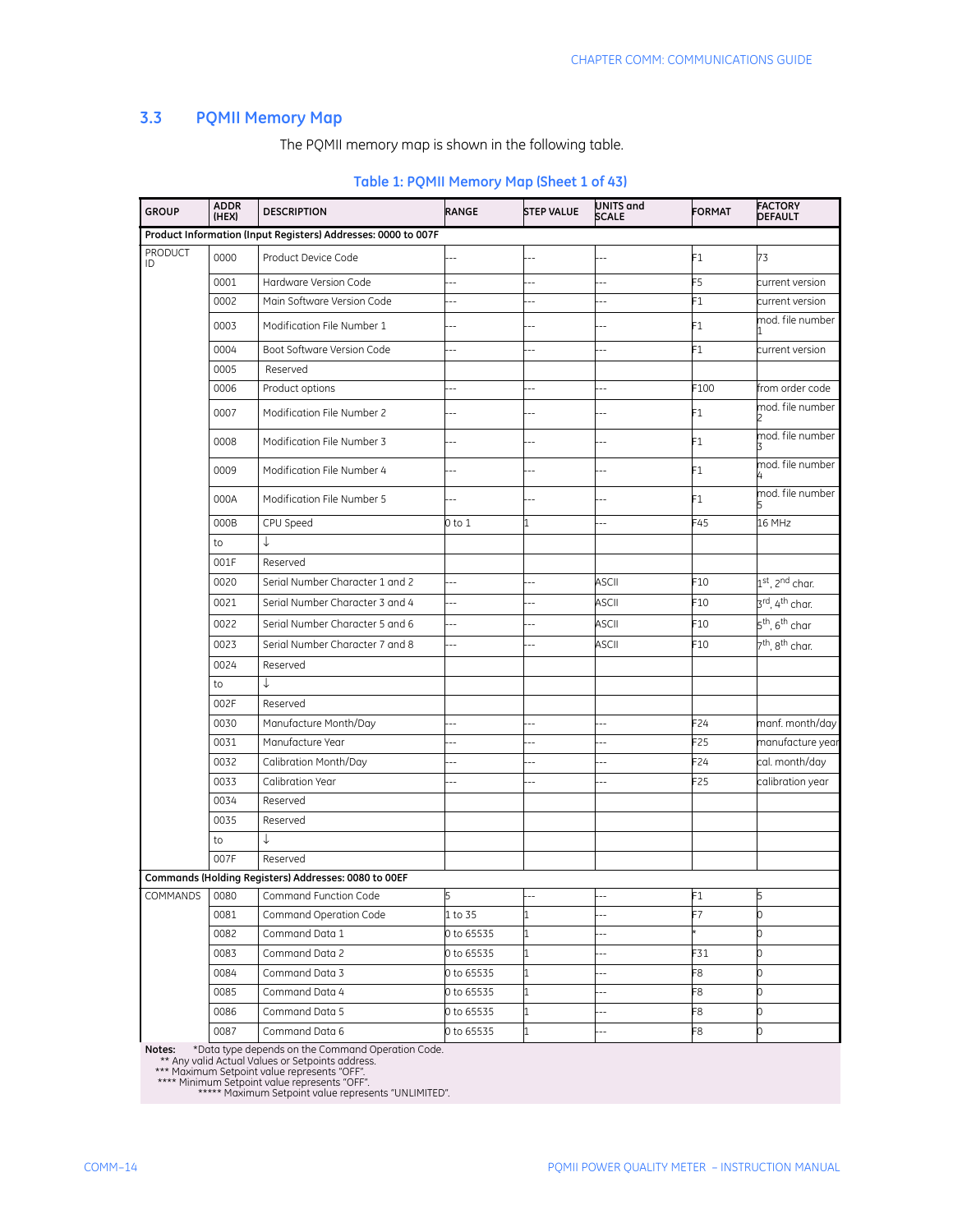## 3.3 PQMII Memory Map

The PQMII memory map is shown in the following table.

**Table 1: PQMII Memory Map (Sheet 1 of 43)**

| GROUP | ADDR (HEX) | DESCRIPTION | RANGE | STEP VALUE | UNITS and SCALE | FORMAT | FACTORY DEFAULT |
|---|---|---|---|---|---|---|---|
| **Product Information (Input Registers) Addresses: 0000 to 007F** | | | | | | | |
| PRODUCT ID | 0000 | Product Device Code | --- | --- | --- | F1 | 73 |
| | 0001 | Hardware Version Code | --- | --- | --- | F5 | current version |
| | 0002 | Main Software Version Code | --- | --- | --- | F1 | current version |
| | 0003 | Modification File Number 1 | --- | --- | --- | F1 | mod. file number 1 |
| | 0004 | Boot Software Version Code | --- | --- | --- | F1 | current version |
| | 0005 | Reserved | | | | | |
| | 0006 | Product options | --- | --- | --- | F100 | from order code |
| | 0007 | Modification File Number 2 | --- | --- | --- | F1 | mod. file number 2 |
| | 0008 | Modification File Number 3 | --- | --- | --- | F1 | mod. file number 3 |
| | 0009 | Modification File Number 4 | --- | --- | --- | F1 | mod. file number 4 |
| | 000A | Modification File Number 5 | --- | --- | --- | F1 | mod. file number 5 |
| | 000B | CPU Speed | 0 to 1 | 1 | --- | F45 | 16 MHz |
| | to | ↓ | | | | | |
| | 001F | Reserved | | | | | |
| | 0020 | Serial Number Character 1 and 2 | --- | --- | ASCII | F10 | 1st, 2nd char. |
| | 0021 | Serial Number Character 3 and 4 | --- | --- | ASCII | F10 | 3rd, 4th char. |
| | 0022 | Serial Number Character 5 and 6 | --- | --- | ASCII | F10 | 5th, 6th char |
| | 0023 | Serial Number Character 7 and 8 | --- | --- | ASCII | F10 | 7th, 8th char. |
| | 0024 | Reserved | | | | | |
| | to | ↓ | | | | | |
| | 002F | Reserved | | | | | |
| | 0030 | Manufacture Month/Day | --- | --- | --- | F24 | manf. month/day |
| | 0031 | Manufacture Year | --- | --- | --- | F25 | manufacture year |
| | 0032 | Calibration Month/Day | --- | --- | --- | F24 | cal. month/day |
| | 0033 | Calibration Year | --- | --- | --- | F25 | calibration year |
| | 0034 | Reserved | | | | | |
| | 0035 | Reserved | | | | | |
| | to | ↓ | | | | | |
| | 007F | Reserved | | | | | |
| **Commands (Holding Registers) Addresses: 0080 to 00EF** | | | | | | | |
| COMMANDS | 0080 | Command Function Code | 5 | --- | --- | F1 | 5 |
| | 0081 | Command Operation Code | 1 to 35 | 1 | --- | F7 | 0 |
| | 0082 | Command Data 1 | 0 to 65535 | 1 | --- | * | 0 |
| | 0083 | Command Data 2 | 0 to 65535 | 1 | --- | F31 | 0 |
| | 0084 | Command Data 3 | 0 to 65535 | 1 | --- | F8 | 0 |
| | 0085 | Command Data 4 | 0 to 65535 | 1 | --- | F8 | 0 |
| | 0086 | Command Data 5 | 0 to 65535 | 1 | --- | F8 | 0 |
| | 0087 | Command Data 6 | 0 to 65535 | 1 | --- | F8 | 0 |

**Notes:** *Data type depends on the Command Operation Code.
** Any valid Actual Values or Setpoints address.
*** Maximum Setpoint value represents "OFF".
**** Minimum Setpoint value represents "OFF".
***** Maximum Setpoint value represents "UNLIMITED".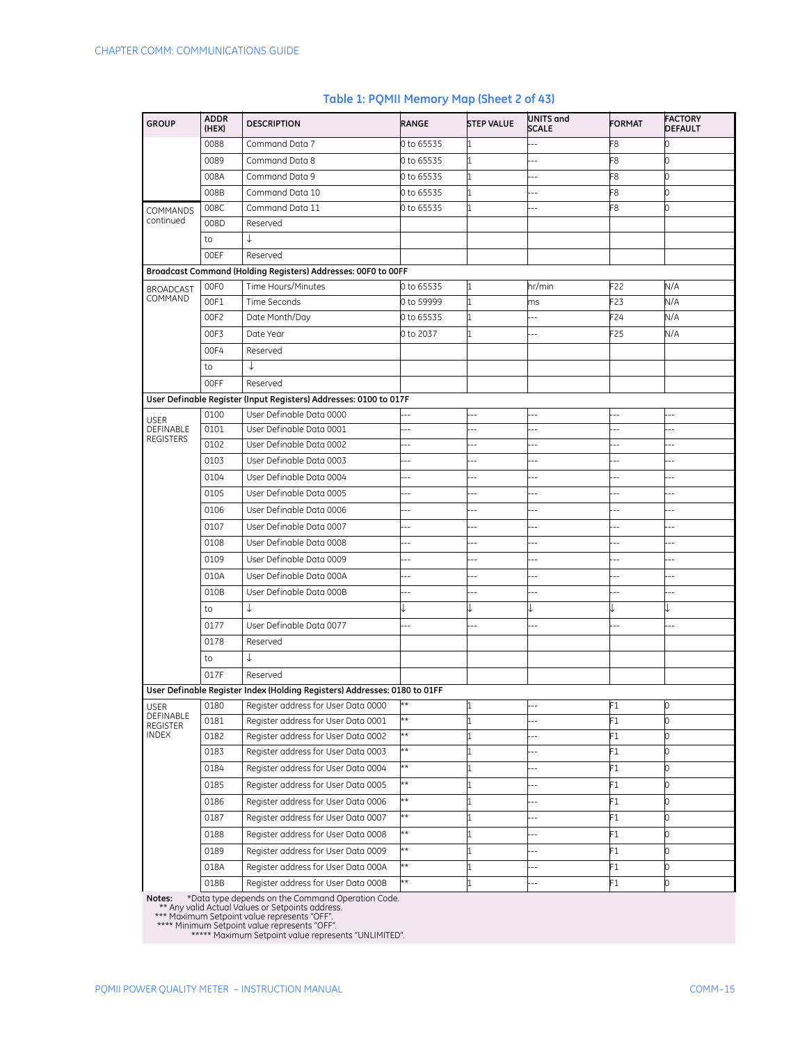**Table 1: PQMII Memory Map (Sheet 2 of 43)**

| GROUP | ADDR (HEX) | DESCRIPTION | RANGE | STEP VALUE | UNITS and SCALE | FORMAT | FACTORY DEFAULT |
|---|---|---|---|---|---|---|---|
| | 0088 | Command Data 7 | 0 to 65535 | 1 | --- | F8 | 0 |
| | 0089 | Command Data 8 | 0 to 65535 | 1 | --- | F8 | 0 |
| | 008A | Command Data 9 | 0 to 65535 | 1 | --- | F8 | 0 |
| | 008B | Command Data 10 | 0 to 65535 | 1 | --- | F8 | 0 |
| COMMANDS continued | 008C | Command Data 11 | 0 to 65535 | 1 | --- | F8 | 0 |
| | 008D | Reserved | | | | | |
| | to | ↓ | | | | | |
| | 00EF | Reserved | | | | | |
| **Broadcast Command (Holding Registers) Addresses: 00F0 to 00FF** | | | | | | | |
| BROADCAST COMMAND | 00F0 | Time Hours/Minutes | 0 to 65535 | 1 | hr/min | F22 | N/A |
| | 00F1 | Time Seconds | 0 to 59999 | 1 | ms | F23 | N/A |
| | 00F2 | Date Month/Day | 0 to 65535 | 1 | --- | F24 | N/A |
| | 00F3 | Date Year | 0 to 2037 | 1 | --- | F25 | N/A |
| | 00F4 | Reserved | | | | | |
| | to | ↓ | | | | | |
| | 00FF | Reserved | | | | | |
| **User Definable Register (Input Registers) Addresses: 0100 to 017F** | | | | | | | |
| USER DEFINABLE REGISTERS | 0100 | User Definable Data 0000 | --- | --- | --- | --- | --- |
| | 0101 | User Definable Data 0001 | --- | --- | --- | --- | --- |
| | 0102 | User Definable Data 0002 | --- | --- | --- | --- | --- |
| | 0103 | User Definable Data 0003 | --- | --- | --- | --- | --- |
| | 0104 | User Definable Data 0004 | --- | --- | --- | --- | --- |
| | 0105 | User Definable Data 0005 | --- | --- | --- | --- | --- |
| | 0106 | User Definable Data 0006 | --- | --- | --- | --- | --- |
| | 0107 | User Definable Data 0007 | --- | --- | --- | --- | --- |
| | 0108 | User Definable Data 0008 | --- | --- | --- | --- | --- |
| | 0109 | User Definable Data 0009 | --- | --- | --- | --- | --- |
| | 010A | User Definable Data 000A | --- | --- | --- | --- | --- |
| | 010B | User Definable Data 000B | --- | --- | --- | --- | --- |
| | to | ↓ | ↓ | ↓ | ↓ | ↓ | ↓ |
| | 0177 | User Definable Data 0077 | --- | --- | --- | --- | --- |
| | 0178 | Reserved | | | | | |
| | to | ↓ | | | | | |
| | 017F | Reserved | | | | | |
| **User Definable Register Index (Holding Registers) Addresses: 0180 to 01FF** | | | | | | | |
| USER DEFINABLE REGISTER INDEX | 0180 | Register address for User Data 0000 | ** | 1 | --- | F1 | 0 |
| | 0181 | Register address for User Data 0001 | ** | 1 | --- | F1 | 0 |
| | 0182 | Register address for User Data 0002 | ** | 1 | --- | F1 | 0 |
| | 0183 | Register address for User Data 0003 | ** | 1 | --- | F1 | 0 |
| | 0184 | Register address for User Data 0004 | ** | 1 | --- | F1 | 0 |
| | 0185 | Register address for User Data 0005 | ** | 1 | --- | F1 | 0 |
| | 0186 | Register address for User Data 0006 | ** | 1 | --- | F1 | 0 |
| | 0187 | Register address for User Data 0007 | ** | 1 | --- | F1 | 0 |
| | 0188 | Register address for User Data 0008 | ** | 1 | --- | F1 | 0 |
| | 0189 | Register address for User Data 0009 | ** | 1 | --- | F1 | 0 |
| | 018A | Register address for User Data 000A | ** | 1 | --- | F1 | 0 |
| | 018B | Register address for User Data 000B | ** | 1 | --- | F1 | 0 |

**Notes:** *Data type depends on the Command Operation Code.
** Any valid Actual Values or Setpoints address.
*** Maximum Setpoint value represents "OFF".
**** Minimum Setpoint value represents "OFF".
***** Maximum Setpoint value represents "UNLIMITED".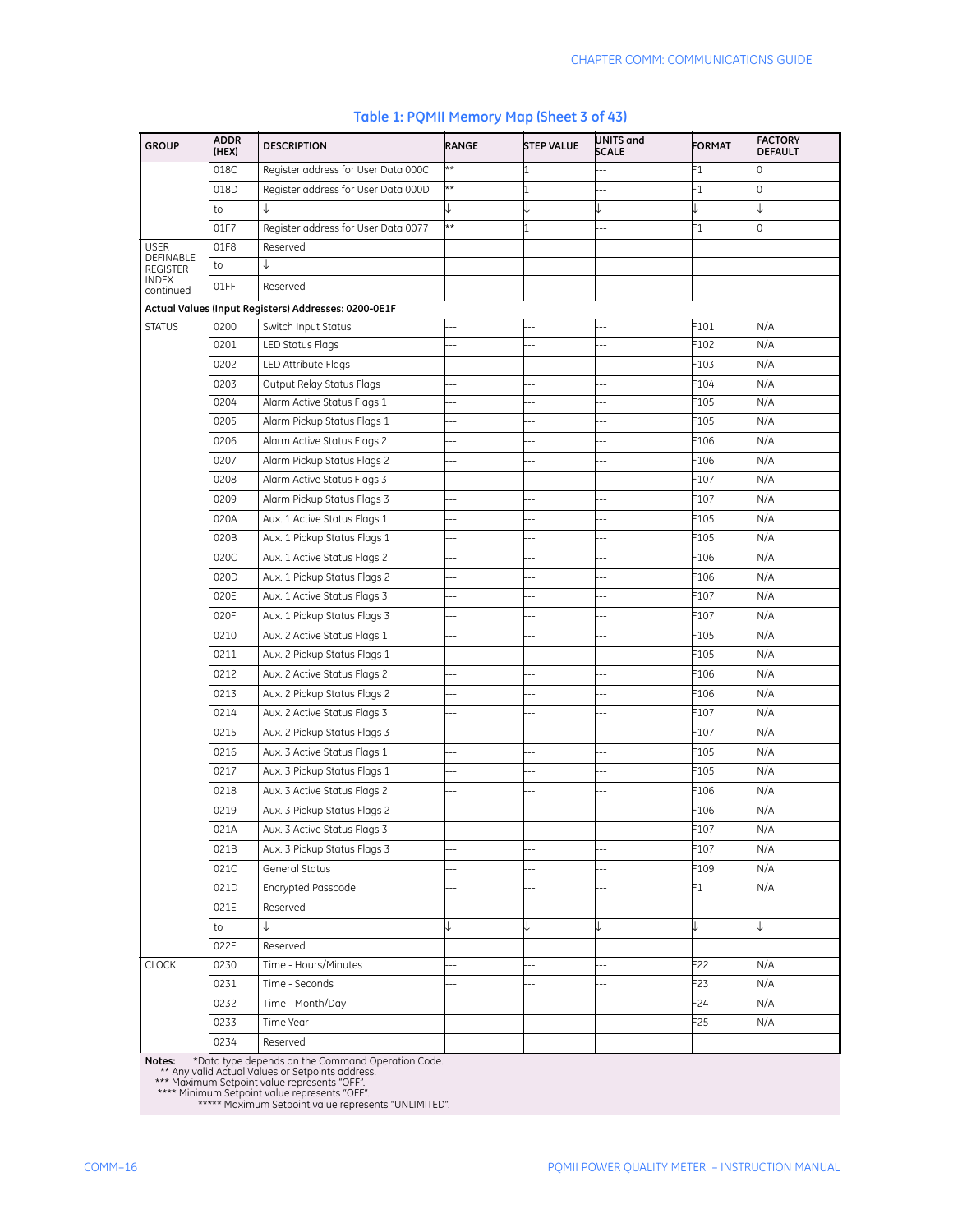## Table 1: PQMII Memory Map (Sheet 3 of 43)

| GROUP | ADDR (HEX) | DESCRIPTION | RANGE | STEP VALUE | UNITS and SCALE | FORMAT | FACTORY DEFAULT |
|---|---|---|---|---|---|---|---|
| | 018C | Register address for User Data 000C | ** | 1 | --- | F1 | 0 |
| | 018D | Register address for User Data 000D | ** | 1 | --- | F1 | 0 |
| | to | ↓ | ↓ | ↓ | ↓ | ↓ | ↓ |
| | 01F7 | Register address for User Data 0077 | ** | 1 | --- | F1 | 0 |
| USER DEFINABLE REGISTER INDEX continued | 01F8 | Reserved | | | | | |
| | to | ↓ | | | | | |
| | 01FF | Reserved | | | | | |
| **Actual Values (Input Registers) Addresses: 0200-0E1F** | | | | | | | |
| STATUS | 0200 | Switch Input Status | --- | --- | --- | F101 | N/A |
| | 0201 | LED Status Flags | --- | --- | --- | F102 | N/A |
| | 0202 | LED Attribute Flags | --- | --- | --- | F103 | N/A |
| | 0203 | Output Relay Status Flags | --- | --- | --- | F104 | N/A |
| | 0204 | Alarm Active Status Flags 1 | --- | --- | --- | F105 | N/A |
| | 0205 | Alarm Pickup Status Flags 1 | --- | --- | --- | F105 | N/A |
| | 0206 | Alarm Active Status Flags 2 | --- | --- | --- | F106 | N/A |
| | 0207 | Alarm Pickup Status Flags 2 | --- | --- | --- | F106 | N/A |
| | 0208 | Alarm Active Status Flags 3 | --- | --- | --- | F107 | N/A |
| | 0209 | Alarm Pickup Status Flags 3 | --- | --- | --- | F107 | N/A |
| | 020A | Aux. 1 Active Status Flags 1 | --- | --- | --- | F105 | N/A |
| | 020B | Aux. 1 Pickup Status Flags 1 | --- | --- | --- | F105 | N/A |
| | 020C | Aux. 1 Active Status Flags 2 | --- | --- | --- | F106 | N/A |
| | 020D | Aux. 1 Pickup Status Flags 2 | --- | --- | --- | F106 | N/A |
| | 020E | Aux. 1 Active Status Flags 3 | --- | --- | --- | F107 | N/A |
| | 020F | Aux. 1 Pickup Status Flags 3 | --- | --- | --- | F107 | N/A |
| | 0210 | Aux. 2 Active Status Flags 1 | --- | --- | --- | F105 | N/A |
| | 0211 | Aux. 2 Pickup Status Flags 1 | --- | --- | --- | F105 | N/A |
| | 0212 | Aux. 2 Active Status Flags 2 | --- | --- | --- | F106 | N/A |
| | 0213 | Aux. 2 Pickup Status Flags 2 | --- | --- | --- | F106 | N/A |
| | 0214 | Aux. 2 Active Status Flags 3 | --- | --- | --- | F107 | N/A |
| | 0215 | Aux. 2 Pickup Status Flags 3 | --- | --- | --- | F107 | N/A |
| | 0216 | Aux. 3 Active Status Flags 1 | --- | --- | --- | F105 | N/A |
| | 0217 | Aux. 3 Pickup Status Flags 1 | --- | --- | --- | F105 | N/A |
| | 0218 | Aux. 3 Active Status Flags 2 | --- | --- | --- | F106 | N/A |
| | 0219 | Aux. 3 Pickup Status Flags 2 | --- | --- | --- | F106 | N/A |
| | 021A | Aux. 3 Active Status Flags 3 | --- | --- | --- | F107 | N/A |
| | 021B | Aux. 3 Pickup Status Flags 3 | --- | --- | --- | F107 | N/A |
| | 021C | General Status | --- | --- | --- | F109 | N/A |
| | 021D | Encrypted Passcode | --- | --- | --- | F1 | N/A |
| | 021E | Reserved | | | | | |
| | to | ↓ | ↓ | ↓ | ↓ | ↓ | ↓ |
| | 022F | Reserved | | | | | |
| CLOCK | 0230 | Time - Hours/Minutes | --- | --- | --- | F22 | N/A |
| | 0231 | Time - Seconds | --- | --- | --- | F23 | N/A |
| | 0232 | Time - Month/Day | --- | --- | --- | F24 | N/A |
| | 0233 | Time Year | --- | --- | --- | F25 | N/A |
| | 0234 | Reserved | | | | | |

**Notes:** *Data type depends on the Command Operation Code.
** Any valid Actual Values or Setpoints address.
*** Maximum Setpoint value represents "OFF".
**** Minimum Setpoint value represents "OFF".
***** Maximum Setpoint value represents "UNLIMITED".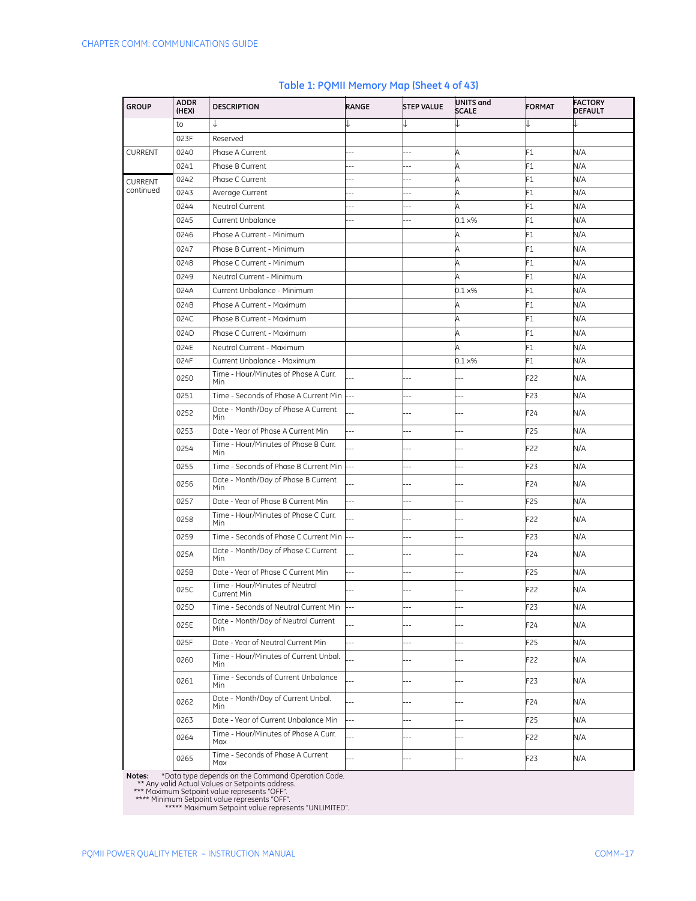## Table 1: PQMII Memory Map (Sheet 4 of 43)

| GROUP | ADDR (HEX) | DESCRIPTION | RANGE | STEP VALUE | UNITS and SCALE | FORMAT | FACTORY DEFAULT |
|---|---|---|---|---|---|---|---|
| | to | ↓ | ↓ | ↓ | ↓ | ↓ | ↓ |
| | 023F | Reserved | | | | | |
| CURRENT | 0240 | Phase A Current | --- | --- | A | F1 | N/A |
| | 0241 | Phase B Current | --- | --- | A | F1 | N/A |
| CURRENT continued | 0242 | Phase C Current | --- | --- | A | F1 | N/A |
| | 0243 | Average Current | --- | --- | A | F1 | N/A |
| | 0244 | Neutral Current | --- | --- | A | F1 | N/A |
| | 0245 | Current Unbalance | --- | --- | 0.1 x% | F1 | N/A |
| | 0246 | Phase A Current - Minimum | | | A | F1 | N/A |
| | 0247 | Phase B Current - Minimum | | | A | F1 | N/A |
| | 0248 | Phase C Current - Minimum | | | A | F1 | N/A |
| | 0249 | Neutral Current - Minimum | | | A | F1 | N/A |
| | 024A | Current Unbalance - Minimum | | | 0.1 x% | F1 | N/A |
| | 024B | Phase A Current - Maximum | | | A | F1 | N/A |
| | 024C | Phase B Current - Maximum | | | A | F1 | N/A |
| | 024D | Phase C Current - Maximum | | | A | F1 | N/A |
| | 024E | Neutral Current - Maximum | | | A | F1 | N/A |
| | 024F | Current Unbalance - Maximum | | | 0.1 x% | F1 | N/A |
| | 0250 | Time - Hour/Minutes of Phase A Curr. Min | --- | --- | --- | F22 | N/A |
| | 0251 | Time - Seconds of Phase A Current Min | --- | --- | --- | F23 | N/A |
| | 0252 | Date - Month/Day of Phase A Current Min | --- | --- | --- | F24 | N/A |
| | 0253 | Date - Year of Phase A Current Min | --- | --- | --- | F25 | N/A |
| | 0254 | Time - Hour/Minutes of Phase B Curr. Min | --- | --- | --- | F22 | N/A |
| | 0255 | Time - Seconds of Phase B Current Min | --- | --- | --- | F23 | N/A |
| | 0256 | Date - Month/Day of Phase B Current Min | --- | --- | --- | F24 | N/A |
| | 0257 | Date - Year of Phase B Current Min | --- | --- | --- | F25 | N/A |
| | 0258 | Time - Hour/Minutes of Phase C Curr. Min | --- | --- | --- | F22 | N/A |
| | 0259 | Time - Seconds of Phase C Current Min | --- | --- | --- | F23 | N/A |
| | 025A | Date - Month/Day of Phase C Current Min | --- | --- | --- | F24 | N/A |
| | 025B | Date - Year of Phase C Current Min | --- | --- | --- | F25 | N/A |
| | 025C | Time - Hour/Minutes of Neutral Current Min | --- | --- | --- | F22 | N/A |
| | 025D | Time - Seconds of Neutral Current Min | --- | --- | --- | F23 | N/A |
| | 025E | Date - Month/Day of Neutral Current Min | --- | --- | --- | F24 | N/A |
| | 025F | Date - Year of Neutral Current Min | --- | --- | --- | F25 | N/A |
| | 0260 | Time - Hour/Minutes of Current Unbal. Min | --- | --- | --- | F22 | N/A |
| | 0261 | Time - Seconds of Current Unbalance Min | --- | --- | --- | F23 | N/A |
| | 0262 | Date - Month/Day of Current Unbal. Min | --- | --- | --- | F24 | N/A |
| | 0263 | Date - Year of Current Unbalance Min | --- | --- | --- | F25 | N/A |
| | 0264 | Time - Hour/Minutes of Phase A Curr. Max | --- | --- | --- | F22 | N/A |
| | 0265 | Time - Seconds of Phase A Current Max | --- | --- | --- | F23 | N/A |

**Notes:** *Data type depends on the Command Operation Code.
** Any valid Actual Values or Setpoints address.
*** Maximum Setpoint value represents "OFF".
**** Minimum Setpoint value represents "OFF".
***** Maximum Setpoint value represents "UNLIMITED".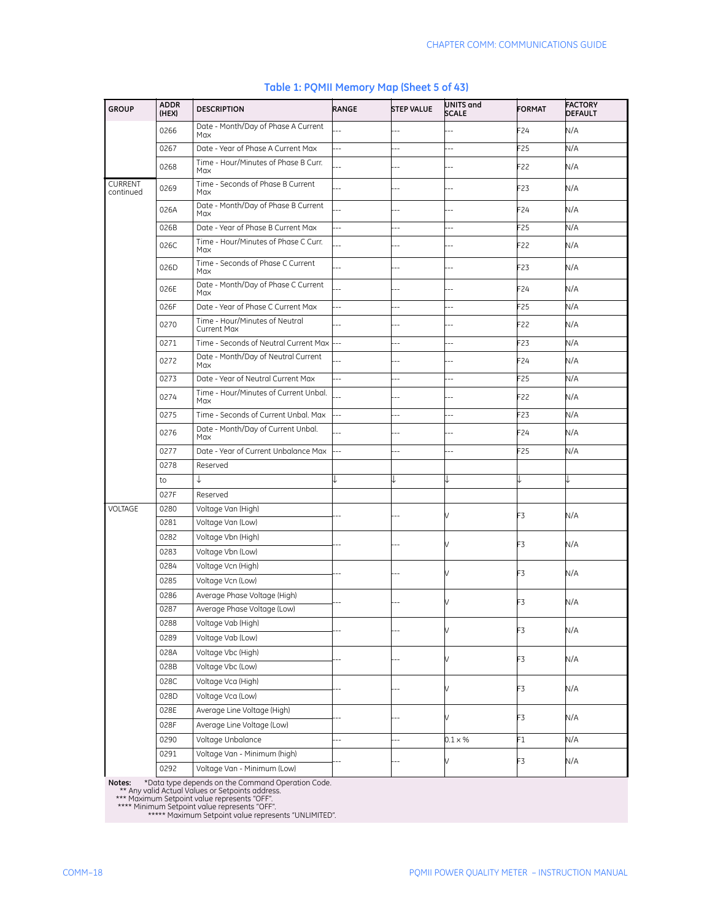**Table 1: PQMII Memory Map (Sheet 5 of 43)**

| GROUP | ADDR (HEX) | DESCRIPTION | RANGE | STEP VALUE | UNITS and SCALE | FORMAT | FACTORY DEFAULT |
|---|---|---|---|---|---|---|---|
| | 0266 | Date - Month/Day of Phase A Current Max | --- | --- | --- | F24 | N/A |
| | 0267 | Date - Year of Phase A Current Max | --- | --- | --- | F25 | N/A |
| | 0268 | Time - Hour/Minutes of Phase B Curr. Max | --- | --- | --- | F22 | N/A |
| CURRENT continued | 0269 | Time - Seconds of Phase B Current Max | --- | --- | --- | F23 | N/A |
| | 026A | Date - Month/Day of Phase B Current Max | --- | --- | --- | F24 | N/A |
| | 026B | Date - Year of Phase B Current Max | --- | --- | --- | F25 | N/A |
| | 026C | Time - Hour/Minutes of Phase C Curr. Max | --- | --- | --- | F22 | N/A |
| | 026D | Time - Seconds of Phase C Current Max | --- | --- | --- | F23 | N/A |
| | 026E | Date - Month/Day of Phase C Current Max | --- | --- | --- | F24 | N/A |
| | 026F | Date - Year of Phase C Current Max | --- | --- | --- | F25 | N/A |
| | 0270 | Time - Hour/Minutes of Neutral Current Max | --- | --- | --- | F22 | N/A |
| | 0271 | Time - Seconds of Neutral Current Max | --- | --- | --- | F23 | N/A |
| | 0272 | Date - Month/Day of Neutral Current Max | --- | --- | --- | F24 | N/A |
| | 0273 | Date - Year of Neutral Current Max | --- | --- | --- | F25 | N/A |
| | 0274 | Time - Hour/Minutes of Current Unbal. Max | --- | --- | --- | F22 | N/A |
| | 0275 | Time - Seconds of Current Unbal. Max | --- | --- | --- | F23 | N/A |
| | 0276 | Date - Month/Day of Current Unbal. Max | --- | --- | --- | F24 | N/A |
| | 0277 | Date - Year of Current Unbalance Max | --- | --- | --- | F25 | N/A |
| | 0278 | Reserved | | | | | |
| | to | ↓ | ↓ | ↓ | ↓ | ↓ | ↓ |
| | 027F | Reserved | | | | | |
| VOLTAGE | 0280 | Voltage Van (High) | --- | --- | V | F3 | N/A |
| | 0281 | Voltage Van (Low) | | | | | |
| | 0282 | Voltage Vbn (High) | --- | --- | V | F3 | N/A |
| | 0283 | Voltage Vbn (Low) | | | | | |
| | 0284 | Voltage Vcn (High) | --- | --- | V | F3 | N/A |
| | 0285 | Voltage Vcn (Low) | | | | | |
| | 0286 | Average Phase Voltage (High) | --- | --- | V | F3 | N/A |
| | 0287 | Average Phase Voltage (Low) | | | | | |
| | 0288 | Voltage Vab (High) | --- | --- | V | F3 | N/A |
| | 0289 | Voltage Vab (Low) | | | | | |
| | 028A | Voltage Vbc (High) | --- | --- | V | F3 | N/A |
| | 028B | Voltage Vbc (Low) | | | | | |
| | 028C | Voltage Vca (High) | --- | --- | V | F3 | N/A |
| | 028D | Voltage Vca (Low) | | | | | |
| | 028E | Average Line Voltage (High) | --- | --- | V | F3 | N/A |
| | 028F | Average Line Voltage (Low) | | | | | |
| | 0290 | Voltage Unbalance | --- | --- | 0.1 × % | F1 | N/A |
| | 0291 | Voltage Van - Minimum (high) | --- | --- | V | F3 | N/A |
| | 0292 | Voltage Van - Minimum (Low) | | | | | |

**Notes:** *Data type depends on the Command Operation Code.
** Any valid Actual Values or Setpoints address.
*** Maximum Setpoint value represents "OFF".
**** Minimum Setpoint value represents "OFF".
***** Maximum Setpoint value represents "UNLIMITED".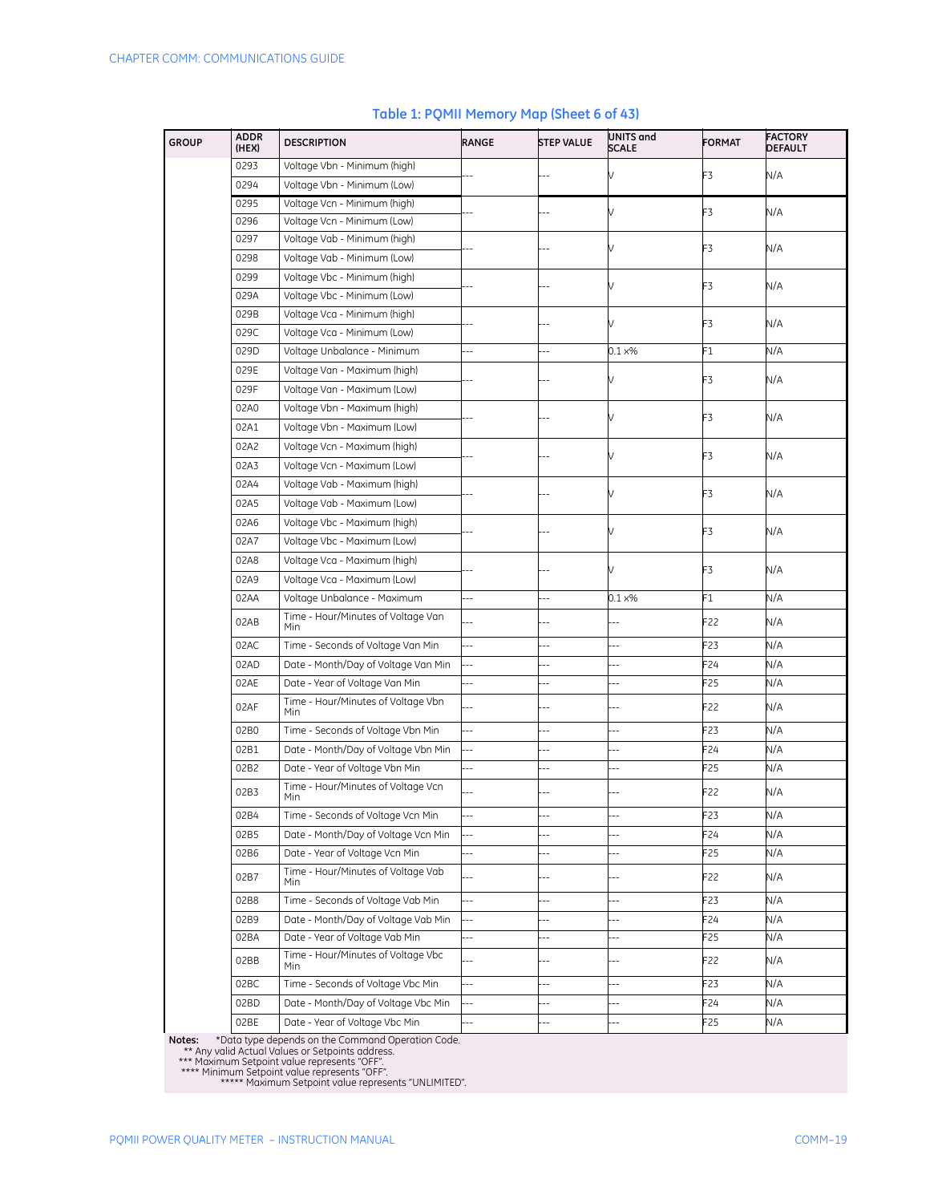**Table 1: PQMII Memory Map (Sheet 6 of 43)**

| GROUP | ADDR (HEX) | DESCRIPTION | RANGE | STEP VALUE | UNITS and SCALE | FORMAT | FACTORY DEFAULT |
|---|---|---|---|---|---|---|---|
| | 0293 | Voltage Vbn - Minimum (high) | --- | --- | V | F3 | N/A |
| | 0294 | Voltage Vbn - Minimum (Low) | | | | | |
| | 0295 | Voltage Vcn - Minimum (high) | --- | --- | V | F3 | N/A |
| | 0296 | Voltage Vcn - Minimum (Low) | | | | | |
| | 0297 | Voltage Vab - Minimum (high) | --- | --- | V | F3 | N/A |
| | 0298 | Voltage Vab - Minimum (Low) | | | | | |
| | 0299 | Voltage Vbc - Minimum (high) | --- | --- | V | F3 | N/A |
| | 029A | Voltage Vbc - Minimum (Low) | | | | | |
| | 029B | Voltage Vca - Minimum (high) | --- | --- | V | F3 | N/A |
| | 029C | Voltage Vca - Minimum (Low) | | | | | |
| | 029D | Voltage Unbalance - Minimum | --- | --- | 0.1 x% | F1 | N/A |
| | 029E | Voltage Van - Maximum (high) | --- | --- | V | F3 | N/A |
| | 029F | Voltage Van - Maximum (Low) | | | | | |
| | 02A0 | Voltage Vbn - Maximum (high) | --- | --- | V | F3 | N/A |
| | 02A1 | Voltage Vbn - Maximum (Low) | | | | | |
| | 02A2 | Voltage Vcn - Maximum (high) | --- | --- | V | F3 | N/A |
| | 02A3 | Voltage Vcn - Maximum (Low) | | | | | |
| | 02A4 | Voltage Vab - Maximum (high) | --- | --- | V | F3 | N/A |
| | 02A5 | Voltage Vab - Maximum (Low) | | | | | |
| | 02A6 | Voltage Vbc - Maximum (high) | --- | --- | V | F3 | N/A |
| | 02A7 | Voltage Vbc - Maximum (Low) | | | | | |
| | 02A8 | Voltage Vca - Maximum (high) | --- | --- | V | F3 | N/A |
| | 02A9 | Voltage Vca - Maximum (Low) | | | | | |
| | 02AA | Voltage Unbalance - Maximum | --- | --- | 0.1 x% | F1 | N/A |
| | 02AB | Time - Hour/Minutes of Voltage Van Min | --- | --- | --- | F22 | N/A |
| | 02AC | Time - Seconds of Voltage Van Min | --- | --- | --- | F23 | N/A |
| | 02AD | Date - Month/Day of Voltage Van Min | --- | --- | --- | F24 | N/A |
| | 02AE | Date - Year of Voltage Van Min | --- | --- | --- | F25 | N/A |
| | 02AF | Time - Hour/Minutes of Voltage Vbn Min | --- | --- | --- | F22 | N/A |
| | 02B0 | Time - Seconds of Voltage Vbn Min | --- | --- | --- | F23 | N/A |
| | 02B1 | Date - Month/Day of Voltage Vbn Min | --- | --- | --- | F24 | N/A |
| | 02B2 | Date - Year of Voltage Vbn Min | --- | --- | --- | F25 | N/A |
| | 02B3 | Time - Hour/Minutes of Voltage Vcn Min | --- | --- | --- | F22 | N/A |
| | 02B4 | Time - Seconds of Voltage Vcn Min | --- | --- | --- | F23 | N/A |
| | 02B5 | Date - Month/Day of Voltage Vcn Min | --- | --- | --- | F24 | N/A |
| | 02B6 | Date - Year of Voltage Vcn Min | --- | --- | --- | F25 | N/A |
| | 02B7 | Time - Hour/Minutes of Voltage Vab Min | --- | --- | --- | F22 | N/A |
| | 02B8 | Time - Seconds of Voltage Vab Min | --- | --- | --- | F23 | N/A |
| | 02B9 | Date - Month/Day of Voltage Vab Min | --- | --- | --- | F24 | N/A |
| | 02BA | Date - Year of Voltage Vab Min | --- | --- | --- | F25 | N/A |
| | 02BB | Time - Hour/Minutes of Voltage Vbc Min | --- | --- | --- | F22 | N/A |
| | 02BC | Time - Seconds of Voltage Vbc Min | --- | --- | --- | F23 | N/A |
| | 02BD | Date - Month/Day of Voltage Vbc Min | --- | --- | --- | F24 | N/A |
| | 02BE | Date - Year of Voltage Vbc Min | --- | --- | --- | F25 | N/A |

**Notes:** *Data type depends on the Command Operation Code.
** Any valid Actual Values or Setpoints address.
*** Maximum Setpoint value represents "OFF".
**** Minimum Setpoint value represents "OFF".
***** Maximum Setpoint value represents "UNLIMITED".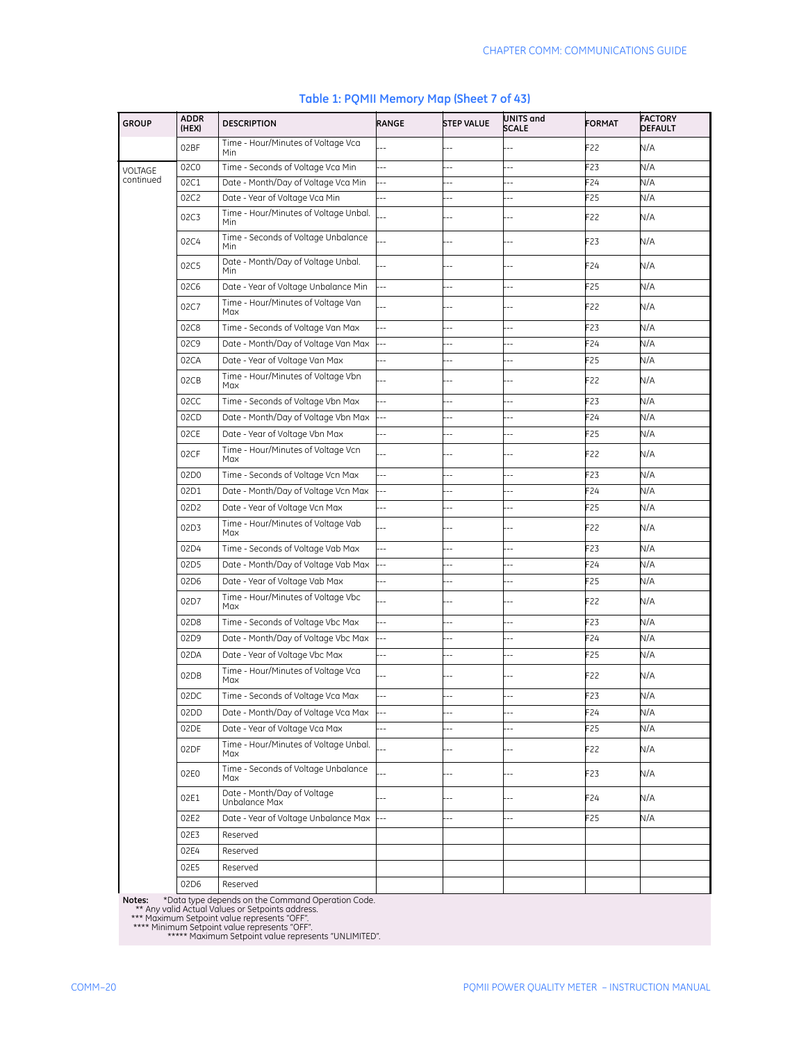## Table 1: PQMII Memory Map (Sheet 7 of 43)

| GROUP | ADDR (HEX) | DESCRIPTION | RANGE | STEP VALUE | UNITS and SCALE | FORMAT | FACTORY DEFAULT |
|---|---|---|---|---|---|---|---|
| | 02BF | Time - Hour/Minutes of Voltage Vca Min | --- | --- | --- | F22 | N/A |
| VOLTAGE continued | 02C0 | Time - Seconds of Voltage Vca Min | --- | --- | --- | F23 | N/A |
| | 02C1 | Date - Month/Day of Voltage Vca Min | --- | --- | --- | F24 | N/A |
| | 02C2 | Date - Year of Voltage Vca Min | --- | --- | --- | F25 | N/A |
| | 02C3 | Time - Hour/Minutes of Voltage Unbal. Min | --- | --- | --- | F22 | N/A |
| | 02C4 | Time - Seconds of Voltage Unbalance Min | --- | --- | --- | F23 | N/A |
| | 02C5 | Date - Month/Day of Voltage Unbal. Min | --- | --- | --- | F24 | N/A |
| | 02C6 | Date - Year of Voltage Unbalance Min | --- | --- | --- | F25 | N/A |
| | 02C7 | Time - Hour/Minutes of Voltage Van Max | --- | --- | --- | F22 | N/A |
| | 02C8 | Time - Seconds of Voltage Van Max | --- | --- | --- | F23 | N/A |
| | 02C9 | Date - Month/Day of Voltage Van Max | --- | --- | --- | F24 | N/A |
| | 02CA | Date - Year of Voltage Van Max | --- | --- | --- | F25 | N/A |
| | 02CB | Time - Hour/Minutes of Voltage Vbn Max | --- | --- | --- | F22 | N/A |
| | 02CC | Time - Seconds of Voltage Vbn Max | --- | --- | --- | F23 | N/A |
| | 02CD | Date - Month/Day of Voltage Vbn Max | --- | --- | --- | F24 | N/A |
| | 02CE | Date - Year of Voltage Vbn Max | --- | --- | --- | F25 | N/A |
| | 02CF | Time - Hour/Minutes of Voltage Vcn Max | --- | --- | --- | F22 | N/A |
| | 02D0 | Time - Seconds of Voltage Vcn Max | --- | --- | --- | F23 | N/A |
| | 02D1 | Date - Month/Day of Voltage Vcn Max | --- | --- | --- | F24 | N/A |
| | 02D2 | Date - Year of Voltage Vcn Max | --- | --- | --- | F25 | N/A |
| | 02D3 | Time - Hour/Minutes of Voltage Vab Max | --- | --- | --- | F22 | N/A |
| | 02D4 | Time - Seconds of Voltage Vab Max | --- | --- | --- | F23 | N/A |
| | 02D5 | Date - Month/Day of Voltage Vab Max | --- | --- | --- | F24 | N/A |
| | 02D6 | Date - Year of Voltage Vab Max | --- | --- | --- | F25 | N/A |
| | 02D7 | Time - Hour/Minutes of Voltage Vbc Max | --- | --- | --- | F22 | N/A |
| | 02D8 | Time - Seconds of Voltage Vbc Max | --- | --- | --- | F23 | N/A |
| | 02D9 | Date - Month/Day of Voltage Vbc Max | --- | --- | --- | F24 | N/A |
| | 02DA | Date - Year of Voltage Vbc Max | --- | --- | --- | F25 | N/A |
| | 02DB | Time - Hour/Minutes of Voltage Vca Max | --- | --- | --- | F22 | N/A |
| | 02DC | Time - Seconds of Voltage Vca Max | --- | --- | --- | F23 | N/A |
| | 02DD | Date - Month/Day of Voltage Vca Max | --- | --- | --- | F24 | N/A |
| | 02DE | Date - Year of Voltage Vca Max | --- | --- | --- | F25 | N/A |
| | 02DF | Time - Hour/Minutes of Voltage Unbal. Max | --- | --- | --- | F22 | N/A |
| | 02E0 | Time - Seconds of Voltage Unbalance Max | --- | --- | --- | F23 | N/A |
| | 02E1 | Date - Month/Day of Voltage Unbalance Max | --- | --- | --- | F24 | N/A |
| | 02E2 | Date - Year of Voltage Unbalance Max | --- | --- | --- | F25 | N/A |
| | 02E3 | Reserved | | | | | |
| | 02E4 | Reserved | | | | | |
| | 02E5 | Reserved | | | | | |
| | 02D6 | Reserved | | | | | |

**Notes:** *Data type depends on the Command Operation Code.
** Any valid Actual Values or Setpoints address.
*** Maximum Setpoint value represents "OFF".
**** Minimum Setpoint value represents "OFF".
***** Maximum Setpoint value represents "UNLIMITED".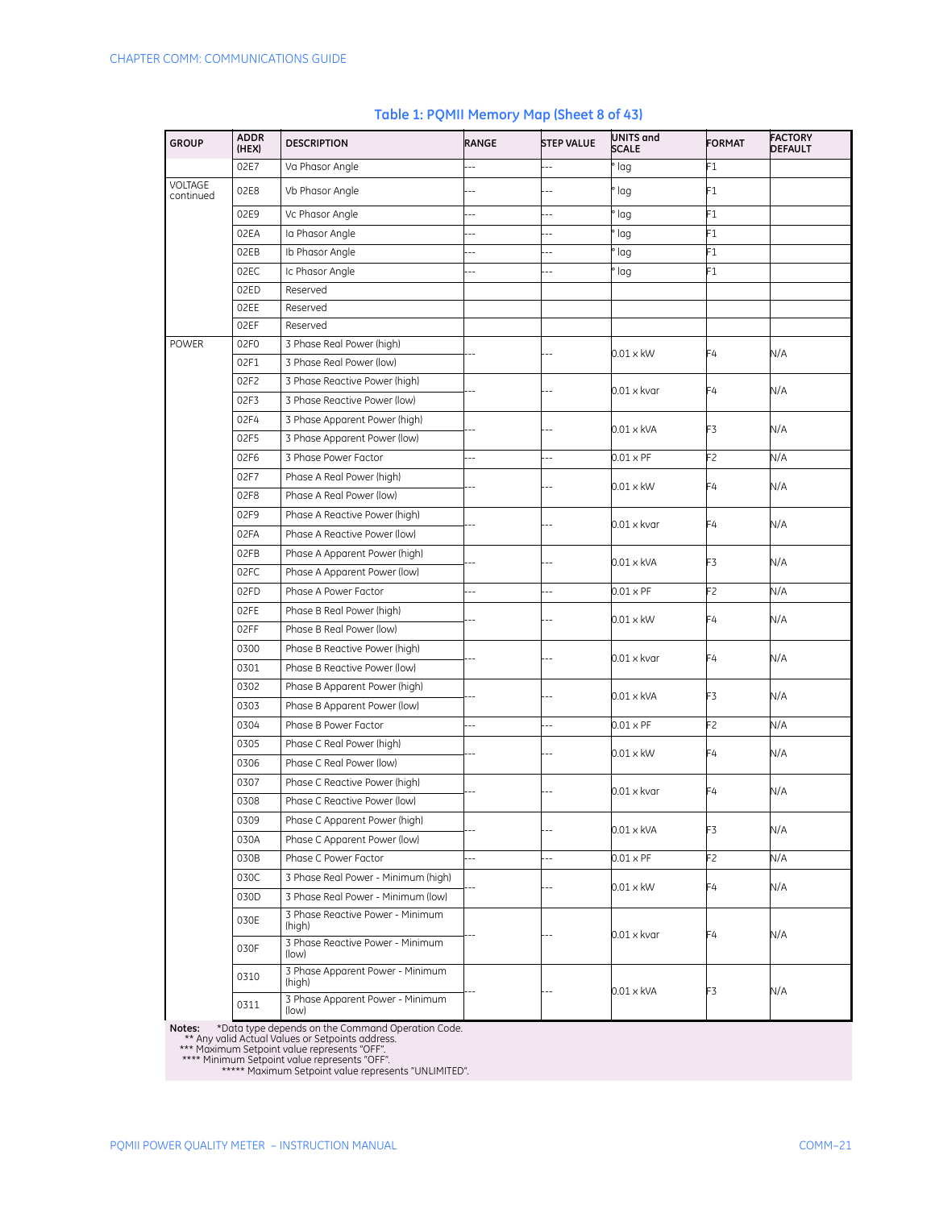## Table 1: PQMII Memory Map (Sheet 8 of 43)

| GROUP | ADDR (HEX) | DESCRIPTION | RANGE | STEP VALUE | UNITS and SCALE | FORMAT | FACTORY DEFAULT |
|---|---|---|---|---|---|---|---|
| | 02E7 | Va Phasor Angle | --- | --- | ° lag | F1 | |
| VOLTAGE continued | 02E8 | Vb Phasor Angle | --- | --- | ° lag | F1 | |
| | 02E9 | Vc Phasor Angle | --- | --- | ° lag | F1 | |
| | 02EA | Ia Phasor Angle | --- | --- | ° lag | F1 | |
| | 02EB | Ib Phasor Angle | --- | --- | ° lag | F1 | |
| | 02EC | Ic Phasor Angle | --- | --- | ° lag | F1 | |
| | 02ED | Reserved | | | | | |
| | 02EE | Reserved | | | | | |
| | 02EF | Reserved | | | | | |
| POWER | 02F0 | 3 Phase Real Power (high) | --- | --- | 0.01 x kW | F4 | N/A |
| | 02F1 | 3 Phase Real Power (low) | | | | | |
| | 02F2 | 3 Phase Reactive Power (high) | --- | --- | 0.01 x kvar | F4 | N/A |
| | 02F3 | 3 Phase Reactive Power (low) | | | | | |
| | 02F4 | 3 Phase Apparent Power (high) | --- | --- | 0.01 x kVA | F3 | N/A |
| | 02F5 | 3 Phase Apparent Power (low) | | | | | |
| | 02F6 | 3 Phase Power Factor | --- | --- | 0.01 x PF | F2 | N/A |
| | 02F7 | Phase A Real Power (high) | --- | --- | 0.01 x kW | F4 | N/A |
| | 02F8 | Phase A Real Power (low) | | | | | |
| | 02F9 | Phase A Reactive Power (high) | --- | --- | 0.01 x kvar | F4 | N/A |
| | 02FA | Phase A Reactive Power (low) | | | | | |
| | 02FB | Phase A Apparent Power (high) | --- | --- | 0.01 x kVA | F3 | N/A |
| | 02FC | Phase A Apparent Power (low) | | | | | |
| | 02FD | Phase A Power Factor | --- | --- | 0.01 x PF | F2 | N/A |
| | 02FE | Phase B Real Power (high) | --- | --- | 0.01 x kW | F4 | N/A |
| | 02FF | Phase B Real Power (low) | | | | | |
| | 0300 | Phase B Reactive Power (high) | --- | --- | 0.01 x kvar | F4 | N/A |
| | 0301 | Phase B Reactive Power (low) | | | | | |
| | 0302 | Phase B Apparent Power (high) | --- | --- | 0.01 x kVA | F3 | N/A |
| | 0303 | Phase B Apparent Power (low) | | | | | |
| | 0304 | Phase B Power Factor | --- | --- | 0.01 x PF | F2 | N/A |
| | 0305 | Phase C Real Power (high) | --- | --- | 0.01 x kW | F4 | N/A |
| | 0306 | Phase C Real Power (low) | | | | | |
| | 0307 | Phase C Reactive Power (high) | --- | --- | 0.01 x kvar | F4 | N/A |
| | 0308 | Phase C Reactive Power (low) | | | | | |
| | 0309 | Phase C Apparent Power (high) | --- | --- | 0.01 x kVA | F3 | N/A |
| | 030A | Phase C Apparent Power (low) | | | | | |
| | 030B | Phase C Power Factor | --- | --- | 0.01 x PF | F2 | N/A |
| | 030C | 3 Phase Real Power - Minimum (high) | --- | --- | 0.01 x kW | F4 | N/A |
| | 030D | 3 Phase Real Power - Minimum (low) | | | | | |
| | 030E | 3 Phase Reactive Power - Minimum (high) | --- | --- | 0.01 x kvar | F4 | N/A |
| | 030F | 3 Phase Reactive Power - Minimum (low) | | | | | |
| | 0310 | 3 Phase Apparent Power - Minimum (high) | --- | --- | 0.01 x kVA | F3 | N/A |
| | 0311 | 3 Phase Apparent Power - Minimum (low) | | | | | |

**Notes:** *Data type depends on the Command Operation Code.
** Any valid Actual Values or Setpoints address.
*** Maximum Setpoint value represents "OFF".
**** Minimum Setpoint value represents "OFF".
***** Maximum Setpoint value represents "UNLIMITED".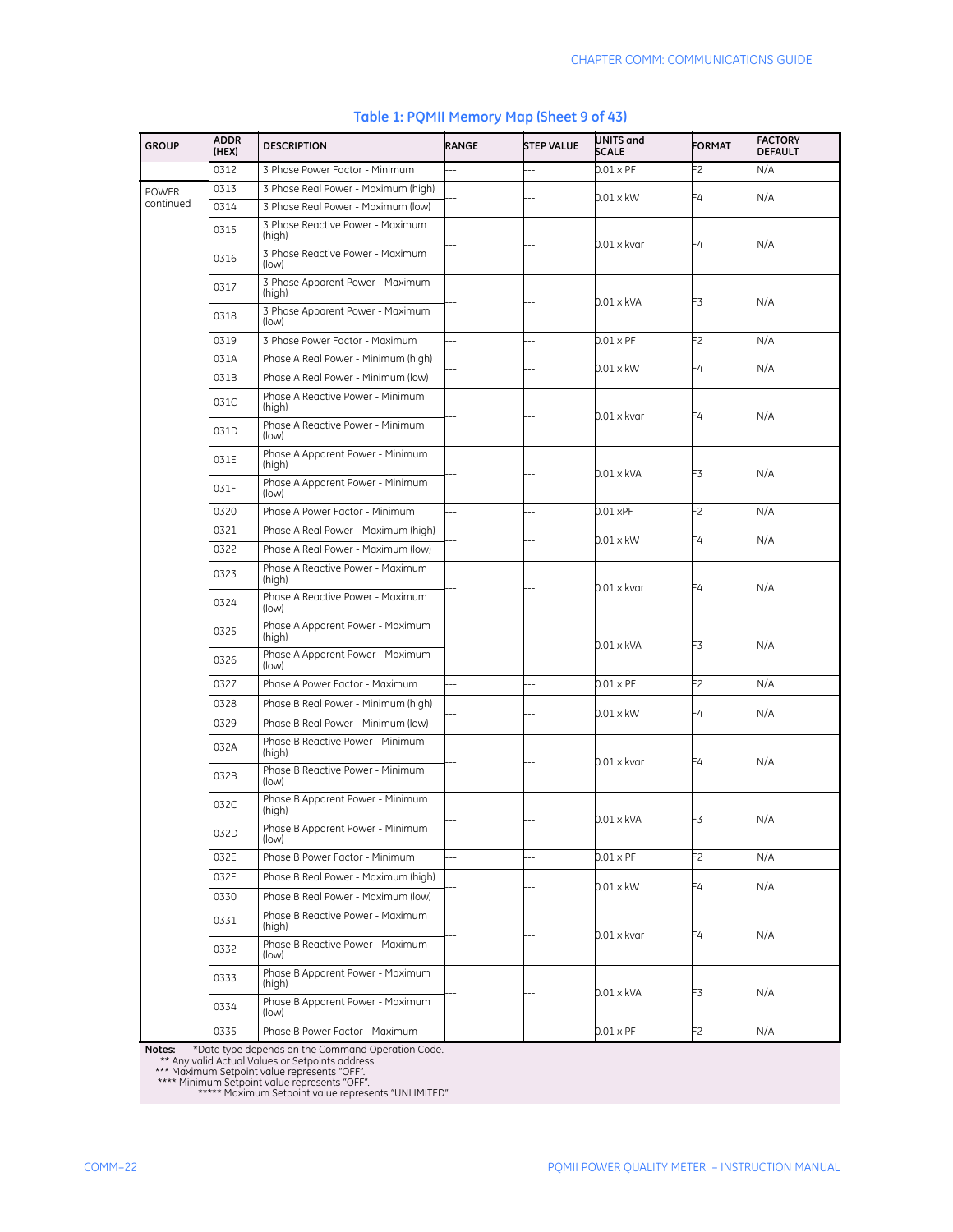## Table 1: PQMII Memory Map (Sheet 9 of 43)

| GROUP | ADDR (HEX) | DESCRIPTION | RANGE | STEP VALUE | UNITS and SCALE | FORMAT | FACTORY DEFAULT |
|---|---|---|---|---|---|---|---|
| | 0312 | 3 Phase Power Factor - Minimum | --- | --- | 0.01 × PF | F2 | N/A |
| POWER continued | 0313 | 3 Phase Real Power - Maximum (high) | --- | --- | 0.01 × kW | F4 | N/A |
| | 0314 | 3 Phase Real Power - Maximum (low) | | | | | |
| | 0315 | 3 Phase Reactive Power - Maximum (high) | --- | --- | 0.01 × kvar | F4 | N/A |
| | 0316 | 3 Phase Reactive Power - Maximum (low) | | | | | |
| | 0317 | 3 Phase Apparent Power - Maximum (high) | --- | --- | 0.01 × kVA | F3 | N/A |
| | 0318 | 3 Phase Apparent Power - Maximum (low) | | | | | |
| | 0319 | 3 Phase Power Factor - Maximum | --- | --- | 0.01 × PF | F2 | N/A |
| | 031A | Phase A Real Power - Minimum (high) | --- | --- | 0.01 × kW | F4 | N/A |
| | 031B | Phase A Real Power - Minimum (low) | | | | | |
| | 031C | Phase A Reactive Power - Minimum (high) | --- | --- | 0.01 × kvar | F4 | N/A |
| | 031D | Phase A Reactive Power - Minimum (low) | | | | | |
| | 031E | Phase A Apparent Power - Minimum (high) | --- | --- | 0.01 × kVA | F3 | N/A |
| | 031F | Phase A Apparent Power - Minimum (low) | | | | | |
| | 0320 | Phase A Power Factor - Minimum | --- | --- | 0.01 ×PF | F2 | N/A |
| | 0321 | Phase A Real Power - Maximum (high) | --- | --- | 0.01 × kW | F4 | N/A |
| | 0322 | Phase A Real Power - Maximum (low) | | | | | |
| | 0323 | Phase A Reactive Power - Maximum (high) | --- | --- | 0.01 × kvar | F4 | N/A |
| | 0324 | Phase A Reactive Power - Maximum (low) | | | | | |
| | 0325 | Phase A Apparent Power - Maximum (high) | --- | --- | 0.01 × kVA | F3 | N/A |
| | 0326 | Phase A Apparent Power - Maximum (low) | | | | | |
| | 0327 | Phase A Power Factor - Maximum | --- | --- | 0.01 × PF | F2 | N/A |
| | 0328 | Phase B Real Power - Minimum (high) | --- | --- | 0.01 × kW | F4 | N/A |
| | 0329 | Phase B Real Power - Minimum (low) | | | | | |
| | 032A | Phase B Reactive Power - Minimum (high) | --- | --- | 0.01 × kvar | F4 | N/A |
| | 032B | Phase B Reactive Power - Minimum (low) | | | | | |
| | 032C | Phase B Apparent Power - Minimum (high) | --- | --- | 0.01 × kVA | F3 | N/A |
| | 032D | Phase B Apparent Power - Minimum (low) | | | | | |
| | 032E | Phase B Power Factor - Minimum | --- | --- | 0.01 × PF | F2 | N/A |
| | 032F | Phase B Real Power - Maximum (high) | --- | --- | 0.01 × kW | F4 | N/A |
| | 0330 | Phase B Real Power - Maximum (low) | | | | | |
| | 0331 | Phase B Reactive Power - Maximum (high) | --- | --- | 0.01 × kvar | F4 | N/A |
| | 0332 | Phase B Reactive Power - Maximum (low) | | | | | |
| | 0333 | Phase B Apparent Power - Maximum (high) | --- | --- | 0.01 × kVA | F3 | N/A |
| | 0334 | Phase B Apparent Power - Maximum (low) | | | | | |
| | 0335 | Phase B Power Factor - Maximum | --- | --- | 0.01 × PF | F2 | N/A |

**Notes:** *Data type depends on the Command Operation Code.
** Any valid Actual Values or Setpoints address.
*** Maximum Setpoint value represents "OFF".
**** Minimum Setpoint value represents "OFF".
***** Maximum Setpoint value represents "UNLIMITED".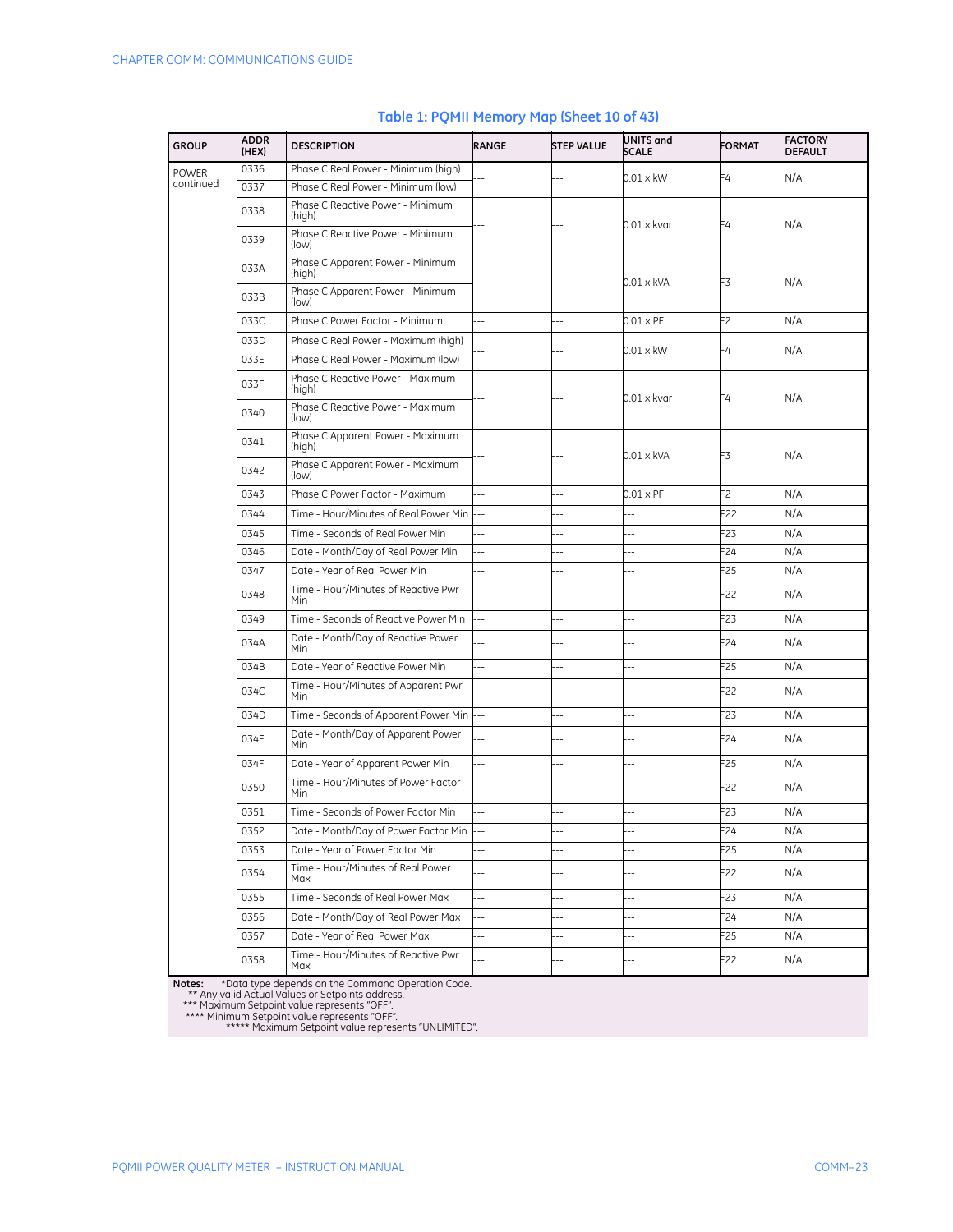**Table 1: PQMII Memory Map (Sheet 10 of 43)**

| GROUP | ADDR (HEX) | DESCRIPTION | RANGE | STEP VALUE | UNITS and SCALE | FORMAT | FACTORY DEFAULT |
|---|---|---|---|---|---|---|---|
| POWER continued | 0336 | Phase C Real Power - Minimum (high) | --- | --- | 0.01 × kW | F4 | N/A |
| | 0337 | Phase C Real Power - Minimum (low) | | | | | |
| | 0338 | Phase C Reactive Power - Minimum (high) | --- | --- | 0.01 × kvar | F4 | N/A |
| | 0339 | Phase C Reactive Power - Minimum (low) | | | | | |
| | 033A | Phase C Apparent Power - Minimum (high) | --- | --- | 0.01 × kVA | F3 | N/A |
| | 033B | Phase C Apparent Power - Minimum (low) | | | | | |
| | 033C | Phase C Power Factor - Minimum | --- | --- | 0.01 × PF | F2 | N/A |
| | 033D | Phase C Real Power - Maximum (high) | --- | --- | 0.01 × kW | F4 | N/A |
| | 033E | Phase C Real Power - Maximum (low) | | | | | |
| | 033F | Phase C Reactive Power - Maximum (high) | --- | --- | 0.01 × kvar | F4 | N/A |
| | 0340 | Phase C Reactive Power - Maximum (low) | | | | | |
| | 0341 | Phase C Apparent Power - Maximum (high) | --- | --- | 0.01 × kVA | F3 | N/A |
| | 0342 | Phase C Apparent Power - Maximum (low) | | | | | |
| | 0343 | Phase C Power Factor - Maximum | --- | --- | 0.01 × PF | F2 | N/A |
| | 0344 | Time - Hour/Minutes of Real Power Min | --- | --- | --- | F22 | N/A |
| | 0345 | Time - Seconds of Real Power Min | --- | --- | --- | F23 | N/A |
| | 0346 | Date - Month/Day of Real Power Min | --- | --- | --- | F24 | N/A |
| | 0347 | Date - Year of Real Power Min | --- | --- | --- | F25 | N/A |
| | 0348 | Time - Hour/Minutes of Reactive Pwr Min | --- | --- | --- | F22 | N/A |
| | 0349 | Time - Seconds of Reactive Power Min | --- | --- | --- | F23 | N/A |
| | 034A | Date - Month/Day of Reactive Power Min | --- | --- | --- | F24 | N/A |
| | 034B | Date - Year of Reactive Power Min | --- | --- | --- | F25 | N/A |
| | 034C | Time - Hour/Minutes of Apparent Pwr Min | --- | --- | --- | F22 | N/A |
| | 034D | Time - Seconds of Apparent Power Min | --- | --- | --- | F23 | N/A |
| | 034E | Date - Month/Day of Apparent Power Min | --- | --- | --- | F24 | N/A |
| | 034F | Date - Year of Apparent Power Min | --- | --- | --- | F25 | N/A |
| | 0350 | Time - Hour/Minutes of Power Factor Min | --- | --- | --- | F22 | N/A |
| | 0351 | Time - Seconds of Power Factor Min | --- | --- | --- | F23 | N/A |
| | 0352 | Date - Month/Day of Power Factor Min | --- | --- | --- | F24 | N/A |
| | 0353 | Date - Year of Power Factor Min | --- | --- | --- | F25 | N/A |
| | 0354 | Time - Hour/Minutes of Real Power Max | --- | --- | --- | F22 | N/A |
| | 0355 | Time - Seconds of Real Power Max | --- | --- | --- | F23 | N/A |
| | 0356 | Date - Month/Day of Real Power Max | --- | --- | --- | F24 | N/A |
| | 0357 | Date - Year of Real Power Max | --- | --- | --- | F25 | N/A |
| | 0358 | Time - Hour/Minutes of Reactive Pwr Max | --- | --- | --- | F22 | N/A |

**Notes:** *Data type depends on the Command Operation Code.
** Any valid Actual Values or Setpoints address.
*** Maximum Setpoint value represents "OFF".
**** Minimum Setpoint value represents "OFF".
***** Maximum Setpoint value represents "UNLIMITED".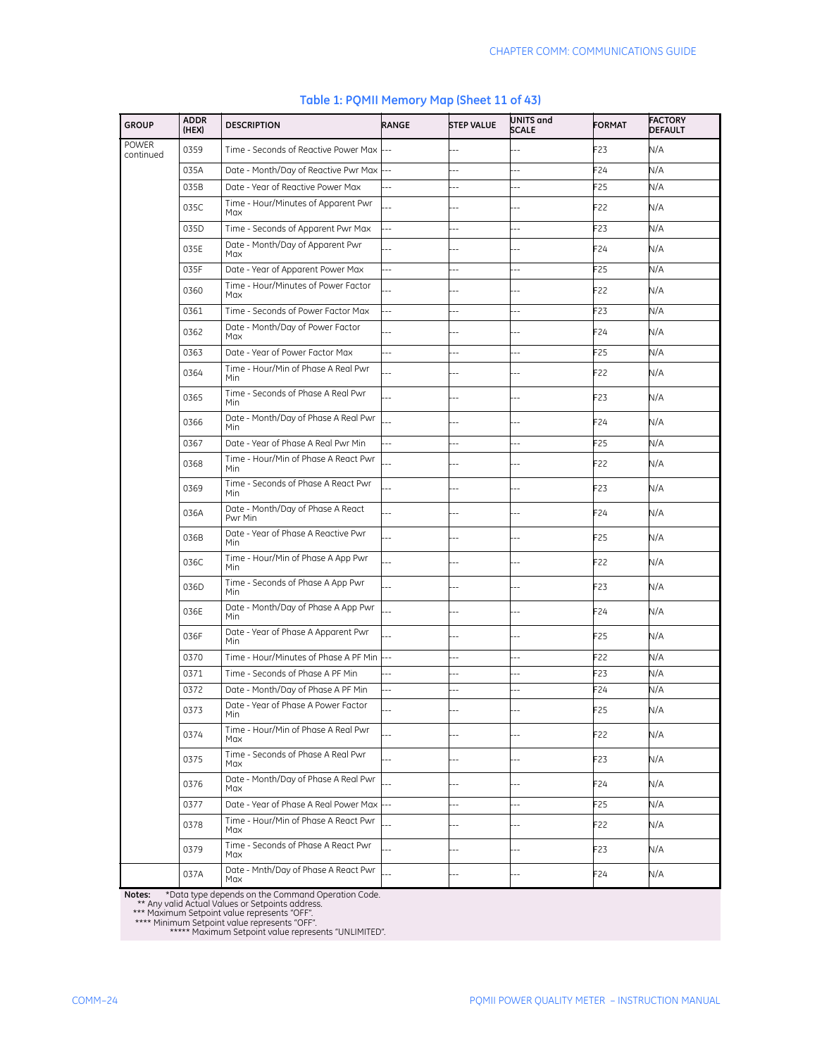## Table 1: PQMII Memory Map (Sheet 11 of 43)

| GROUP | ADDR (HEX) | DESCRIPTION | RANGE | STEP VALUE | UNITS and SCALE | FORMAT | FACTORY DEFAULT |
|---|---|---|---|---|---|---|---|
| POWER continued | 0359 | Time - Seconds of Reactive Power Max | --- | --- | --- | F23 | N/A |
| | 035A | Date - Month/Day of Reactive Pwr Max | --- | --- | --- | F24 | N/A |
| | 035B | Date - Year of Reactive Power Max | --- | --- | --- | F25 | N/A |
| | 035C | Time - Hour/Minutes of Apparent Pwr Max | --- | --- | --- | F22 | N/A |
| | 035D | Time - Seconds of Apparent Pwr Max | --- | --- | --- | F23 | N/A |
| | 035E | Date - Month/Day of Apparent Pwr Max | --- | --- | --- | F24 | N/A |
| | 035F | Date - Year of Apparent Power Max | --- | --- | --- | F25 | N/A |
| | 0360 | Time - Hour/Minutes of Power Factor Max | --- | --- | --- | F22 | N/A |
| | 0361 | Time - Seconds of Power Factor Max | --- | --- | --- | F23 | N/A |
| | 0362 | Date - Month/Day of Power Factor Max | --- | --- | --- | F24 | N/A |
| | 0363 | Date - Year of Power Factor Max | --- | --- | --- | F25 | N/A |
| | 0364 | Time - Hour/Min of Phase A Real Pwr Min | --- | --- | --- | F22 | N/A |
| | 0365 | Time - Seconds of Phase A Real Pwr Min | --- | --- | --- | F23 | N/A |
| | 0366 | Date - Month/Day of Phase A Real Pwr Min | --- | --- | --- | F24 | N/A |
| | 0367 | Date - Year of Phase A Real Pwr Min | --- | --- | --- | F25 | N/A |
| | 0368 | Time - Hour/Min of Phase A React Pwr Min | --- | --- | --- | F22 | N/A |
| | 0369 | Time - Seconds of Phase A React Pwr Min | --- | --- | --- | F23 | N/A |
| | 036A | Date - Month/Day of Phase A React Pwr Min | --- | --- | --- | F24 | N/A |
| | 036B | Date - Year of Phase A Reactive Pwr Min | --- | --- | --- | F25 | N/A |
| | 036C | Time - Hour/Min of Phase A App Pwr Min | --- | --- | --- | F22 | N/A |
| | 036D | Time - Seconds of Phase A App Pwr Min | --- | --- | --- | F23 | N/A |
| | 036E | Date - Month/Day of Phase A App Pwr Min | --- | --- | --- | F24 | N/A |
| | 036F | Date - Year of Phase A Apparent Pwr Min | --- | --- | --- | F25 | N/A |
| | 0370 | Time - Hour/Minutes of Phase A PF Min | --- | --- | --- | F22 | N/A |
| | 0371 | Time - Seconds of Phase A PF Min | --- | --- | --- | F23 | N/A |
| | 0372 | Date - Month/Day of Phase A PF Min | --- | --- | --- | F24 | N/A |
| | 0373 | Date - Year of Phase A Power Factor Min | --- | --- | --- | F25 | N/A |
| | 0374 | Time - Hour/Min of Phase A Real Pwr Max | --- | --- | --- | F22 | N/A |
| | 0375 | Time - Seconds of Phase A Real Pwr Max | --- | --- | --- | F23 | N/A |
| | 0376 | Date - Month/Day of Phase A Real Pwr Max | --- | --- | --- | F24 | N/A |
| | 0377 | Date - Year of Phase A Real Power Max | --- | --- | --- | F25 | N/A |
| | 0378 | Time - Hour/Min of Phase A React Pwr Max | --- | --- | --- | F22 | N/A |
| | 0379 | Time - Seconds of Phase A React Pwr Max | --- | --- | --- | F23 | N/A |
| | 037A | Date - Mnth/Day of Phase A React Pwr Max | --- | --- | --- | F24 | N/A |

**Notes:** *Data type depends on the Command Operation Code.
** Any valid Actual Values or Setpoints address.
*** Maximum Setpoint value represents "OFF".
**** Minimum Setpoint value represents "OFF".
***** Maximum Setpoint value represents "UNLIMITED".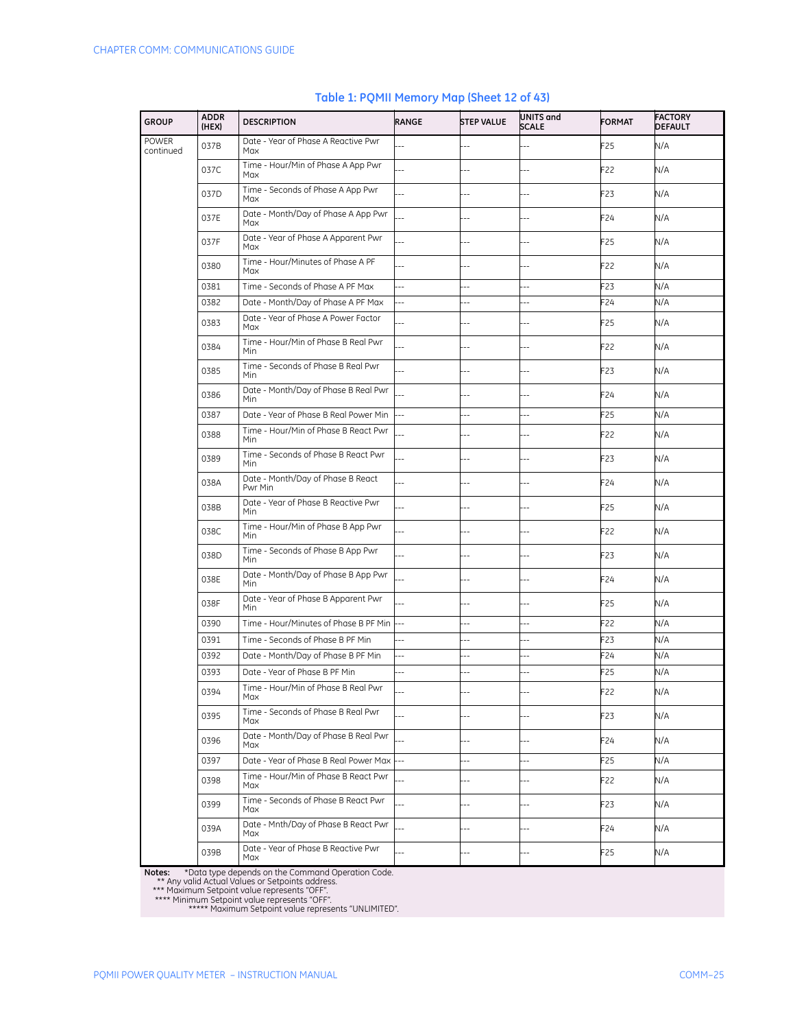**Table 1: PQMII Memory Map (Sheet 12 of 43)**

| GROUP | ADDR (HEX) | DESCRIPTION | RANGE | STEP VALUE | UNITS and SCALE | FORMAT | FACTORY DEFAULT |
|---|---|---|---|---|---|---|---|
| POWER continued | 037B | Date - Year of Phase A Reactive Pwr Max | --- | --- | --- | F25 | N/A |
| | 037C | Time - Hour/Min of Phase A App Pwr Max | --- | --- | --- | F22 | N/A |
| | 037D | Time - Seconds of Phase A App Pwr Max | --- | --- | --- | F23 | N/A |
| | 037E | Date - Month/Day of Phase A App Pwr Max | --- | --- | --- | F24 | N/A |
| | 037F | Date - Year of Phase A Apparent Pwr Max | --- | --- | --- | F25 | N/A |
| | 0380 | Time - Hour/Minutes of Phase A PF Max | --- | --- | --- | F22 | N/A |
| | 0381 | Time - Seconds of Phase A PF Max | --- | --- | --- | F23 | N/A |
| | 0382 | Date - Month/Day of Phase A PF Max | --- | --- | --- | F24 | N/A |
| | 0383 | Date - Year of Phase A Power Factor Max | --- | --- | --- | F25 | N/A |
| | 0384 | Time - Hour/Min of Phase B Real Pwr Min | --- | --- | --- | F22 | N/A |
| | 0385 | Time - Seconds of Phase B Real Pwr Min | --- | --- | --- | F23 | N/A |
| | 0386 | Date - Month/Day of Phase B Real Pwr Min | --- | --- | --- | F24 | N/A |
| | 0387 | Date - Year of Phase B Real Power Min | --- | --- | --- | F25 | N/A |
| | 0388 | Time - Hour/Min of Phase B React Pwr Min | --- | --- | --- | F22 | N/A |
| | 0389 | Time - Seconds of Phase B React Pwr Min | --- | --- | --- | F23 | N/A |
| | 038A | Date - Month/Day of Phase B React Pwr Min | --- | --- | --- | F24 | N/A |
| | 038B | Date - Year of Phase B Reactive Pwr Min | --- | --- | --- | F25 | N/A |
| | 038C | Time - Hour/Min of Phase B App Pwr Min | --- | --- | --- | F22 | N/A |
| | 038D | Time - Seconds of Phase B App Pwr Min | --- | --- | --- | F23 | N/A |
| | 038E | Date - Month/Day of Phase B App Pwr Min | --- | --- | --- | F24 | N/A |
| | 038F | Date - Year of Phase B Apparent Pwr Min | --- | --- | --- | F25 | N/A |
| | 0390 | Time - Hour/Minutes of Phase B PF Min | --- | --- | --- | F22 | N/A |
| | 0391 | Time - Seconds of Phase B PF Min | --- | --- | --- | F23 | N/A |
| | 0392 | Date - Month/Day of Phase B PF Min | --- | --- | --- | F24 | N/A |
| | 0393 | Date - Year of Phase B PF Min | --- | --- | --- | F25 | N/A |
| | 0394 | Time - Hour/Min of Phase B Real Pwr Max | --- | --- | --- | F22 | N/A |
| | 0395 | Time - Seconds of Phase B Real Pwr Max | --- | --- | --- | F23 | N/A |
| | 0396 | Date - Month/Day of Phase B Real Pwr Max | --- | --- | --- | F24 | N/A |
| | 0397 | Date - Year of Phase B Real Power Max | --- | --- | --- | F25 | N/A |
| | 0398 | Time - Hour/Min of Phase B React Pwr Max | --- | --- | --- | F22 | N/A |
| | 0399 | Time - Seconds of Phase B React Pwr Max | --- | --- | --- | F23 | N/A |
| | 039A | Date - Mnth/Day of Phase B React Pwr Max | --- | --- | --- | F24 | N/A |
| | 039B | Date - Year of Phase B Reactive Pwr Max | --- | --- | --- | F25 | N/A |

**Notes:** *Data type depends on the Command Operation Code.
** Any valid Actual Values or Setpoints address.
*** Maximum Setpoint value represents "OFF".
**** Minimum Setpoint value represents "OFF".
***** Maximum Setpoint value represents "UNLIMITED".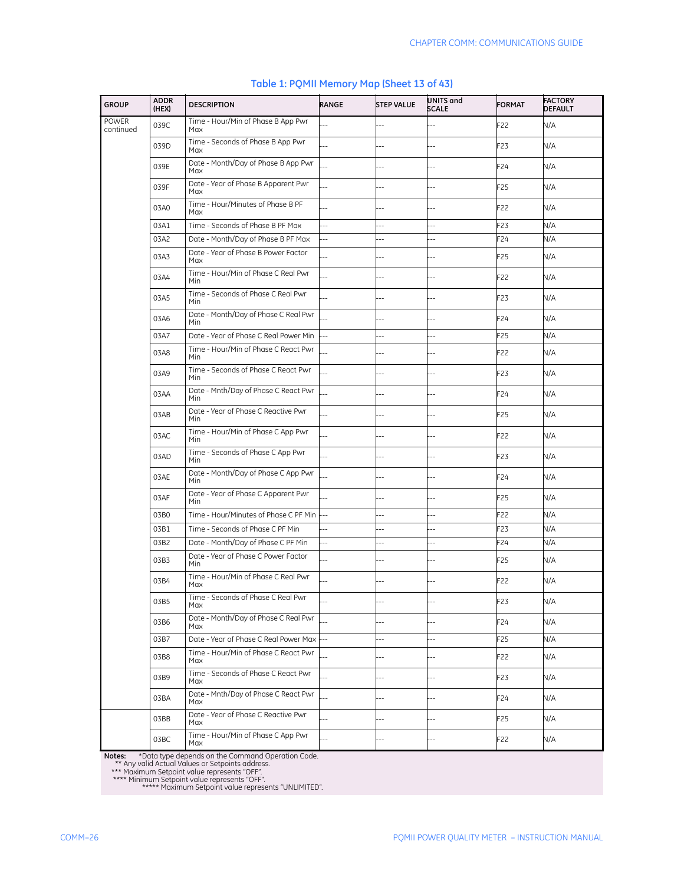**Table 1: PQMII Memory Map (Sheet 13 of 43)**

| GROUP | ADDR (HEX) | DESCRIPTION | RANGE | STEP VALUE | UNITS and SCALE | FORMAT | FACTORY DEFAULT |
|---|---|---|---|---|---|---|---|
| POWER continued | 039C | Time - Hour/Min of Phase B App Pwr Max | --- | --- | --- | F22 | N/A |
| | 039D | Time - Seconds of Phase B App Pwr Max | --- | --- | --- | F23 | N/A |
| | 039E | Date - Month/Day of Phase B App Pwr Max | --- | --- | --- | F24 | N/A |
| | 039F | Date - Year of Phase B Apparent Pwr Max | --- | --- | --- | F25 | N/A |
| | 03A0 | Time - Hour/Minutes of Phase B PF Max | --- | --- | --- | F22 | N/A |
| | 03A1 | Time - Seconds of Phase B PF Max | --- | --- | --- | F23 | N/A |
| | 03A2 | Date - Month/Day of Phase B PF Max | --- | --- | --- | F24 | N/A |
| | 03A3 | Date - Year of Phase B Power Factor Max | --- | --- | --- | F25 | N/A |
| | 03A4 | Time - Hour/Min of Phase C Real Pwr Min | --- | --- | --- | F22 | N/A |
| | 03A5 | Time - Seconds of Phase C Real Pwr Min | --- | --- | --- | F23 | N/A |
| | 03A6 | Date - Month/Day of Phase C Real Pwr Min | --- | --- | --- | F24 | N/A |
| | 03A7 | Date - Year of Phase C Real Power Min | --- | --- | --- | F25 | N/A |
| | 03A8 | Time - Hour/Min of Phase C React Pwr Min | --- | --- | --- | F22 | N/A |
| | 03A9 | Time - Seconds of Phase C React Pwr Min | --- | --- | --- | F23 | N/A |
| | 03AA | Date - Mnth/Day of Phase C React Pwr Min | --- | --- | --- | F24 | N/A |
| | 03AB | Date - Year of Phase C Reactive Pwr Min | --- | --- | --- | F25 | N/A |
| | 03AC | Time - Hour/Min of Phase C App Pwr Min | --- | --- | --- | F22 | N/A |
| | 03AD | Time - Seconds of Phase C App Pwr Min | --- | --- | --- | F23 | N/A |
| | 03AE | Date - Month/Day of Phase C App Pwr Min | --- | --- | --- | F24 | N/A |
| | 03AF | Date - Year of Phase C Apparent Pwr Min | --- | --- | --- | F25 | N/A |
| | 03B0 | Time - Hour/Minutes of Phase C PF Min | --- | --- | --- | F22 | N/A |
| | 03B1 | Time - Seconds of Phase C PF Min | --- | --- | --- | F23 | N/A |
| | 03B2 | Date - Month/Day of Phase C PF Min | --- | --- | --- | F24 | N/A |
| | 03B3 | Date - Year of Phase C Power Factor Min | --- | --- | --- | F25 | N/A |
| | 03B4 | Time - Hour/Min of Phase C Real Pwr Max | --- | --- | --- | F22 | N/A |
| | 03B5 | Time - Seconds of Phase C Real Pwr Max | --- | --- | --- | F23 | N/A |
| | 03B6 | Date - Month/Day of Phase C Real Pwr Max | --- | --- | --- | F24 | N/A |
| | 03B7 | Date - Year of Phase C Real Power Max | --- | --- | --- | F25 | N/A |
| | 03B8 | Time - Hour/Min of Phase C React Pwr Max | --- | --- | --- | F22 | N/A |
| | 03B9 | Time - Seconds of Phase C React Pwr Max | --- | --- | --- | F23 | N/A |
| | 03BA | Date - Mnth/Day of Phase C React Pwr Max | --- | --- | --- | F24 | N/A |
| | 03BB | Date - Year of Phase C Reactive Pwr Max | --- | --- | --- | F25 | N/A |
| | 03BC | Time - Hour/Min of Phase C App Pwr Max | --- | --- | --- | F22 | N/A |

**Notes:** *Data type depends on the Command Operation Code.
** Any valid Actual Values or Setpoints address.
*** Maximum Setpoint value represents "OFF".
**** Minimum Setpoint value represents "OFF".
***** Maximum Setpoint value represents "UNLIMITED".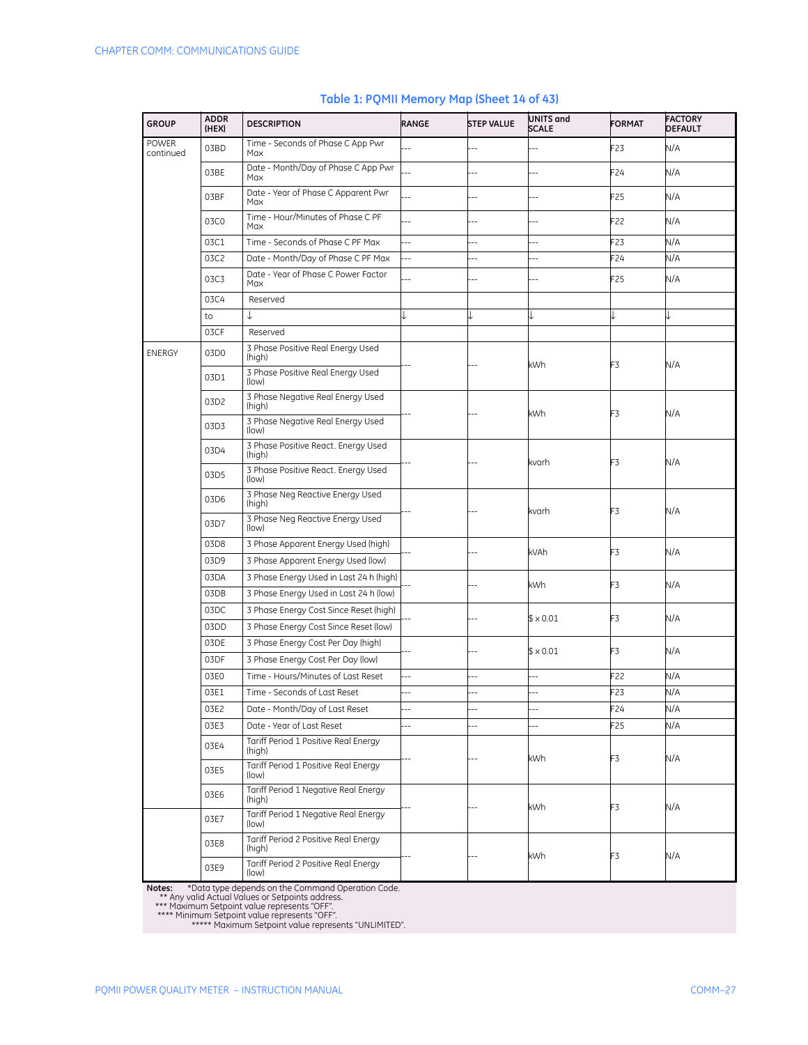## Table 1: PQMII Memory Map (Sheet 14 of 43)

| GROUP | ADDR (HEX) | DESCRIPTION | RANGE | STEP VALUE | UNITS and SCALE | FORMAT | FACTORY DEFAULT |
|---|---|---|---|---|---|---|---|
| POWER continued | 03BD | Time - Seconds of Phase C App Pwr Max | --- | --- | --- | F23 | N/A |
| | 03BE | Date - Month/Day of Phase C App Pwr Max | --- | --- | --- | F24 | N/A |
| | 03BF | Date - Year of Phase C Apparent Pwr Max | --- | --- | --- | F25 | N/A |
| | 03C0 | Time - Hour/Minutes of Phase C PF Max | --- | --- | --- | F22 | N/A |
| | 03C1 | Time - Seconds of Phase C PF Max | --- | --- | --- | F23 | N/A |
| | 03C2 | Date - Month/Day of Phase C PF Max | --- | --- | --- | F24 | N/A |
| | 03C3 | Date - Year of Phase C Power Factor Max | --- | --- | --- | F25 | N/A |
| | 03C4 | Reserved | | | | | |
| | to | ↓ | ↓ | ↓ | ↓ | ↓ | ↓ |
| | 03CF | Reserved | | | | | |
| ENERGY | 03D0 | 3 Phase Positive Real Energy Used (high) | --- | --- | kWh | F3 | N/A |
| | 03D1 | 3 Phase Positive Real Energy Used (low) | | | | | |
| | 03D2 | 3 Phase Negative Real Energy Used (high) | --- | --- | kWh | F3 | N/A |
| | 03D3 | 3 Phase Negative Real Energy Used (low) | | | | | |
| | 03D4 | 3 Phase Positive React. Energy Used (high) | --- | --- | kvarh | F3 | N/A |
| | 03D5 | 3 Phase Positive React. Energy Used (low) | | | | | |
| | 03D6 | 3 Phase Neg Reactive Energy Used (high) | --- | --- | kvarh | F3 | N/A |
| | 03D7 | 3 Phase Neg Reactive Energy Used (low) | | | | | |
| | 03D8 | 3 Phase Apparent Energy Used (high) | --- | --- | kVAh | F3 | N/A |
| | 03D9 | 3 Phase Apparent Energy Used (low) | | | | | |
| | 03DA | 3 Phase Energy Used in Last 24 h (high) | --- | --- | kWh | F3 | N/A |
| | 03DB | 3 Phase Energy Used in Last 24 h (low) | | | | | |
| | 03DC | 3 Phase Energy Cost Since Reset (high) | --- | --- | $ × 0.01 | F3 | N/A |
| | 03DD | 3 Phase Energy Cost Since Reset (low) | | | | | |
| | 03DE | 3 Phase Energy Cost Per Day (high) | --- | --- | $ × 0.01 | F3 | N/A |
| | 03DF | 3 Phase Energy Cost Per Day (low) | | | | | |
| | 03E0 | Time - Hours/Minutes of Last Reset | --- | --- | --- | F22 | N/A |
| | 03E1 | Time - Seconds of Last Reset | --- | --- | --- | F23 | N/A |
| | 03E2 | Date - Month/Day of Last Reset | --- | --- | --- | F24 | N/A |
| | 03E3 | Date - Year of Last Reset | --- | --- | --- | F25 | N/A |
| | 03E4 | Tariff Period 1 Positive Real Energy (high) | --- | --- | kWh | F3 | N/A |
| | 03E5 | Tariff Period 1 Positive Real Energy (low) | | | | | |
| | 03E6 | Tariff Period 1 Negative Real Energy (high) | --- | --- | kWh | F3 | N/A |
| | 03E7 | Tariff Period 1 Negative Real Energy (low) | | | | | |
| | 03E8 | Tariff Period 2 Positive Real Energy (high) | --- | --- | kWh | F3 | N/A |
| | 03E9 | Tariff Period 2 Positive Real Energy (low) | | | | | |

**Notes:** *Data type depends on the Command Operation Code.
** Any valid Actual Values or Setpoints address.
*** Maximum Setpoint value represents "OFF".
**** Minimum Setpoint value represents "OFF".
***** Maximum Setpoint value represents "UNLIMITED".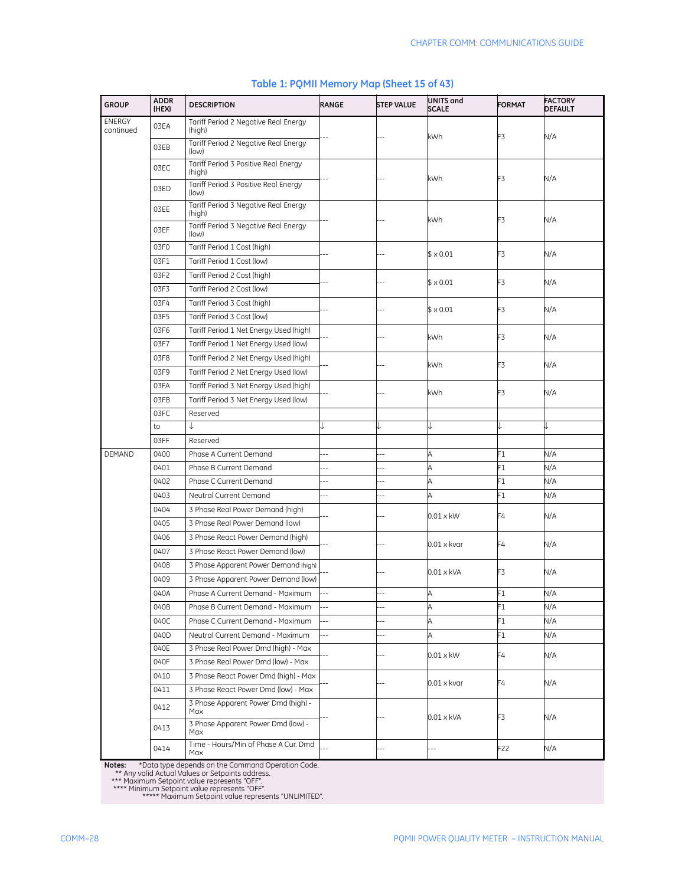**Table 1: PQMII Memory Map (Sheet 15 of 43)**

| GROUP | ADDR (HEX) | DESCRIPTION | RANGE | STEP VALUE | UNITS and SCALE | FORMAT | FACTORY DEFAULT |
|---|---|---|---|---|---|---|---|
| ENERGY continued | 03EA | Tariff Period 2 Negative Real Energy (high) | --- | --- | kWh | F3 | N/A |
| | 03EB | Tariff Period 2 Negative Real Energy (low) | | | | | |
| | 03EC | Tariff Period 3 Positive Real Energy (high) | --- | --- | kWh | F3 | N/A |
| | 03ED | Tariff Period 3 Positive Real Energy (low) | | | | | |
| | 03EE | Tariff Period 3 Negative Real Energy (high) | --- | --- | kWh | F3 | N/A |
| | 03EF | Tariff Period 3 Negative Real Energy (low) | | | | | |
| | 03F0 | Tariff Period 1 Cost (high) | --- | --- | $ x 0.01 | F3 | N/A |
| | 03F1 | Tariff Period 1 Cost (low) | | | | | |
| | 03F2 | Tariff Period 2 Cost (high) | --- | --- | $ x 0.01 | F3 | N/A |
| | 03F3 | Tariff Period 2 Cost (low) | | | | | |
| | 03F4 | Tariff Period 3 Cost (high) | --- | --- | $ x 0.01 | F3 | N/A |
| | 03F5 | Tariff Period 3 Cost (low) | | | | | |
| | 03F6 | Tariff Period 1 Net Energy Used (high) | --- | --- | kWh | F3 | N/A |
| | 03F7 | Tariff Period 1 Net Energy Used (low) | | | | | |
| | 03F8 | Tariff Period 2 Net Energy Used (high) | --- | --- | kWh | F3 | N/A |
| | 03F9 | Tariff Period 2 Net Energy Used (low) | | | | | |
| | 03FA | Tariff Period 3 Net Energy Used (high) | --- | --- | kWh | F3 | N/A |
| | 03FB | Tariff Period 3 Net Energy Used (low) | | | | | |
| | 03FC | Reserved | | | | | |
| | to | ↓ | ↓ | ↓ | ↓ | ↓ | ↓ |
| | 03FF | Reserved | | | | | |
| DEMAND | 0400 | Phase A Current Demand | --- | --- | A | F1 | N/A |
| | 0401 | Phase B Current Demand | --- | --- | A | F1 | N/A |
| | 0402 | Phase C Current Demand | --- | --- | A | F1 | N/A |
| | 0403 | Neutral Current Demand | --- | --- | A | F1 | N/A |
| | 0404 | 3 Phase Real Power Demand (high) | --- | --- | 0.01 x kW | F4 | N/A |
| | 0405 | 3 Phase Real Power Demand (low) | | | | | |
| | 0406 | 3 Phase React Power Demand (high) | --- | --- | 0.01 x kvar | F4 | N/A |
| | 0407 | 3 Phase React Power Demand (low) | | | | | |
| | 0408 | 3 Phase Apparent Power Demand (high) | --- | --- | 0.01 x kVA | F3 | N/A |
| | 0409 | 3 Phase Apparent Power Demand (low) | | | | | |
| | 040A | Phase A Current Demand - Maximum | --- | --- | A | F1 | N/A |
| | 040B | Phase B Current Demand - Maximum | --- | --- | A | F1 | N/A |
| | 040C | Phase C Current Demand - Maximum | --- | --- | A | F1 | N/A |
| | 040D | Neutral Current Demand - Maximum | --- | --- | A | F1 | N/A |
| | 040E | 3 Phase Real Power Dmd (high) - Max | --- | --- | 0.01 x kW | F4 | N/A |
| | 040F | 3 Phase Real Power Dmd (low) - Max | | | | | |
| | 0410 | 3 Phase React Power Dmd (high) - Max | --- | --- | 0.01 x kvar | F4 | N/A |
| | 0411 | 3 Phase React Power Dmd (low) - Max | | | | | |
| | 0412 | 3 Phase Apparent Power Dmd (high) - Max | --- | --- | 0.01 x kVA | F3 | N/A |
| | 0413 | 3 Phase Apparent Power Dmd (low) - Max | | | | | |
| | 0414 | Time - Hours/Min of Phase A Cur. Dmd Max | --- | --- | --- | F22 | N/A |

**Notes:** *Data type depends on the Command Operation Code.
** Any valid Actual Values or Setpoints address.
*** Maximum Setpoint value represents "OFF".
**** Minimum Setpoint value represents "OFF".
***** Maximum Setpoint value represents "UNLIMITED".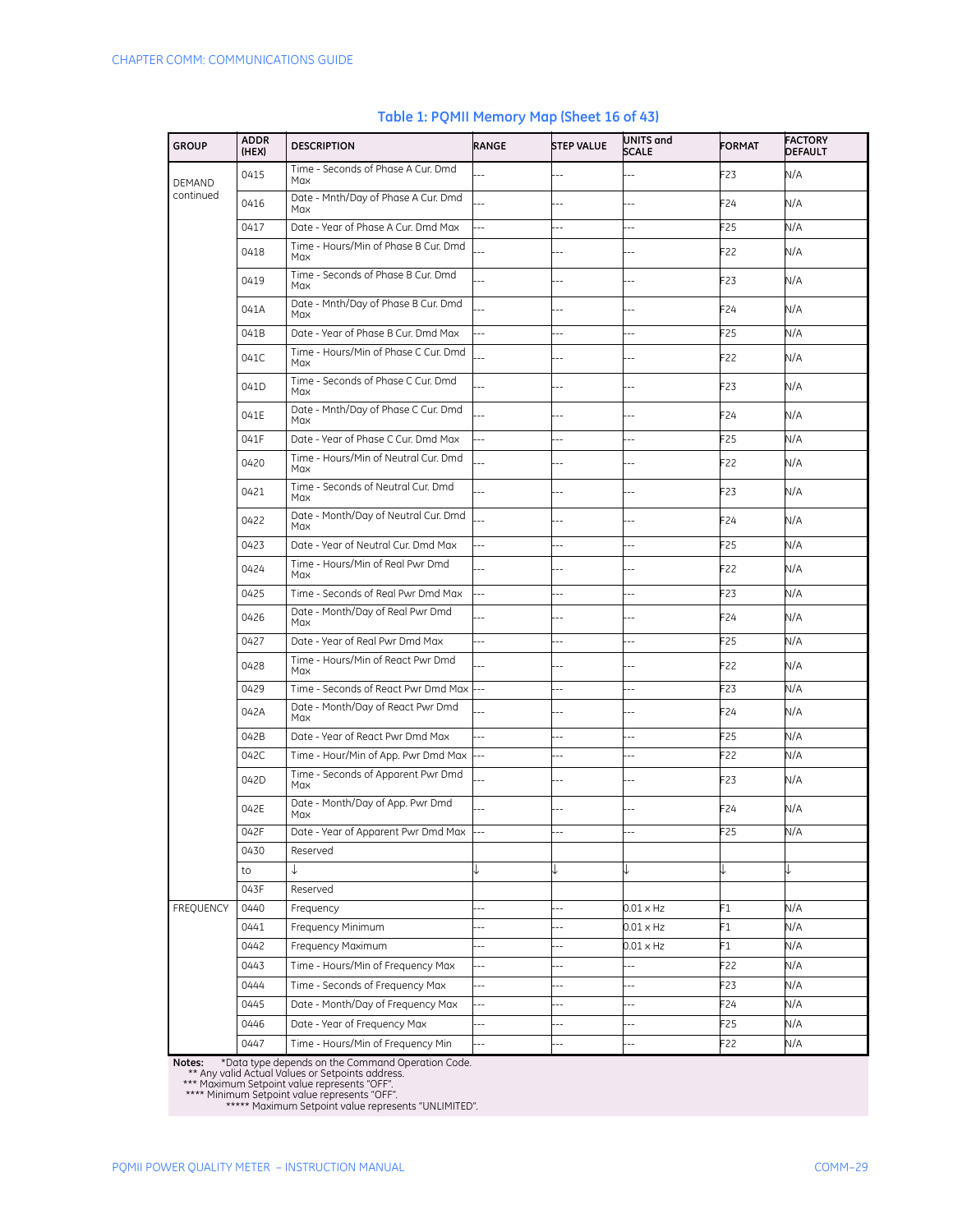**Table 1: PQMII Memory Map (Sheet 16 of 43)**

| GROUP | ADDR (HEX) | DESCRIPTION | RANGE | STEP VALUE | UNITS and SCALE | FORMAT | FACTORY DEFAULT |
|---|---|---|---|---|---|---|---|
| DEMAND continued | 0415 | Time - Seconds of Phase A Cur. Dmd Max | --- | --- | --- | F23 | N/A |
| | 0416 | Date - Mnth/Day of Phase A Cur. Dmd Max | --- | --- | --- | F24 | N/A |
| | 0417 | Date - Year of Phase A Cur. Dmd Max | --- | --- | --- | F25 | N/A |
| | 0418 | Time - Hours/Min of Phase B Cur. Dmd Max | --- | --- | --- | F22 | N/A |
| | 0419 | Time - Seconds of Phase B Cur. Dmd Max | --- | --- | --- | F23 | N/A |
| | 041A | Date - Mnth/Day of Phase B Cur. Dmd Max | --- | --- | --- | F24 | N/A |
| | 041B | Date - Year of Phase B Cur. Dmd Max | --- | --- | --- | F25 | N/A |
| | 041C | Time - Hours/Min of Phase C Cur. Dmd Max | --- | --- | --- | F22 | N/A |
| | 041D | Time - Seconds of Phase C Cur. Dmd Max | --- | --- | --- | F23 | N/A |
| | 041E | Date - Mnth/Day of Phase C Cur. Dmd Max | --- | --- | --- | F24 | N/A |
| | 041F | Date - Year of Phase C Cur. Dmd Max | --- | --- | --- | F25 | N/A |
| | 0420 | Time - Hours/Min of Neutral Cur. Dmd Max | --- | --- | --- | F22 | N/A |
| | 0421 | Time - Seconds of Neutral Cur. Dmd Max | --- | --- | --- | F23 | N/A |
| | 0422 | Date - Month/Day of Neutral Cur. Dmd Max | --- | --- | --- | F24 | N/A |
| | 0423 | Date - Year of Neutral Cur. Dmd Max | --- | --- | --- | F25 | N/A |
| | 0424 | Time - Hours/Min of Real Pwr Dmd Max | --- | --- | --- | F22 | N/A |
| | 0425 | Time - Seconds of Real Pwr Dmd Max | --- | --- | --- | F23 | N/A |
| | 0426 | Date - Month/Day of Real Pwr Dmd Max | --- | --- | --- | F24 | N/A |
| | 0427 | Date - Year of Real Pwr Dmd Max | --- | --- | --- | F25 | N/A |
| | 0428 | Time - Hours/Min of React Pwr Dmd Max | --- | --- | --- | F22 | N/A |
| | 0429 | Time - Seconds of React Pwr Dmd Max | --- | --- | --- | F23 | N/A |
| | 042A | Date - Month/Day of React Pwr Dmd Max | --- | --- | --- | F24 | N/A |
| | 042B | Date - Year of React Pwr Dmd Max | --- | --- | --- | F25 | N/A |
| | 042C | Time - Hour/Min of App. Pwr Dmd Max | --- | --- | --- | F22 | N/A |
| | 042D | Time - Seconds of Apparent Pwr Dmd Max | --- | --- | --- | F23 | N/A |
| | 042E | Date - Month/Day of App. Pwr Dmd Max | --- | --- | --- | F24 | N/A |
| | 042F | Date - Year of Apparent Pwr Dmd Max | --- | --- | --- | F25 | N/A |
| | 0430 | Reserved | | | | | |
| | to | ↓ | ↓ | ↓ | ↓ | ↓ | ↓ |
| | 043F | Reserved | | | | | |
| FREQUENCY | 0440 | Frequency | --- | --- | 0.01 × Hz | F1 | N/A |
| | 0441 | Frequency Minimum | --- | --- | 0.01 × Hz | F1 | N/A |
| | 0442 | Frequency Maximum | --- | --- | 0.01 × Hz | F1 | N/A |
| | 0443 | Time - Hours/Min of Frequency Max | --- | --- | --- | F22 | N/A |
| | 0444 | Time - Seconds of Frequency Max | --- | --- | --- | F23 | N/A |
| | 0445 | Date - Month/Day of Frequency Max | --- | --- | --- | F24 | N/A |
| | 0446 | Date - Year of Frequency Max | --- | --- | --- | F25 | N/A |
| | 0447 | Time - Hours/Min of Frequency Min | --- | --- | --- | F22 | N/A |

**Notes:** *Data type depends on the Command Operation Code.
** Any valid Actual Values or Setpoints address.
*** Maximum Setpoint value represents "OFF".
**** Minimum Setpoint value represents "OFF".
***** Maximum Setpoint value represents "UNLIMITED".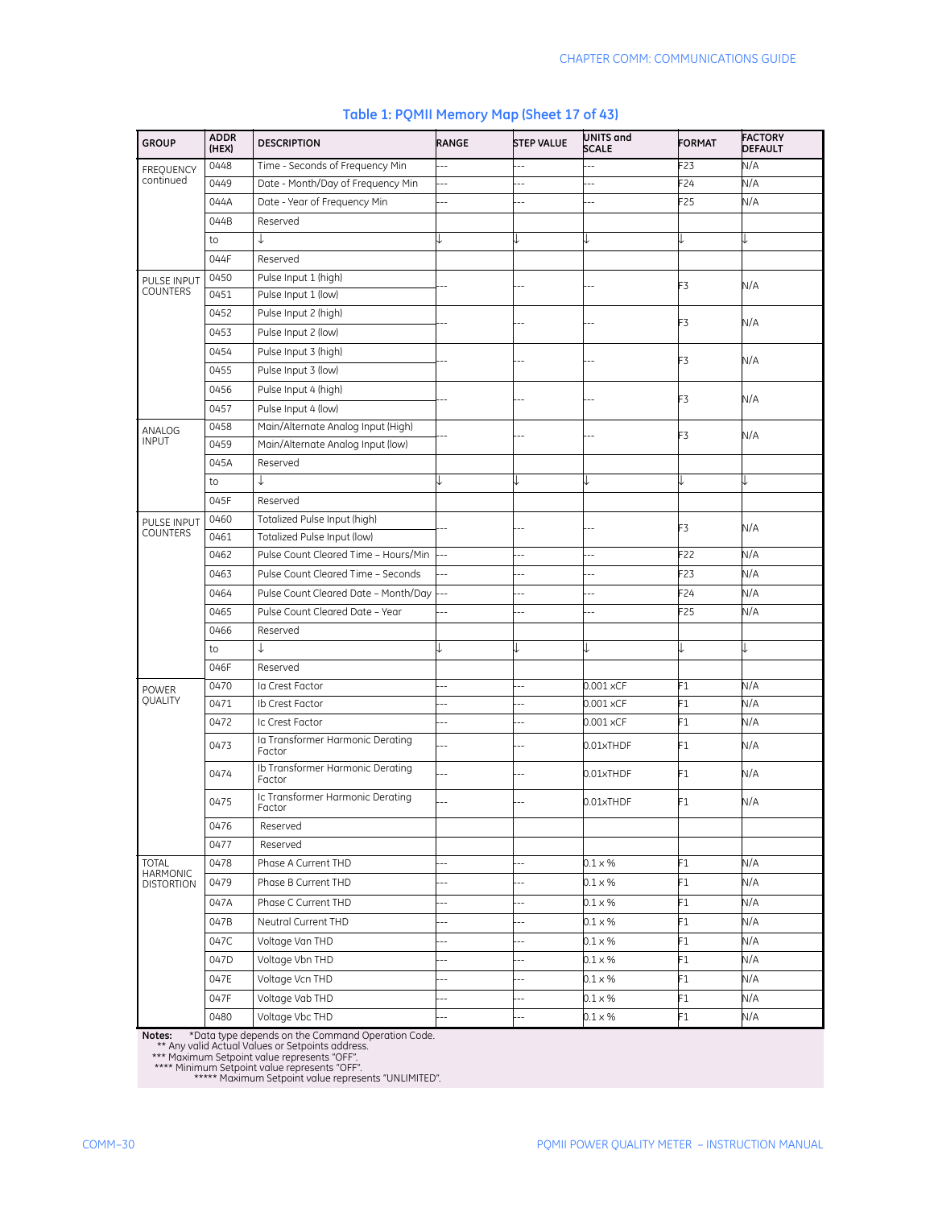## Table 1: PQMII Memory Map (Sheet 17 of 43)

| GROUP | ADDR (HEX) | DESCRIPTION | RANGE | STEP VALUE | UNITS and SCALE | FORMAT | FACTORY DEFAULT |
|---|---|---|---|---|---|---|---|
| FREQUENCY continued | 0448 | Time - Seconds of Frequency Min | --- | --- | --- | F23 | N/A |
| | 0449 | Date - Month/Day of Frequency Min | --- | --- | --- | F24 | N/A |
| | 044A | Date - Year of Frequency Min | --- | --- | --- | F25 | N/A |
| | 044B | Reserved | | | | | |
| | to | ↓ | ↓ | ↓ | ↓ | ↓ | ↓ |
| | 044F | Reserved | | | | | |
| PULSE INPUT COUNTERS | 0450 | Pulse Input 1 (high) | --- | --- | --- | F3 | N/A |
| | 0451 | Pulse Input 1 (low) | | | | | |
| | 0452 | Pulse Input 2 (high) | --- | --- | --- | F3 | N/A |
| | 0453 | Pulse Input 2 (low) | | | | | |
| | 0454 | Pulse Input 3 (high) | --- | --- | --- | F3 | N/A |
| | 0455 | Pulse Input 3 (low) | | | | | |
| | 0456 | Pulse Input 4 (high) | --- | --- | --- | F3 | N/A |
| | 0457 | Pulse Input 4 (low) | | | | | |
| ANALOG INPUT | 0458 | Main/Alternate Analog Input (High) | --- | --- | --- | F3 | N/A |
| | 0459 | Main/Alternate Analog Input (low) | | | | | |
| | 045A | Reserved | | | | | |
| | to | ↓ | ↓ | ↓ | ↓ | ↓ | ↓ |
| | 045F | Reserved | | | | | |
| PULSE INPUT COUNTERS | 0460 | Totalized Pulse Input (high) | --- | --- | --- | F3 | N/A |
| | 0461 | Totalized Pulse Input (low) | | | | | |
| | 0462 | Pulse Count Cleared Time – Hours/Min | --- | --- | --- | F22 | N/A |
| | 0463 | Pulse Count Cleared Time – Seconds | --- | --- | --- | F23 | N/A |
| | 0464 | Pulse Count Cleared Date – Month/Day | --- | --- | --- | F24 | N/A |
| | 0465 | Pulse Count Cleared Date – Year | --- | --- | --- | F25 | N/A |
| | 0466 | Reserved | | | | | |
| | to | ↓ | ↓ | ↓ | ↓ | ↓ | ↓ |
| | 046F | Reserved | | | | | |
| POWER QUALITY | 0470 | Ia Crest Factor | --- | --- | 0.001 xCF | F1 | N/A |
| | 0471 | Ib Crest Factor | --- | --- | 0.001 xCF | F1 | N/A |
| | 0472 | Ic Crest Factor | --- | --- | 0.001 xCF | F1 | N/A |
| | 0473 | Ia Transformer Harmonic Derating Factor | --- | --- | 0.01xTHDF | F1 | N/A |
| | 0474 | Ib Transformer Harmonic Derating Factor | --- | --- | 0.01xTHDF | F1 | N/A |
| | 0475 | Ic Transformer Harmonic Derating Factor | --- | --- | 0.01xTHDF | F1 | N/A |
| | 0476 | Reserved | | | | | |
| | 0477 | Reserved | | | | | |
| TOTAL HARMONIC DISTORTION | 0478 | Phase A Current THD | --- | --- | 0.1 x % | F1 | N/A |
| | 0479 | Phase B Current THD | --- | --- | 0.1 x % | F1 | N/A |
| | 047A | Phase C Current THD | --- | --- | 0.1 x % | F1 | N/A |
| | 047B | Neutral Current THD | --- | --- | 0.1 x % | F1 | N/A |
| | 047C | Voltage Van THD | --- | --- | 0.1 x % | F1 | N/A |
| | 047D | Voltage Vbn THD | --- | --- | 0.1 x % | F1 | N/A |
| | 047E | Voltage Vcn THD | --- | --- | 0.1 x % | F1 | N/A |
| | 047F | Voltage Vab THD | --- | --- | 0.1 x % | F1 | N/A |
| | 0480 | Voltage Vbc THD | --- | --- | 0.1 x % | F1 | N/A |

**Notes:** *Data type depends on the Command Operation Code.
** Any valid Actual Values or Setpoints address.
*** Maximum Setpoint value represents "OFF".
**** Minimum Setpoint value represents "OFF".
***** Maximum Setpoint value represents "UNLIMITED".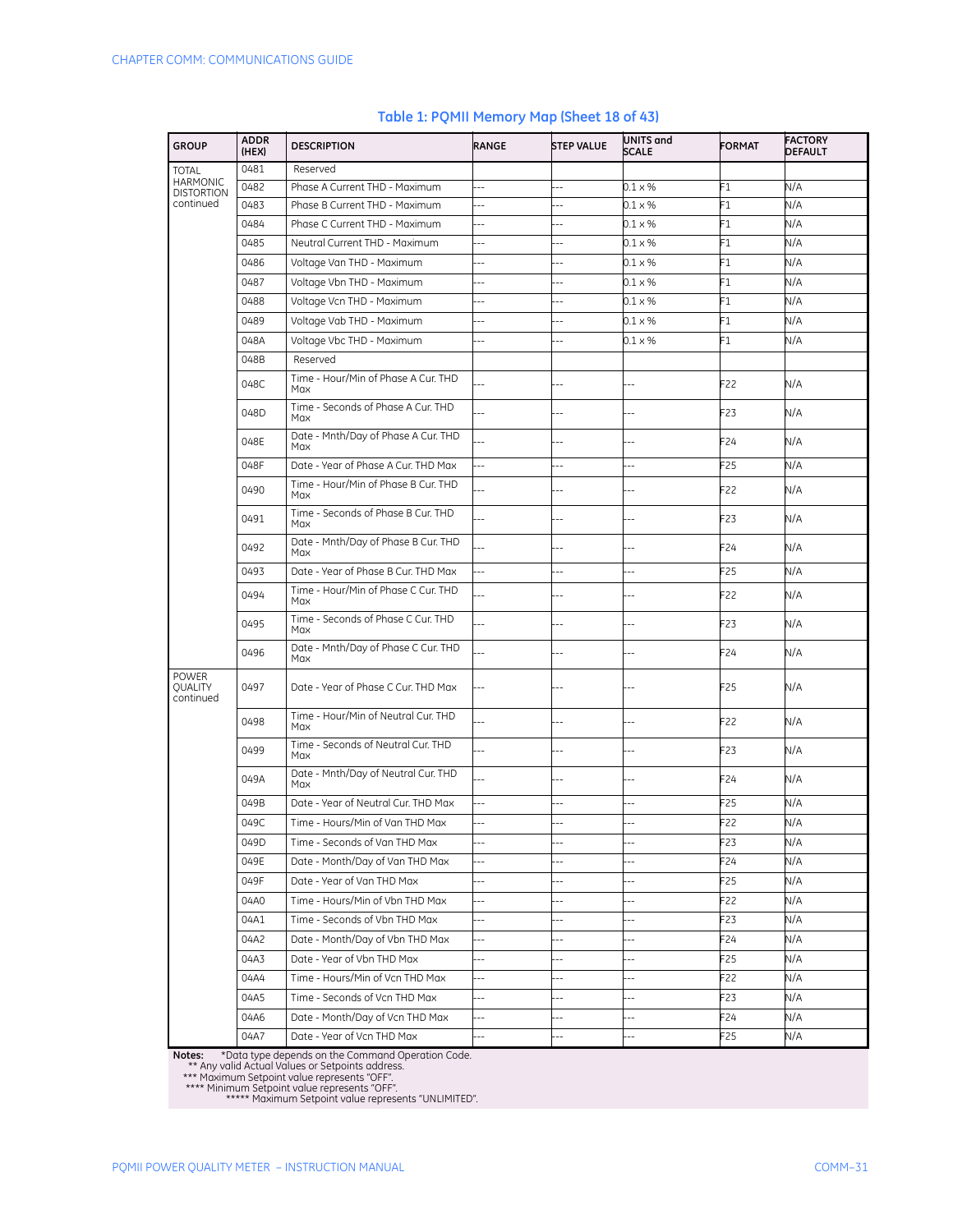**Table 1: PQMII Memory Map (Sheet 18 of 43)**

| GROUP | ADDR (HEX) | DESCRIPTION | RANGE | STEP VALUE | UNITS and SCALE | FORMAT | FACTORY DEFAULT |
|---|---|---|---|---|---|---|---|
| TOTAL HARMONIC DISTORTION continued | 0481 | Reserved | | | | | |
| | 0482 | Phase A Current THD - Maximum | --- | --- | 0.1 x % | F1 | N/A |
| | 0483 | Phase B Current THD - Maximum | --- | --- | 0.1 x % | F1 | N/A |
| | 0484 | Phase C Current THD - Maximum | --- | --- | 0.1 x % | F1 | N/A |
| | 0485 | Neutral Current THD - Maximum | --- | --- | 0.1 x % | F1 | N/A |
| | 0486 | Voltage Van THD - Maximum | --- | --- | 0.1 x % | F1 | N/A |
| | 0487 | Voltage Vbn THD - Maximum | --- | --- | 0.1 x % | F1 | N/A |
| | 0488 | Voltage Vcn THD - Maximum | --- | --- | 0.1 x % | F1 | N/A |
| | 0489 | Voltage Vab THD - Maximum | --- | --- | 0.1 x % | F1 | N/A |
| | 048A | Voltage Vbc THD - Maximum | --- | --- | 0.1 x % | F1 | N/A |
| | 048B | Reserved | | | | | |
| | 048C | Time - Hour/Min of Phase A Cur. THD Max | --- | --- | --- | F22 | N/A |
| | 048D | Time - Seconds of Phase A Cur. THD Max | --- | --- | --- | F23 | N/A |
| | 048E | Date - Mnth/Day of Phase A Cur. THD Max | --- | --- | --- | F24 | N/A |
| | 048F | Date - Year of Phase A Cur. THD Max | --- | --- | --- | F25 | N/A |
| | 0490 | Time - Hour/Min of Phase B Cur. THD Max | --- | --- | --- | F22 | N/A |
| | 0491 | Time - Seconds of Phase B Cur. THD Max | --- | --- | --- | F23 | N/A |
| | 0492 | Date - Mnth/Day of Phase B Cur. THD Max | --- | --- | --- | F24 | N/A |
| | 0493 | Date - Year of Phase B Cur. THD Max | --- | --- | --- | F25 | N/A |
| | 0494 | Time - Hour/Min of Phase C Cur. THD Max | --- | --- | --- | F22 | N/A |
| | 0495 | Time - Seconds of Phase C Cur. THD Max | --- | --- | --- | F23 | N/A |
| | 0496 | Date - Mnth/Day of Phase C Cur. THD Max | --- | --- | --- | F24 | N/A |
| POWER QUALITY continued | 0497 | Date - Year of Phase C Cur. THD Max | --- | --- | --- | F25 | N/A |
| | 0498 | Time - Hour/Min of Neutral Cur. THD Max | --- | --- | --- | F22 | N/A |
| | 0499 | Time - Seconds of Neutral Cur. THD Max | --- | --- | --- | F23 | N/A |
| | 049A | Date - Mnth/Day of Neutral Cur. THD Max | --- | --- | --- | F24 | N/A |
| | 049B | Date - Year of Neutral Cur. THD Max | --- | --- | --- | F25 | N/A |
| | 049C | Time - Hours/Min of Van THD Max | --- | --- | --- | F22 | N/A |
| | 049D | Time - Seconds of Van THD Max | --- | --- | --- | F23 | N/A |
| | 049E | Date - Month/Day of Van THD Max | --- | --- | --- | F24 | N/A |
| | 049F | Date - Year of Van THD Max | --- | --- | --- | F25 | N/A |
| | 04A0 | Time - Hours/Min of Vbn THD Max | --- | --- | --- | F22 | N/A |
| | 04A1 | Time - Seconds of Vbn THD Max | --- | --- | --- | F23 | N/A |
| | 04A2 | Date - Month/Day of Vbn THD Max | --- | --- | --- | F24 | N/A |
| | 04A3 | Date - Year of Vbn THD Max | --- | --- | --- | F25 | N/A |
| | 04A4 | Time - Hours/Min of Vcn THD Max | --- | --- | --- | F22 | N/A |
| | 04A5 | Time - Seconds of Vcn THD Max | --- | --- | --- | F23 | N/A |
| | 04A6 | Date - Month/Day of Vcn THD Max | --- | --- | --- | F24 | N/A |
| | 04A7 | Date - Year of Vcn THD Max | --- | --- | --- | F25 | N/A |

**Notes:** *Data type depends on the Command Operation Code.
** Any valid Actual Values or Setpoints address.
*** Maximum Setpoint value represents "OFF".
**** Minimum Setpoint value represents "OFF".
***** Maximum Setpoint value represents "UNLIMITED".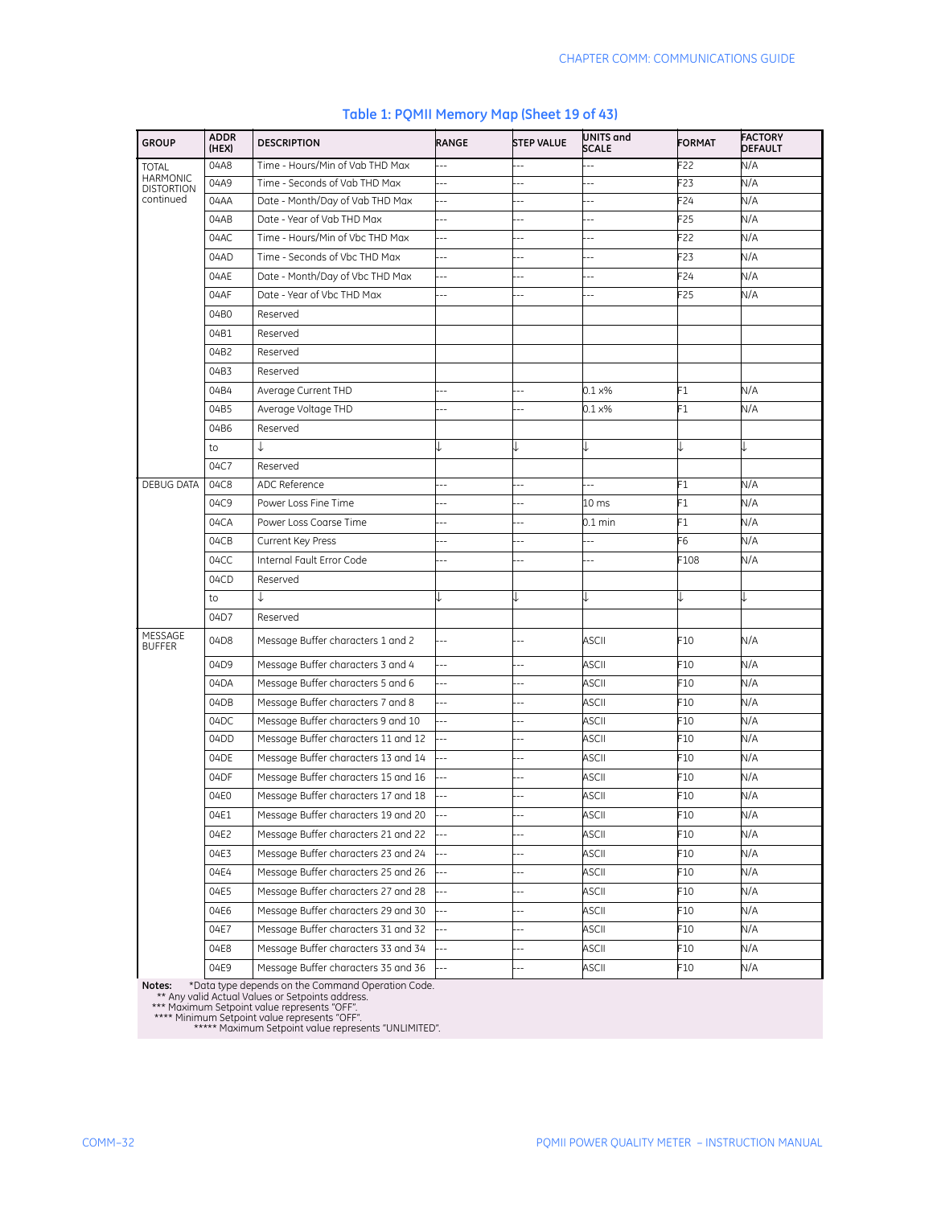**Table 1: PQMII Memory Map (Sheet 19 of 43)**

| GROUP | ADDR (HEX) | DESCRIPTION | RANGE | STEP VALUE | UNITS and SCALE | FORMAT | FACTORY DEFAULT |
|---|---|---|---|---|---|---|---|
| TOTAL HARMONIC DISTORTION continued | 04A8 | Time - Hours/Min of Vab THD Max | --- | --- | --- | F22 | N/A |
| | 04A9 | Time - Seconds of Vab THD Max | --- | --- | --- | F23 | N/A |
| | 04AA | Date - Month/Day of Vab THD Max | --- | --- | --- | F24 | N/A |
| | 04AB | Date - Year of Vab THD Max | --- | --- | --- | F25 | N/A |
| | 04AC | Time - Hours/Min of Vbc THD Max | --- | --- | --- | F22 | N/A |
| | 04AD | Time - Seconds of Vbc THD Max | --- | --- | --- | F23 | N/A |
| | 04AE | Date - Month/Day of Vbc THD Max | --- | --- | --- | F24 | N/A |
| | 04AF | Date - Year of Vbc THD Max | --- | --- | --- | F25 | N/A |
| | 04B0 | Reserved | | | | | |
| | 04B1 | Reserved | | | | | |
| | 04B2 | Reserved | | | | | |
| | 04B3 | Reserved | | | | | |
| | 04B4 | Average Current THD | --- | --- | 0.1 x% | F1 | N/A |
| | 04B5 | Average Voltage THD | --- | --- | 0.1 x% | F1 | N/A |
| | 04B6 | Reserved | | | | | |
| | to | ↓ | ↓ | ↓ | ↓ | ↓ | ↓ |
| | 04C7 | Reserved | | | | | |
| DEBUG DATA | 04C8 | ADC Reference | --- | --- | --- | F1 | N/A |
| | 04C9 | Power Loss Fine Time | --- | --- | 10 ms | F1 | N/A |
| | 04CA | Power Loss Coarse Time | --- | --- | 0.1 min | F1 | N/A |
| | 04CB | Current Key Press | --- | --- | --- | F6 | N/A |
| | 04CC | Internal Fault Error Code | --- | --- | --- | F108 | N/A |
| | 04CD | Reserved | | | | | |
| | to | ↓ | ↓ | ↓ | ↓ | ↓ | ↓ |
| | 04D7 | Reserved | | | | | |
| MESSAGE BUFFER | 04D8 | Message Buffer characters 1 and 2 | --- | --- | ASCII | F10 | N/A |
| | 04D9 | Message Buffer characters 3 and 4 | --- | --- | ASCII | F10 | N/A |
| | 04DA | Message Buffer characters 5 and 6 | --- | --- | ASCII | F10 | N/A |
| | 04DB | Message Buffer characters 7 and 8 | --- | --- | ASCII | F10 | N/A |
| | 04DC | Message Buffer characters 9 and 10 | --- | --- | ASCII | F10 | N/A |
| | 04DD | Message Buffer characters 11 and 12 | --- | --- | ASCII | F10 | N/A |
| | 04DE | Message Buffer characters 13 and 14 | --- | --- | ASCII | F10 | N/A |
| | 04DF | Message Buffer characters 15 and 16 | --- | --- | ASCII | F10 | N/A |
| | 04E0 | Message Buffer characters 17 and 18 | --- | --- | ASCII | F10 | N/A |
| | 04E1 | Message Buffer characters 19 and 20 | --- | --- | ASCII | F10 | N/A |
| | 04E2 | Message Buffer characters 21 and 22 | --- | --- | ASCII | F10 | N/A |
| | 04E3 | Message Buffer characters 23 and 24 | --- | --- | ASCII | F10 | N/A |
| | 04E4 | Message Buffer characters 25 and 26 | --- | --- | ASCII | F10 | N/A |
| | 04E5 | Message Buffer characters 27 and 28 | --- | --- | ASCII | F10 | N/A |
| | 04E6 | Message Buffer characters 29 and 30 | --- | --- | ASCII | F10 | N/A |
| | 04E7 | Message Buffer characters 31 and 32 | --- | --- | ASCII | F10 | N/A |
| | 04E8 | Message Buffer characters 33 and 34 | --- | --- | ASCII | F10 | N/A |
| | 04E9 | Message Buffer characters 35 and 36 | --- | --- | ASCII | F10 | N/A |

**Notes:** *Data type depends on the Command Operation Code.
** Any valid Actual Values or Setpoints address.
*** Maximum Setpoint value represents "OFF".
**** Minimum Setpoint value represents "OFF".
***** Maximum Setpoint value represents "UNLIMITED".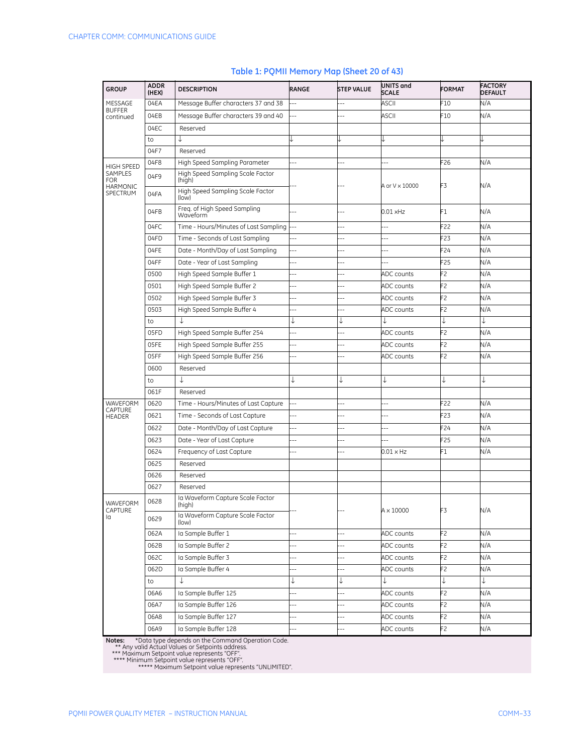**Table 1: PQMII Memory Map (Sheet 20 of 43)**

| GROUP | ADDR (HEX) | DESCRIPTION | RANGE | STEP VALUE | UNITS and SCALE | FORMAT | FACTORY DEFAULT |
|---|---|---|---|---|---|---|---|
| MESSAGE BUFFER continued | 04EA | Message Buffer characters 37 and 38 | --- | --- | ASCII | F10 | N/A |
| | 04EB | Message Buffer characters 39 and 40 | --- | --- | ASCII | F10 | N/A |
| | 04EC | Reserved | | | | | |
| | to | ↓ | ↓ | ↓ | ↓ | ↓ | ↓ |
| | 04F7 | Reserved | | | | | |
| HIGH SPEED SAMPLES FOR HARMONIC SPECTRUM | 04F8 | High Speed Sampling Parameter | --- | --- | --- | F26 | N/A |
| | 04F9 | High Speed Sampling Scale Factor (high) | --- | --- | A or V x 10000 | F3 | N/A |
| | 04FA | High Speed Sampling Scale Factor (low) | | | | | |
| | 04FB | Freq. of High Speed Sampling Waveform | --- | --- | 0.01 xHz | F1 | N/A |
| | 04FC | Time - Hours/Minutes of Last Sampling | --- | --- | --- | F22 | N/A |
| | 04FD | Time - Seconds of Last Sampling | --- | --- | --- | F23 | N/A |
| | 04FE | Date - Month/Day of Last Sampling | --- | --- | --- | F24 | N/A |
| | 04FF | Date - Year of Last Sampling | --- | --- | --- | F25 | N/A |
| | 0500 | High Speed Sample Buffer 1 | --- | --- | ADC counts | F2 | N/A |
| | 0501 | High Speed Sample Buffer 2 | --- | --- | ADC counts | F2 | N/A |
| | 0502 | High Speed Sample Buffer 3 | --- | --- | ADC counts | F2 | N/A |
| | 0503 | High Speed Sample Buffer 4 | --- | --- | ADC counts | F2 | N/A |
| | to | ↓ | ↓ | ↓ | ↓ | ↓ | ↓ |
| | 05FD | High Speed Sample Buffer 254 | --- | --- | ADC counts | F2 | N/A |
| | 05FE | High Speed Sample Buffer 255 | --- | --- | ADC counts | F2 | N/A |
| | 05FF | High Speed Sample Buffer 256 | --- | --- | ADC counts | F2 | N/A |
| | 0600 | Reserved | | | | | |
| | to | ↓ | ↓ | ↓ | ↓ | ↓ | ↓ |
| | 061F | Reserved | | | | | |
| WAVEFORM CAPTURE HEADER | 0620 | Time - Hours/Minutes of Last Capture | --- | --- | --- | F22 | N/A |
| | 0621 | Time - Seconds of Last Capture | --- | --- | --- | F23 | N/A |
| | 0622 | Date - Month/Day of Last Capture | --- | --- | --- | F24 | N/A |
| | 0623 | Date - Year of Last Capture | --- | --- | --- | F25 | N/A |
| | 0624 | Frequency of Last Capture | --- | --- | 0.01 x Hz | F1 | N/A |
| | 0625 | Reserved | | | | | |
| | 0626 | Reserved | | | | | |
| | 0627 | Reserved | | | | | |
| WAVEFORM CAPTURE Ia | 0628 | Ia Waveform Capture Scale Factor (high) | --- | --- | A x 10000 | F3 | N/A |
| | 0629 | Ia Waveform Capture Scale Factor (low) | | | | | |
| | 062A | Ia Sample Buffer 1 | --- | --- | ADC counts | F2 | N/A |
| | 062B | Ia Sample Buffer 2 | --- | --- | ADC counts | F2 | N/A |
| | 062C | Ia Sample Buffer 3 | --- | --- | ADC counts | F2 | N/A |
| | 062D | Ia Sample Buffer 4 | --- | --- | ADC counts | F2 | N/A |
| | to | ↓ | ↓ | ↓ | ↓ | ↓ | ↓ |
| | 06A6 | Ia Sample Buffer 125 | --- | --- | ADC counts | F2 | N/A |
| | 06A7 | Ia Sample Buffer 126 | --- | --- | ADC counts | F2 | N/A |
| | 06A8 | Ia Sample Buffer 127 | --- | --- | ADC counts | F2 | N/A |
| | 06A9 | Ia Sample Buffer 128 | --- | --- | ADC counts | F2 | N/A |

**Notes:** *Data type depends on the Command Operation Code.
** Any valid Actual Values or Setpoints address.
*** Maximum Setpoint value represents "OFF".
**** Minimum Setpoint value represents "OFF".
***** Maximum Setpoint value represents "UNLIMITED".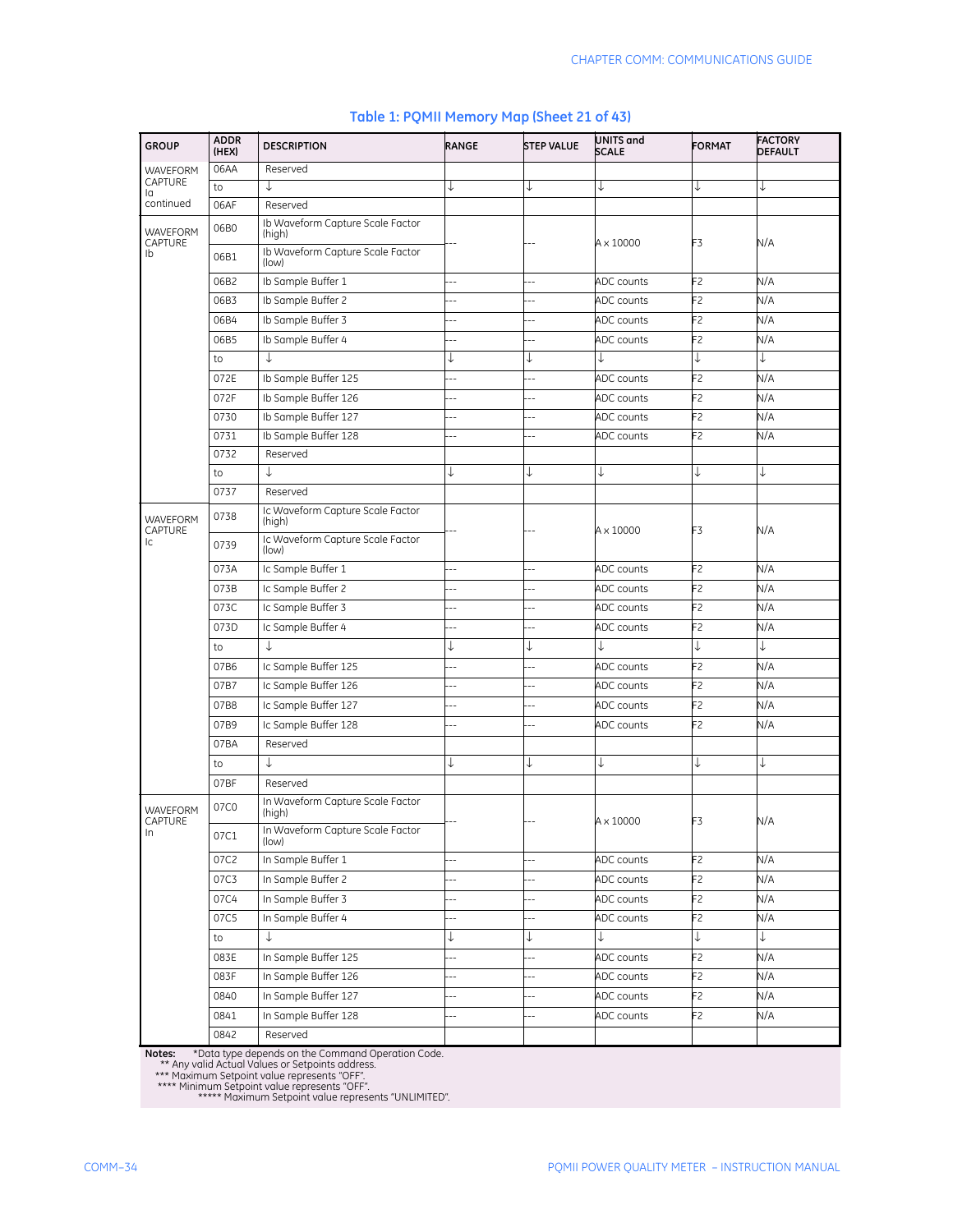**Table 1: PQMII Memory Map (Sheet 21 of 43)**

| GROUP | ADDR (HEX) | DESCRIPTION | RANGE | STEP VALUE | UNITS and SCALE | FORMAT | FACTORY DEFAULT |
|---|---|---|---|---|---|---|---|
| WAVEFORM CAPTURE Ia continued | 06AA | Reserved | | | | | |
| | to | ↓ | ↓ | ↓ | ↓ | ↓ | ↓ |
| | 06AF | Reserved | | | | | |
| WAVEFORM CAPTURE Ib | 06B0 | Ib Waveform Capture Scale Factor (high) | --- | --- | A x 10000 | F3 | N/A |
| | 06B1 | Ib Waveform Capture Scale Factor (low) | | | | | |
| | 06B2 | Ib Sample Buffer 1 | --- | --- | ADC counts | F2 | N/A |
| | 06B3 | Ib Sample Buffer 2 | --- | --- | ADC counts | F2 | N/A |
| | 06B4 | Ib Sample Buffer 3 | --- | --- | ADC counts | F2 | N/A |
| | 06B5 | Ib Sample Buffer 4 | --- | --- | ADC counts | F2 | N/A |
| | to | ↓ | ↓ | ↓ | ↓ | ↓ | ↓ |
| | 072E | Ib Sample Buffer 125 | --- | --- | ADC counts | F2 | N/A |
| | 072F | Ib Sample Buffer 126 | --- | --- | ADC counts | F2 | N/A |
| | 0730 | Ib Sample Buffer 127 | --- | --- | ADC counts | F2 | N/A |
| | 0731 | Ib Sample Buffer 128 | --- | --- | ADC counts | F2 | N/A |
| | 0732 | Reserved | | | | | |
| | to | ↓ | ↓ | ↓ | ↓ | ↓ | ↓ |
| | 0737 | Reserved | | | | | |
| WAVEFORM CAPTURE Ic | 0738 | Ic Waveform Capture Scale Factor (high) | --- | --- | A x 10000 | F3 | N/A |
| | 0739 | Ic Waveform Capture Scale Factor (low) | | | | | |
| | 073A | Ic Sample Buffer 1 | --- | --- | ADC counts | F2 | N/A |
| | 073B | Ic Sample Buffer 2 | --- | --- | ADC counts | F2 | N/A |
| | 073C | Ic Sample Buffer 3 | --- | --- | ADC counts | F2 | N/A |
| | 073D | Ic Sample Buffer 4 | --- | --- | ADC counts | F2 | N/A |
| | to | ↓ | ↓ | ↓ | ↓ | ↓ | ↓ |
| | 07B6 | Ic Sample Buffer 125 | --- | --- | ADC counts | F2 | N/A |
| | 07B7 | Ic Sample Buffer 126 | --- | --- | ADC counts | F2 | N/A |
| | 07B8 | Ic Sample Buffer 127 | --- | --- | ADC counts | F2 | N/A |
| | 07B9 | Ic Sample Buffer 128 | --- | --- | ADC counts | F2 | N/A |
| | 07BA | Reserved | | | | | |
| | to | ↓ | ↓ | ↓ | ↓ | ↓ | ↓ |
| | 07BF | Reserved | | | | | |
| WAVEFORM CAPTURE In | 07C0 | In Waveform Capture Scale Factor (high) | --- | --- | A x 10000 | F3 | N/A |
| | 07C1 | In Waveform Capture Scale Factor (low) | | | | | |
| | 07C2 | In Sample Buffer 1 | --- | --- | ADC counts | F2 | N/A |
| | 07C3 | In Sample Buffer 2 | --- | --- | ADC counts | F2 | N/A |
| | 07C4 | In Sample Buffer 3 | --- | --- | ADC counts | F2 | N/A |
| | 07C5 | In Sample Buffer 4 | --- | --- | ADC counts | F2 | N/A |
| | to | ↓ | ↓ | ↓ | ↓ | ↓ | ↓ |
| | 083E | In Sample Buffer 125 | --- | --- | ADC counts | F2 | N/A |
| | 083F | In Sample Buffer 126 | --- | --- | ADC counts | F2 | N/A |
| | 0840 | In Sample Buffer 127 | --- | --- | ADC counts | F2 | N/A |
| | 0841 | In Sample Buffer 128 | --- | --- | ADC counts | F2 | N/A |
| | 0842 | Reserved | | | | | |

**Notes:** *Data type depends on the Command Operation Code.
** Any valid Actual Values or Setpoints address.
*** Maximum Setpoint value represents "OFF".
**** Minimum Setpoint value represents "OFF".
***** Maximum Setpoint value represents "UNLIMITED".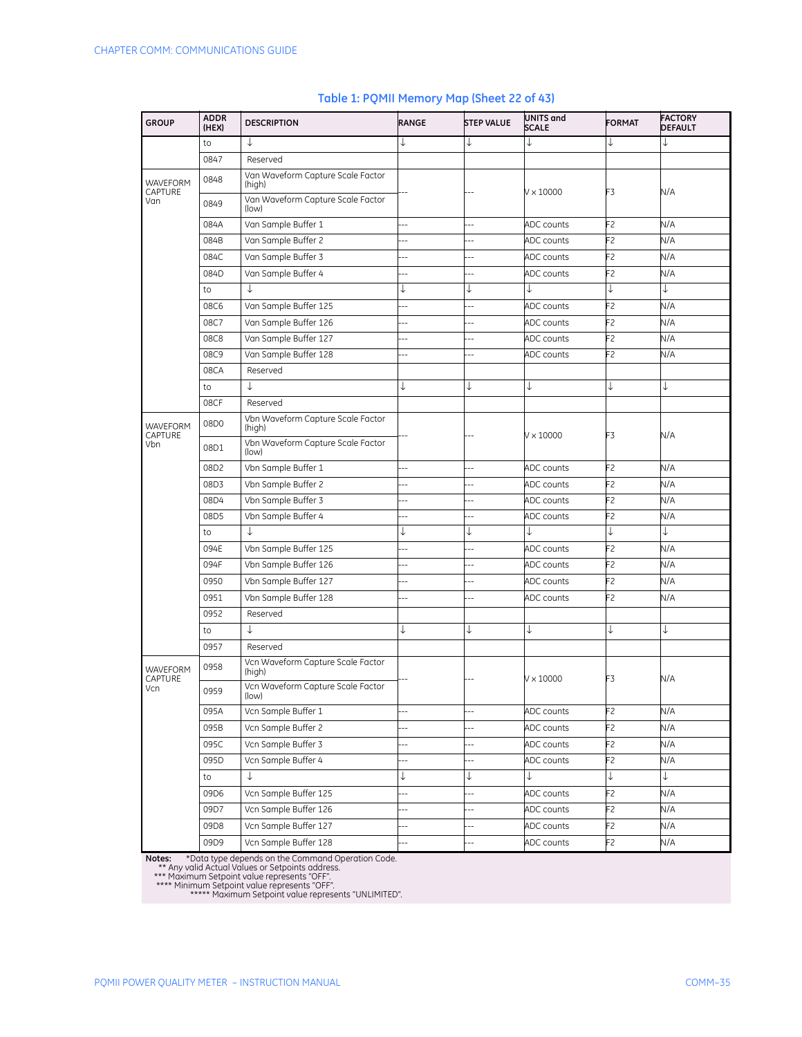## Table 1: PQMII Memory Map (Sheet 22 of 43)

| GROUP | ADDR (HEX) | DESCRIPTION | RANGE | STEP VALUE | UNITS and SCALE | FORMAT | FACTORY DEFAULT |
|---|---|---|---|---|---|---|---|
| | to | ↓ | ↓ | ↓ | ↓ | ↓ | ↓ |
| | 0847 | Reserved | | | | | |
| WAVEFORM CAPTURE Van | 0848 | Van Waveform Capture Scale Factor (high) | --- | --- | V x 10000 | F3 | N/A |
| | 0849 | Van Waveform Capture Scale Factor (low) | | | | | |
| | 084A | Van Sample Buffer 1 | --- | --- | ADC counts | F2 | N/A |
| | 084B | Van Sample Buffer 2 | --- | --- | ADC counts | F2 | N/A |
| | 084C | Van Sample Buffer 3 | --- | --- | ADC counts | F2 | N/A |
| | 084D | Van Sample Buffer 4 | --- | --- | ADC counts | F2 | N/A |
| | to | ↓ | ↓ | ↓ | ↓ | ↓ | ↓ |
| | 08C6 | Van Sample Buffer 125 | --- | --- | ADC counts | F2 | N/A |
| | 08C7 | Van Sample Buffer 126 | --- | --- | ADC counts | F2 | N/A |
| | 08C8 | Van Sample Buffer 127 | --- | --- | ADC counts | F2 | N/A |
| | 08C9 | Van Sample Buffer 128 | --- | --- | ADC counts | F2 | N/A |
| | 08CA | Reserved | | | | | |
| | to | ↓ | ↓ | ↓ | ↓ | ↓ | ↓ |
| | 08CF | Reserved | | | | | |
| WAVEFORM CAPTURE Vbn | 08D0 | Vbn Waveform Capture Scale Factor (high) | --- | --- | V x 10000 | F3 | N/A |
| | 08D1 | Vbn Waveform Capture Scale Factor (low) | | | | | |
| | 08D2 | Vbn Sample Buffer 1 | --- | --- | ADC counts | F2 | N/A |
| | 08D3 | Vbn Sample Buffer 2 | --- | --- | ADC counts | F2 | N/A |
| | 08D4 | Vbn Sample Buffer 3 | --- | --- | ADC counts | F2 | N/A |
| | 08D5 | Vbn Sample Buffer 4 | --- | --- | ADC counts | F2 | N/A |
| | to | ↓ | ↓ | ↓ | ↓ | ↓ | ↓ |
| | 094E | Vbn Sample Buffer 125 | --- | --- | ADC counts | F2 | N/A |
| | 094F | Vbn Sample Buffer 126 | --- | --- | ADC counts | F2 | N/A |
| | 0950 | Vbn Sample Buffer 127 | --- | --- | ADC counts | F2 | N/A |
| | 0951 | Vbn Sample Buffer 128 | --- | --- | ADC counts | F2 | N/A |
| | 0952 | Reserved | | | | | |
| | to | ↓ | ↓ | ↓ | ↓ | ↓ | ↓ |
| | 0957 | Reserved | | | | | |
| WAVEFORM CAPTURE Vcn | 0958 | Vcn Waveform Capture Scale Factor (high) | --- | --- | V x 10000 | F3 | N/A |
| | 0959 | Vcn Waveform Capture Scale Factor (low) | | | | | |
| | 095A | Vcn Sample Buffer 1 | --- | --- | ADC counts | F2 | N/A |
| | 095B | Vcn Sample Buffer 2 | --- | --- | ADC counts | F2 | N/A |
| | 095C | Vcn Sample Buffer 3 | --- | --- | ADC counts | F2 | N/A |
| | 095D | Vcn Sample Buffer 4 | --- | --- | ADC counts | F2 | N/A |
| | to | ↓ | ↓ | ↓ | ↓ | ↓ | ↓ |
| | 09D6 | Vcn Sample Buffer 125 | --- | --- | ADC counts | F2 | N/A |
| | 09D7 | Vcn Sample Buffer 126 | --- | --- | ADC counts | F2 | N/A |
| | 09D8 | Vcn Sample Buffer 127 | --- | --- | ADC counts | F2 | N/A |
| | 09D9 | Vcn Sample Buffer 128 | --- | --- | ADC counts | F2 | N/A |

**Notes:** *Data type depends on the Command Operation Code.
** Any valid Actual Values or Setpoints address.
*** Maximum Setpoint value represents "OFF".
**** Minimum Setpoint value represents "OFF".
***** Maximum Setpoint value represents "UNLIMITED".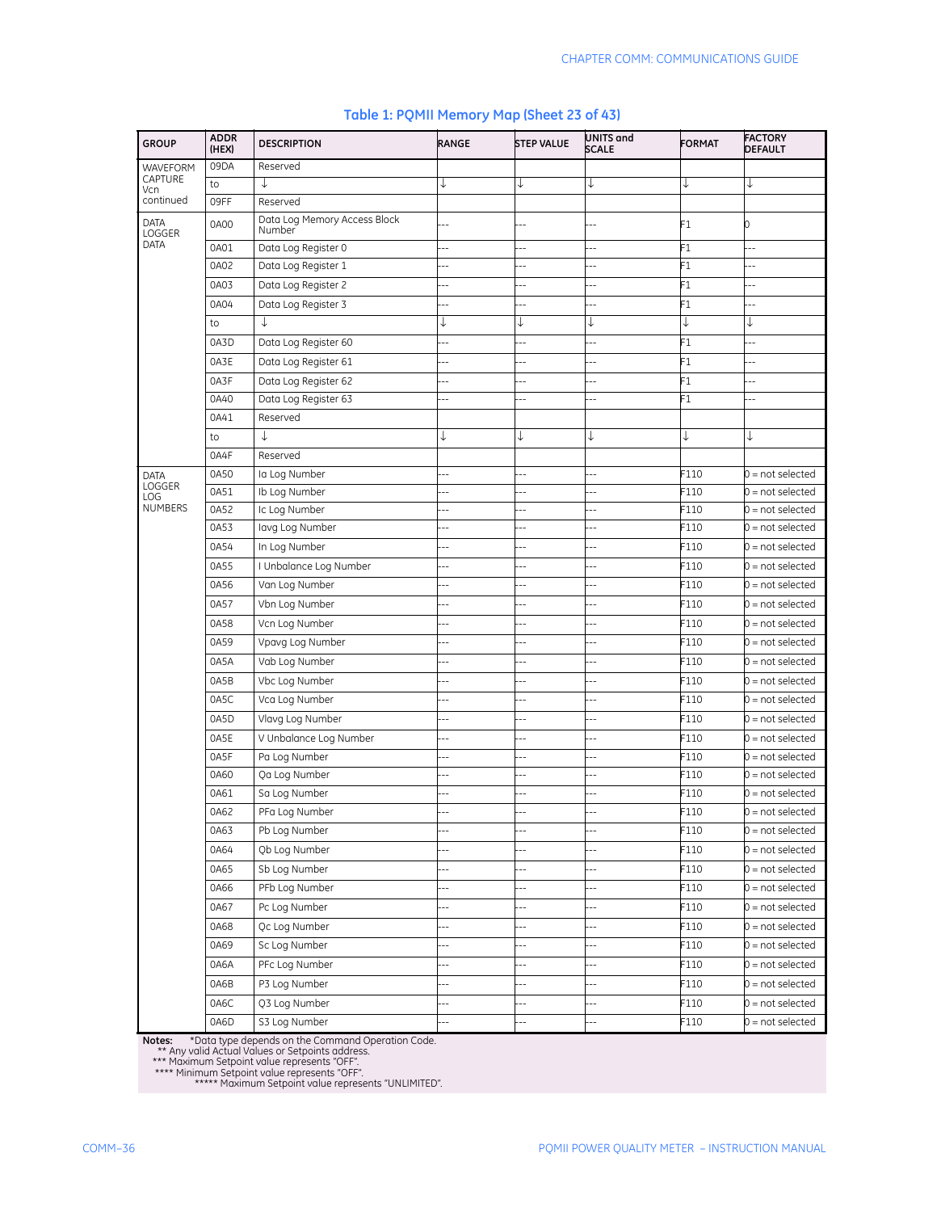**Table 1: PQMII Memory Map (Sheet 23 of 43)**

| GROUP | ADDR (HEX) | DESCRIPTION | RANGE | STEP VALUE | UNITS and SCALE | FORMAT | FACTORY DEFAULT |
|---|---|---|---|---|---|---|---|
| WAVEFORM CAPTURE Vcn continued | 09DA | Reserved | | | | | |
| | to | ↓ | ↓ | ↓ | ↓ | ↓ | ↓ |
| | 09FF | Reserved | | | | | |
| DATA LOGGER DATA | 0A00 | Data Log Memory Access Block Number | --- | --- | --- | F1 | 0 |
| | 0A01 | Data Log Register 0 | --- | --- | --- | F1 | --- |
| | 0A02 | Data Log Register 1 | --- | --- | --- | F1 | --- |
| | 0A03 | Data Log Register 2 | --- | --- | --- | F1 | --- |
| | 0A04 | Data Log Register 3 | --- | --- | --- | F1 | --- |
| | to | ↓ | ↓ | ↓ | ↓ | ↓ | ↓ |
| | 0A3D | Data Log Register 60 | --- | --- | --- | F1 | --- |
| | 0A3E | Data Log Register 61 | --- | --- | --- | F1 | --- |
| | 0A3F | Data Log Register 62 | --- | --- | --- | F1 | --- |
| | 0A40 | Data Log Register 63 | --- | --- | --- | F1 | --- |
| | 0A41 | Reserved | | | | | |
| | to | ↓ | ↓ | ↓ | ↓ | ↓ | ↓ |
| | 0A4F | Reserved | | | | | |
| DATA LOGGER LOG NUMBERS | 0A50 | Ia Log Number | --- | --- | --- | F110 | 0 = not selected |
| | 0A51 | Ib Log Number | --- | --- | --- | F110 | 0 = not selected |
| | 0A52 | Ic Log Number | --- | --- | --- | F110 | 0 = not selected |
| | 0A53 | Iavg Log Number | --- | --- | --- | F110 | 0 = not selected |
| | 0A54 | In Log Number | --- | --- | --- | F110 | 0 = not selected |
| | 0A55 | I Unbalance Log Number | --- | --- | --- | F110 | 0 = not selected |
| | 0A56 | Van Log Number | --- | --- | --- | F110 | 0 = not selected |
| | 0A57 | Vbn Log Number | --- | --- | --- | F110 | 0 = not selected |
| | 0A58 | Vcn Log Number | --- | --- | --- | F110 | 0 = not selected |
| | 0A59 | Vpavg Log Number | --- | --- | --- | F110 | 0 = not selected |
| | 0A5A | Vab Log Number | --- | --- | --- | F110 | 0 = not selected |
| | 0A5B | Vbc Log Number | --- | --- | --- | F110 | 0 = not selected |
| | 0A5C | Vca Log Number | --- | --- | --- | F110 | 0 = not selected |
| | 0A5D | Vlavg Log Number | --- | --- | --- | F110 | 0 = not selected |
| | 0A5E | V Unbalance Log Number | --- | --- | --- | F110 | 0 = not selected |
| | 0A5F | Pa Log Number | --- | --- | --- | F110 | 0 = not selected |
| | 0A60 | Qa Log Number | --- | --- | --- | F110 | 0 = not selected |
| | 0A61 | Sa Log Number | --- | --- | --- | F110 | 0 = not selected |
| | 0A62 | PFa Log Number | --- | --- | --- | F110 | 0 = not selected |
| | 0A63 | Pb Log Number | --- | --- | --- | F110 | 0 = not selected |
| | 0A64 | Qb Log Number | --- | --- | --- | F110 | 0 = not selected |
| | 0A65 | Sb Log Number | --- | --- | --- | F110 | 0 = not selected |
| | 0A66 | PFb Log Number | --- | --- | --- | F110 | 0 = not selected |
| | 0A67 | Pc Log Number | --- | --- | --- | F110 | 0 = not selected |
| | 0A68 | Qc Log Number | --- | --- | --- | F110 | 0 = not selected |
| | 0A69 | Sc Log Number | --- | --- | --- | F110 | 0 = not selected |
| | 0A6A | PFc Log Number | --- | --- | --- | F110 | 0 = not selected |
| | 0A6B | P3 Log Number | --- | --- | --- | F110 | 0 = not selected |
| | 0A6C | Q3 Log Number | --- | --- | --- | F110 | 0 = not selected |
| | 0A6D | S3 Log Number | --- | --- | --- | F110 | 0 = not selected |

**Notes:** *Data type depends on the Command Operation Code.
** Any valid Actual Values or Setpoints address.
*** Maximum Setpoint value represents "OFF".
**** Minimum Setpoint value represents "OFF".
***** Maximum Setpoint value represents "UNLIMITED".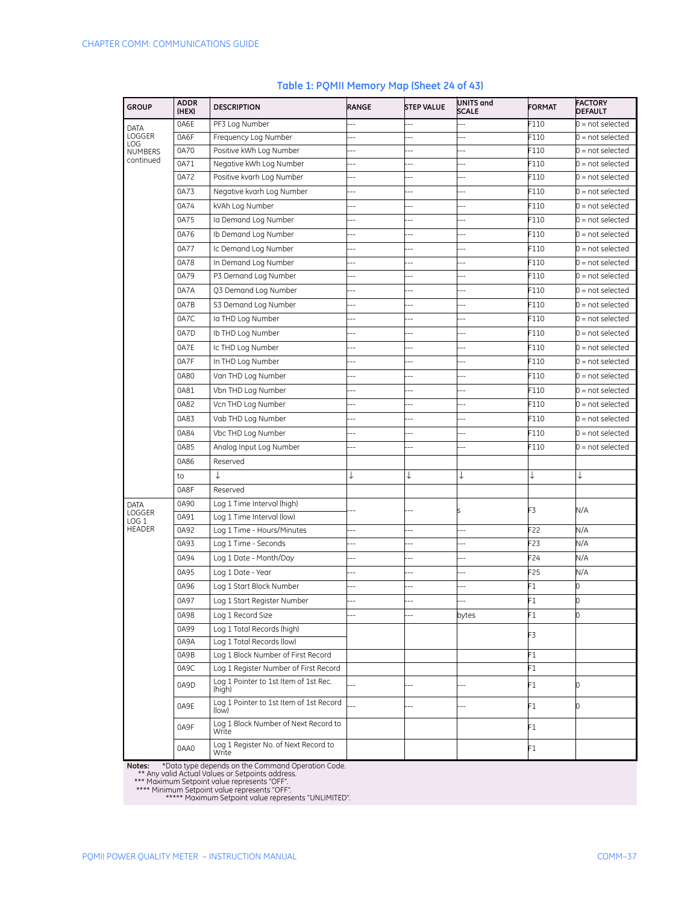**Table 1: PQMII Memory Map (Sheet 24 of 43)**

| GROUP | ADDR (HEX) | DESCRIPTION | RANGE | STEP VALUE | UNITS and SCALE | FORMAT | FACTORY DEFAULT |
|---|---|---|---|---|---|---|---|
| DATA LOGGER LOG NUMBERS continued | 0A6E | PF3 Log Number | --- | --- | --- | F110 | 0 = not selected |
| | 0A6F | Frequency Log Number | --- | --- | --- | F110 | 0 = not selected |
| | 0A70 | Positive kWh Log Number | --- | --- | --- | F110 | 0 = not selected |
| | 0A71 | Negative kWh Log Number | --- | --- | --- | F110 | 0 = not selected |
| | 0A72 | Positive kvarh Log Number | --- | --- | --- | F110 | 0 = not selected |
| | 0A73 | Negative kvarh Log Number | --- | --- | --- | F110 | 0 = not selected |
| | 0A74 | kVAh Log Number | --- | --- | --- | F110 | 0 = not selected |
| | 0A75 | Ia Demand Log Number | --- | --- | --- | F110 | 0 = not selected |
| | 0A76 | Ib Demand Log Number | --- | --- | --- | F110 | 0 = not selected |
| | 0A77 | Ic Demand Log Number | --- | --- | --- | F110 | 0 = not selected |
| | 0A78 | In Demand Log Number | --- | --- | --- | F110 | 0 = not selected |
| | 0A79 | P3 Demand Log Number | --- | --- | --- | F110 | 0 = not selected |
| | 0A7A | Q3 Demand Log Number | --- | --- | --- | F110 | 0 = not selected |
| | 0A7B | S3 Demand Log Number | --- | --- | --- | F110 | 0 = not selected |
| | 0A7C | Ia THD Log Number | --- | --- | --- | F110 | 0 = not selected |
| | 0A7D | Ib THD Log Number | --- | --- | --- | F110 | 0 = not selected |
| | 0A7E | Ic THD Log Number | --- | --- | --- | F110 | 0 = not selected |
| | 0A7F | In THD Log Number | --- | --- | --- | F110 | 0 = not selected |
| | 0A80 | Van THD Log Number | --- | --- | --- | F110 | 0 = not selected |
| | 0A81 | Vbn THD Log Number | --- | --- | --- | F110 | 0 = not selected |
| | 0A82 | Vcn THD Log Number | --- | --- | --- | F110 | 0 = not selected |
| | 0A83 | Vab THD Log Number | --- | --- | --- | F110 | 0 = not selected |
| | 0A84 | Vbc THD Log Number | --- | --- | --- | F110 | 0 = not selected |
| | 0A85 | Analog Input Log Number | --- | --- | --- | F110 | 0 = not selected |
| | 0A86 | Reserved | | | | | |
| | to | ↓ | ↓ | ↓ | ↓ | ↓ | ↓ |
| | 0A8F | Reserved | | | | | |
| DATA LOGGER LOG 1 HEADER | 0A90 | Log 1 Time Interval (high) | --- | --- | s | F3 | N/A |
| | 0A91 | Log 1 Time Interval (low) | | | | | |
| | 0A92 | Log 1 Time - Hours/Minutes | --- | --- | --- | F22 | N/A |
| | 0A93 | Log 1 Time - Seconds | --- | --- | --- | F23 | N/A |
| | 0A94 | Log 1 Date - Month/Day | --- | --- | --- | F24 | N/A |
| | 0A95 | Log 1 Date - Year | --- | --- | --- | F25 | N/A |
| | 0A96 | Log 1 Start Block Number | --- | --- | --- | F1 | 0 |
| | 0A97 | Log 1 Start Register Number | --- | --- | --- | F1 | 0 |
| | 0A98 | Log 1 Record Size | --- | --- | bytes | F1 | 0 |
| | 0A99 | Log 1 Total Records (high) | | | | F3 | |
| | 0A9A | Log 1 Total Records (low) | | | | | |
| | 0A9B | Log 1 Block Number of First Record | | | | F1 | |
| | 0A9C | Log 1 Register Number of First Record | | | | F1 | |
| | 0A9D | Log 1 Pointer to 1st Item of 1st Rec. (high) | --- | --- | --- | F1 | 0 |
| | 0A9E | Log 1 Pointer to 1st Item of 1st Record (low) | --- | --- | --- | F1 | 0 |
| | 0A9F | Log 1 Block Number of Next Record to Write | | | | F1 | |
| | 0AA0 | Log 1 Register No. of Next Record to Write | | | | F1 | |

**Notes:** *Data type depends on the Command Operation Code.
** Any valid Actual Values or Setpoints address.
*** Maximum Setpoint value represents "OFF".
**** Minimum Setpoint value represents "OFF".
***** Maximum Setpoint value represents "UNLIMITED".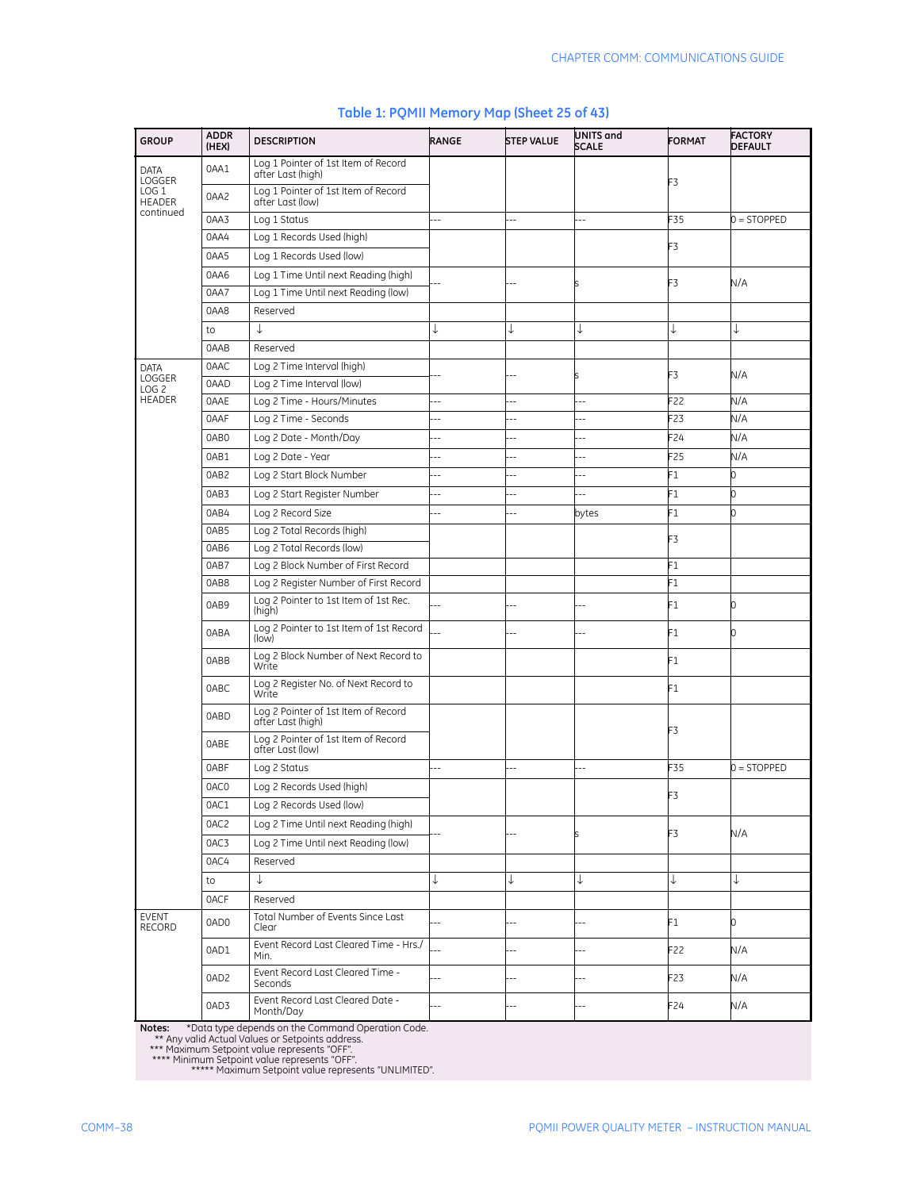**Table 1: PQMII Memory Map (Sheet 25 of 43)**

| GROUP | ADDR (HEX) | DESCRIPTION | RANGE | STEP VALUE | UNITS and SCALE | FORMAT | FACTORY DEFAULT |
|---|---|---|---|---|---|---|---|
| DATA LOGGER LOG 1 HEADER continued | 0AA1 | Log 1 Pointer of 1st Item of Record after Last (high) | | | | F3 | |
| | 0AA2 | Log 1 Pointer of 1st Item of Record after Last (low) | | | | | |
| | 0AA3 | Log 1 Status | --- | --- | --- | F35 | 0 = STOPPED |
| | 0AA4 | Log 1 Records Used (high) | | | | F3 | |
| | 0AA5 | Log 1 Records Used (low) | | | | | |
| | 0AA6 | Log 1 Time Until next Reading (high) | --- | --- | s | F3 | N/A |
| | 0AA7 | Log 1 Time Until next Reading (low) | | | | | |
| | 0AA8 | Reserved | | | | | |
| | to | ↓ | ↓ | ↓ | ↓ | ↓ | ↓ |
| | 0AAB | Reserved | | | | | |
| DATA LOGGER LOG 2 HEADER | 0AAC | Log 2 Time Interval (high) | --- | --- | s | F3 | N/A |
| | 0AAD | Log 2 Time Interval (low) | | | | | |
| | 0AAE | Log 2 Time - Hours/Minutes | --- | --- | --- | F22 | N/A |
| | 0AAF | Log 2 Time - Seconds | --- | --- | --- | F23 | N/A |
| | 0AB0 | Log 2 Date - Month/Day | --- | --- | --- | F24 | N/A |
| | 0AB1 | Log 2 Date - Year | --- | --- | --- | F25 | N/A |
| | 0AB2 | Log 2 Start Block Number | --- | --- | --- | F1 | 0 |
| | 0AB3 | Log 2 Start Register Number | --- | --- | --- | F1 | 0 |
| | 0AB4 | Log 2 Record Size | --- | --- | bytes | F1 | 0 |
| | 0AB5 | Log 2 Total Records (high) | | | | F3 | |
| | 0AB6 | Log 2 Total Records (low) | | | | | |
| | 0AB7 | Log 2 Block Number of First Record | | | | F1 | |
| | 0AB8 | Log 2 Register Number of First Record | | | | F1 | |
| | 0AB9 | Log 2 Pointer to 1st Item of 1st Rec. (high) | --- | --- | --- | F1 | 0 |
| | 0ABA | Log 2 Pointer to 1st Item of 1st Record (low) | --- | --- | --- | F1 | 0 |
| | 0ABB | Log 2 Block Number of Next Record to Write | | | | F1 | |
| | 0ABC | Log 2 Register No. of Next Record to Write | | | | F1 | |
| | 0ABD | Log 2 Pointer of 1st Item of Record after Last (high) | | | | F3 | |
| | 0ABE | Log 2 Pointer of 1st Item of Record after Last (low) | | | | | |
| | 0ABF | Log 2 Status | --- | --- | --- | F35 | 0 = STOPPED |
| | 0AC0 | Log 2 Records Used (high) | | | | F3 | |
| | 0AC1 | Log 2 Records Used (low) | | | | | |
| | 0AC2 | Log 2 Time Until next Reading (high) | --- | --- | s | F3 | N/A |
| | 0AC3 | Log 2 Time Until next Reading (low) | | | | | |
| | 0AC4 | Reserved | | | | | |
| | to | ↓ | ↓ | ↓ | ↓ | ↓ | ↓ |
| | 0ACF | Reserved | | | | | |
| EVENT RECORD | 0AD0 | Total Number of Events Since Last Clear | --- | --- | --- | F1 | 0 |
| | 0AD1 | Event Record Last Cleared Time - Hrs./ Min. | --- | --- | --- | F22 | N/A |
| | 0AD2 | Event Record Last Cleared Time - Seconds | --- | --- | --- | F23 | N/A |
| | 0AD3 | Event Record Last Cleared Date - Month/Day | --- | --- | --- | F24 | N/A |

**Notes:** *Data type depends on the Command Operation Code.
** Any valid Actual Values or Setpoints address.
*** Maximum Setpoint value represents "OFF".
**** Minimum Setpoint value represents "OFF".
***** Maximum Setpoint value represents "UNLIMITED".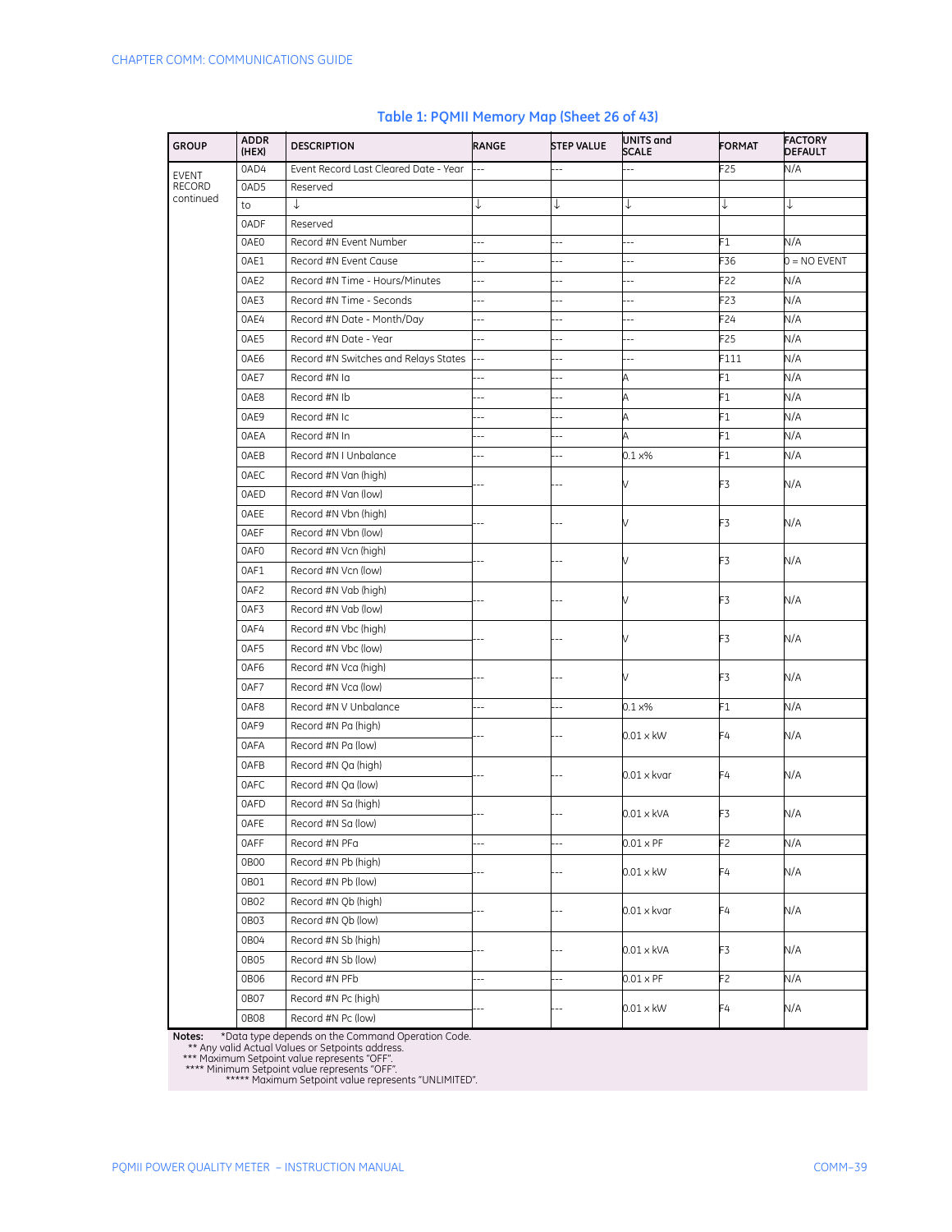### Table 1: PQMII Memory Map (Sheet 26 of 43)

| GROUP | ADDR (HEX) | DESCRIPTION | RANGE | STEP VALUE | UNITS and SCALE | FORMAT | FACTORY DEFAULT |
|---|---|---|---|---|---|---|---|
| EVENT RECORD continued | 0AD4 | Event Record Last Cleared Date - Year | --- | --- | --- | F25 | N/A |
| | 0AD5 | Reserved | | | | | |
| | to | ↓ | ↓ | ↓ | ↓ | ↓ | ↓ |
| | 0ADF | Reserved | | | | | |
| | 0AE0 | Record #N Event Number | --- | --- | --- | F1 | N/A |
| | 0AE1 | Record #N Event Cause | --- | --- | --- | F36 | 0 = NO EVENT |
| | 0AE2 | Record #N Time - Hours/Minutes | --- | --- | --- | F22 | N/A |
| | 0AE3 | Record #N Time - Seconds | --- | --- | --- | F23 | N/A |
| | 0AE4 | Record #N Date - Month/Day | --- | --- | --- | F24 | N/A |
| | 0AE5 | Record #N Date - Year | --- | --- | --- | F25 | N/A |
| | 0AE6 | Record #N Switches and Relays States | --- | --- | --- | F111 | N/A |
| | 0AE7 | Record #N Ia | --- | --- | A | F1 | N/A |
| | 0AE8 | Record #N Ib | --- | --- | A | F1 | N/A |
| | 0AE9 | Record #N Ic | --- | --- | A | F1 | N/A |
| | 0AEA | Record #N In | --- | --- | A | F1 | N/A |
| | 0AEB | Record #N I Unbalance | --- | --- | 0.1 x% | F1 | N/A |
| | 0AEC | Record #N Van (high) | --- | --- | V | F3 | N/A |
| | 0AED | Record #N Van (low) | | | | | |
| | 0AEE | Record #N Vbn (high) | --- | --- | V | F3 | N/A |
| | 0AEF | Record #N Vbn (low) | | | | | |
| | 0AF0 | Record #N Vcn (high) | --- | --- | V | F3 | N/A |
| | 0AF1 | Record #N Vcn (low) | | | | | |
| | 0AF2 | Record #N Vab (high) | --- | --- | V | F3 | N/A |
| | 0AF3 | Record #N Vab (low) | | | | | |
| | 0AF4 | Record #N Vbc (high) | --- | --- | V | F3 | N/A |
| | 0AF5 | Record #N Vbc (low) | | | | | |
| | 0AF6 | Record #N Vca (high) | --- | --- | V | F3 | N/A |
| | 0AF7 | Record #N Vca (low) | | | | | |
| | 0AF8 | Record #N V Unbalance | --- | --- | 0.1 x% | F1 | N/A |
| | 0AF9 | Record #N Pa (high) | --- | --- | 0.01 x kW | F4 | N/A |
| | 0AFA | Record #N Pa (low) | | | | | |
| | 0AFB | Record #N Qa (high) | --- | --- | 0.01 x kvar | F4 | N/A |
| | 0AFC | Record #N Qa (low) | | | | | |
| | 0AFD | Record #N Sa (high) | --- | --- | 0.01 x kVA | F3 | N/A |
| | 0AFE | Record #N Sa (low) | | | | | |
| | 0AFF | Record #N PFa | --- | --- | 0.01 x PF | F2 | N/A |
| | 0B00 | Record #N Pb (high) | --- | --- | 0.01 x kW | F4 | N/A |
| | 0B01 | Record #N Pb (low) | | | | | |
| | 0B02 | Record #N Qb (high) | --- | --- | 0.01 x kvar | F4 | N/A |
| | 0B03 | Record #N Qb (low) | | | | | |
| | 0B04 | Record #N Sb (high) | --- | --- | 0.01 x kVA | F3 | N/A |
| | 0B05 | Record #N Sb (low) | | | | | |
| | 0B06 | Record #N PFb | --- | --- | 0.01 x PF | F2 | N/A |
| | 0B07 | Record #N Pc (high) | --- | --- | 0.01 x kW | F4 | N/A |
| | 0B08 | Record #N Pc (low) | | | | | |

**Notes:** *Data type depends on the Command Operation Code.
** Any valid Actual Values or Setpoints address.
*** Maximum Setpoint value represents "OFF".
**** Minimum Setpoint value represents "OFF".
***** Maximum Setpoint value represents "UNLIMITED".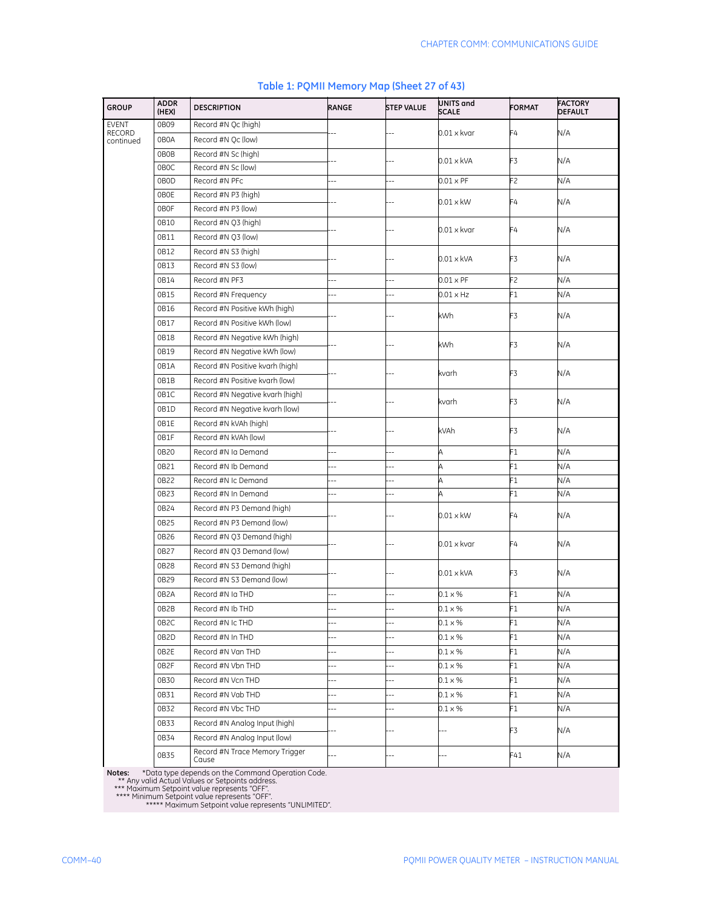## Table 1: PQMII Memory Map (Sheet 27 of 43)

| GROUP | ADDR (HEX) | DESCRIPTION | RANGE | STEP VALUE | UNITS and SCALE | FORMAT | FACTORY DEFAULT |
|---|---|---|---|---|---|---|---|
| EVENT RECORD continued | 0B09 | Record #N Qc (high) | --- | --- | 0.01 × kvar | F4 | N/A |
| | 0B0A | Record #N Qc (low) | | | | | |
| | 0B0B | Record #N Sc (high) | --- | --- | 0.01 × kVA | F3 | N/A |
| | 0B0C | Record #N Sc (low) | | | | | |
| | 0B0D | Record #N PFc | --- | --- | 0.01 × PF | F2 | N/A |
| | 0B0E | Record #N P3 (high) | --- | --- | 0.01 × kW | F4 | N/A |
| | 0B0F | Record #N P3 (low) | | | | | |
| | 0B10 | Record #N Q3 (high) | --- | --- | 0.01 × kvar | F4 | N/A |
| | 0B11 | Record #N Q3 (low) | | | | | |
| | 0B12 | Record #N S3 (high) | --- | --- | 0.01 × kVA | F3 | N/A |
| | 0B13 | Record #N S3 (low) | | | | | |
| | 0B14 | Record #N PF3 | --- | --- | 0.01 × PF | F2 | N/A |
| | 0B15 | Record #N Frequency | --- | --- | 0.01 × Hz | F1 | N/A |
| | 0B16 | Record #N Positive kWh (high) | --- | --- | kWh | F3 | N/A |
| | 0B17 | Record #N Positive kWh (low) | | | | | |
| | 0B18 | Record #N Negative kWh (high) | --- | --- | kWh | F3 | N/A |
| | 0B19 | Record #N Negative kWh (low) | | | | | |
| | 0B1A | Record #N Positive kvarh (high) | --- | --- | kvarh | F3 | N/A |
| | 0B1B | Record #N Positive kvarh (low) | | | | | |
| | 0B1C | Record #N Negative kvarh (high) | --- | --- | kvarh | F3 | N/A |
| | 0B1D | Record #N Negative kvarh (low) | | | | | |
| | 0B1E | Record #N kVAh (high) | --- | --- | kVAh | F3 | N/A |
| | 0B1F | Record #N kVAh (low) | | | | | |
| | 0B20 | Record #N Ia Demand | --- | --- | A | F1 | N/A |
| | 0B21 | Record #N Ib Demand | --- | --- | A | F1 | N/A |
| | 0B22 | Record #N Ic Demand | --- | --- | A | F1 | N/A |
| | 0B23 | Record #N In Demand | --- | --- | A | F1 | N/A |
| | 0B24 | Record #N P3 Demand (high) | --- | --- | 0.01 × kW | F4 | N/A |
| | 0B25 | Record #N P3 Demand (low) | | | | | |
| | 0B26 | Record #N Q3 Demand (high) | --- | --- | 0.01 × kvar | F4 | N/A |
| | 0B27 | Record #N Q3 Demand (low) | | | | | |
| | 0B28 | Record #N S3 Demand (high) | --- | --- | 0.01 × kVA | F3 | N/A |
| | 0B29 | Record #N S3 Demand (low) | | | | | |
| | 0B2A | Record #N Ia THD | --- | --- | 0.1 × % | F1 | N/A |
| | 0B2B | Record #N Ib THD | --- | --- | 0.1 × % | F1 | N/A |
| | 0B2C | Record #N Ic THD | --- | --- | 0.1 × % | F1 | N/A |
| | 0B2D | Record #N In THD | --- | --- | 0.1 × % | F1 | N/A |
| | 0B2E | Record #N Van THD | --- | --- | 0.1 × % | F1 | N/A |
| | 0B2F | Record #N Vbn THD | --- | --- | 0.1 × % | F1 | N/A |
| | 0B30 | Record #N Vcn THD | --- | --- | 0.1 × % | F1 | N/A |
| | 0B31 | Record #N Vab THD | --- | --- | 0.1 × % | F1 | N/A |
| | 0B32 | Record #N Vbc THD | --- | --- | 0.1 × % | F1 | N/A |
| | 0B33 | Record #N Analog Input (high) | --- | --- | --- | F3 | N/A |
| | 0B34 | Record #N Analog Input (low) | | | | | |
| | 0B35 | Record #N Trace Memory Trigger Cause | --- | --- | --- | F41 | N/A |

**Notes:** *Data type depends on the Command Operation Code.
** Any valid Actual Values or Setpoints address.
*** Maximum Setpoint value represents "OFF".
**** Minimum Setpoint value represents "OFF".
***** Maximum Setpoint value represents "UNLIMITED".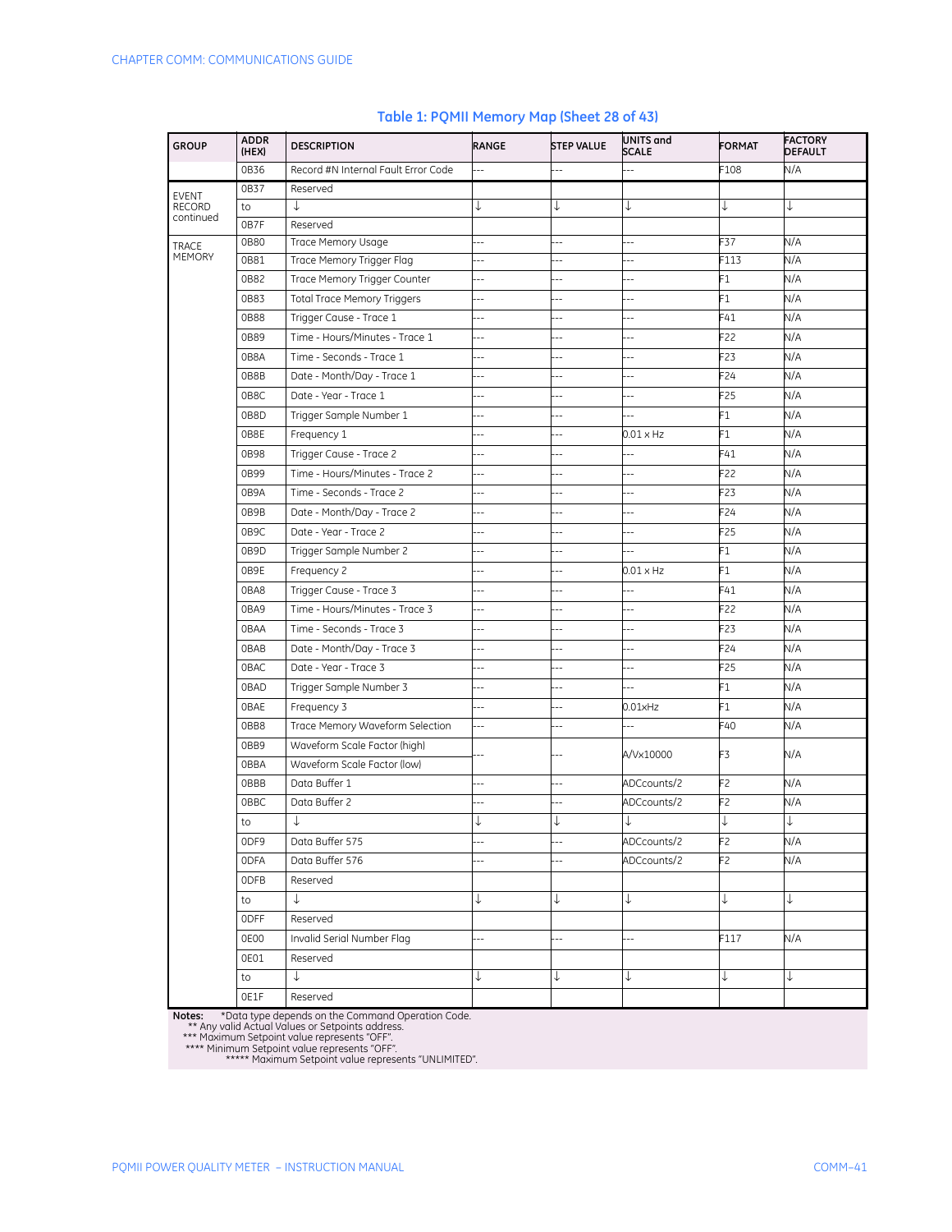## Table 1: PQMII Memory Map (Sheet 28 of 43)

| GROUP | ADDR (HEX) | DESCRIPTION | RANGE | STEP VALUE | UNITS and SCALE | FORMAT | FACTORY DEFAULT |
|---|---|---|---|---|---|---|---|
| | 0B36 | Record #N Internal Fault Error Code | --- | --- | --- | F108 | N/A |
| EVENT RECORD continued | 0B37 | Reserved | | | | | |
| | to | ↓ | ↓ | ↓ | ↓ | ↓ | ↓ |
| | 0B7F | Reserved | | | | | |
| TRACE MEMORY | 0B80 | Trace Memory Usage | --- | --- | --- | F37 | N/A |
| | 0B81 | Trace Memory Trigger Flag | --- | --- | --- | F113 | N/A |
| | 0B82 | Trace Memory Trigger Counter | --- | --- | --- | F1 | N/A |
| | 0B83 | Total Trace Memory Triggers | --- | --- | --- | F1 | N/A |
| | 0B88 | Trigger Cause - Trace 1 | --- | --- | --- | F41 | N/A |
| | 0B89 | Time - Hours/Minutes - Trace 1 | --- | --- | --- | F22 | N/A |
| | 0B8A | Time - Seconds - Trace 1 | --- | --- | --- | F23 | N/A |
| | 0B8B | Date - Month/Day - Trace 1 | --- | --- | --- | F24 | N/A |
| | 0B8C | Date - Year - Trace 1 | --- | --- | --- | F25 | N/A |
| | 0B8D | Trigger Sample Number 1 | --- | --- | --- | F1 | N/A |
| | 0B8E | Frequency 1 | --- | --- | 0.01 × Hz | F1 | N/A |
| | 0B98 | Trigger Cause - Trace 2 | --- | --- | --- | F41 | N/A |
| | 0B99 | Time - Hours/Minutes - Trace 2 | --- | --- | --- | F22 | N/A |
| | 0B9A | Time - Seconds - Trace 2 | --- | --- | --- | F23 | N/A |
| | 0B9B | Date - Month/Day - Trace 2 | --- | --- | --- | F24 | N/A |
| | 0B9C | Date - Year - Trace 2 | --- | --- | --- | F25 | N/A |
| | 0B9D | Trigger Sample Number 2 | --- | --- | --- | F1 | N/A |
| | 0B9E | Frequency 2 | --- | --- | 0.01 × Hz | F1 | N/A |
| | 0BA8 | Trigger Cause - Trace 3 | --- | --- | --- | F41 | N/A |
| | 0BA9 | Time - Hours/Minutes - Trace 3 | --- | --- | --- | F22 | N/A |
| | 0BAA | Time - Seconds - Trace 3 | --- | --- | --- | F23 | N/A |
| | 0BAB | Date - Month/Day - Trace 3 | --- | --- | --- | F24 | N/A |
| | 0BAC | Date - Year - Trace 3 | --- | --- | --- | F25 | N/A |
| | 0BAD | Trigger Sample Number 3 | --- | --- | --- | F1 | N/A |
| | 0BAE | Frequency 3 | --- | --- | 0.01xHz | F1 | N/A |
| | 0BB8 | Trace Memory Waveform Selection | --- | --- | --- | F40 | N/A |
| | 0BB9 | Waveform Scale Factor (high) | --- | --- | A/Vx10000 | F3 | N/A |
| | 0BBA | Waveform Scale Factor (low) | | | | | |
| | 0BBB | Data Buffer 1 | --- | --- | ADCcounts/2 | F2 | N/A |
| | 0BBC | Data Buffer 2 | --- | --- | ADCcounts/2 | F2 | N/A |
| | to | ↓ | ↓ | ↓ | ↓ | ↓ | ↓ |
| | 0DF9 | Data Buffer 575 | --- | --- | ADCcounts/2 | F2 | N/A |
| | 0DFA | Data Buffer 576 | --- | --- | ADCcounts/2 | F2 | N/A |
| | 0DFB | Reserved | | | | | |
| | to | ↓ | ↓ | ↓ | ↓ | ↓ | ↓ |
| | 0DFF | Reserved | | | | | |
| | 0E00 | Invalid Serial Number Flag | --- | --- | --- | F117 | N/A |
| | 0E01 | Reserved | | | | | |
| | to | ↓ | ↓ | ↓ | ↓ | ↓ | ↓ |
| | 0E1F | Reserved | | | | | |

**Notes:** *Data type depends on the Command Operation Code.
** Any valid Actual Values or Setpoints address.
*** Maximum Setpoint value represents "OFF".
**** Minimum Setpoint value represents "OFF".
***** Maximum Setpoint value represents "UNLIMITED".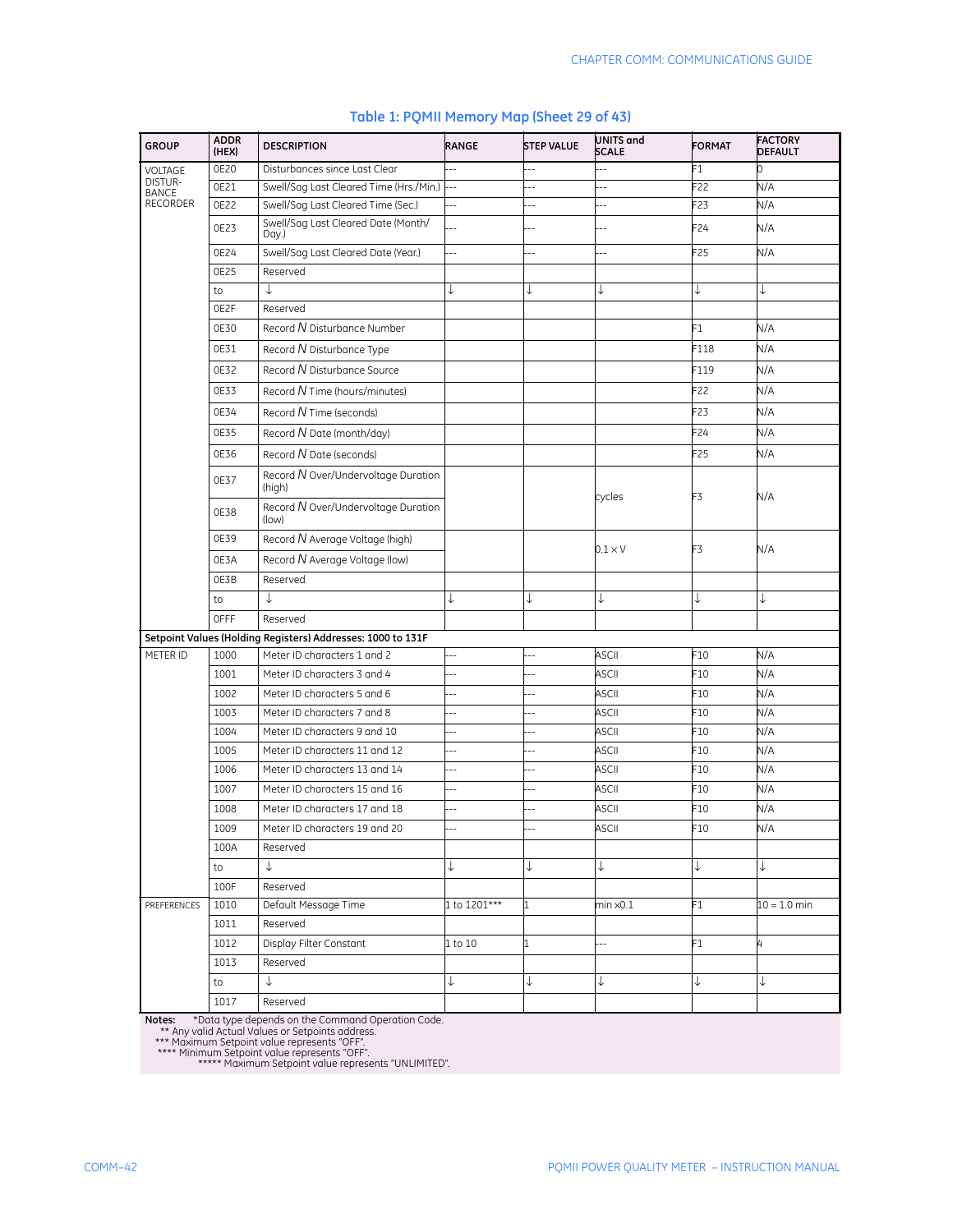## Table 1: PQMII Memory Map (Sheet 29 of 43)

| GROUP | ADDR (HEX) | DESCRIPTION | RANGE | STEP VALUE | UNITS and SCALE | FORMAT | FACTORY DEFAULT |
|---|---|---|---|---|---|---|---|
| VOLTAGE DISTUR-BANCE RECORDER | 0E20 | Disturbances since Last Clear | --- | --- | --- | F1 | 0 |
| | 0E21 | Swell/Sag Last Cleared Time (Hrs./Min.) | --- | --- | --- | F22 | N/A |
| | 0E22 | Swell/Sag Last Cleared Time (Sec.) | --- | --- | --- | F23 | N/A |
| | 0E23 | Swell/Sag Last Cleared Date (Month/ Day.) | --- | --- | --- | F24 | N/A |
| | 0E24 | Swell/Sag Last Cleared Date (Year.) | --- | --- | --- | F25 | N/A |
| | 0E25 | Reserved | | | | | |
| | to | ↓ | ↓ | ↓ | ↓ | ↓ | ↓ |
| | 0E2F | Reserved | | | | | |
| | 0E30 | Record *N* Disturbance Number | | | | F1 | N/A |
| | 0E31 | Record *N* Disturbance Type | | | | F118 | N/A |
| | 0E32 | Record *N* Disturbance Source | | | | F119 | N/A |
| | 0E33 | Record *N* Time (hours/minutes) | | | | F22 | N/A |
| | 0E34 | Record *N* Time (seconds) | | | | F23 | N/A |
| | 0E35 | Record *N* Date (month/day) | | | | F24 | N/A |
| | 0E36 | Record *N* Date (seconds) | | | | F25 | N/A |
| | 0E37 | Record *N* Over/Undervoltage Duration (high) | | | cycles | F3 | N/A |
| | 0E38 | Record *N* Over/Undervoltage Duration (low) | | | | | |
| | 0E39 | Record *N* Average Voltage (high) | | | $0.1 \times V$ | F3 | N/A |
| | 0E3A | Record *N* Average Voltage (low) | | | | | |
| | 0E3B | Reserved | | | | | |
| | to | ↓ | ↓ | ↓ | ↓ | ↓ | ↓ |
| | 0FFF | Reserved | | | | | |
| **Setpoint Values (Holding Registers) Addresses: 1000 to 131F** | | | | | | | |
| METER ID | 1000 | Meter ID characters 1 and 2 | --- | --- | ASCII | F10 | N/A |
| | 1001 | Meter ID characters 3 and 4 | --- | --- | ASCII | F10 | N/A |
| | 1002 | Meter ID characters 5 and 6 | --- | --- | ASCII | F10 | N/A |
| | 1003 | Meter ID characters 7 and 8 | --- | --- | ASCII | F10 | N/A |
| | 1004 | Meter ID characters 9 and 10 | --- | --- | ASCII | F10 | N/A |
| | 1005 | Meter ID characters 11 and 12 | --- | --- | ASCII | F10 | N/A |
| | 1006 | Meter ID characters 13 and 14 | --- | --- | ASCII | F10 | N/A |
| | 1007 | Meter ID characters 15 and 16 | --- | --- | ASCII | F10 | N/A |
| | 1008 | Meter ID characters 17 and 18 | --- | --- | ASCII | F10 | N/A |
| | 1009 | Meter ID characters 19 and 20 | --- | --- | ASCII | F10 | N/A |
| | 100A | Reserved | | | | | |
| | to | ↓ | ↓ | ↓ | ↓ | ↓ | ↓ |
| | 100F | Reserved | | | | | |
| PREFERENCES | 1010 | Default Message Time | 1 to 1201*** | 1 | min x0.1 | F1 | 10 = 1.0 min |
| | 1011 | Reserved | | | | | |
| | 1012 | Display Filter Constant | 1 to 10 | 1 | --- | F1 | 4 |
| | 1013 | Reserved | | | | | |
| | to | ↓ | ↓ | ↓ | ↓ | ↓ | ↓ |
| | 1017 | Reserved | | | | | |

**Notes:** *Data type depends on the Command Operation Code.
** Any valid Actual Values or Setpoints address.
*** Maximum Setpoint value represents "OFF".
**** Minimum Setpoint value represents "OFF".
***** Maximum Setpoint value represents "UNLIMITED".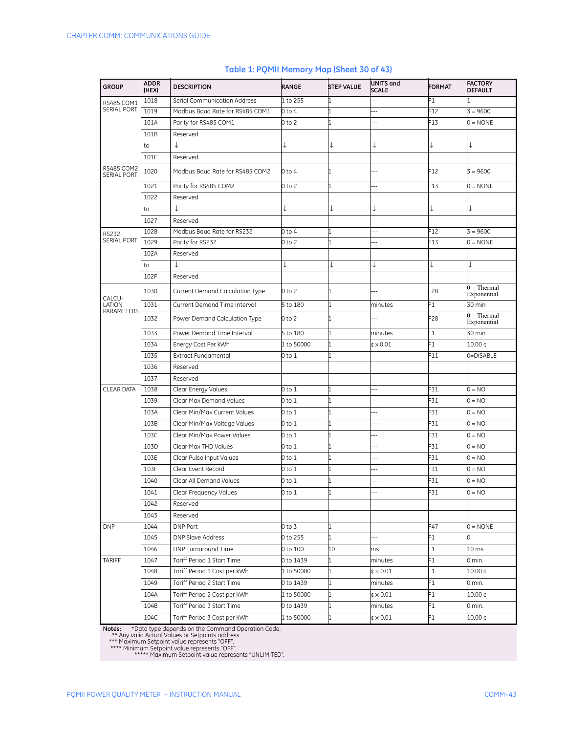## Table 1: PQMII Memory Map (Sheet 30 of 43)

| GROUP | ADDR (HEX) | DESCRIPTION | RANGE | STEP VALUE | UNITS and SCALE | FORMAT | FACTORY DEFAULT |
|---|---|---|---|---|---|---|---|
| RS485 COM1 SERIAL PORT | 1018 | Serial Communication Address | 1 to 255 | 1 | --- | F1 | 1 |
| | 1019 | Modbus Baud Rate for RS485 COM1 | 0 to 4 | 1 | --- | F12 | 3 = 9600 |
| | 101A | Parity for RS485 COM1 | 0 to 2 | 1 | --- | F13 | 0 = NONE |
| | 101B | Reserved | | | | | |
| | to | ↓ | ↓ | ↓ | ↓ | ↓ | ↓ |
| | 101F | Reserved | | | | | |
| RS485 COM2 SERIAL PORT | 1020 | Modbus Baud Rate for RS485 COM2 | 0 to 4 | 1 | --- | F12 | 3 = 9600 |
| | 1021 | Parity for RS485 COM2 | 0 to 2 | 1 | --- | F13 | 0 = NONE |
| | 1022 | Reserved | | | | | |
| | to | ↓ | ↓ | ↓ | ↓ | ↓ | ↓ |
| | 1027 | Reserved | | | | | |
| RS232 SERIAL PORT | 1028 | Modbus Baud Rate for RS232 | 0 to 4 | 1 | --- | F12 | 3 = 9600 |
| | 1029 | Parity for RS232 | 0 to 2 | 1 | --- | F13 | 0 = NONE |
| | 102A | Reserved | | | | | |
| | to | ↓ | ↓ | ↓ | ↓ | ↓ | ↓ |
| | 102F | Reserved | | | | | |
| CALCU-LATION PARAMETERS | 1030 | Current Demand Calculation Type | 0 to 2 | 1 | --- | F28 | 0 = Thermal Exponential |
| | 1031 | Current Demand Time Interval | 5 to 180 | 1 | minutes | F1 | 30 min |
| | 1032 | Power Demand Calculation Type | 0 to 2 | 1 | --- | F28 | 0 = Thermal Exponential |
| | 1033 | Power Demand Time Interval | 5 to 180 | 1 | minutes | F1 | 30 min |
| | 1034 | Energy Cost Per kWh | 1 to 50000 | 1 | ¢ × 0.01 | F1 | 10.00 ¢ |
| | 1035 | Extract Fundamental | 0 to 1 | 1 | --- | F11 | 0=DISABLE |
| | 1036 | Reserved | | | | | |
| | 1037 | Reserved | | | | | |
| CLEAR DATA | 1038 | Clear Energy Values | 0 to 1 | 1 | --- | F31 | 0 = NO |
| | 1039 | Clear Max Demand Values | 0 to 1 | 1 | --- | F31 | 0 = NO |
| | 103A | Clear Min/Max Current Values | 0 to 1 | 1 | --- | F31 | 0 = NO |
| | 103B | Clear Min/Max Voltage Values | 0 to 1 | 1 | --- | F31 | 0 = NO |
| | 103C | Clear Min/Max Power Values | 0 to 1 | 1 | --- | F31 | 0 = NO |
| | 103D | Clear Max THD Values | 0 to 1 | 1 | --- | F31 | 0 = NO |
| | 103E | Clear Pulse Input Values | 0 to 1 | 1 | --- | F31 | 0 = NO |
| | 103F | Clear Event Record | 0 to 1 | 1 | --- | F31 | 0 = NO |
| | 1040 | Clear All Demand Values | 0 to 1 | 1 | --- | F31 | 0 = NO |
| | 1041 | Clear Frequency Values | 0 to 1 | 1 | --- | F31 | 0 = NO |
| | 1042 | Reserved | | | | | |
| | 1043 | Reserved | | | | | |
| DNP | 1044 | DNP Port | 0 to 3 | 1 | --- | F47 | 0 = NONE |
| | 1045 | DNP Slave Address | 0 to 255 | 1 | --- | F1 | 0 |
| | 1046 | DNP Turnaround Time | 0 to 100 | 10 | ms | F1 | 10 ms |
| TARIFF | 1047 | Tariff Period 1 Start Time | 0 to 1439 | 1 | minutes | F1 | 0 min. |
| | 1048 | Tariff Period 1 Cost per kWh | 1 to 50000 | 1 | ¢ × 0.01 | F1 | 10.00 ¢ |
| | 1049 | Tariff Period 2 Start Time | 0 to 1439 | 1 | minutes | F1 | 0 min. |
| | 104A | Tariff Period 2 Cost per kWh | 1 to 50000 | 1 | ¢ × 0.01 | F1 | 10.00 ¢ |
| | 104B | Tariff Period 3 Start Time | 0 to 1439 | 1 | minutes | F1 | 0 min. |
| | 104C | Tariff Period 3 Cost per kWh | 1 to 50000 | 1 | ¢ × 0.01 | F1 | 10.00 ¢ |

**Notes:** *Data type depends on the Command Operation Code.
** Any valid Actual Values or Setpoints address.
*** Maximum Setpoint value represents "OFF".
**** Minimum Setpoint value represents "OFF".
***** Maximum Setpoint value represents "UNLIMITED".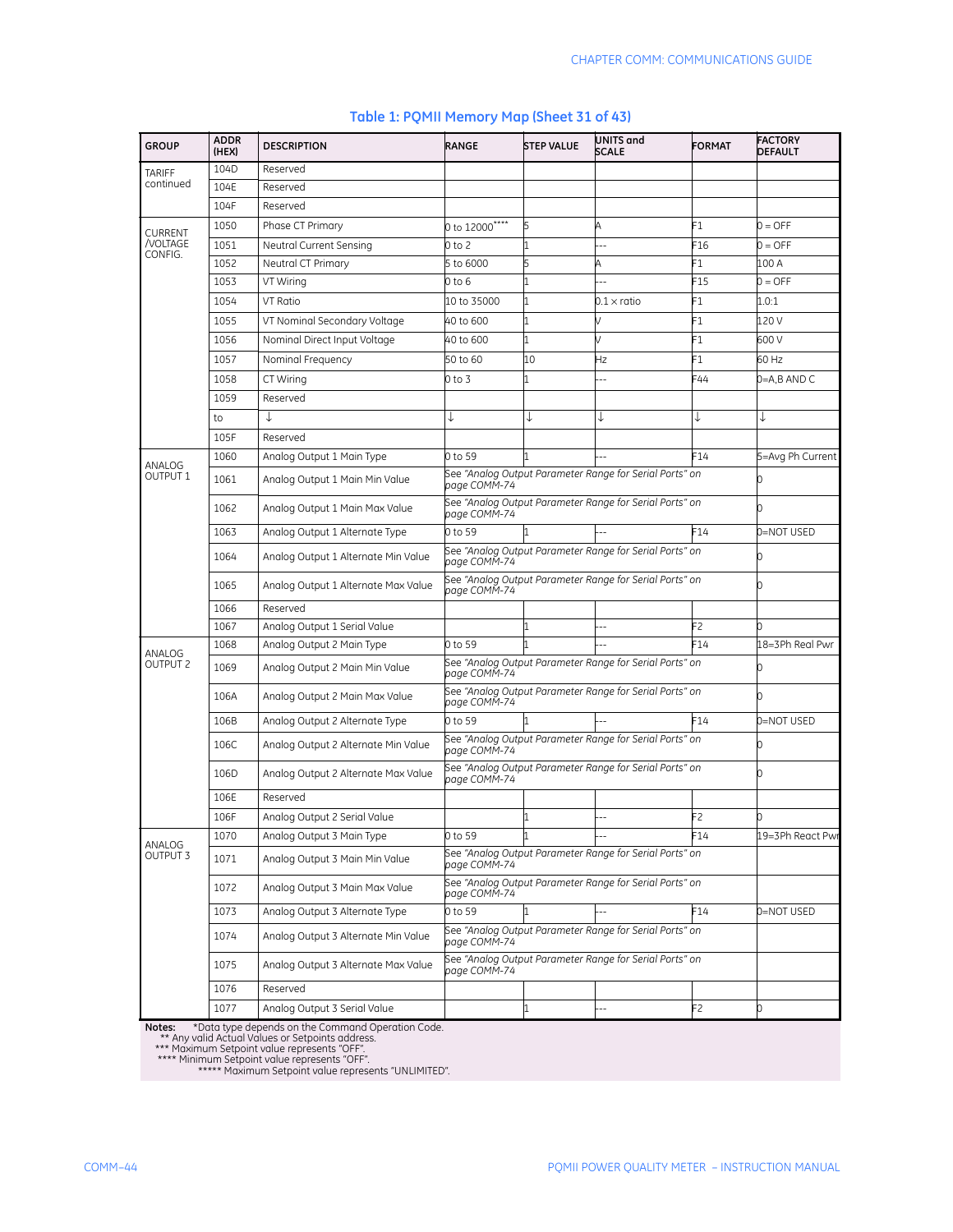**Table 1: PQMII Memory Map (Sheet 31 of 43)**

| GROUP | ADDR (HEX) | DESCRIPTION | RANGE | STEP VALUE | UNITS and SCALE | FORMAT | FACTORY DEFAULT |
|---|---|---|---|---|---|---|---|
| TARIFF continued | 104D | Reserved | | | | | |
| | 104E | Reserved | | | | | |
| | 104F | Reserved | | | | | |
| CURRENT /VOLTAGE CONFIG. | 1050 | Phase CT Primary | 0 to 12000**** | 5 | A | F1 | 0 = OFF |
| | 1051 | Neutral Current Sensing | 0 to 2 | 1 | --- | F16 | 0 = OFF |
| | 1052 | Neutral CT Primary | 5 to 6000 | 5 | A | F1 | 100 A |
| | 1053 | VT Wiring | 0 to 6 | 1 | --- | F15 | 0 = OFF |
| | 1054 | VT Ratio | 10 to 35000 | 1 | 0.1 × ratio | F1 | 1.0:1 |
| | 1055 | VT Nominal Secondary Voltage | 40 to 600 | 1 | V | F1 | 120 V |
| | 1056 | Nominal Direct Input Voltage | 40 to 600 | 1 | V | F1 | 600 V |
| | 1057 | Nominal Frequency | 50 to 60 | 10 | Hz | F1 | 60 Hz |
| | 1058 | CT Wiring | 0 to 3 | 1 | --- | F44 | 0=A,B AND C |
| | 1059 | Reserved | | | | | |
| | to | ↓ | ↓ | ↓ | ↓ | ↓ | ↓ |
| | 105F | Reserved | | | | | |
| ANALOG OUTPUT 1 | 1060 | Analog Output 1 Main Type | 0 to 59 | 1 | --- | F14 | 5=Avg Ph Current |
| | 1061 | Analog Output 1 Main Min Value | See "Analog Output Parameter Range for Serial Ports" on page COMM-74 | | | | 0 |
| | 1062 | Analog Output 1 Main Max Value | See "Analog Output Parameter Range for Serial Ports" on page COMM-74 | | | | 0 |
| | 1063 | Analog Output 1 Alternate Type | 0 to 59 | 1 | --- | F14 | 0=NOT USED |
| | 1064 | Analog Output 1 Alternate Min Value | See "Analog Output Parameter Range for Serial Ports" on page COMM-74 | | | | 0 |
| | 1065 | Analog Output 1 Alternate Max Value | See "Analog Output Parameter Range for Serial Ports" on page COMM-74 | | | | 0 |
| | 1066 | Reserved | | | | | |
| | 1067 | Analog Output 1 Serial Value | | 1 | --- | F2 | 0 |
| ANALOG OUTPUT 2 | 1068 | Analog Output 2 Main Type | 0 to 59 | 1 | --- | F14 | 18=3Ph Real Pwr |
| | 1069 | Analog Output 2 Main Min Value | See "Analog Output Parameter Range for Serial Ports" on page COMM-74 | | | | 0 |
| | 106A | Analog Output 2 Main Max Value | See "Analog Output Parameter Range for Serial Ports" on page COMM-74 | | | | 0 |
| | 106B | Analog Output 2 Alternate Type | 0 to 59 | 1 | --- | F14 | 0=NOT USED |
| | 106C | Analog Output 2 Alternate Min Value | See "Analog Output Parameter Range for Serial Ports" on page COMM-74 | | | | 0 |
| | 106D | Analog Output 2 Alternate Max Value | See "Analog Output Parameter Range for Serial Ports" on page COMM-74 | | | | 0 |
| | 106E | Reserved | | | | | |
| | 106F | Analog Output 2 Serial Value | | 1 | --- | F2 | 0 |
| ANALOG OUTPUT 3 | 1070 | Analog Output 3 Main Type | 0 to 59 | 1 | --- | F14 | 19=3Ph React Pwr |
| | 1071 | Analog Output 3 Main Min Value | See "Analog Output Parameter Range for Serial Ports" on page COMM-74 | | | | |
| | 1072 | Analog Output 3 Main Max Value | See "Analog Output Parameter Range for Serial Ports" on page COMM-74 | | | | |
| | 1073 | Analog Output 3 Alternate Type | 0 to 59 | 1 | --- | F14 | 0=NOT USED |
| | 1074 | Analog Output 3 Alternate Min Value | See "Analog Output Parameter Range for Serial Ports" on page COMM-74 | | | | |
| | 1075 | Analog Output 3 Alternate Max Value | See "Analog Output Parameter Range for Serial Ports" on page COMM-74 | | | | |
| | 1076 | Reserved | | | | | |
| | 1077 | Analog Output 3 Serial Value | | 1 | --- | F2 | 0 |

**Notes:** *Data type depends on the Command Operation Code.
** Any valid Actual Values or Setpoints address.
*** Maximum Setpoint value represents "OFF".
**** Minimum Setpoint value represents "OFF".
***** Maximum Setpoint value represents "UNLIMITED".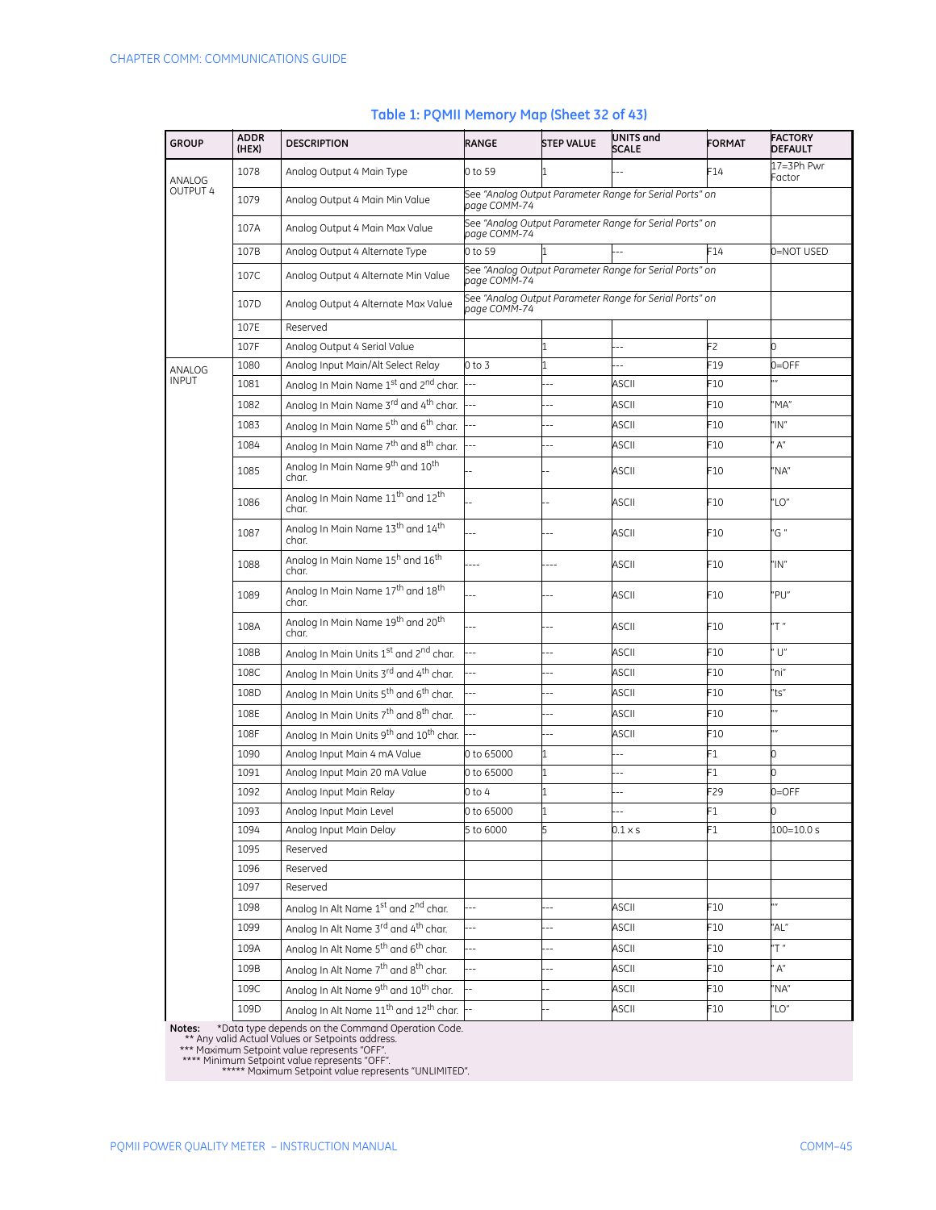## Table 1: PQMII Memory Map (Sheet 32 of 43)

| GROUP | ADDR (HEX) | DESCRIPTION | RANGE | STEP VALUE | UNITS and SCALE | FORMAT | FACTORY DEFAULT |
|---|---|---|---|---|---|---|---|
| ANALOG OUTPUT 4 | 1078 | Analog Output 4 Main Type | 0 to 59 | 1 | --- | F14 | 17=3Ph Pwr Factor |
| | 1079 | Analog Output 4 Main Min Value | See *"Analog Output Parameter Range for Serial Ports" on page COMM–74* | | | | |
| | 107A | Analog Output 4 Main Max Value | See *"Analog Output Parameter Range for Serial Ports" on page COMM–74* | | | | |
| | 107B | Analog Output 4 Alternate Type | 0 to 59 | 1 | --- | F14 | 0=NOT USED |
| | 107C | Analog Output 4 Alternate Min Value | See *"Analog Output Parameter Range for Serial Ports" on page COMM–74* | | | | |
| | 107D | Analog Output 4 Alternate Max Value | See *"Analog Output Parameter Range for Serial Ports" on page COMM–74* | | | | |
| | 107E | Reserved | | | | | |
| | 107F | Analog Output 4 Serial Value | | 1 | --- | F2 | 0 |
| ANALOG INPUT | 1080 | Analog Input Main/Alt Select Relay | 0 to 3 | 1 | --- | F19 | 0=OFF |
| | 1081 | Analog In Main Name 1st and 2nd char. | --- | --- | ASCII | F10 | "" |
| | 1082 | Analog In Main Name 3rd and 4th char. | --- | --- | ASCII | F10 | "MA" |
| | 1083 | Analog In Main Name 5th and 6th char. | --- | --- | ASCII | F10 | "IN" |
| | 1084 | Analog In Main Name 7th and 8th char. | --- | --- | ASCII | F10 | " A" |
| | 1085 | Analog In Main Name 9th and 10th char. | -- | -- | ASCII | F10 | "NA" |
| | 1086 | Analog In Main Name 11th and 12th char. | -- | -- | ASCII | F10 | "LO" |
| | 1087 | Analog In Main Name 13th and 14th char. | --- | --- | ASCII | F10 | "G " |
| | 1088 | Analog In Main Name 15h and 16th char. | ---- | ---- | ASCII | F10 | "IN" |
| | 1089 | Analog In Main Name 17th and 18th char. | --- | --- | ASCII | F10 | "PU" |
| | 108A | Analog In Main Name 19th and 20th char. | --- | --- | ASCII | F10 | "T " |
| | 108B | Analog In Main Units 1st and 2nd char. | --- | --- | ASCII | F10 | " U" |
| | 108C | Analog In Main Units 3rd and 4th char. | --- | --- | ASCII | F10 | "ni" |
| | 108D | Analog In Main Units 5th and 6th char. | --- | --- | ASCII | F10 | "ts" |
| | 108E | Analog In Main Units 7th and 8th char. | --- | --- | ASCII | F10 | "" |
| | 108F | Analog In Main Units 9th and 10th char. | --- | --- | ASCII | F10 | "" |
| | 1090 | Analog Input Main 4 mA Value | 0 to 65000 | 1 | --- | F1 | 0 |
| | 1091 | Analog Input Main 20 mA Value | 0 to 65000 | 1 | --- | F1 | 0 |
| | 1092 | Analog Input Main Relay | 0 to 4 | 1 | --- | F29 | 0=OFF |
| | 1093 | Analog Input Main Level | 0 to 65000 | 1 | --- | F1 | 0 |
| | 1094 | Analog Input Main Delay | 5 to 6000 | 5 | 0.1 × s | F1 | 100=10.0 s |
| | 1095 | Reserved | | | | | |
| | 1096 | Reserved | | | | | |
| | 1097 | Reserved | | | | | |
| | 1098 | Analog In Alt Name 1st and 2nd char. | --- | --- | ASCII | F10 | "" |
| | 1099 | Analog In Alt Name 3rd and 4th char. | --- | --- | ASCII | F10 | "AL" |
| | 109A | Analog In Alt Name 5th and 6th char. | --- | --- | ASCII | F10 | "T " |
| | 109B | Analog In Alt Name 7th and 8th char. | --- | --- | ASCII | F10 | " A" |
| | 109C | Analog In Alt Name 9th and 10th char. | -- | -- | ASCII | F10 | "NA" |
| | 109D | Analog In Alt Name 11th and 12th char. | -- | -- | ASCII | F10 | "LO" |

**Notes:** *Data type depends on the Command Operation Code.
** Any valid Actual Values or Setpoints address.
*** Maximum Setpoint value represents "OFF".
**** Minimum Setpoint value represents "OFF".
***** Maximum Setpoint value represents "UNLIMITED".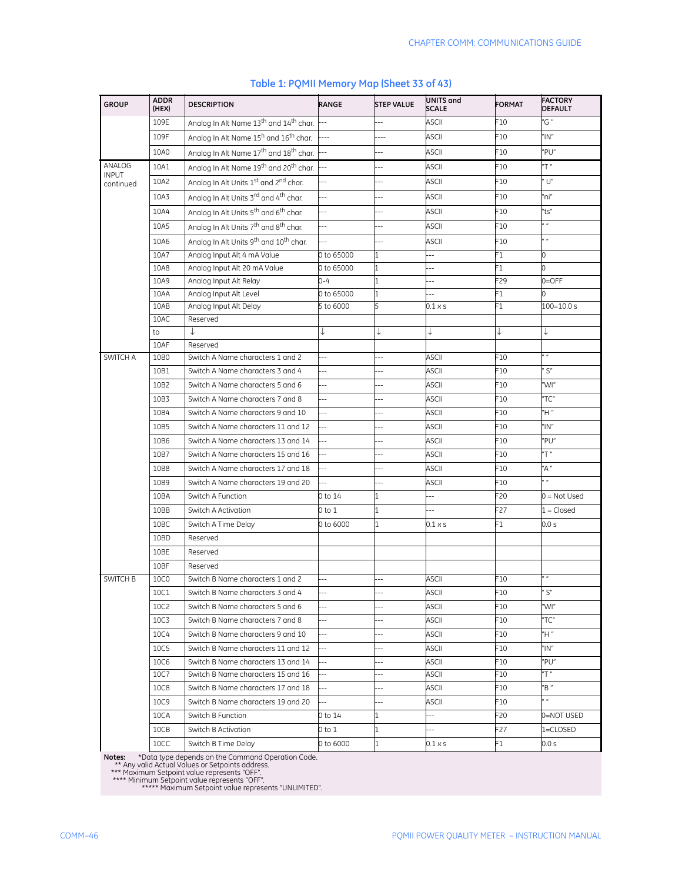## Table 1: PQMII Memory Map (Sheet 33 of 43)

| GROUP | ADDR (HEX) | DESCRIPTION | RANGE | STEP VALUE | UNITS and SCALE | FORMAT | FACTORY DEFAULT |
|---|---|---|---|---|---|---|---|
| | 109E | Analog In Alt Name 13th and 14th char. | --- | --- | ASCII | F10 | "G " |
| | 109F | Analog In Alt Name 15th and 16th char. | ---- | ---- | ASCII | F10 | "IN" |
| | 10A0 | Analog In Alt Name 17th and 18th char. | --- | --- | ASCII | F10 | "PU" |
| ANALOG INPUT continued | 10A1 | Analog In Alt Name 19th and 20th char. | --- | --- | ASCII | F10 | "T " |
| | 10A2 | Analog In Alt Units 1st and 2nd char. | --- | --- | ASCII | F10 | " U" |
| | 10A3 | Analog In Alt Units 3rd and 4th char. | --- | --- | ASCII | F10 | "ni" |
| | 10A4 | Analog In Alt Units 5th and 6th char. | --- | --- | ASCII | F10 | "ts" |
| | 10A5 | Analog In Alt Units 7th and 8th char. | --- | --- | ASCII | F10 | " " |
| | 10A6 | Analog In Alt Units 9th and 10th char. | --- | --- | ASCII | F10 | " " |
| | 10A7 | Analog Input Alt 4 mA Value | 0 to 65000 | 1 | --- | F1 | 0 |
| | 10A8 | Analog Input Alt 20 mA Value | 0 to 65000 | 1 | --- | F1 | 0 |
| | 10A9 | Analog Input Alt Relay | 0–4 | 1 | --- | F29 | 0=OFF |
| | 10AA | Analog Input Alt Level | 0 to 65000 | 1 | --- | F1 | 0 |
| | 10AB | Analog Input Alt Delay | 5 to 6000 | 5 | 0.1 × s | F1 | 100=10.0 s |
| | 10AC | Reserved | | | | | |
| | to | ↓ | ↓ | ↓ | ↓ | ↓ | ↓ |
| | 10AF | Reserved | | | | | |
| SWITCH A | 10B0 | Switch A Name characters 1 and 2 | --- | --- | ASCII | F10 | " " |
| | 10B1 | Switch A Name characters 3 and 4 | --- | --- | ASCII | F10 | " S" |
| | 10B2 | Switch A Name characters 5 and 6 | --- | --- | ASCII | F10 | "WI" |
| | 10B3 | Switch A Name characters 7 and 8 | --- | --- | ASCII | F10 | "TC" |
| | 10B4 | Switch A Name characters 9 and 10 | --- | --- | ASCII | F10 | "H " |
| | 10B5 | Switch A Name characters 11 and 12 | --- | --- | ASCII | F10 | "IN" |
| | 10B6 | Switch A Name characters 13 and 14 | --- | --- | ASCII | F10 | "PU" |
| | 10B7 | Switch A Name characters 15 and 16 | --- | --- | ASCII | F10 | "T " |
| | 10B8 | Switch A Name characters 17 and 18 | --- | --- | ASCII | F10 | "A " |
| | 10B9 | Switch A Name characters 19 and 20 | --- | --- | ASCII | F10 | " " |
| | 10BA | Switch A Function | 0 to 14 | 1 | --- | F20 | 0 = Not Used |
| | 10BB | Switch A Activation | 0 to 1 | 1 | --- | F27 | 1 = Closed |
| | 10BC | Switch A Time Delay | 0 to 6000 | 1 | 0.1 × s | F1 | 0.0 s |
| | 10BD | Reserved | | | | | |
| | 10BE | Reserved | | | | | |
| | 10BF | Reserved | | | | | |
| SWITCH B | 10C0 | Switch B Name characters 1 and 2 | --- | --- | ASCII | F10 | " " |
| | 10C1 | Switch B Name characters 3 and 4 | --- | --- | ASCII | F10 | " S" |
| | 10C2 | Switch B Name characters 5 and 6 | --- | --- | ASCII | F10 | "WI" |
| | 10C3 | Switch B Name characters 7 and 8 | --- | --- | ASCII | F10 | "TC" |
| | 10C4 | Switch B Name characters 9 and 10 | --- | --- | ASCII | F10 | "H " |
| | 10C5 | Switch B Name characters 11 and 12 | --- | --- | ASCII | F10 | "IN" |
| | 10C6 | Switch B Name characters 13 and 14 | --- | --- | ASCII | F10 | "PU" |
| | 10C7 | Switch B Name characters 15 and 16 | --- | --- | ASCII | F10 | "T " |
| | 10C8 | Switch B Name characters 17 and 18 | --- | --- | ASCII | F10 | "B " |
| | 10C9 | Switch B Name characters 19 and 20 | --- | --- | ASCII | F10 | " " |
| | 10CA | Switch B Function | 0 to 14 | 1 | --- | F20 | 0=NOT USED |
| | 10CB | Switch B Activation | 0 to 1 | 1 | --- | F27 | 1=CLOSED |
| | 10CC | Switch B Time Delay | 0 to 6000 | 1 | 0.1 × s | F1 | 0.0 s |

**Notes:** *Data type depends on the Command Operation Code.
** Any valid Actual Values or Setpoints address.
*** Maximum Setpoint value represents "OFF".
**** Minimum Setpoint value represents "OFF".
***** Maximum Setpoint value represents "UNLIMITED".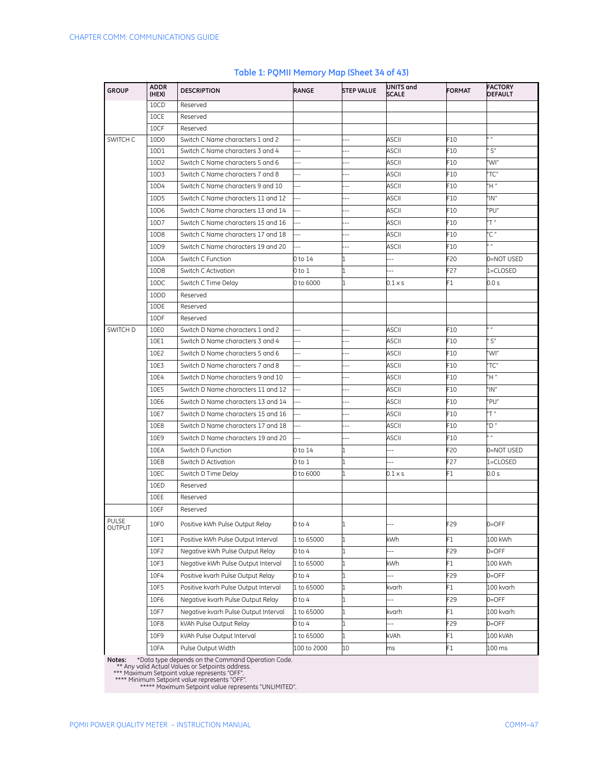## Table 1: PQMII Memory Map (Sheet 34 of 43)

| GROUP | ADDR (HEX) | DESCRIPTION | RANGE | STEP VALUE | UNITS and SCALE | FORMAT | FACTORY DEFAULT |
|---|---|---|---|---|---|---|---|
| | 10CD | Reserved | | | | | |
| | 10CE | Reserved | | | | | |
| | 10CF | Reserved | | | | | |
| SWITCH C | 10D0 | Switch C Name characters 1 and 2 | --- | --- | ASCII | F10 | " " |
| | 10D1 | Switch C Name characters 3 and 4 | --- | --- | ASCII | F10 | " S" |
| | 10D2 | Switch C Name characters 5 and 6 | --- | --- | ASCII | F10 | "WI" |
| | 10D3 | Switch C Name characters 7 and 8 | --- | --- | ASCII | F10 | "TC" |
| | 10D4 | Switch C Name characters 9 and 10 | --- | --- | ASCII | F10 | "H " |
| | 10D5 | Switch C Name characters 11 and 12 | --- | --- | ASCII | F10 | "IN" |
| | 10D6 | Switch C Name characters 13 and 14 | --- | --- | ASCII | F10 | "PU" |
| | 10D7 | Switch C Name characters 15 and 16 | --- | --- | ASCII | F10 | "T " |
| | 10D8 | Switch C Name characters 17 and 18 | --- | --- | ASCII | F10 | "C " |
| | 10D9 | Switch C Name characters 19 and 20 | --- | --- | ASCII | F10 | " " |
| | 10DA | Switch C Function | 0 to 14 | 1 | --- | F20 | 0=NOT USED |
| | 10DB | Switch C Activation | 0 to 1 | 1 | --- | F27 | 1=CLOSED |
| | 10DC | Switch C Time Delay | 0 to 6000 | 1 | 0.1 × s | F1 | 0.0 s |
| | 10DD | Reserved | | | | | |
| | 10DE | Reserved | | | | | |
| | 10DF | Reserved | | | | | |
| SWITCH D | 10E0 | Switch D Name characters 1 and 2 | --- | --- | ASCII | F10 | " " |
| | 10E1 | Switch D Name characters 3 and 4 | --- | --- | ASCII | F10 | " S" |
| | 10E2 | Switch D Name characters 5 and 6 | --- | --- | ASCII | F10 | "WI" |
| | 10E3 | Switch D Name characters 7 and 8 | --- | --- | ASCII | F10 | "TC" |
| | 10E4 | Switch D Name characters 9 and 10 | --- | --- | ASCII | F10 | "H " |
| | 10E5 | Switch D Name characters 11 and 12 | --- | --- | ASCII | F10 | "IN" |
| | 10E6 | Switch D Name characters 13 and 14 | --- | --- | ASCII | F10 | "PU" |
| | 10E7 | Switch D Name characters 15 and 16 | --- | --- | ASCII | F10 | "T " |
| | 10E8 | Switch D Name characters 17 and 18 | --- | --- | ASCII | F10 | "D " |
| | 10E9 | Switch D Name characters 19 and 20 | --- | --- | ASCII | F10 | " " |
| | 10EA | Switch D Function | 0 to 14 | 1 | --- | F20 | 0=NOT USED |
| | 10EB | Switch D Activation | 0 to 1 | 1 | --- | F27 | 1=CLOSED |
| | 10EC | Switch D Time Delay | 0 to 6000 | 1 | 0.1 × s | F1 | 0.0 s |
| | 10ED | Reserved | | | | | |
| | 10EE | Reserved | | | | | |
| | 10EF | Reserved | | | | | |
| PULSE OUTPUT | 10F0 | Positive kWh Pulse Output Relay | 0 to 4 | 1 | --- | F29 | 0=OFF |
| | 10F1 | Positive kWh Pulse Output Interval | 1 to 65000 | 1 | kWh | F1 | 100 kWh |
| | 10F2 | Negative kWh Pulse Output Relay | 0 to 4 | 1 | --- | F29 | 0=OFF |
| | 10F3 | Negative kWh Pulse Output Interval | 1 to 65000 | 1 | kWh | F1 | 100 kWh |
| | 10F4 | Positive kvarh Pulse Output Relay | 0 to 4 | 1 | --- | F29 | 0=OFF |
| | 10F5 | Positive kvarh Pulse Output Interval | 1 to 65000 | 1 | kvarh | F1 | 100 kvarh |
| | 10F6 | Negative kvarh Pulse Output Relay | 0 to 4 | 1 | --- | F29 | 0=OFF |
| | 10F7 | Negative kvarh Pulse Output Interval | 1 to 65000 | 1 | kvarh | F1 | 100 kvarh |
| | 10F8 | kVAh Pulse Output Relay | 0 to 4 | 1 | --- | F29 | 0=OFF |
| | 10F9 | kVAh Pulse Output Interval | 1 to 65000 | 1 | kVAh | F1 | 100 kVAh |
| | 10FA | Pulse Output Width | 100 to 2000 | 10 | ms | F1 | 100 ms |

**Notes:** *Data type depends on the Command Operation Code.
** Any valid Actual Values or Setpoints address.
*** Maximum Setpoint value represents "OFF".
**** Minimum Setpoint value represents "OFF".
***** Maximum Setpoint value represents "UNLIMITED".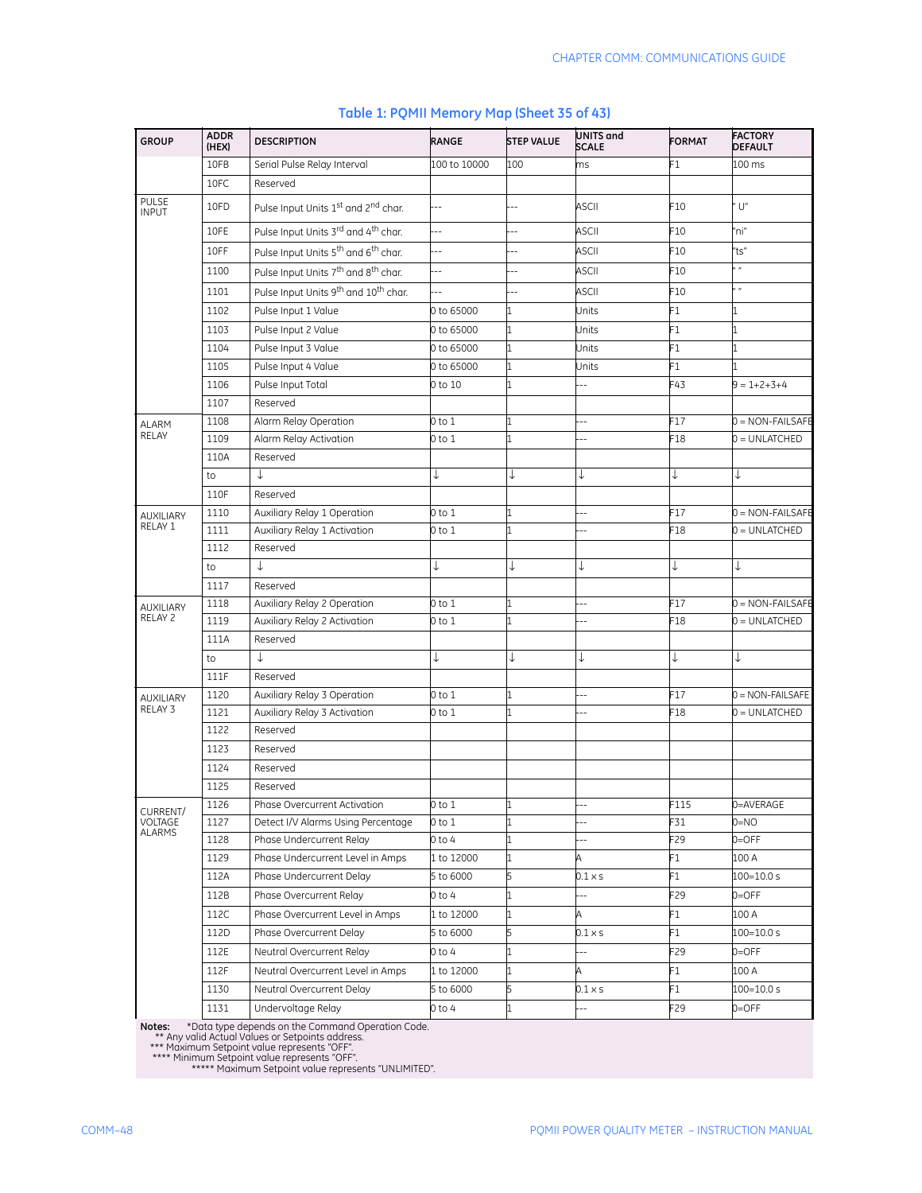**Table 1: PQMII Memory Map (Sheet 35 of 43)**

| GROUP | ADDR (HEX) | DESCRIPTION | RANGE | STEP VALUE | UNITS and SCALE | FORMAT | FACTORY DEFAULT |
|---|---|---|---|---|---|---|---|
| | 10FB | Serial Pulse Relay Interval | 100 to 10000 | 100 | ms | F1 | 100 ms |
| | 10FC | Reserved | | | | | |
| PULSE INPUT | 10FD | Pulse Input Units 1st and 2nd char. | --- | --- | ASCII | F10 | " U" |
| | 10FE | Pulse Input Units 3rd and 4th char. | --- | --- | ASCII | F10 | "ni" |
| | 10FF | Pulse Input Units 5th and 6th char. | --- | --- | ASCII | F10 | "ts" |
| | 1100 | Pulse Input Units 7th and 8th char. | --- | --- | ASCII | F10 | " " |
| | 1101 | Pulse Input Units 9th and 10th char. | --- | --- | ASCII | F10 | " " |
| | 1102 | Pulse Input 1 Value | 0 to 65000 | 1 | Units | F1 | 1 |
| | 1103 | Pulse Input 2 Value | 0 to 65000 | 1 | Units | F1 | 1 |
| | 1104 | Pulse Input 3 Value | 0 to 65000 | 1 | Units | F1 | 1 |
| | 1105 | Pulse Input 4 Value | 0 to 65000 | 1 | Units | F1 | 1 |
| | 1106 | Pulse Input Total | 0 to 10 | 1 | --- | F43 | 9 = 1+2+3+4 |
| | 1107 | Reserved | | | | | |
| ALARM RELAY | 1108 | Alarm Relay Operation | 0 to 1 | 1 | --- | F17 | 0 = NON-FAILSAFE |
| | 1109 | Alarm Relay Activation | 0 to 1 | 1 | --- | F18 | 0 = UNLATCHED |
| | 110A | Reserved | | | | | |
| | to | ↓ | ↓ | ↓ | ↓ | ↓ | ↓ |
| | 110F | Reserved | | | | | |
| AUXILIARY RELAY 1 | 1110 | Auxiliary Relay 1 Operation | 0 to 1 | 1 | --- | F17 | 0 = NON-FAILSAFE |
| | 1111 | Auxiliary Relay 1 Activation | 0 to 1 | 1 | --- | F18 | 0 = UNLATCHED |
| | 1112 | Reserved | | | | | |
| | to | ↓ | ↓ | ↓ | ↓ | ↓ | ↓ |
| | 1117 | Reserved | | | | | |
| AUXILIARY RELAY 2 | 1118 | Auxiliary Relay 2 Operation | 0 to 1 | 1 | --- | F17 | 0 = NON-FAILSAFE |
| | 1119 | Auxiliary Relay 2 Activation | 0 to 1 | 1 | --- | F18 | 0 = UNLATCHED |
| | 111A | Reserved | | | | | |
| | to | ↓ | ↓ | ↓ | ↓ | ↓ | ↓ |
| | 111F | Reserved | | | | | |
| AUXILIARY RELAY 3 | 1120 | Auxiliary Relay 3 Operation | 0 to 1 | 1 | --- | F17 | 0 = NON-FAILSAFE |
| | 1121 | Auxiliary Relay 3 Activation | 0 to 1 | 1 | --- | F18 | 0 = UNLATCHED |
| | 1122 | Reserved | | | | | |
| | 1123 | Reserved | | | | | |
| | 1124 | Reserved | | | | | |
| | 1125 | Reserved | | | | | |
| CURRENT/ VOLTAGE ALARMS | 1126 | Phase Overcurrent Activation | 0 to 1 | 1 | --- | F115 | 0=AVERAGE |
| | 1127 | Detect I/V Alarms Using Percentage | 0 to 1 | 1 | --- | F31 | 0=NO |
| | 1128 | Phase Undercurrent Relay | 0 to 4 | 1 | --- | F29 | 0=OFF |
| | 1129 | Phase Undercurrent Level in Amps | 1 to 12000 | 1 | A | F1 | 100 A |
| | 112A | Phase Undercurrent Delay | 5 to 6000 | 5 | 0.1 × s | F1 | 100=10.0 s |
| | 112B | Phase Overcurrent Relay | 0 to 4 | 1 | --- | F29 | 0=OFF |
| | 112C | Phase Overcurrent Level in Amps | 1 to 12000 | 1 | A | F1 | 100 A |
| | 112D | Phase Overcurrent Delay | 5 to 6000 | 5 | 0.1 × s | F1 | 100=10.0 s |
| | 112E | Neutral Overcurrent Relay | 0 to 4 | 1 | --- | F29 | 0=OFF |
| | 112F | Neutral Overcurrent Level in Amps | 1 to 12000 | 1 | A | F1 | 100 A |
| | 1130 | Neutral Overcurrent Delay | 5 to 6000 | 5 | 0.1 × s | F1 | 100=10.0 s |
| | 1131 | Undervoltage Relay | 0 to 4 | 1 | --- | F29 | 0=OFF |

**Notes:** *Data type depends on the Command Operation Code.
** Any valid Actual Values or Setpoints address.
*** Maximum Setpoint value represents "OFF".
**** Minimum Setpoint value represents "OFF".
***** Maximum Setpoint value represents "UNLIMITED".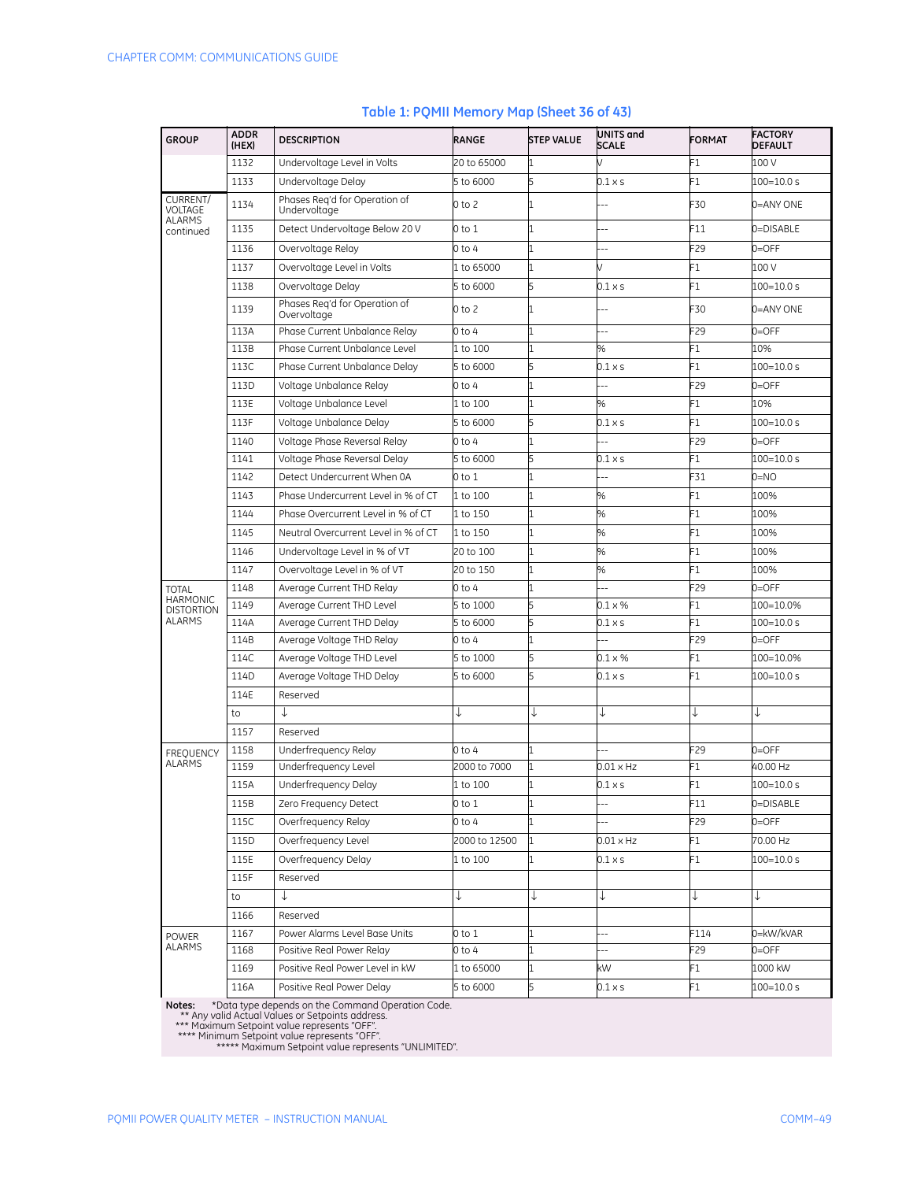## Table 1: PQMII Memory Map (Sheet 36 of 43)

| GROUP | ADDR (HEX) | DESCRIPTION | RANGE | STEP VALUE | UNITS and SCALE | FORMAT | FACTORY DEFAULT |
|---|---|---|---|---|---|---|---|
| | 1132 | Undervoltage Level in Volts | 20 to 65000 | 1 | V | F1 | 100 V |
| | 1133 | Undervoltage Delay | 5 to 6000 | 5 | 0.1 × s | F1 | 100=10.0 s |
| CURRENT/ VOLTAGE ALARMS continued | 1134 | Phases Req'd for Operation of Undervoltage | 0 to 2 | 1 | --- | F30 | 0=ANY ONE |
| | 1135 | Detect Undervoltage Below 20 V | 0 to 1 | 1 | --- | F11 | 0=DISABLE |
| | 1136 | Overvoltage Relay | 0 to 4 | 1 | --- | F29 | 0=OFF |
| | 1137 | Overvoltage Level in Volts | 1 to 65000 | 1 | V | F1 | 100 V |
| | 1138 | Overvoltage Delay | 5 to 6000 | 5 | 0.1 × s | F1 | 100=10.0 s |
| | 1139 | Phases Req'd for Operation of Overvoltage | 0 to 2 | 1 | --- | F30 | 0=ANY ONE |
| | 113A | Phase Current Unbalance Relay | 0 to 4 | 1 | --- | F29 | 0=OFF |
| | 113B | Phase Current Unbalance Level | 1 to 100 | 1 | % | F1 | 10% |
| | 113C | Phase Current Unbalance Delay | 5 to 6000 | 5 | 0.1 × s | F1 | 100=10.0 s |
| | 113D | Voltage Unbalance Relay | 0 to 4 | 1 | --- | F29 | 0=OFF |
| | 113E | Voltage Unbalance Level | 1 to 100 | 1 | % | F1 | 10% |
| | 113F | Voltage Unbalance Delay | 5 to 6000 | 5 | 0.1 × s | F1 | 100=10.0 s |
| | 1140 | Voltage Phase Reversal Relay | 0 to 4 | 1 | --- | F29 | 0=OFF |
| | 1141 | Voltage Phase Reversal Delay | 5 to 6000 | 5 | 0.1 × s | F1 | 100=10.0 s |
| | 1142 | Detect Undercurrent When 0A | 0 to 1 | 1 | --- | F31 | 0=NO |
| | 1143 | Phase Undercurrent Level in % of CT | 1 to 100 | 1 | % | F1 | 100% |
| | 1144 | Phase Overcurrent Level in % of CT | 1 to 150 | 1 | % | F1 | 100% |
| | 1145 | Neutral Overcurrent Level in % of CT | 1 to 150 | 1 | % | F1 | 100% |
| | 1146 | Undervoltage Level in % of VT | 20 to 100 | 1 | % | F1 | 100% |
| | 1147 | Overvoltage Level in % of VT | 20 to 150 | 1 | % | F1 | 100% |
| TOTAL HARMONIC DISTORTION ALARMS | 1148 | Average Current THD Relay | 0 to 4 | 1 | --- | F29 | 0=OFF |
| | 1149 | Average Current THD Level | 5 to 1000 | 5 | 0.1 × % | F1 | 100=10.0% |
| | 114A | Average Current THD Delay | 5 to 6000 | 5 | 0.1 × s | F1 | 100=10.0 s |
| | 114B | Average Voltage THD Relay | 0 to 4 | 1 | --- | F29 | 0=OFF |
| | 114C | Average Voltage THD Level | 5 to 1000 | 5 | 0.1 × % | F1 | 100=10.0% |
| | 114D | Average Voltage THD Delay | 5 to 6000 | 5 | 0.1 × s | F1 | 100=10.0 s |
| | 114E | Reserved | | | | | |
| | to | ↓ | ↓ | ↓ | ↓ | ↓ | ↓ |
| | 1157 | Reserved | | | | | |
| FREQUENCY ALARMS | 1158 | Underfrequency Relay | 0 to 4 | 1 | --- | F29 | 0=OFF |
| | 1159 | Underfrequency Level | 2000 to 7000 | 1 | 0.01 × Hz | F1 | 40.00 Hz |
| | 115A | Underfrequency Delay | 1 to 100 | 1 | 0.1 × s | F1 | 100=10.0 s |
| | 115B | Zero Frequency Detect | 0 to 1 | 1 | --- | F11 | 0=DISABLE |
| | 115C | Overfrequency Relay | 0 to 4 | 1 | --- | F29 | 0=OFF |
| | 115D | Overfrequency Level | 2000 to 12500 | 1 | 0.01 × Hz | F1 | 70.00 Hz |
| | 115E | Overfrequency Delay | 1 to 100 | 1 | 0.1 × s | F1 | 100=10.0 s |
| | 115F | Reserved | | | | | |
| | to | ↓ | ↓ | ↓ | ↓ | ↓ | ↓ |
| | 1166 | Reserved | | | | | |
| POWER ALARMS | 1167 | Power Alarms Level Base Units | 0 to 1 | 1 | --- | F114 | 0=kW/kVAR |
| | 1168 | Positive Real Power Relay | 0 to 4 | 1 | --- | F29 | 0=OFF |
| | 1169 | Positive Real Power Level in kW | 1 to 65000 | 1 | kW | F1 | 1000 kW |
| | 116A | Positive Real Power Delay | 5 to 6000 | 5 | 0.1 × s | F1 | 100=10.0 s |

**Notes:** *Data type depends on the Command Operation Code.
** Any valid Actual Values or Setpoints address.
*** Maximum Setpoint value represents "OFF".
**** Minimum Setpoint value represents "OFF".
***** Maximum Setpoint value represents "UNLIMITED".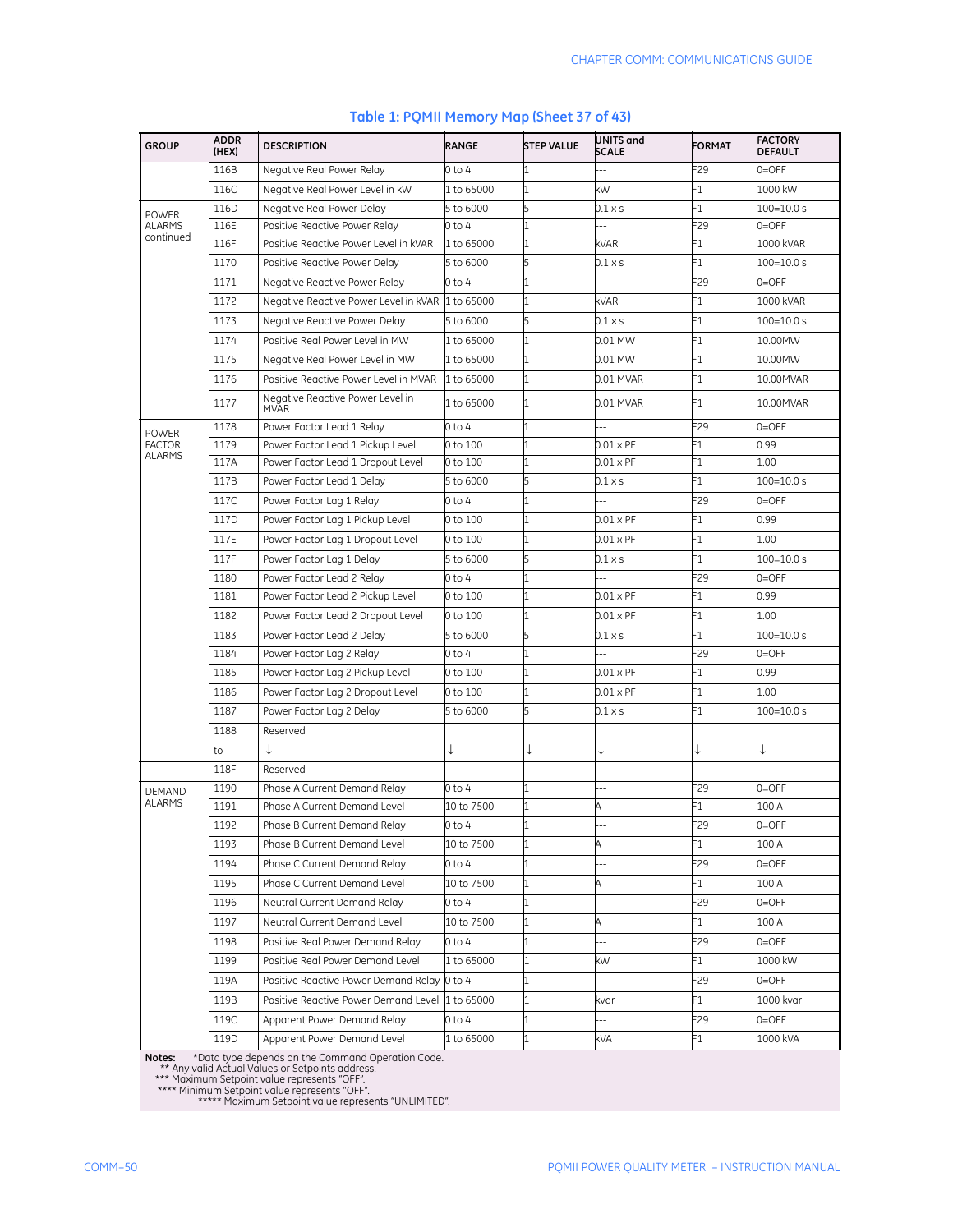## Table 1: PQMII Memory Map (Sheet 37 of 43)

| GROUP | ADDR (HEX) | DESCRIPTION | RANGE | STEP VALUE | UNITS and SCALE | FORMAT | FACTORY DEFAULT |
|---|---|---|---|---|---|---|---|
| | 116B | Negative Real Power Relay | 0 to 4 | 1 | --- | F29 | 0=OFF |
| | 116C | Negative Real Power Level in kW | 1 to 65000 | 1 | kW | F1 | 1000 kW |
| POWER ALARMS continued | 116D | Negative Real Power Delay | 5 to 6000 | 5 | 0.1 × s | F1 | 100=10.0 s |
| | 116E | Positive Reactive Power Relay | 0 to 4 | 1 | --- | F29 | 0=OFF |
| | 116F | Positive Reactive Power Level in kVAR | 1 to 65000 | 1 | kVAR | F1 | 1000 kVAR |
| | 1170 | Positive Reactive Power Delay | 5 to 6000 | 5 | 0.1 × s | F1 | 100=10.0 s |
| | 1171 | Negative Reactive Power Relay | 0 to 4 | 1 | --- | F29 | 0=OFF |
| | 1172 | Negative Reactive Power Level in kVAR | 1 to 65000 | 1 | kVAR | F1 | 1000 kVAR |
| | 1173 | Negative Reactive Power Delay | 5 to 6000 | 5 | 0.1 × s | F1 | 100=10.0 s |
| | 1174 | Positive Real Power Level in MW | 1 to 65000 | 1 | 0.01 MW | F1 | 10.00MW |
| | 1175 | Negative Real Power Level in MW | 1 to 65000 | 1 | 0.01 MW | F1 | 10.00MW |
| | 1176 | Positive Reactive Power Level in MVAR | 1 to 65000 | 1 | 0.01 MVAR | F1 | 10.00MVAR |
| | 1177 | Negative Reactive Power Level in MVAR | 1 to 65000 | 1 | 0.01 MVAR | F1 | 10.00MVAR |
| POWER FACTOR ALARMS | 1178 | Power Factor Lead 1 Relay | 0 to 4 | 1 | --- | F29 | 0=OFF |
| | 1179 | Power Factor Lead 1 Pickup Level | 0 to 100 | 1 | 0.01 × PF | F1 | 0.99 |
| | 117A | Power Factor Lead 1 Dropout Level | 0 to 100 | 1 | 0.01 × PF | F1 | 1.00 |
| | 117B | Power Factor Lead 1 Delay | 5 to 6000 | 5 | 0.1 × s | F1 | 100=10.0 s |
| | 117C | Power Factor Lag 1 Relay | 0 to 4 | 1 | --- | F29 | 0=OFF |
| | 117D | Power Factor Lag 1 Pickup Level | 0 to 100 | 1 | 0.01 × PF | F1 | 0.99 |
| | 117E | Power Factor Lag 1 Dropout Level | 0 to 100 | 1 | 0.01 × PF | F1 | 1.00 |
| | 117F | Power Factor Lag 1 Delay | 5 to 6000 | 5 | 0.1 × s | F1 | 100=10.0 s |
| | 1180 | Power Factor Lead 2 Relay | 0 to 4 | 1 | --- | F29 | 0=OFF |
| | 1181 | Power Factor Lead 2 Pickup Level | 0 to 100 | 1 | 0.01 × PF | F1 | 0.99 |
| | 1182 | Power Factor Lead 2 Dropout Level | 0 to 100 | 1 | 0.01 × PF | F1 | 1.00 |
| | 1183 | Power Factor Lead 2 Delay | 5 to 6000 | 5 | 0.1 × s | F1 | 100=10.0 s |
| | 1184 | Power Factor Lag 2 Relay | 0 to 4 | 1 | --- | F29 | 0=OFF |
| | 1185 | Power Factor Lag 2 Pickup Level | 0 to 100 | 1 | 0.01 × PF | F1 | 0.99 |
| | 1186 | Power Factor Lag 2 Dropout Level | 0 to 100 | 1 | 0.01 × PF | F1 | 1.00 |
| | 1187 | Power Factor Lag 2 Delay | 5 to 6000 | 5 | 0.1 × s | F1 | 100=10.0 s |
| | 1188 | Reserved | | | | | |
| | to | ↓ | ↓ | ↓ | ↓ | ↓ | ↓ |
| | 118F | Reserved | | | | | |
| DEMAND ALARMS | 1190 | Phase A Current Demand Relay | 0 to 4 | 1 | --- | F29 | 0=OFF |
| | 1191 | Phase A Current Demand Level | 10 to 7500 | 1 | A | F1 | 100 A |
| | 1192 | Phase B Current Demand Relay | 0 to 4 | 1 | --- | F29 | 0=OFF |
| | 1193 | Phase B Current Demand Level | 10 to 7500 | 1 | A | F1 | 100 A |
| | 1194 | Phase C Current Demand Relay | 0 to 4 | 1 | --- | F29 | 0=OFF |
| | 1195 | Phase C Current Demand Level | 10 to 7500 | 1 | A | F1 | 100 A |
| | 1196 | Neutral Current Demand Relay | 0 to 4 | 1 | --- | F29 | 0=OFF |
| | 1197 | Neutral Current Demand Level | 10 to 7500 | 1 | A | F1 | 100 A |
| | 1198 | Positive Real Power Demand Relay | 0 to 4 | 1 | --- | F29 | 0=OFF |
| | 1199 | Positive Real Power Demand Level | 1 to 65000 | 1 | kW | F1 | 1000 kW |
| | 119A | Positive Reactive Power Demand Relay | 0 to 4 | 1 | --- | F29 | 0=OFF |
| | 119B | Positive Reactive Power Demand Level | 1 to 65000 | 1 | kvar | F1 | 1000 kvar |
| | 119C | Apparent Power Demand Relay | 0 to 4 | 1 | --- | F29 | 0=OFF |
| | 119D | Apparent Power Demand Level | 1 to 65000 | 1 | kVA | F1 | 1000 kVA |

**Notes:** *Data type depends on the Command Operation Code.
** Any valid Actual Values or Setpoints address.
*** Maximum Setpoint value represents "OFF".
**** Minimum Setpoint value represents "OFF".
***** Maximum Setpoint value represents "UNLIMITED".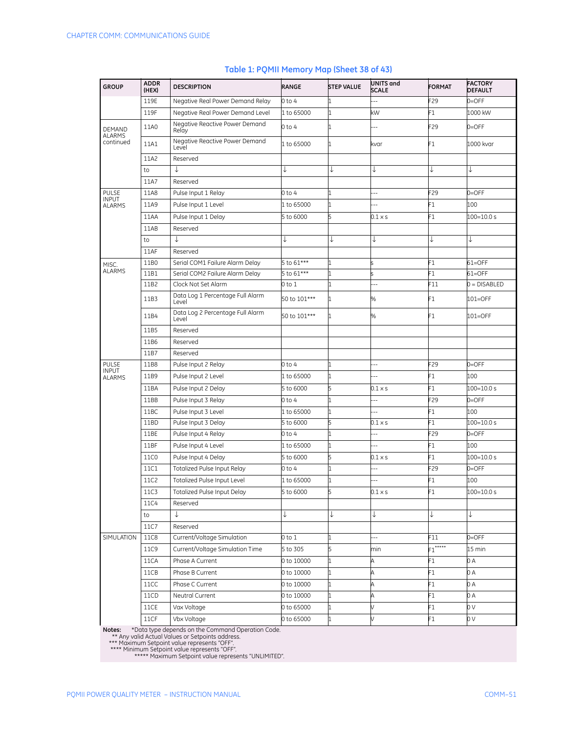## Table 1: PQMII Memory Map (Sheet 38 of 43)

| GROUP | ADDR (HEX) | DESCRIPTION | RANGE | STEP VALUE | UNITS and SCALE | FORMAT | FACTORY DEFAULT |
|---|---|---|---|---|---|---|---|
| | 119E | Negative Real Power Demand Relay | 0 to 4 | 1 | --- | F29 | 0=OFF |
| | 119F | Negative Real Power Demand Level | 1 to 65000 | 1 | kW | F1 | 1000 kW |
| DEMAND ALARMS continued | 11A0 | Negative Reactive Power Demand Relay | 0 to 4 | 1 | --- | F29 | 0=OFF |
| | 11A1 | Negative Reactive Power Demand Level | 1 to 65000 | 1 | kvar | F1 | 1000 kvar |
| | 11A2 | Reserved | | | | | |
| | to | ↓ | ↓ | ↓ | ↓ | ↓ | ↓ |
| | 11A7 | Reserved | | | | | |
| PULSE INPUT ALARMS | 11A8 | Pulse Input 1 Relay | 0 to 4 | 1 | --- | F29 | 0=OFF |
| | 11A9 | Pulse Input 1 Level | 1 to 65000 | 1 | --- | F1 | 100 |
| | 11AA | Pulse Input 1 Delay | 5 to 6000 | 5 | 0.1 × s | F1 | 100=10.0 s |
| | 11AB | Reserved | | | | | |
| | to | ↓ | ↓ | ↓ | ↓ | ↓ | ↓ |
| | 11AF | Reserved | | | | | |
| MISC. ALARMS | 11B0 | Serial COM1 Failure Alarm Delay | 5 to 61*** | 1 | s | F1 | 61=OFF |
| | 11B1 | Serial COM2 Failure Alarm Delay | 5 to 61*** | 1 | s | F1 | 61=OFF |
| | 11B2 | Clock Not Set Alarm | 0 to 1 | 1 | --- | F11 | 0 = DISABLED |
| | 11B3 | Data Log 1 Percentage Full Alarm Level | 50 to 101*** | 1 | % | F1 | 101=OFF |
| | 11B4 | Data Log 2 Percentage Full Alarm Level | 50 to 101*** | 1 | % | F1 | 101=OFF |
| | 11B5 | Reserved | | | | | |
| | 11B6 | Reserved | | | | | |
| | 11B7 | Reserved | | | | | |
| PULSE INPUT ALARMS | 11B8 | Pulse Input 2 Relay | 0 to 4 | 1 | --- | F29 | 0=OFF |
| | 11B9 | Pulse Input 2 Level | 1 to 65000 | 1 | --- | F1 | 100 |
| | 11BA | Pulse Input 2 Delay | 5 to 6000 | 5 | 0.1 × s | F1 | 100=10.0 s |
| | 11BB | Pulse Input 3 Relay | 0 to 4 | 1 | --- | F29 | 0=OFF |
| | 11BC | Pulse Input 3 Level | 1 to 65000 | 1 | --- | F1 | 100 |
| | 11BD | Pulse Input 3 Delay | 5 to 6000 | 5 | 0.1 × s | F1 | 100=10.0 s |
| | 11BE | Pulse Input 4 Relay | 0 to 4 | 1 | --- | F29 | 0=OFF |
| | 11BF | Pulse Input 4 Level | 1 to 65000 | 1 | --- | F1 | 100 |
| | 11C0 | Pulse Input 4 Delay | 5 to 6000 | 5 | 0.1 × s | F1 | 100=10.0 s |
| | 11C1 | Totalized Pulse Input Relay | 0 to 4 | 1 | --- | F29 | 0=OFF |
| | 11C2 | Totalized Pulse Input Level | 1 to 65000 | 1 | --- | F1 | 100 |
| | 11C3 | Totalized Pulse Input Delay | 5 to 6000 | 5 | 0.1 × s | F1 | 100=10.0 s |
| | 11C4 | Reserved | | | | | |
| | to | ↓ | ↓ | ↓ | ↓ | ↓ | ↓ |
| | 11C7 | Reserved | | | | | |
| SIMULATION | 11C8 | Current/Voltage Simulation | 0 to 1 | 1 | --- | F11 | 0=OFF |
| | 11C9 | Current/Voltage Simulation Time | 5 to 305 | 5 | min | F1***** | 15 min |
| | 11CA | Phase A Current | 0 to 10000 | 1 | A | F1 | 0 A |
| | 11CB | Phase B Current | 0 to 10000 | 1 | A | F1 | 0 A |
| | 11CC | Phase C Current | 0 to 10000 | 1 | A | F1 | 0 A |
| | 11CD | Neutral Current | 0 to 10000 | 1 | A | F1 | 0 A |
| | 11CE | Vax Voltage | 0 to 65000 | 1 | V | F1 | 0 V |
| | 11CF | Vbx Voltage | 0 to 65000 | 1 | V | F1 | 0 V |

**Notes:** *Data type depends on the Command Operation Code.
** Any valid Actual Values or Setpoints address.
*** Maximum Setpoint value represents "OFF".
**** Minimum Setpoint value represents "OFF".
***** Maximum Setpoint value represents "UNLIMITED".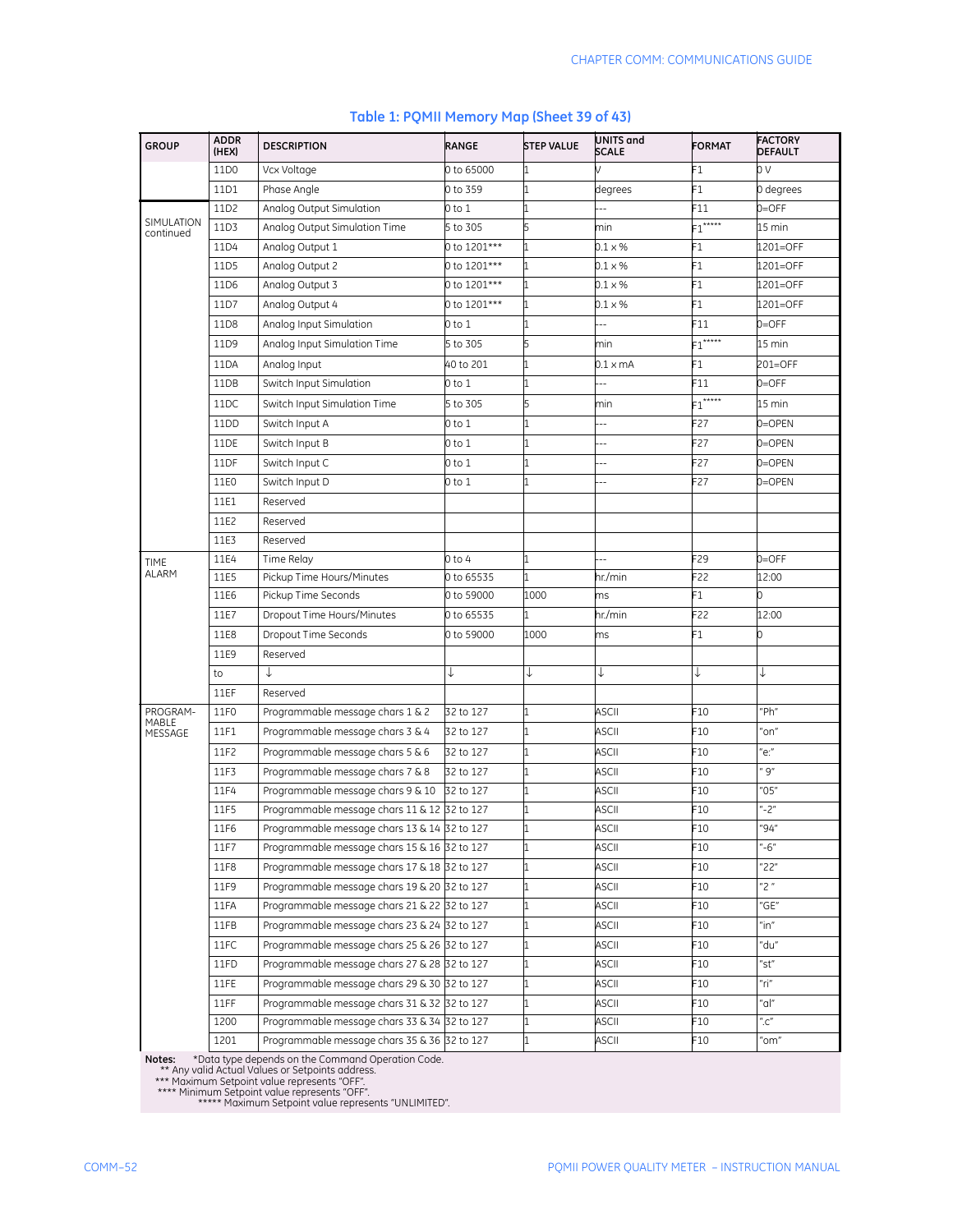### Table 1: PQMII Memory Map (Sheet 39 of 43)

| GROUP | ADDR (HEX) | DESCRIPTION | RANGE | STEP VALUE | UNITS and SCALE | FORMAT | FACTORY DEFAULT |
|---|---|---|---|---|---|---|---|
| | 11D0 | Vcx Voltage | 0 to 65000 | 1 | V | F1 | 0 V |
| | 11D1 | Phase Angle | 0 to 359 | 1 | degrees | F1 | 0 degrees |
| SIMULATION continued | 11D2 | Analog Output Simulation | 0 to 1 | 1 | --- | F11 | 0=OFF |
| | 11D3 | Analog Output Simulation Time | 5 to 305 | 5 | min | F1***** | 15 min |
| | 11D4 | Analog Output 1 | 0 to 1201*** | 1 | 0.1 × % | F1 | 1201=OFF |
| | 11D5 | Analog Output 2 | 0 to 1201*** | 1 | 0.1 × % | F1 | 1201=OFF |
| | 11D6 | Analog Output 3 | 0 to 1201*** | 1 | 0.1 × % | F1 | 1201=OFF |
| | 11D7 | Analog Output 4 | 0 to 1201*** | 1 | 0.1 × % | F1 | 1201=OFF |
| | 11D8 | Analog Input Simulation | 0 to 1 | 1 | --- | F11 | 0=OFF |
| | 11D9 | Analog Input Simulation Time | 5 to 305 | 5 | min | F1***** | 15 min |
| | 11DA | Analog Input | 40 to 201 | 1 | 0.1 x mA | F1 | 201=OFF |
| | 11DB | Switch Input Simulation | 0 to 1 | 1 | --- | F11 | 0=OFF |
| | 11DC | Switch Input Simulation Time | 5 to 305 | 5 | min | F1***** | 15 min |
| | 11DD | Switch Input A | 0 to 1 | 1 | --- | F27 | 0=OPEN |
| | 11DE | Switch Input B | 0 to 1 | 1 | --- | F27 | 0=OPEN |
| | 11DF | Switch Input C | 0 to 1 | 1 | --- | F27 | 0=OPEN |
| | 11E0 | Switch Input D | 0 to 1 | 1 | --- | F27 | 0=OPEN |
| | 11E1 | Reserved | | | | | |
| | 11E2 | Reserved | | | | | |
| | 11E3 | Reserved | | | | | |
| TIME ALARM | 11E4 | Time Relay | 0 to 4 | 1 | --- | F29 | 0=OFF |
| | 11E5 | Pickup Time Hours/Minutes | 0 to 65535 | 1 | hr./min | F22 | 12:00 |
| | 11E6 | Pickup Time Seconds | 0 to 59000 | 1000 | ms | F1 | 0 |
| | 11E7 | Dropout Time Hours/Minutes | 0 to 65535 | 1 | hr./min | F22 | 12:00 |
| | 11E8 | Dropout Time Seconds | 0 to 59000 | 1000 | ms | F1 | 0 |
| | 11E9 | Reserved | | | | | |
| | to | ↓ | ↓ | ↓ | ↓ | ↓ | ↓ |
| | 11EF | Reserved | | | | | |
| PROGRAMMABLE MESSAGE | 11F0 | Programmable message chars 1 & 2 | 32 to 127 | 1 | ASCII | F10 | "Ph" |
| | 11F1 | Programmable message chars 3 & 4 | 32 to 127 | 1 | ASCII | F10 | "on" |
| | 11F2 | Programmable message chars 5 & 6 | 32 to 127 | 1 | ASCII | F10 | "e:" |
| | 11F3 | Programmable message chars 7 & 8 | 32 to 127 | 1 | ASCII | F10 | " 9" |
| | 11F4 | Programmable message chars 9 & 10 | 32 to 127 | 1 | ASCII | F10 | "05" |
| | 11F5 | Programmable message chars 11 & 12 | 32 to 127 | 1 | ASCII | F10 | "-2" |
| | 11F6 | Programmable message chars 13 & 14 | 32 to 127 | 1 | ASCII | F10 | "94" |
| | 11F7 | Programmable message chars 15 & 16 | 32 to 127 | 1 | ASCII | F10 | "-6" |
| | 11F8 | Programmable message chars 17 & 18 | 32 to 127 | 1 | ASCII | F10 | "22" |
| | 11F9 | Programmable message chars 19 & 20 | 32 to 127 | 1 | ASCII | F10 | "2 " |
| | 11FA | Programmable message chars 21 & 22 | 32 to 127 | 1 | ASCII | F10 | "GE" |
| | 11FB | Programmable message chars 23 & 24 | 32 to 127 | 1 | ASCII | F10 | "in" |
| | 11FC | Programmable message chars 25 & 26 | 32 to 127 | 1 | ASCII | F10 | "du" |
| | 11FD | Programmable message chars 27 & 28 | 32 to 127 | 1 | ASCII | F10 | "st" |
| | 11FE | Programmable message chars 29 & 30 | 32 to 127 | 1 | ASCII | F10 | "ri" |
| | 11FF | Programmable message chars 31 & 32 | 32 to 127 | 1 | ASCII | F10 | "al" |
| | 1200 | Programmable message chars 33 & 34 | 32 to 127 | 1 | ASCII | F10 | ".c" |
| | 1201 | Programmable message chars 35 & 36 | 32 to 127 | 1 | ASCII | F10 | "om" |

**Notes:** *Data type depends on the Command Operation Code.
** Any valid Actual Values or Setpoints address.
*** Maximum Setpoint value represents "OFF".
**** Minimum Setpoint value represents "OFF".
***** Maximum Setpoint value represents "UNLIMITED".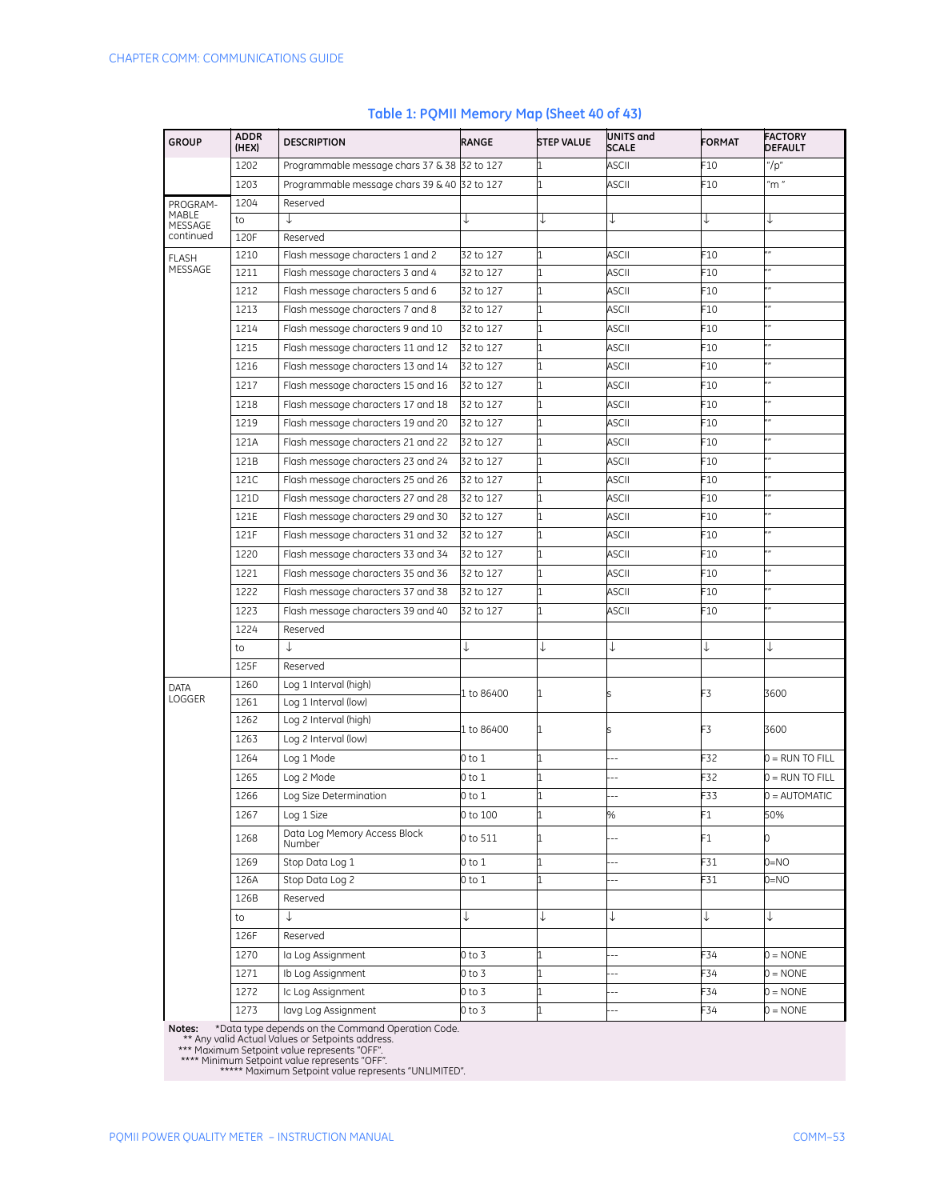**Table 1: PQMII Memory Map (Sheet 40 of 43)**

| GROUP | ADDR (HEX) | DESCRIPTION | RANGE | STEP VALUE | UNITS and SCALE | FORMAT | FACTORY DEFAULT |
|---|---|---|---|---|---|---|---|
| | 1202 | Programmable message chars 37 & 38 | 32 to 127 | 1 | ASCII | F10 | "/p" |
| | 1203 | Programmable message chars 39 & 40 | 32 to 127 | 1 | ASCII | F10 | "m " |
| PROGRAM-MABLE MESSAGE continued | 1204 | Reserved | | | | | |
| | to | ↓ | ↓ | ↓ | ↓ | ↓ | ↓ |
| | 120F | Reserved | | | | | |
| FLASH MESSAGE | 1210 | Flash message characters 1 and 2 | 32 to 127 | 1 | ASCII | F10 | "" |
| | 1211 | Flash message characters 3 and 4 | 32 to 127 | 1 | ASCII | F10 | "" |
| | 1212 | Flash message characters 5 and 6 | 32 to 127 | 1 | ASCII | F10 | "" |
| | 1213 | Flash message characters 7 and 8 | 32 to 127 | 1 | ASCII | F10 | "" |
| | 1214 | Flash message characters 9 and 10 | 32 to 127 | 1 | ASCII | F10 | "" |
| | 1215 | Flash message characters 11 and 12 | 32 to 127 | 1 | ASCII | F10 | "" |
| | 1216 | Flash message characters 13 and 14 | 32 to 127 | 1 | ASCII | F10 | "" |
| | 1217 | Flash message characters 15 and 16 | 32 to 127 | 1 | ASCII | F10 | "" |
| | 1218 | Flash message characters 17 and 18 | 32 to 127 | 1 | ASCII | F10 | "" |
| | 1219 | Flash message characters 19 and 20 | 32 to 127 | 1 | ASCII | F10 | "" |
| | 121A | Flash message characters 21 and 22 | 32 to 127 | 1 | ASCII | F10 | "" |
| | 121B | Flash message characters 23 and 24 | 32 to 127 | 1 | ASCII | F10 | "" |
| | 121C | Flash message characters 25 and 26 | 32 to 127 | 1 | ASCII | F10 | "" |
| | 121D | Flash message characters 27 and 28 | 32 to 127 | 1 | ASCII | F10 | "" |
| | 121E | Flash message characters 29 and 30 | 32 to 127 | 1 | ASCII | F10 | "" |
| | 121F | Flash message characters 31 and 32 | 32 to 127 | 1 | ASCII | F10 | "" |
| | 1220 | Flash message characters 33 and 34 | 32 to 127 | 1 | ASCII | F10 | "" |
| | 1221 | Flash message characters 35 and 36 | 32 to 127 | 1 | ASCII | F10 | "" |
| | 1222 | Flash message characters 37 and 38 | 32 to 127 | 1 | ASCII | F10 | "" |
| | 1223 | Flash message characters 39 and 40 | 32 to 127 | 1 | ASCII | F10 | "" |
| | 1224 | Reserved | | | | | |
| | to | ↓ | ↓ | ↓ | ↓ | ↓ | ↓ |
| | 125F | Reserved | | | | | |
| DATA LOGGER | 1260 | Log 1 Interval (high) | 1 to 86400 | 1 | s | F3 | 3600 |
| | 1261 | Log 1 Interval (low) | | | | | |
| | 1262 | Log 2 Interval (high) | 1 to 86400 | 1 | s | F3 | 3600 |
| | 1263 | Log 2 Interval (low) | | | | | |
| | 1264 | Log 1 Mode | 0 to 1 | 1 | --- | F32 | 0 = RUN TO FILL |
| | 1265 | Log 2 Mode | 0 to 1 | 1 | --- | F32 | 0 = RUN TO FILL |
| | 1266 | Log Size Determination | 0 to 1 | 1 | --- | F33 | 0 = AUTOMATIC |
| | 1267 | Log 1 Size | 0 to 100 | 1 | % | F1 | 50% |
| | 1268 | Data Log Memory Access Block Number | 0 to 511 | 1 | --- | F1 | 0 |
| | 1269 | Stop Data Log 1 | 0 to 1 | 1 | --- | F31 | 0=NO |
| | 126A | Stop Data Log 2 | 0 to 1 | 1 | --- | F31 | 0=NO |
| | 126B | Reserved | | | | | |
| | to | ↓ | ↓ | ↓ | ↓ | ↓ | ↓ |
| | 126F | Reserved | | | | | |
| | 1270 | Ia Log Assignment | 0 to 3 | 1 | --- | F34 | 0 = NONE |
| | 1271 | Ib Log Assignment | 0 to 3 | 1 | --- | F34 | 0 = NONE |
| | 1272 | Ic Log Assignment | 0 to 3 | 1 | --- | F34 | 0 = NONE |
| | 1273 | Iavg Log Assignment | 0 to 3 | 1 | --- | F34 | 0 = NONE |

**Notes:** *Data type depends on the Command Operation Code.
** Any valid Actual Values or Setpoints address.
*** Maximum Setpoint value represents "OFF".
**** Minimum Setpoint value represents "OFF".
***** Maximum Setpoint value represents "UNLIMITED".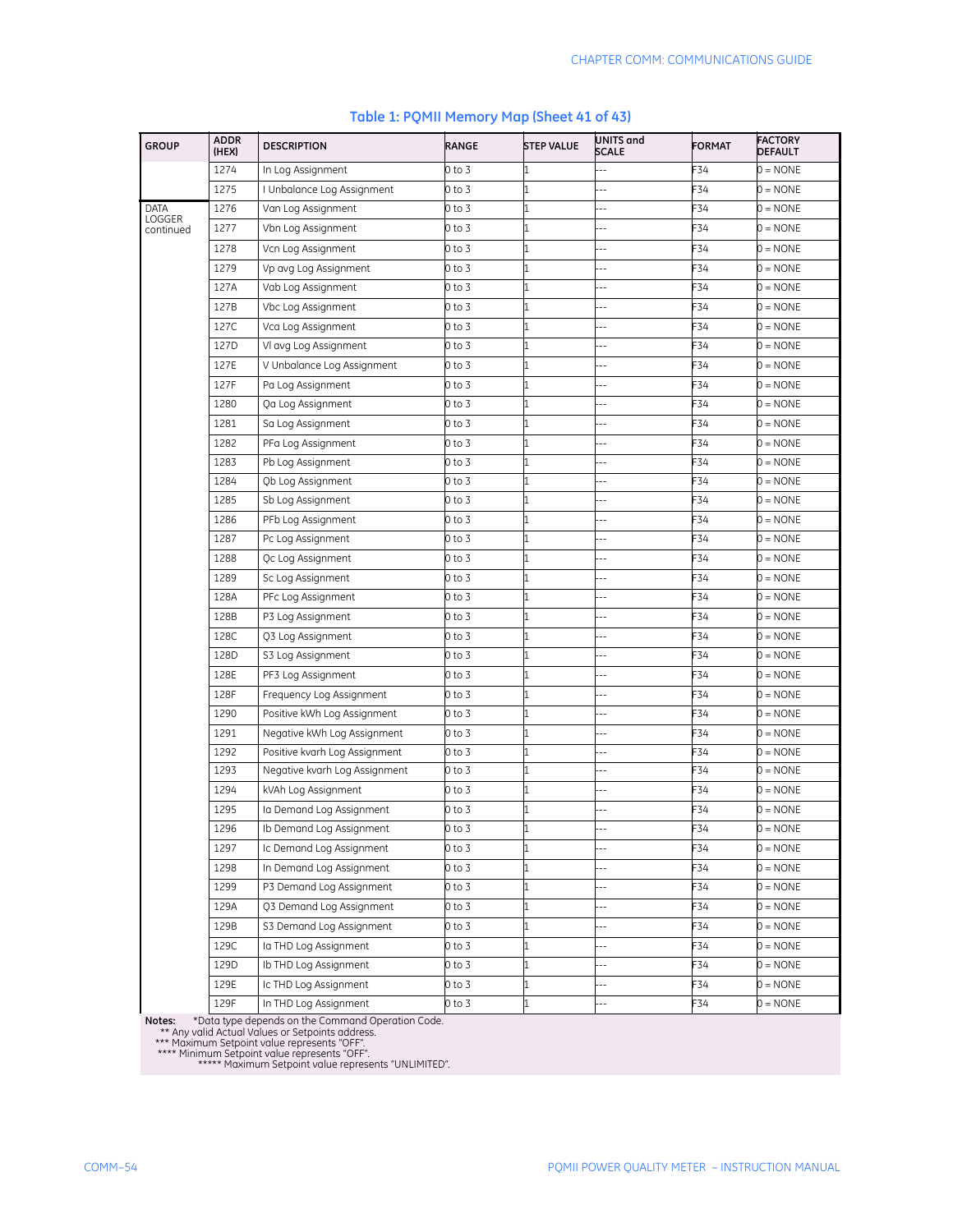## Table 1: PQMII Memory Map (Sheet 41 of 43)

| GROUP | ADDR (HEX) | DESCRIPTION | RANGE | STEP VALUE | UNITS and SCALE | FORMAT | FACTORY DEFAULT |
|---|---|---|---|---|---|---|---|
| | 1274 | In Log Assignment | 0 to 3 | 1 | --- | F34 | 0 = NONE |
| | 1275 | I Unbalance Log Assignment | 0 to 3 | 1 | --- | F34 | 0 = NONE |
| DATA LOGGER continued | 1276 | Van Log Assignment | 0 to 3 | 1 | --- | F34 | 0 = NONE |
| | 1277 | Vbn Log Assignment | 0 to 3 | 1 | --- | F34 | 0 = NONE |
| | 1278 | Vcn Log Assignment | 0 to 3 | 1 | --- | F34 | 0 = NONE |
| | 1279 | Vp avg Log Assignment | 0 to 3 | 1 | --- | F34 | 0 = NONE |
| | 127A | Vab Log Assignment | 0 to 3 | 1 | --- | F34 | 0 = NONE |
| | 127B | Vbc Log Assignment | 0 to 3 | 1 | --- | F34 | 0 = NONE |
| | 127C | Vca Log Assignment | 0 to 3 | 1 | --- | F34 | 0 = NONE |
| | 127D | Vl avg Log Assignment | 0 to 3 | 1 | --- | F34 | 0 = NONE |
| | 127E | V Unbalance Log Assignment | 0 to 3 | 1 | --- | F34 | 0 = NONE |
| | 127F | Pa Log Assignment | 0 to 3 | 1 | --- | F34 | 0 = NONE |
| | 1280 | Qa Log Assignment | 0 to 3 | 1 | --- | F34 | 0 = NONE |
| | 1281 | Sa Log Assignment | 0 to 3 | 1 | --- | F34 | 0 = NONE |
| | 1282 | PFa Log Assignment | 0 to 3 | 1 | --- | F34 | 0 = NONE |
| | 1283 | Pb Log Assignment | 0 to 3 | 1 | --- | F34 | 0 = NONE |
| | 1284 | Qb Log Assignment | 0 to 3 | 1 | --- | F34 | 0 = NONE |
| | 1285 | Sb Log Assignment | 0 to 3 | 1 | --- | F34 | 0 = NONE |
| | 1286 | PFb Log Assignment | 0 to 3 | 1 | --- | F34 | 0 = NONE |
| | 1287 | Pc Log Assignment | 0 to 3 | 1 | --- | F34 | 0 = NONE |
| | 1288 | Qc Log Assignment | 0 to 3 | 1 | --- | F34 | 0 = NONE |
| | 1289 | Sc Log Assignment | 0 to 3 | 1 | --- | F34 | 0 = NONE |
| | 128A | PFc Log Assignment | 0 to 3 | 1 | --- | F34 | 0 = NONE |
| | 128B | P3 Log Assignment | 0 to 3 | 1 | --- | F34 | 0 = NONE |
| | 128C | Q3 Log Assignment | 0 to 3 | 1 | --- | F34 | 0 = NONE |
| | 128D | S3 Log Assignment | 0 to 3 | 1 | --- | F34 | 0 = NONE |
| | 128E | PF3 Log Assignment | 0 to 3 | 1 | --- | F34 | 0 = NONE |
| | 128F | Frequency Log Assignment | 0 to 3 | 1 | --- | F34 | 0 = NONE |
| | 1290 | Positive kWh Log Assignment | 0 to 3 | 1 | --- | F34 | 0 = NONE |
| | 1291 | Negative kWh Log Assignment | 0 to 3 | 1 | --- | F34 | 0 = NONE |
| | 1292 | Positive kvarh Log Assignment | 0 to 3 | 1 | --- | F34 | 0 = NONE |
| | 1293 | Negative kvarh Log Assignment | 0 to 3 | 1 | --- | F34 | 0 = NONE |
| | 1294 | kVAh Log Assignment | 0 to 3 | 1 | --- | F34 | 0 = NONE |
| | 1295 | Ia Demand Log Assignment | 0 to 3 | 1 | --- | F34 | 0 = NONE |
| | 1296 | Ib Demand Log Assignment | 0 to 3 | 1 | --- | F34 | 0 = NONE |
| | 1297 | Ic Demand Log Assignment | 0 to 3 | 1 | --- | F34 | 0 = NONE |
| | 1298 | In Demand Log Assignment | 0 to 3 | 1 | --- | F34 | 0 = NONE |
| | 1299 | P3 Demand Log Assignment | 0 to 3 | 1 | --- | F34 | 0 = NONE |
| | 129A | Q3 Demand Log Assignment | 0 to 3 | 1 | --- | F34 | 0 = NONE |
| | 129B | S3 Demand Log Assignment | 0 to 3 | 1 | --- | F34 | 0 = NONE |
| | 129C | Ia THD Log Assignment | 0 to 3 | 1 | --- | F34 | 0 = NONE |
| | 129D | Ib THD Log Assignment | 0 to 3 | 1 | --- | F34 | 0 = NONE |
| | 129E | Ic THD Log Assignment | 0 to 3 | 1 | --- | F34 | 0 = NONE |
| | 129F | In THD Log Assignment | 0 to 3 | 1 | --- | F34 | 0 = NONE |

**Notes:** *Data type depends on the Command Operation Code.
** Any valid Actual Values or Setpoints address.
*** Maximum Setpoint value represents "OFF".
**** Minimum Setpoint value represents "OFF".
***** Maximum Setpoint value represents "UNLIMITED".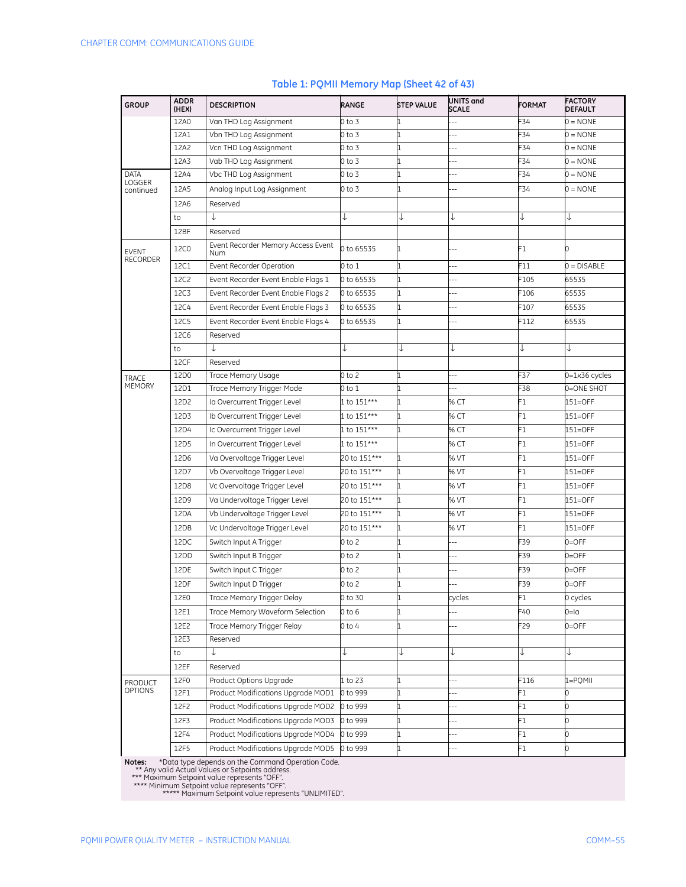## Table 1: PQMII Memory Map (Sheet 42 of 43)

| GROUP | ADDR (HEX) | DESCRIPTION | RANGE | STEP VALUE | UNITS and SCALE | FORMAT | FACTORY DEFAULT |
|---|---|---|---|---|---|---|---|
| | 12A0 | Van THD Log Assignment | 0 to 3 | 1 | --- | F34 | 0 = NONE |
| | 12A1 | Vbn THD Log Assignment | 0 to 3 | 1 | --- | F34 | 0 = NONE |
| | 12A2 | Vcn THD Log Assignment | 0 to 3 | 1 | --- | F34 | 0 = NONE |
| | 12A3 | Vab THD Log Assignment | 0 to 3 | 1 | --- | F34 | 0 = NONE |
| DATA LOGGER continued | 12A4 | Vbc THD Log Assignment | 0 to 3 | 1 | --- | F34 | 0 = NONE |
| | 12A5 | Analog Input Log Assignment | 0 to 3 | 1 | --- | F34 | 0 = NONE |
| | 12A6 | Reserved | | | | | |
| | to | ↓ | ↓ | ↓ | ↓ | ↓ | ↓ |
| | 12BF | Reserved | | | | | |
| EVENT RECORDER | 12C0 | Event Recorder Memory Access Event Num | 0 to 65535 | 1 | --- | F1 | 0 |
| | 12C1 | Event Recorder Operation | 0 to 1 | 1 | --- | F11 | 0 = DISABLE |
| | 12C2 | Event Recorder Event Enable Flags 1 | 0 to 65535 | 1 | --- | F105 | 65535 |
| | 12C3 | Event Recorder Event Enable Flags 2 | 0 to 65535 | 1 | --- | F106 | 65535 |
| | 12C4 | Event Recorder Event Enable Flags 3 | 0 to 65535 | 1 | --- | F107 | 65535 |
| | 12C5 | Event Recorder Event Enable Flags 4 | 0 to 65535 | 1 | --- | F112 | 65535 |
| | 12C6 | Reserved | | | | | |
| | to | ↓ | ↓ | ↓ | ↓ | ↓ | ↓ |
| | 12CF | Reserved | | | | | |
| TRACE MEMORY | 12D0 | Trace Memory Usage | 0 to 2 | 1 | --- | F37 | 0=1x36 cycles |
| | 12D1 | Trace Memory Trigger Mode | 0 to 1 | 1 | --- | F38 | 0=ONE SHOT |
| | 12D2 | Ia Overcurrent Trigger Level | 1 to 151*** | 1 | % CT | F1 | 151=OFF |
| | 12D3 | Ib Overcurrent Trigger Level | 1 to 151*** | 1 | % CT | F1 | 151=OFF |
| | 12D4 | Ic Overcurrent Trigger Level | 1 to 151*** | 1 | % CT | F1 | 151=OFF |
| | 12D5 | In Overcurrent Trigger Level | 1 to 151*** | | % CT | F1 | 151=OFF |
| | 12D6 | Va Overvoltage Trigger Level | 20 to 151*** | 1 | % VT | F1 | 151=OFF |
| | 12D7 | Vb Overvoltage Trigger Level | 20 to 151*** | 1 | % VT | F1 | 151=OFF |
| | 12D8 | Vc Overvoltage Trigger Level | 20 to 151*** | 1 | % VT | F1 | 151=OFF |
| | 12D9 | Va Undervoltage Trigger Level | 20 to 151*** | 1 | % VT | F1 | 151=OFF |
| | 12DA | Vb Undervoltage Trigger Level | 20 to 151*** | 1 | % VT | F1 | 151=OFF |
| | 12DB | Vc Undervoltage Trigger Level | 20 to 151*** | 1 | % VT | F1 | 151=OFF |
| | 12DC | Switch Input A Trigger | 0 to 2 | 1 | --- | F39 | 0=OFF |
| | 12DD | Switch Input B Trigger | 0 to 2 | 1 | --- | F39 | 0=OFF |
| | 12DE | Switch Input C Trigger | 0 to 2 | 1 | --- | F39 | 0=OFF |
| | 12DF | Switch Input D Trigger | 0 to 2 | 1 | --- | F39 | 0=OFF |
| | 12E0 | Trace Memory Trigger Delay | 0 to 30 | 1 | cycles | F1 | 0 cycles |
| | 12E1 | Trace Memory Waveform Selection | 0 to 6 | 1 | --- | F40 | 0=Ia |
| | 12E2 | Trace Memory Trigger Relay | 0 to 4 | 1 | --- | F29 | 0=OFF |
| | 12E3 | Reserved | | | | | |
| | to | ↓ | ↓ | ↓ | ↓ | ↓ | ↓ |
| | 12EF | Reserved | | | | | |
| PRODUCT OPTIONS | 12F0 | Product Options Upgrade | 1 to 23 | 1 | --- | F116 | 1=PQMII |
| | 12F1 | Product Modifications Upgrade MOD1 | 0 to 999 | 1 | --- | F1 | 0 |
| | 12F2 | Product Modifications Upgrade MOD2 | 0 to 999 | 1 | --- | F1 | 0 |
| | 12F3 | Product Modifications Upgrade MOD3 | 0 to 999 | 1 | --- | F1 | 0 |
| | 12F4 | Product Modifications Upgrade MOD4 | 0 to 999 | 1 | --- | F1 | 0 |
| | 12F5 | Product Modifications Upgrade MOD5 | 0 to 999 | 1 | --- | F1 | 0 |

**Notes:** *Data type depends on the Command Operation Code.
** Any valid Actual Values or Setpoints address.
*** Maximum Setpoint value represents "OFF".
**** Minimum Setpoint value represents "OFF".
***** Maximum Setpoint value represents "UNLIMITED".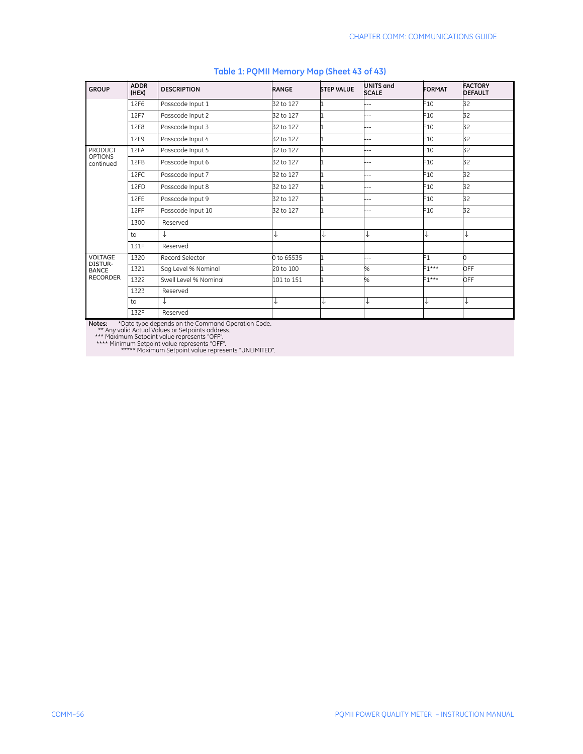**Table 1: PQMII Memory Map (Sheet 43 of 43)**

| GROUP | ADDR (HEX) | DESCRIPTION | RANGE | STEP VALUE | UNITS and SCALE | FORMAT | FACTORY DEFAULT |
|---|---|---|---|---|---|---|---|
| | 12F6 | Passcode Input 1 | 32 to 127 | 1 | --- | F10 | 32 |
| | 12F7 | Passcode Input 2 | 32 to 127 | 1 | --- | F10 | 32 |
| | 12F8 | Passcode Input 3 | 32 to 127 | 1 | --- | F10 | 32 |
| | 12F9 | Passcode Input 4 | 32 to 127 | 1 | --- | F10 | 32 |
| PRODUCT OPTIONS continued | 12FA | Passcode Input 5 | 32 to 127 | 1 | --- | F10 | 32 |
| | 12FB | Passcode Input 6 | 32 to 127 | 1 | --- | F10 | 32 |
| | 12FC | Passcode Input 7 | 32 to 127 | 1 | --- | F10 | 32 |
| | 12FD | Passcode Input 8 | 32 to 127 | 1 | --- | F10 | 32 |
| | 12FE | Passcode Input 9 | 32 to 127 | 1 | --- | F10 | 32 |
| | 12FF | Passcode Input 10 | 32 to 127 | 1 | --- | F10 | 32 |
| | 1300 | Reserved | | | | | |
| | to | ↓ | ↓ | ↓ | ↓ | ↓ | ↓ |
| | 131F | Reserved | | | | | |
| VOLTAGE DISTUR-BANCE RECORDER | 1320 | Record Selector | 0 to 65535 | 1 | --- | F1 | 0 |
| | 1321 | Sag Level % Nominal | 20 to 100 | 1 | % | F1*** | OFF |
| | 1322 | Swell Level % Nominal | 101 to 151 | 1 | % | F1*** | OFF |
| | 1323 | Reserved | | | | | |
| | to | ↓ | ↓ | ↓ | ↓ | ↓ | ↓ |
| | 132F | Reserved | | | | | |

**Notes:** *Data type depends on the Command Operation Code.
** Any valid Actual Values or Setpoints address.
*** Maximum Setpoint value represents "OFF".
**** Minimum Setpoint value represents "OFF".
***** Maximum Setpoint value represents "UNLIMITED".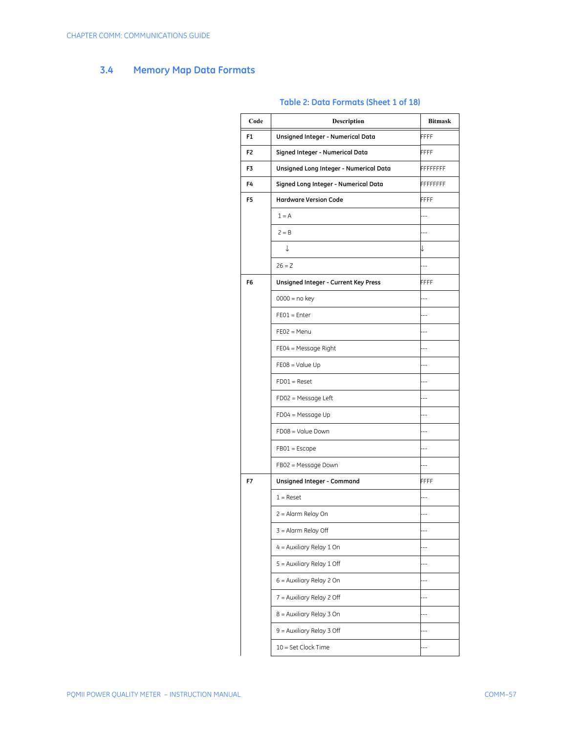## 3.4 Memory Map Data Formats

**Table 2: Data Formats (Sheet 1 of 18)**

| Code | Description | Bitmask |
|---|---|---|
| F1 | **Unsigned Integer - Numerical Data** | FFFF |
| F2 | **Signed Integer - Numerical Data** | FFFF |
| F3 | **Unsigned Long Integer - Numerical Data** | FFFFFFFF |
| F4 | **Signed Long Integer - Numerical Data** | FFFFFFFF |
| F5 | **Hardware Version Code** | FFFF |
| | 1 = A | --- |
| | 2 = B | --- |
| | ↓ | ↓ |
| | 26 = Z | --- |
| F6 | **Unsigned Integer - Current Key Press** | FFFF |
| | 0000 = no key | --- |
| | FE01 = Enter | --- |
| | FE02 = Menu | --- |
| | FE04 = Message Right | --- |
| | FE08 = Value Up | --- |
| | FD01 = Reset | --- |
| | FD02 = Message Left | --- |
| | FD04 = Message Up | --- |
| | FD08 = Value Down | --- |
| | FB01 = Escape | --- |
| | FB02 = Message Down | --- |
| F7 | **Unsigned Integer - Command** | FFFF |
| | 1 = Reset | --- |
| | 2 = Alarm Relay On | --- |
| | 3 = Alarm Relay Off | --- |
| | 4 = Auxiliary Relay 1 On | --- |
| | 5 = Auxiliary Relay 1 Off | --- |
| | 6 = Auxiliary Relay 2 On | --- |
| | 7 = Auxiliary Relay 2 Off | --- |
| | 8 = Auxiliary Relay 3 On | --- |
| | 9 = Auxiliary Relay 3 Off | --- |
| | 10 = Set Clock Time | --- |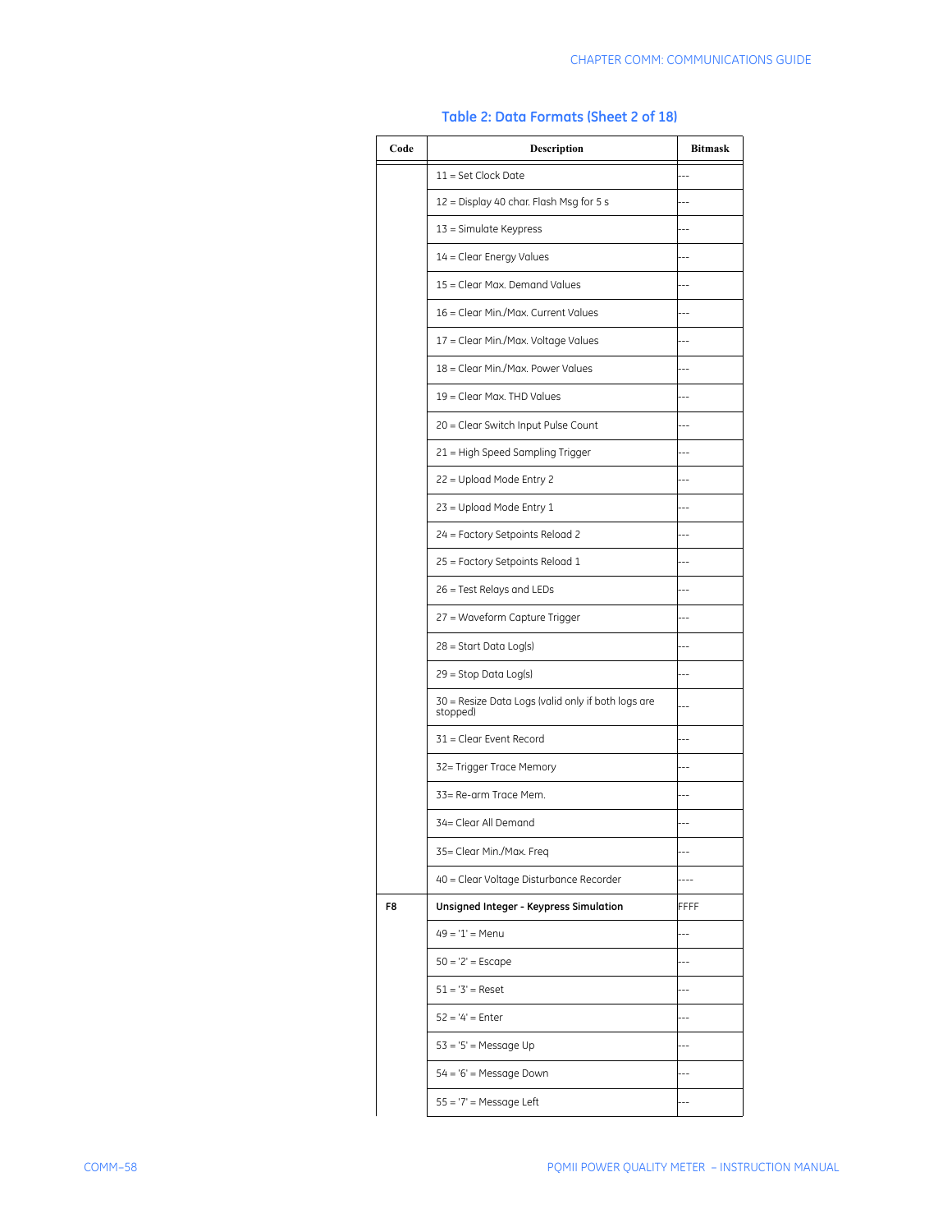**Table 2: Data Formats (Sheet 2 of 18)**

| Code | Description | Bitmask |
|---|---|---|
| | 11 = Set Clock Date | --- |
| | 12 = Display 40 char. Flash Msg for 5 s | --- |
| | 13 = Simulate Keypress | --- |
| | 14 = Clear Energy Values | --- |
| | 15 = Clear Max. Demand Values | --- |
| | 16 = Clear Min./Max. Current Values | --- |
| | 17 = Clear Min./Max. Voltage Values | --- |
| | 18 = Clear Min./Max. Power Values | --- |
| | 19 = Clear Max. THD Values | --- |
| | 20 = Clear Switch Input Pulse Count | --- |
| | 21 = High Speed Sampling Trigger | --- |
| | 22 = Upload Mode Entry 2 | --- |
| | 23 = Upload Mode Entry 1 | --- |
| | 24 = Factory Setpoints Reload 2 | --- |
| | 25 = Factory Setpoints Reload 1 | --- |
| | 26 = Test Relays and LEDs | --- |
| | 27 = Waveform Capture Trigger | --- |
| | 28 = Start Data Log(s) | --- |
| | 29 = Stop Data Log(s) | --- |
| | 30 = Resize Data Logs (valid only if both logs are stopped) | --- |
| | 31 = Clear Event Record | --- |
| | 32= Trigger Trace Memory | --- |
| | 33= Re-arm Trace Mem. | --- |
| | 34= Clear All Demand | --- |
| | 35= Clear Min./Max. Freq | --- |
| | 40 = Clear Voltage Disturbance Recorder | ---- |
| **F8** | **Unsigned Integer - Keypress Simulation** | FFFF |
| | 49 = '1' = Menu | --- |
| | 50 = '2' = Escape | --- |
| | 51 = '3' = Reset | --- |
| | 52 = '4' = Enter | --- |
| | 53 = '5' = Message Up | --- |
| | 54 = '6' = Message Down | --- |
| | 55 = '7' = Message Left | --- |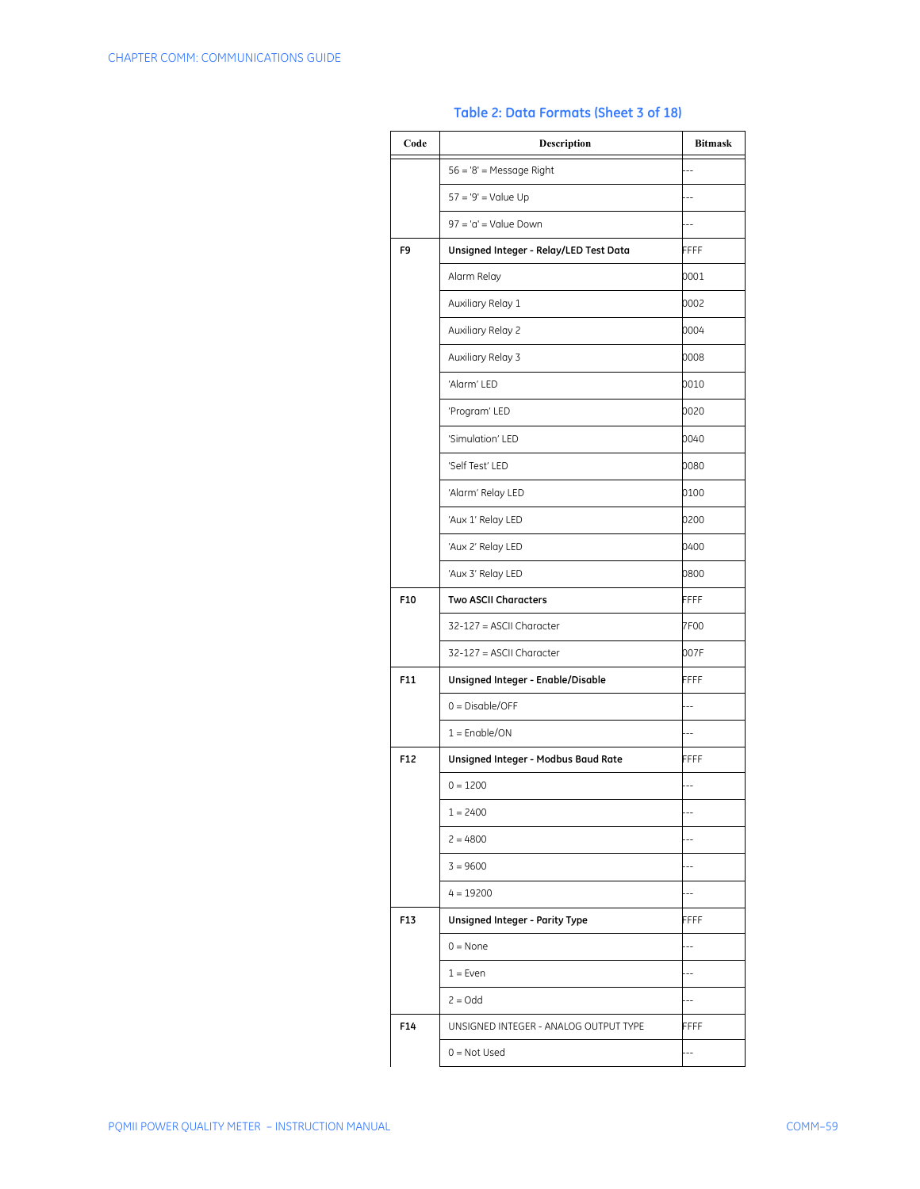### Table 2: Data Formats (Sheet 3 of 18)

| Code | Description | Bitmask |
|---|---|---|
| | 56 = '8' = Message Right | --- |
| | 57 = '9' = Value Up | --- |
| | 97 = 'a' = Value Down | --- |
| **F9** | **Unsigned Integer - Relay/LED Test Data** | FFFF |
| | Alarm Relay | 0001 |
| | Auxiliary Relay 1 | 0002 |
| | Auxiliary Relay 2 | 0004 |
| | Auxiliary Relay 3 | 0008 |
| | 'Alarm' LED | 0010 |
| | 'Program' LED | 0020 |
| | 'Simulation' LED | 0040 |
| | 'Self Test' LED | 0080 |
| | 'Alarm' Relay LED | 0100 |
| | 'Aux 1' Relay LED | 0200 |
| | 'Aux 2' Relay LED | 0400 |
| | 'Aux 3' Relay LED | 0800 |
| **F10** | **Two ASCII Characters** | FFFF |
| | 32-127 = ASCII Character | 7F00 |
| | 32-127 = ASCII Character | 007F |
| **F11** | **Unsigned Integer - Enable/Disable** | FFFF |
| | 0 = Disable/OFF | --- |
| | 1 = Enable/ON | --- |
| **F12** | **Unsigned Integer - Modbus Baud Rate** | FFFF |
| | 0 = 1200 | --- |
| | 1 = 2400 | --- |
| | 2 = 4800 | --- |
| | 3 = 9600 | --- |
| | 4 = 19200 | --- |
| **F13** | **Unsigned Integer - Parity Type** | FFFF |
| | 0 = None | --- |
| | 1 = Even | --- |
| | 2 = Odd | --- |
| **F14** | UNSIGNED INTEGER - ANALOG OUTPUT TYPE | FFFF |
| | 0 = Not Used | --- |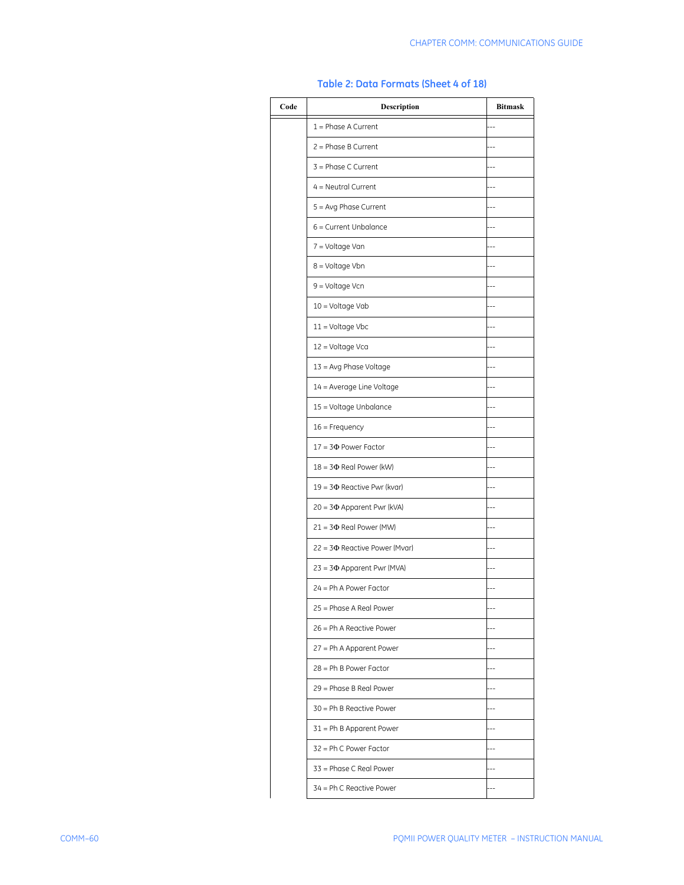**Table 2: Data Formats (Sheet 4 of 18)**

| Code | Description | Bitmask |
|---|---|---|
| | 1 = Phase A Current | --- |
| | 2 = Phase B Current | --- |
| | 3 = Phase C Current | --- |
| | 4 = Neutral Current | --- |
| | 5 = Avg Phase Current | --- |
| | 6 = Current Unbalance | --- |
| | 7 = Voltage Van | --- |
| | 8 = Voltage Vbn | --- |
| | 9 = Voltage Vcn | --- |
| | 10 = Voltage Vab | --- |
| | 11 = Voltage Vbc | --- |
| | 12 = Voltage Vca | --- |
| | 13 = Avg Phase Voltage | --- |
| | 14 = Average Line Voltage | --- |
| | 15 = Voltage Unbalance | --- |
| | 16 = Frequency | --- |
| | 17 = 3Φ Power Factor | --- |
| | 18 = 3Φ Real Power (kW) | --- |
| | 19 = 3Φ Reactive Pwr (kvar) | --- |
| | 20 = 3Φ Apparent Pwr (kVA) | --- |
| | 21 = 3Φ Real Power (MW) | --- |
| | 22 = 3Φ Reactive Power (Mvar) | --- |
| | 23 = 3Φ Apparent Pwr (MVA) | --- |
| | 24 = Ph A Power Factor | --- |
| | 25 = Phase A Real Power | --- |
| | 26 = Ph A Reactive Power | --- |
| | 27 = Ph A Apparent Power | --- |
| | 28 = Ph B Power Factor | --- |
| | 29 = Phase B Real Power | --- |
| | 30 = Ph B Reactive Power | --- |
| | 31 = Ph B Apparent Power | --- |
| | 32 = Ph C Power Factor | --- |
| | 33 = Phase C Real Power | --- |
| | 34 = Ph C Reactive Power | --- |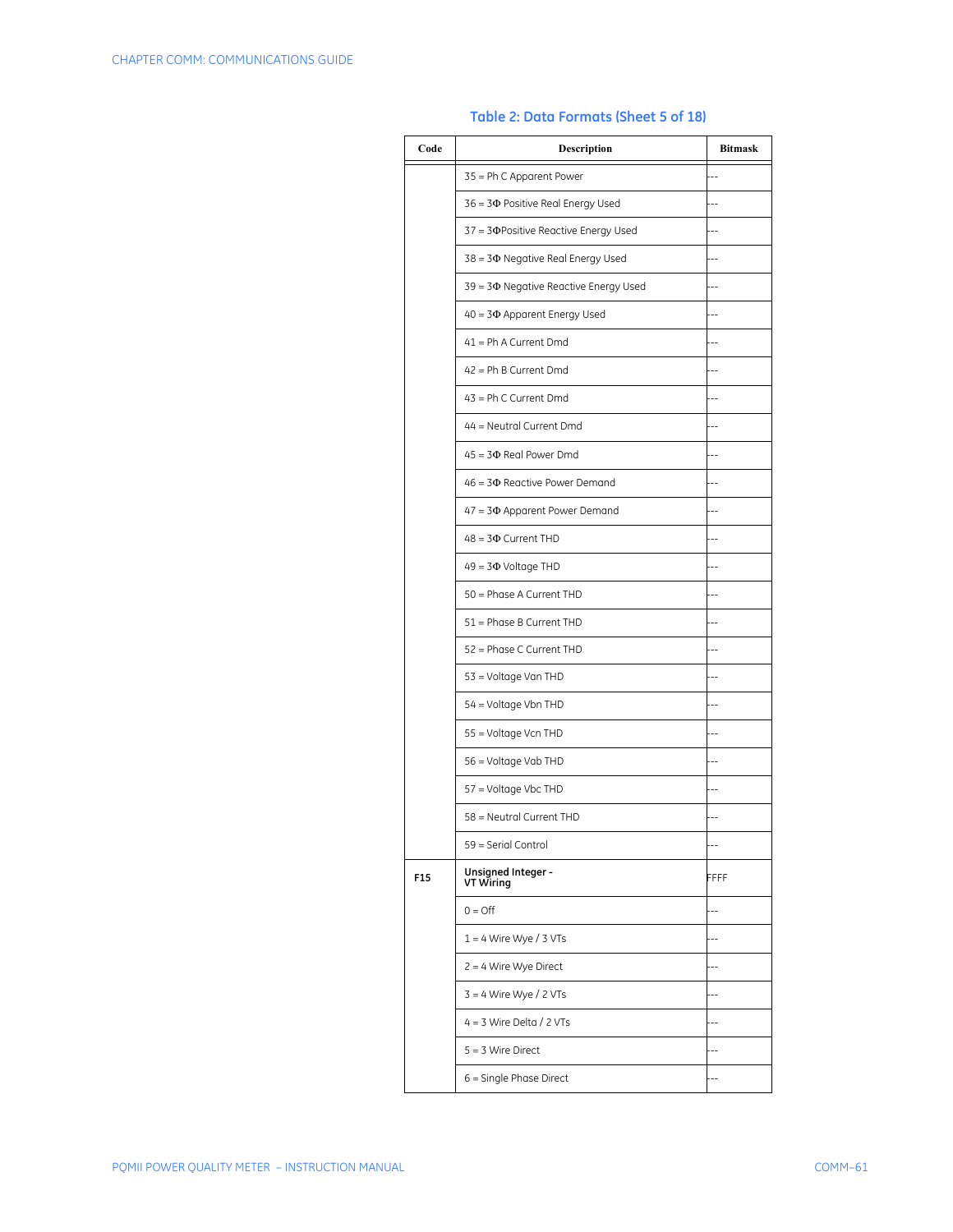**Table 2: Data Formats (Sheet 5 of 18)**

| Code | Description | Bitmask |
|---|---|---|
| | 35 = Ph C Apparent Power | --- |
| | 36 = 3Φ Positive Real Energy Used | --- |
| | 37 = 3ΦPositive Reactive Energy Used | --- |
| | 38 = 3Φ Negative Real Energy Used | --- |
| | 39 = 3Φ Negative Reactive Energy Used | --- |
| | 40 = 3Φ Apparent Energy Used | --- |
| | 41 = Ph A Current Dmd | --- |
| | 42 = Ph B Current Dmd | --- |
| | 43 = Ph C Current Dmd | --- |
| | 44 = Neutral Current Dmd | --- |
| | 45 = 3Φ Real Power Dmd | --- |
| | 46 = 3Φ Reactive Power Demand | --- |
| | 47 = 3Φ Apparent Power Demand | --- |
| | 48 = 3Φ Current THD | --- |
| | 49 = 3Φ Voltage THD | --- |
| | 50 = Phase A Current THD | --- |
| | 51 = Phase B Current THD | --- |
| | 52 = Phase C Current THD | --- |
| | 53 = Voltage Van THD | --- |
| | 54 = Voltage Vbn THD | --- |
| | 55 = Voltage Vcn THD | --- |
| | 56 = Voltage Vab THD | --- |
| | 57 = Voltage Vbc THD | --- |
| | 58 = Neutral Current THD | --- |
| | 59 = Serial Control | --- |
| **F15** | **Unsigned Integer - VT Wiring** | FFFF |
| | 0 = Off | --- |
| | 1 = 4 Wire Wye / 3 VTs | --- |
| | 2 = 4 Wire Wye Direct | --- |
| | 3 = 4 Wire Wye / 2 VTs | --- |
| | 4 = 3 Wire Delta / 2 VTs | --- |
| | 5 = 3 Wire Direct | --- |
| | 6 = Single Phase Direct | --- |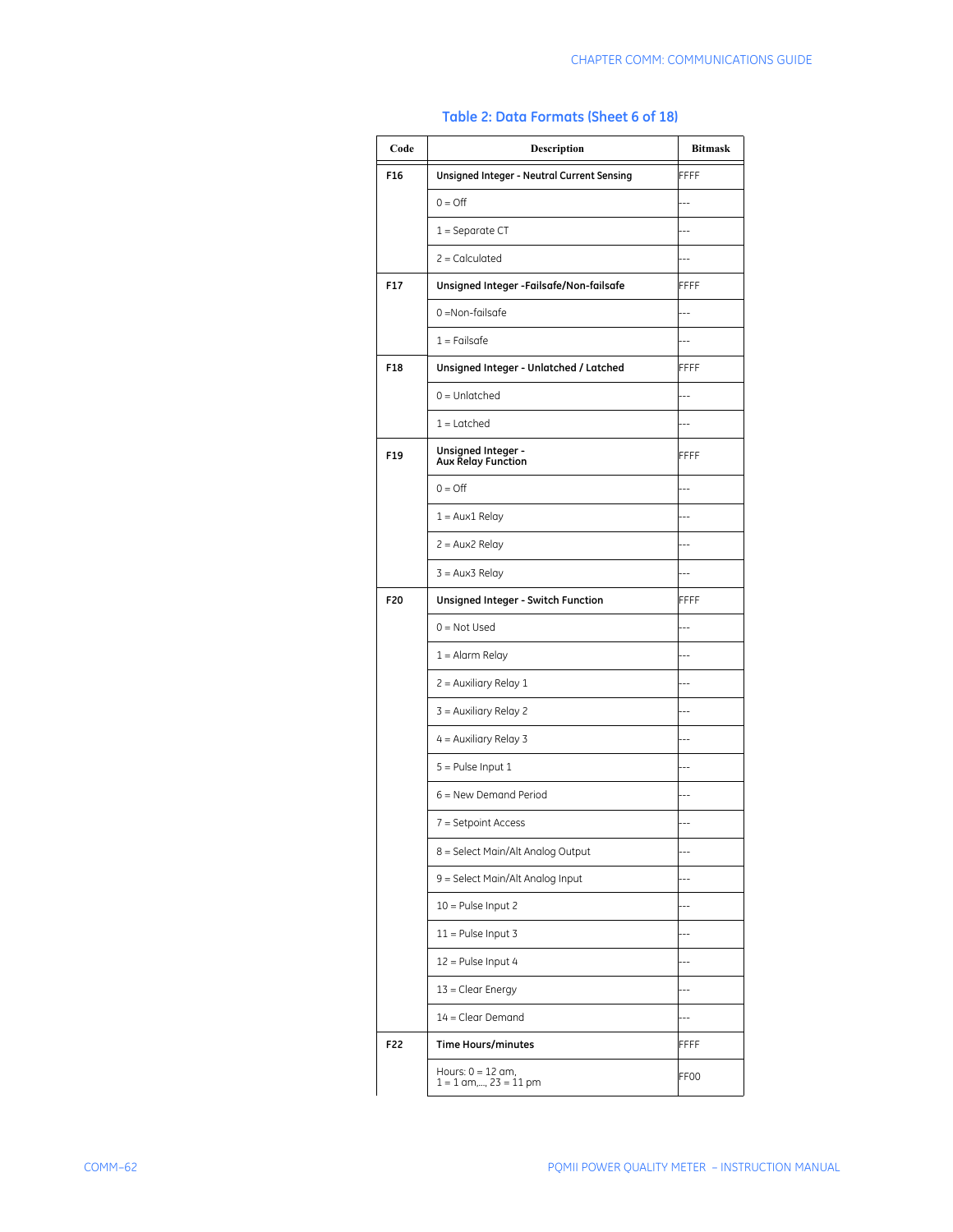**Table 2: Data Formats (Sheet 6 of 18)**

| Code | Description | Bitmask |
|---|---|---|
| F16 | **Unsigned Integer - Neutral Current Sensing** | FFFF |
| | 0 = Off | --- |
| | 1 = Separate CT | --- |
| | 2 = Calculated | --- |
| F17 | **Unsigned Integer -Failsafe/Non-failsafe** | FFFF |
| | 0 =Non-failsafe | --- |
| | 1 = Failsafe | --- |
| F18 | **Unsigned Integer - Unlatched / Latched** | FFFF |
| | 0 = Unlatched | --- |
| | 1 = Latched | --- |
| F19 | **Unsigned Integer - Aux Relay Function** | FFFF |
| | 0 = Off | --- |
| | 1 = Aux1 Relay | --- |
| | 2 = Aux2 Relay | --- |
| | 3 = Aux3 Relay | --- |
| F20 | **Unsigned Integer - Switch Function** | FFFF |
| | 0 = Not Used | --- |
| | 1 = Alarm Relay | --- |
| | 2 = Auxiliary Relay 1 | --- |
| | 3 = Auxiliary Relay 2 | --- |
| | 4 = Auxiliary Relay 3 | --- |
| | 5 = Pulse Input 1 | --- |
| | 6 = New Demand Period | --- |
| | 7 = Setpoint Access | --- |
| | 8 = Select Main/Alt Analog Output | --- |
| | 9 = Select Main/Alt Analog Input | --- |
| | 10 = Pulse Input 2 | --- |
| | 11 = Pulse Input 3 | --- |
| | 12 = Pulse Input 4 | --- |
| | 13 = Clear Energy | --- |
| | 14 = Clear Demand | --- |
| F22 | **Time Hours/minutes** | FFFF |
| | Hours: 0 = 12 am, 1 = 1 am,..., 23 = 11 pm | FF00 |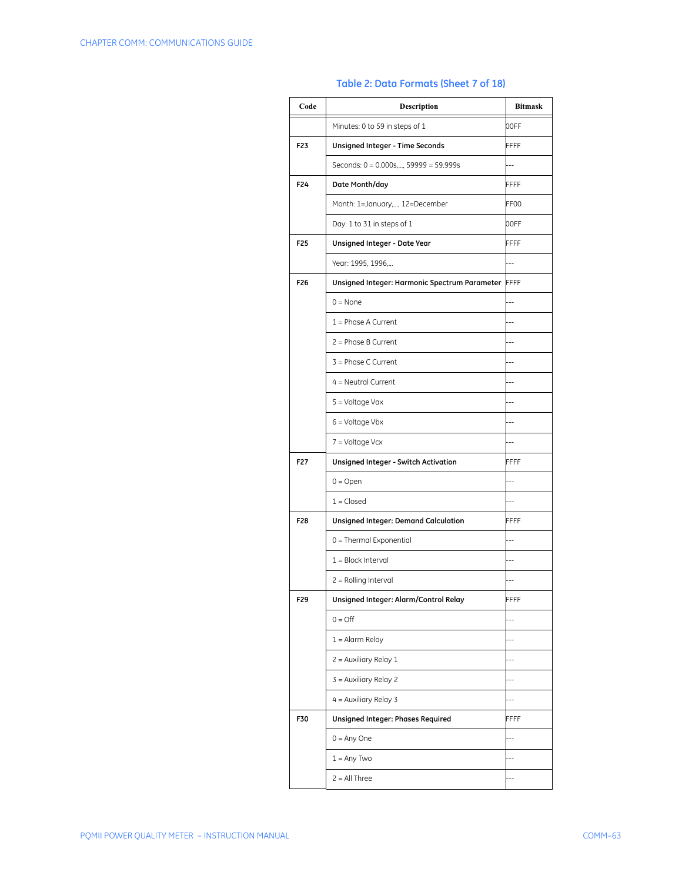### Table 2: Data Formats (Sheet 7 of 18)

| Code | Description | Bitmask |
|---|---|---|
| | Minutes: 0 to 59 in steps of 1 | 00FF |
| F23 | **Unsigned Integer - Time Seconds** | FFFF |
| | Seconds: 0 = 0.000s,..., 59999 = 59.999s | --- |
| F24 | **Date Month/day** | FFFF |
| | Month: 1=January,..., 12=December | FF00 |
| | Day: 1 to 31 in steps of 1 | 00FF |
| F25 | **Unsigned Integer - Date Year** | FFFF |
| | Year: 1995, 1996,... | --- |
| F26 | **Unsigned Integer: Harmonic Spectrum Parameter** | FFFF |
| | 0 = None | --- |
| | 1 = Phase A Current | --- |
| | 2 = Phase B Current | --- |
| | 3 = Phase C Current | --- |
| | 4 = Neutral Current | --- |
| | 5 = Voltage Vax | --- |
| | 6 = Voltage Vbx | --- |
| | 7 = Voltage Vcx | --- |
| F27 | **Unsigned Integer - Switch Activation** | FFFF |
| | 0 = Open | --- |
| | 1 = Closed | --- |
| F28 | **Unsigned Integer: Demand Calculation** | FFFF |
| | 0 = Thermal Exponential | --- |
| | 1 = Block Interval | --- |
| | 2 = Rolling Interval | --- |
| F29 | **Unsigned Integer: Alarm/Control Relay** | FFFF |
| | 0 = Off | --- |
| | 1 = Alarm Relay | --- |
| | 2 = Auxiliary Relay 1 | --- |
| | 3 = Auxiliary Relay 2 | --- |
| | 4 = Auxiliary Relay 3 | --- |
| F30 | **Unsigned Integer: Phases Required** | FFFF |
| | 0 = Any One | --- |
| | 1 = Any Two | --- |
| | 2 = All Three | --- |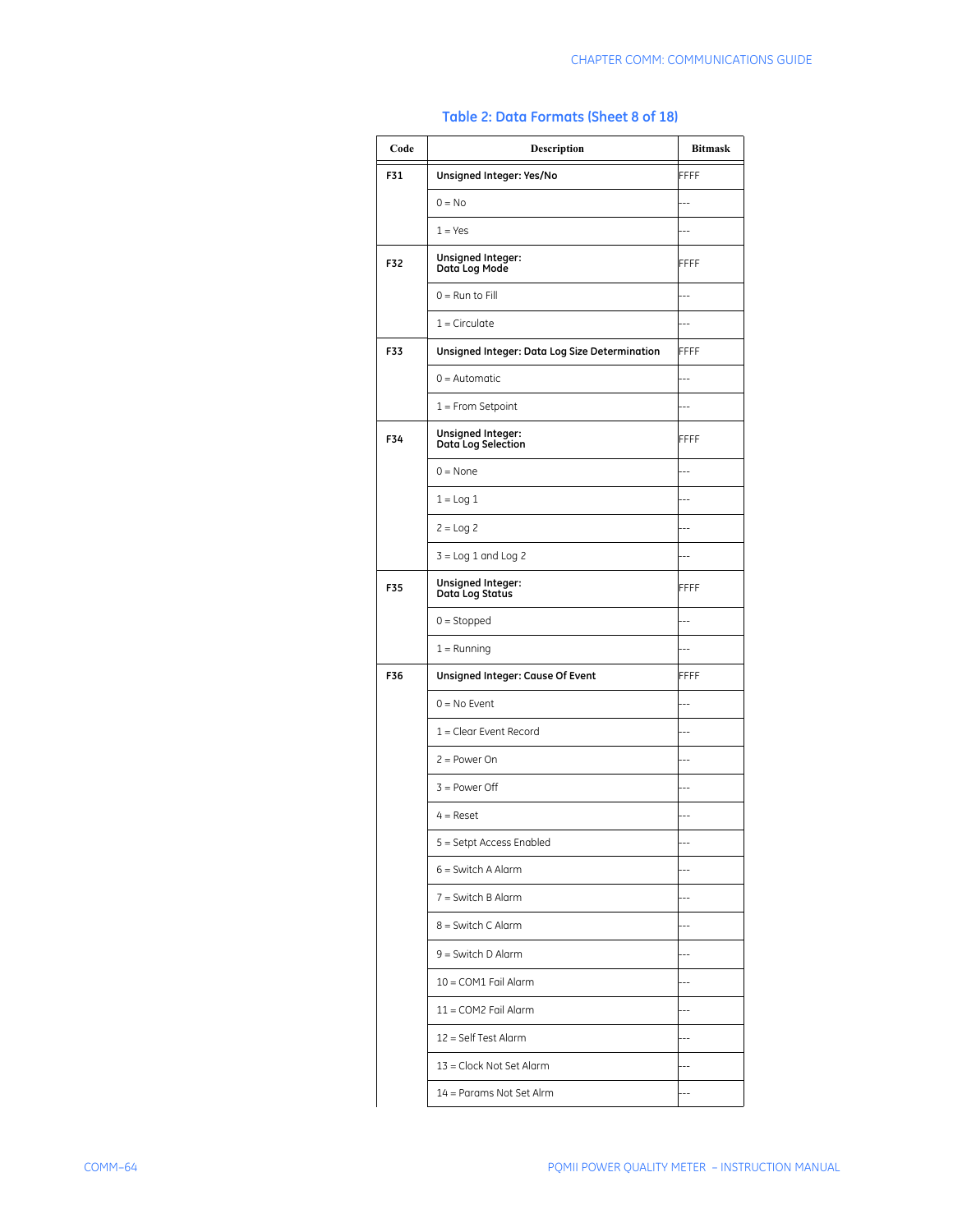**Table 2: Data Formats (Sheet 8 of 18)**

| Code | Description | Bitmask |
|---|---|---|
| F31 | **Unsigned Integer: Yes/No** | FFFF |
| | 0 = No | --- |
| | 1 = Yes | --- |
| F32 | **Unsigned Integer: Data Log Mode** | FFFF |
| | 0 = Run to Fill | --- |
| | 1 = Circulate | --- |
| F33 | **Unsigned Integer: Data Log Size Determination** | FFFF |
| | 0 = Automatic | --- |
| | 1 = From Setpoint | --- |
| F34 | **Unsigned Integer: Data Log Selection** | FFFF |
| | 0 = None | --- |
| | 1 = Log 1 | --- |
| | 2 = Log 2 | --- |
| | 3 = Log 1 and Log 2 | --- |
| F35 | **Unsigned Integer: Data Log Status** | FFFF |
| | 0 = Stopped | --- |
| | 1 = Running | --- |
| F36 | **Unsigned Integer: Cause Of Event** | FFFF |
| | 0 = No Event | --- |
| | 1 = Clear Event Record | --- |
| | 2 = Power On | --- |
| | 3 = Power Off | --- |
| | 4 = Reset | --- |
| | 5 = Setpt Access Enabled | --- |
| | 6 = Switch A Alarm | --- |
| | 7 = Switch B Alarm | --- |
| | 8 = Switch C Alarm | --- |
| | 9 = Switch D Alarm | --- |
| | 10 = COM1 Fail Alarm | --- |
| | 11 = COM2 Fail Alarm | --- |
| | 12 = Self Test Alarm | --- |
| | 13 = Clock Not Set Alarm | --- |
| | 14 = Params Not Set Alrm | --- |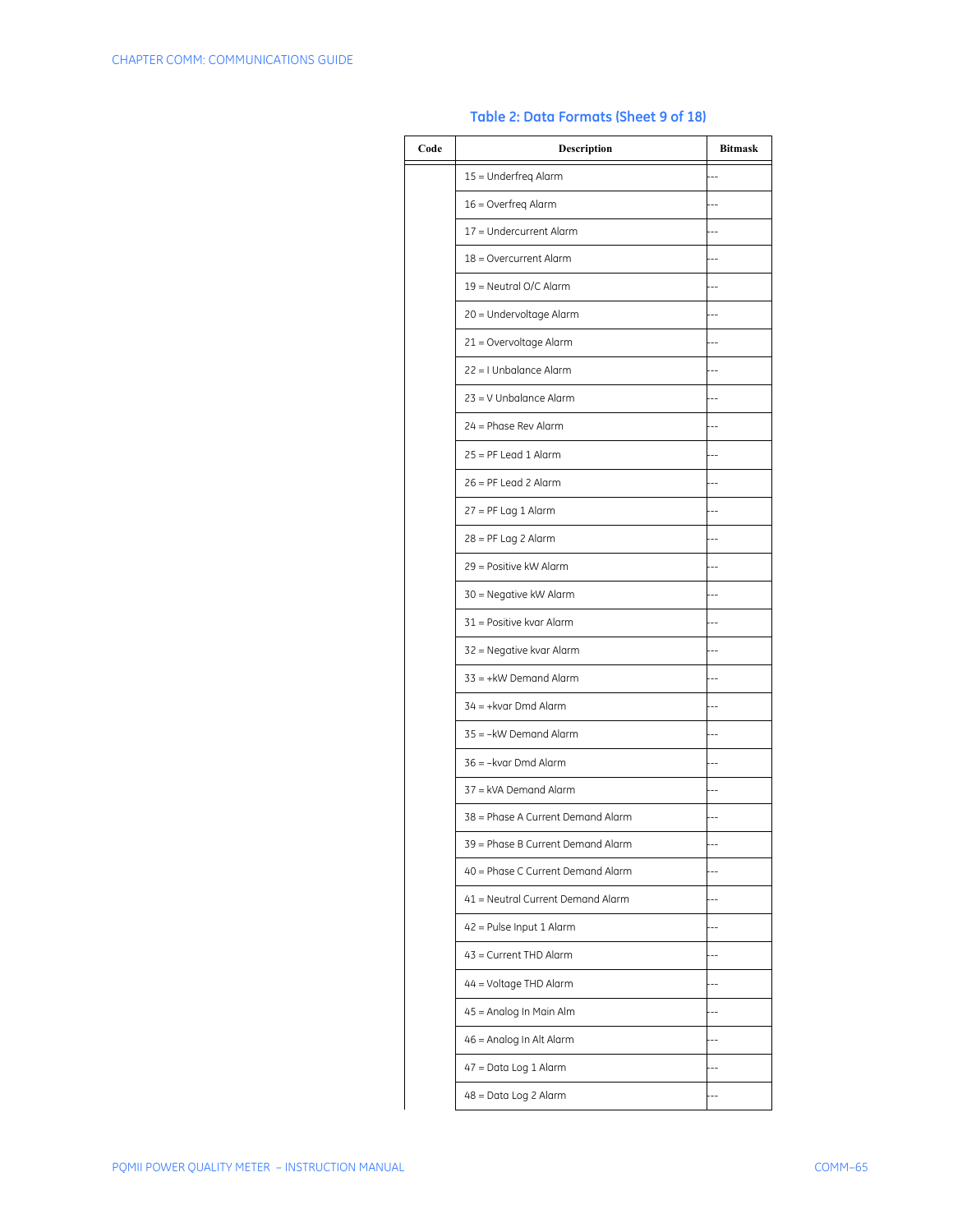## Table 2: Data Formats (Sheet 9 of 18)

| Code | Description | Bitmask |
|---|---|---|
| | 15 = Underfreq Alarm | --- |
| | 16 = Overfreq Alarm | --- |
| | 17 = Undercurrent Alarm | --- |
| | 18 = Overcurrent Alarm | --- |
| | 19 = Neutral O/C Alarm | --- |
| | 20 = Undervoltage Alarm | --- |
| | 21 = Overvoltage Alarm | --- |
| | 22 = I Unbalance Alarm | --- |
| | 23 = V Unbalance Alarm | --- |
| | 24 = Phase Rev Alarm | --- |
| | 25 = PF Lead 1 Alarm | --- |
| | 26 = PF Lead 2 Alarm | --- |
| | 27 = PF Lag 1 Alarm | --- |
| | 28 = PF Lag 2 Alarm | --- |
| | 29 = Positive kW Alarm | --- |
| | 30 = Negative kW Alarm | --- |
| | 31 = Positive kvar Alarm | --- |
| | 32 = Negative kvar Alarm | --- |
| | 33 = +kW Demand Alarm | --- |
| | 34 = +kvar Dmd Alarm | --- |
| | 35 = –kW Demand Alarm | --- |
| | 36 = –kvar Dmd Alarm | --- |
| | 37 = kVA Demand Alarm | --- |
| | 38 = Phase A Current Demand Alarm | --- |
| | 39 = Phase B Current Demand Alarm | --- |
| | 40 = Phase C Current Demand Alarm | --- |
| | 41 = Neutral Current Demand Alarm | --- |
| | 42 = Pulse Input 1 Alarm | --- |
| | 43 = Current THD Alarm | --- |
| | 44 = Voltage THD Alarm | --- |
| | 45 = Analog In Main Alm | --- |
| | 46 = Analog In Alt Alarm | --- |
| | 47 = Data Log 1 Alarm | --- |
| | 48 = Data Log 2 Alarm | --- |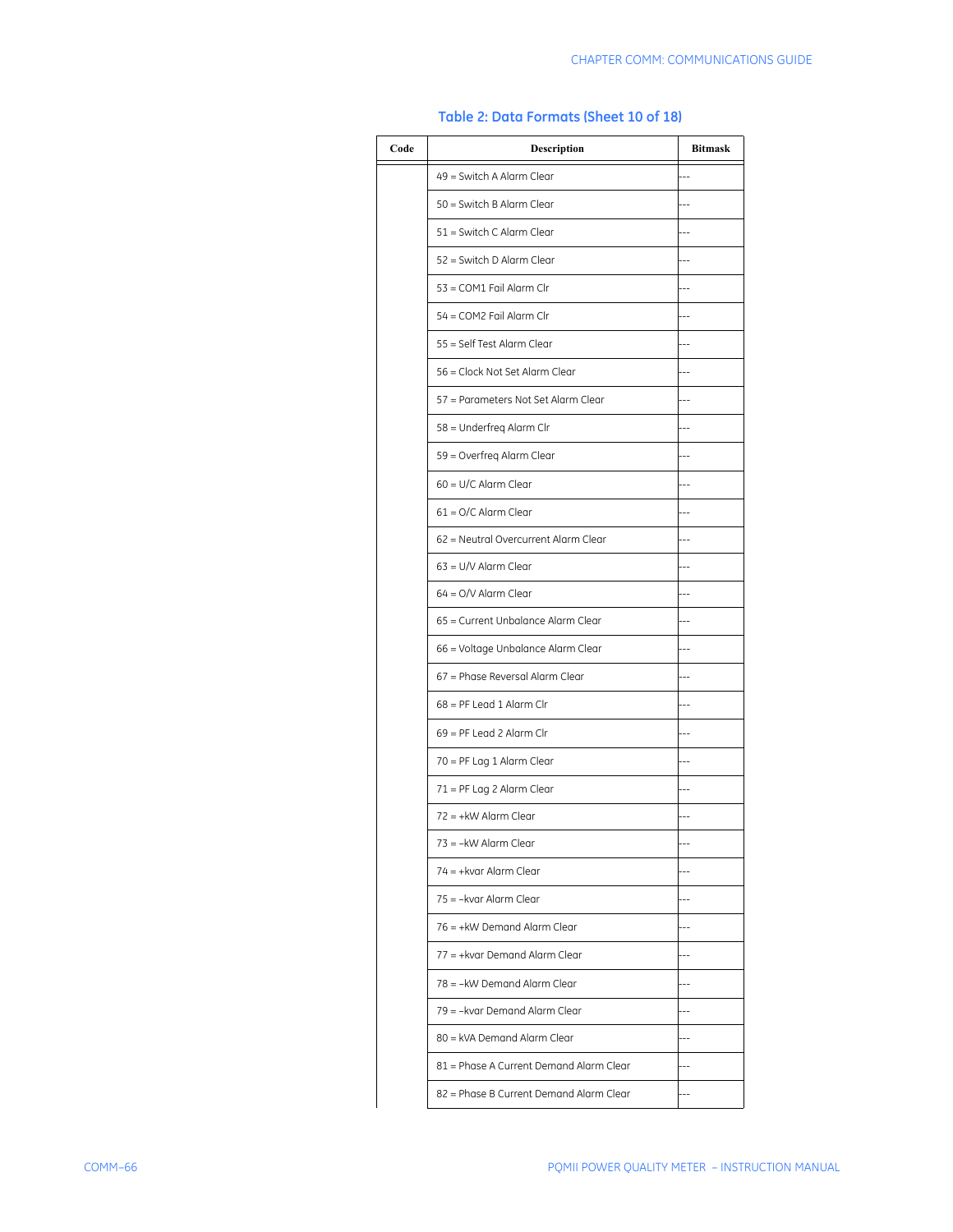**Table 2: Data Formats (Sheet 10 of 18)**

| Code | Description | Bitmask |
|---|---|---|
| | 49 = Switch A Alarm Clear | --- |
| | 50 = Switch B Alarm Clear | --- |
| | 51 = Switch C Alarm Clear | --- |
| | 52 = Switch D Alarm Clear | --- |
| | 53 = COM1 Fail Alarm Clr | --- |
| | 54 = COM2 Fail Alarm Clr | --- |
| | 55 = Self Test Alarm Clear | --- |
| | 56 = Clock Not Set Alarm Clear | --- |
| | 57 = Parameters Not Set Alarm Clear | --- |
| | 58 = Underfreq Alarm Clr | --- |
| | 59 = Overfreq Alarm Clear | --- |
| | 60 = U/C Alarm Clear | --- |
| | 61 = O/C Alarm Clear | --- |
| | 62 = Neutral Overcurrent Alarm Clear | --- |
| | 63 = U/V Alarm Clear | --- |
| | 64 = O/V Alarm Clear | --- |
| | 65 = Current Unbalance Alarm Clear | --- |
| | 66 = Voltage Unbalance Alarm Clear | --- |
| | 67 = Phase Reversal Alarm Clear | --- |
| | 68 = PF Lead 1 Alarm Clr | --- |
| | 69 = PF Lead 2 Alarm Clr | --- |
| | 70 = PF Lag 1 Alarm Clear | --- |
| | 71 = PF Lag 2 Alarm Clear | --- |
| | 72 = +kW Alarm Clear | --- |
| | 73 = –kW Alarm Clear | --- |
| | 74 = +kvar Alarm Clear | --- |
| | 75 = –kvar Alarm Clear | --- |
| | 76 = +kW Demand Alarm Clear | --- |
| | 77 = +kvar Demand Alarm Clear | --- |
| | 78 = –kW Demand Alarm Clear | --- |
| | 79 = –kvar Demand Alarm Clear | --- |
| | 80 = kVA Demand Alarm Clear | --- |
| | 81 = Phase A Current Demand Alarm Clear | --- |
| | 82 = Phase B Current Demand Alarm Clear | --- |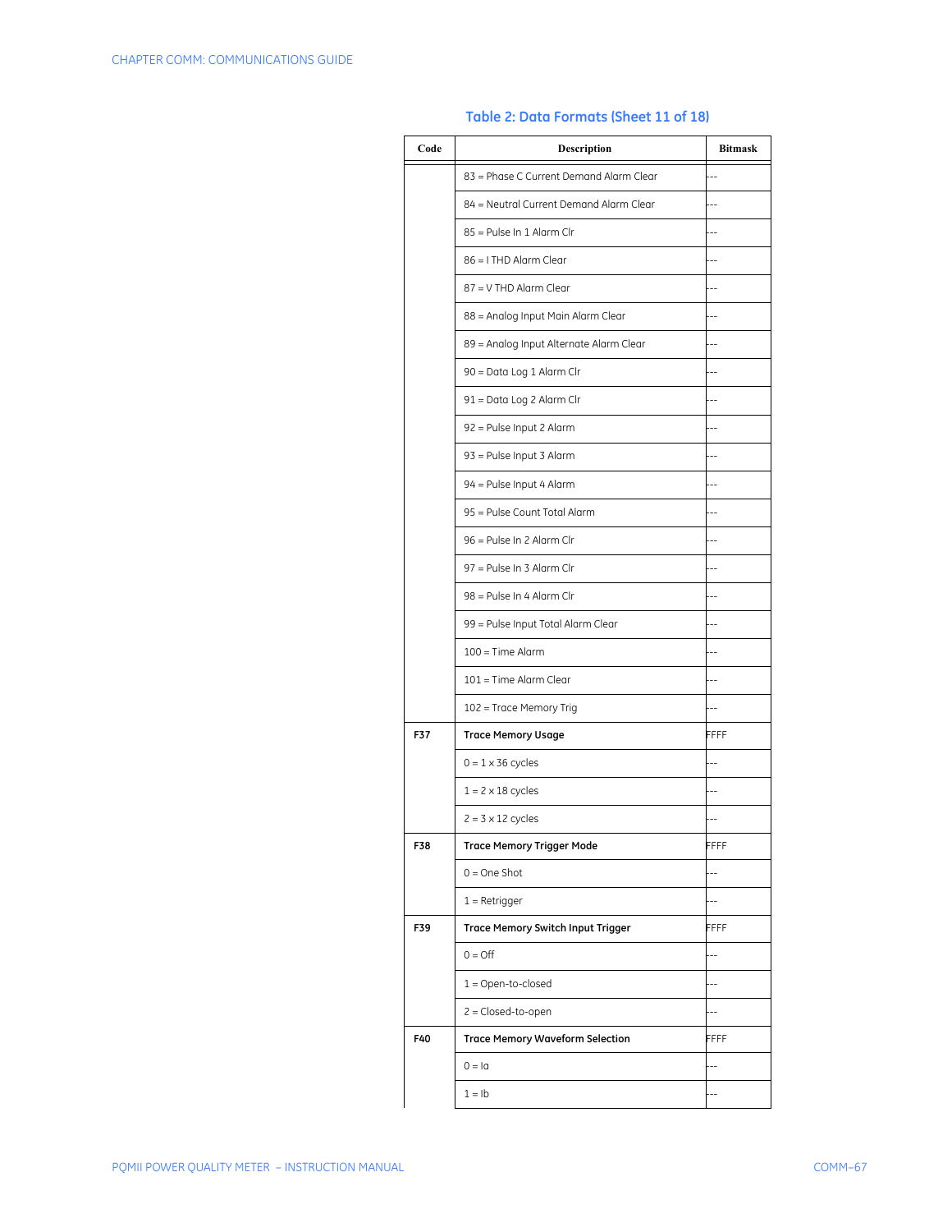**Table 2: Data Formats (Sheet 11 of 18)**

| Code | Description | Bitmask |
|---|---|---|
| | 83 = Phase C Current Demand Alarm Clear | --- |
| | 84 = Neutral Current Demand Alarm Clear | --- |
| | 85 = Pulse In 1 Alarm Clr | --- |
| | 86 = I THD Alarm Clear | --- |
| | 87 = V THD Alarm Clear | --- |
| | 88 = Analog Input Main Alarm Clear | --- |
| | 89 = Analog Input Alternate Alarm Clear | --- |
| | 90 = Data Log 1 Alarm Clr | --- |
| | 91 = Data Log 2 Alarm Clr | --- |
| | 92 = Pulse Input 2 Alarm | --- |
| | 93 = Pulse Input 3 Alarm | --- |
| | 94 = Pulse Input 4 Alarm | --- |
| | 95 = Pulse Count Total Alarm | --- |
| | 96 = Pulse In 2 Alarm Clr | --- |
| | 97 = Pulse In 3 Alarm Clr | --- |
| | 98 = Pulse In 4 Alarm Clr | --- |
| | 99 = Pulse Input Total Alarm Clear | --- |
| | 100 = Time Alarm | --- |
| | 101 = Time Alarm Clear | --- |
| | 102 = Trace Memory Trig | --- |
| **F37** | **Trace Memory Usage** | FFFF |
| | 0 = 1 x 36 cycles | --- |
| | 1 = 2 x 18 cycles | --- |
| | 2 = 3 x 12 cycles | --- |
| **F38** | **Trace Memory Trigger Mode** | FFFF |
| | 0 = One Shot | --- |
| | 1 = Retrigger | --- |
| **F39** | **Trace Memory Switch Input Trigger** | FFFF |
| | 0 = Off | --- |
| | 1 = Open-to-closed | --- |
| | 2 = Closed-to-open | --- |
| **F40** | **Trace Memory Waveform Selection** | FFFF |
| | 0 = Ia | --- |
| | 1 = Ib | --- |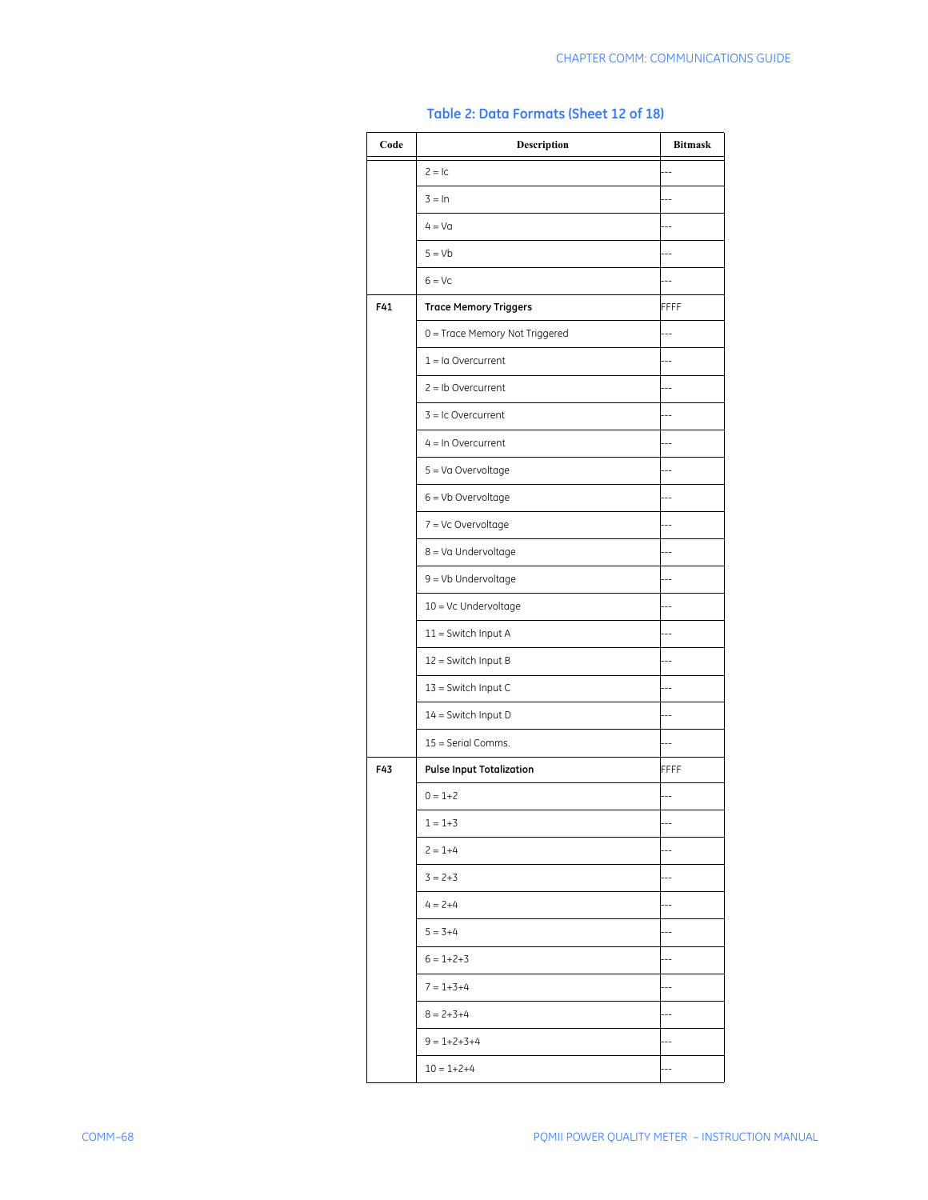**Table 2: Data Formats (Sheet 12 of 18)**

| Code | Description | Bitmask |
|---|---|---|
| | 2 = Ic | --- |
| | 3 = In | --- |
| | 4 = Va | --- |
| | 5 = Vb | --- |
| | 6 = Vc | --- |
| **F41** | **Trace Memory Triggers** | FFFF |
| | 0 = Trace Memory Not Triggered | --- |
| | 1 = Ia Overcurrent | --- |
| | 2 = Ib Overcurrent | --- |
| | 3 = Ic Overcurrent | --- |
| | 4 = In Overcurrent | --- |
| | 5 = Va Overvoltage | --- |
| | 6 = Vb Overvoltage | --- |
| | 7 = Vc Overvoltage | --- |
| | 8 = Va Undervoltage | --- |
| | 9 = Vb Undervoltage | --- |
| | 10 = Vc Undervoltage | --- |
| | 11 = Switch Input A | --- |
| | 12 = Switch Input B | --- |
| | 13 = Switch Input C | --- |
| | 14 = Switch Input D | --- |
| | 15 = Serial Comms. | --- |
| **F43** | **Pulse Input Totalization** | FFFF |
| | 0 = 1+2 | --- |
| | 1 = 1+3 | --- |
| | 2 = 1+4 | --- |
| | 3 = 2+3 | --- |
| | 4 = 2+4 | --- |
| | 5 = 3+4 | --- |
| | 6 = 1+2+3 | --- |
| | 7 = 1+3+4 | --- |
| | 8 = 2+3+4 | --- |
| | 9 = 1+2+3+4 | --- |
| | 10 = 1+2+4 | --- |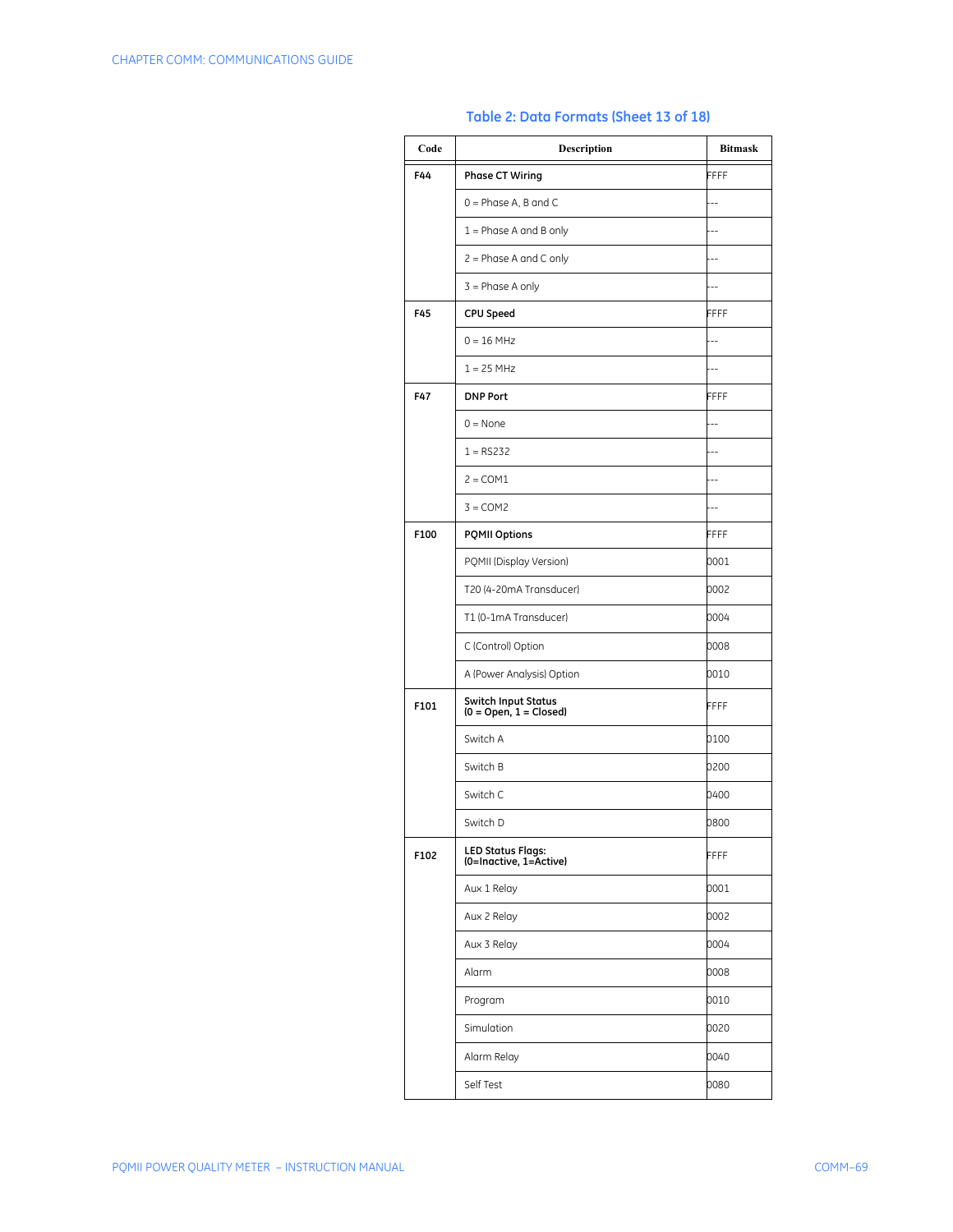**Table 2: Data Formats (Sheet 13 of 18)**

| Code | Description | Bitmask |
|---|---|---|
| F44 | **Phase CT Wiring** | FFFF |
| | 0 = Phase A, B and C | --- |
| | 1 = Phase A and B only | --- |
| | 2 = Phase A and C only | --- |
| | 3 = Phase A only | --- |
| F45 | **CPU Speed** | FFFF |
| | 0 = 16 MHz | --- |
| | 1 = 25 MHz | --- |
| F47 | **DNP Port** | FFFF |
| | 0 = None | --- |
| | 1 = RS232 | --- |
| | 2 = COM1 | --- |
| | 3 = COM2 | --- |
| F100 | **PQMII Options** | FFFF |
| | PQMII (Display Version) | 0001 |
| | T20 (4-20mA Transducer) | 0002 |
| | T1 (0-1mA Transducer) | 0004 |
| | C (Control) Option | 0008 |
| | A (Power Analysis) Option | 0010 |
| F101 | **Switch Input Status (0 = Open, 1 = Closed)** | FFFF |
| | Switch A | 0100 |
| | Switch B | 0200 |
| | Switch C | 0400 |
| | Switch D | 0800 |
| F102 | **LED Status Flags: (0=Inactive, 1=Active)** | FFFF |
| | Aux 1 Relay | 0001 |
| | Aux 2 Relay | 0002 |
| | Aux 3 Relay | 0004 |
| | Alarm | 0008 |
| | Program | 0010 |
| | Simulation | 0020 |
| | Alarm Relay | 0040 |
| | Self Test | 0080 |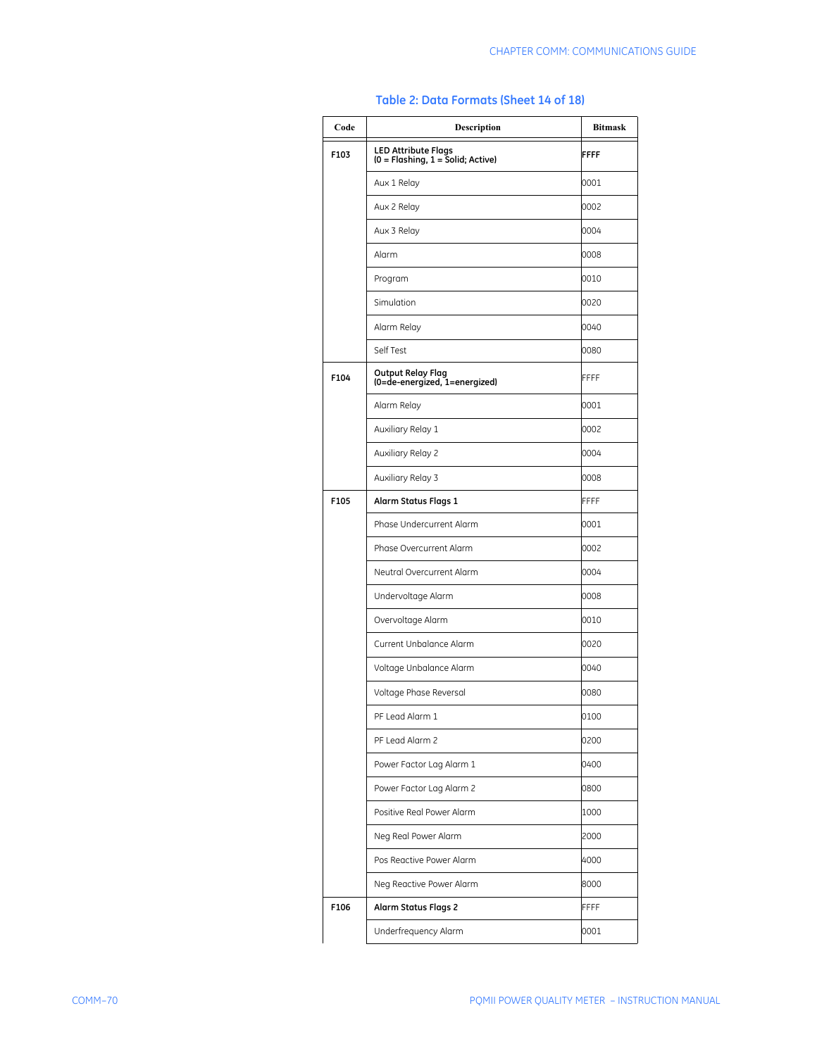**Table 2: Data Formats (Sheet 14 of 18)**

| Code | Description | Bitmask |
|---|---|---|
| F103 | **LED Attribute Flags (0 = Flashing, 1 = Solid; Active)** | **FFFF** |
| | Aux 1 Relay | 0001 |
| | Aux 2 Relay | 0002 |
| | Aux 3 Relay | 0004 |
| | Alarm | 0008 |
| | Program | 0010 |
| | Simulation | 0020 |
| | Alarm Relay | 0040 |
| | Self Test | 0080 |
| F104 | **Output Relay Flag (0=de-energized, 1=energized)** | FFFF |
| | Alarm Relay | 0001 |
| | Auxiliary Relay 1 | 0002 |
| | Auxiliary Relay 2 | 0004 |
| | Auxiliary Relay 3 | 0008 |
| F105 | **Alarm Status Flags 1** | FFFF |
| | Phase Undercurrent Alarm | 0001 |
| | Phase Overcurrent Alarm | 0002 |
| | Neutral Overcurrent Alarm | 0004 |
| | Undervoltage Alarm | 0008 |
| | Overvoltage Alarm | 0010 |
| | Current Unbalance Alarm | 0020 |
| | Voltage Unbalance Alarm | 0040 |
| | Voltage Phase Reversal | 0080 |
| | PF Lead Alarm 1 | 0100 |
| | PF Lead Alarm 2 | 0200 |
| | Power Factor Lag Alarm 1 | 0400 |
| | Power Factor Lag Alarm 2 | 0800 |
| | Positive Real Power Alarm | 1000 |
| | Neg Real Power Alarm | 2000 |
| | Pos Reactive Power Alarm | 4000 |
| | Neg Reactive Power Alarm | 8000 |
| F106 | **Alarm Status Flags 2** | FFFF |
| | Underfrequency Alarm | 0001 |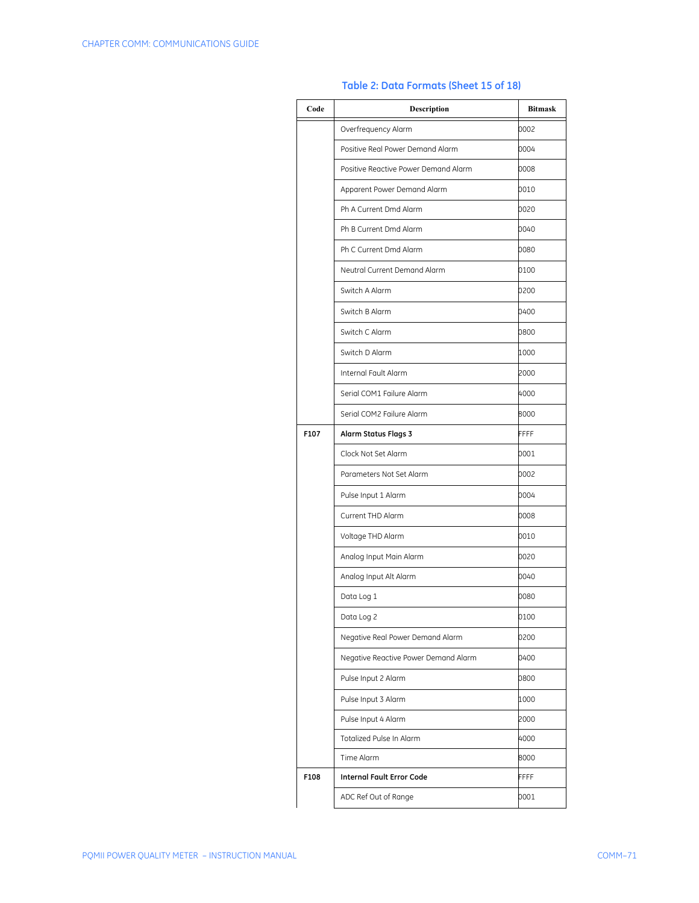**Table 2: Data Formats (Sheet 15 of 18)**

| Code | Description | Bitmask |
|---|---|---|
| | Overfrequency Alarm | 0002 |
| | Positive Real Power Demand Alarm | 0004 |
| | Positive Reactive Power Demand Alarm | 0008 |
| | Apparent Power Demand Alarm | 0010 |
| | Ph A Current Dmd Alarm | 0020 |
| | Ph B Current Dmd Alarm | 0040 |
| | Ph C Current Dmd Alarm | 0080 |
| | Neutral Current Demand Alarm | 0100 |
| | Switch A Alarm | 0200 |
| | Switch B Alarm | 0400 |
| | Switch C Alarm | 0800 |
| | Switch D Alarm | 1000 |
| | Internal Fault Alarm | 2000 |
| | Serial COM1 Failure Alarm | 4000 |
| | Serial COM2 Failure Alarm | 8000 |
| **F107** | **Alarm Status Flags 3** | FFFF |
| | Clock Not Set Alarm | 0001 |
| | Parameters Not Set Alarm | 0002 |
| | Pulse Input 1 Alarm | 0004 |
| | Current THD Alarm | 0008 |
| | Voltage THD Alarm | 0010 |
| | Analog Input Main Alarm | 0020 |
| | Analog Input Alt Alarm | 0040 |
| | Data Log 1 | 0080 |
| | Data Log 2 | 0100 |
| | Negative Real Power Demand Alarm | 0200 |
| | Negative Reactive Power Demand Alarm | 0400 |
| | Pulse Input 2 Alarm | 0800 |
| | Pulse Input 3 Alarm | 1000 |
| | Pulse Input 4 Alarm | 2000 |
| | Totalized Pulse In Alarm | 4000 |
| | Time Alarm | 8000 |
| **F108** | **Internal Fault Error Code** | FFFF |
| | ADC Ref Out of Range | 0001 |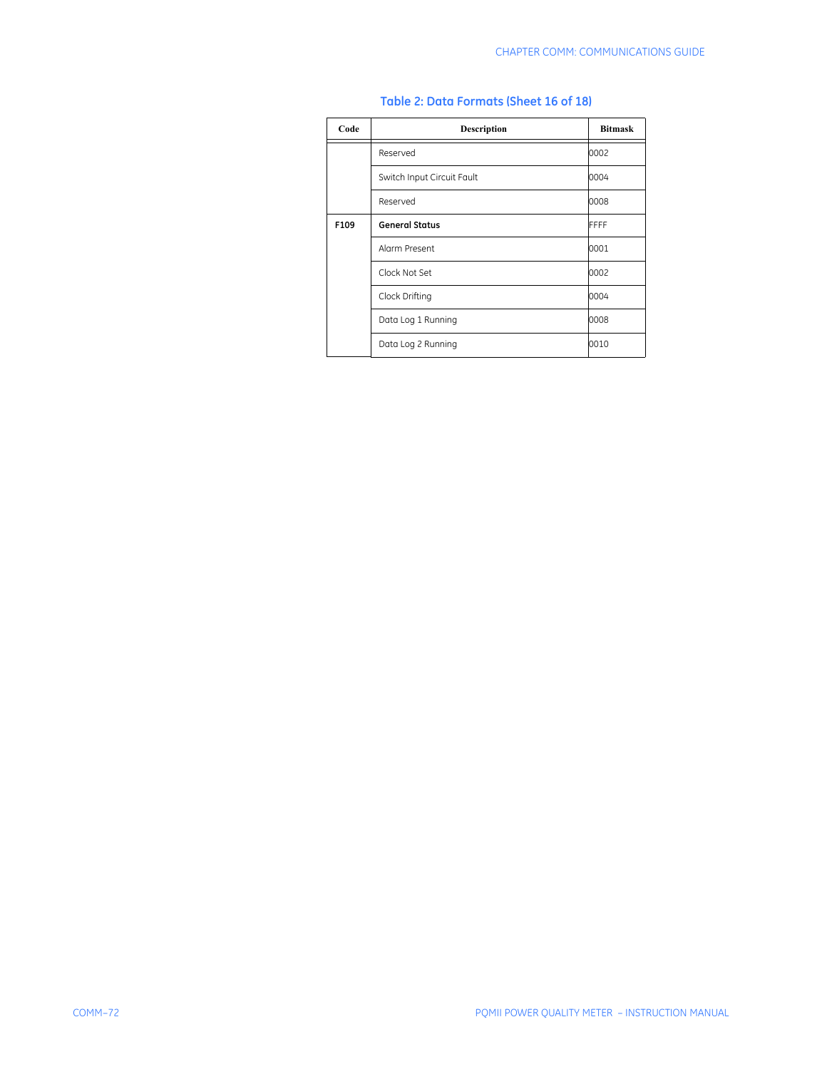**Table 2: Data Formats (Sheet 16 of 18)**

| Code | Description | Bitmask |
|---|---|---|
| | Reserved | 0002 |
| | Switch Input Circuit Fault | 0004 |
| | Reserved | 0008 |
| **F109** | **General Status** | FFFF |
| | Alarm Present | 0001 |
| | Clock Not Set | 0002 |
| | Clock Drifting | 0004 |
| | Data Log 1 Running | 0008 |
| | Data Log 2 Running | 0010 |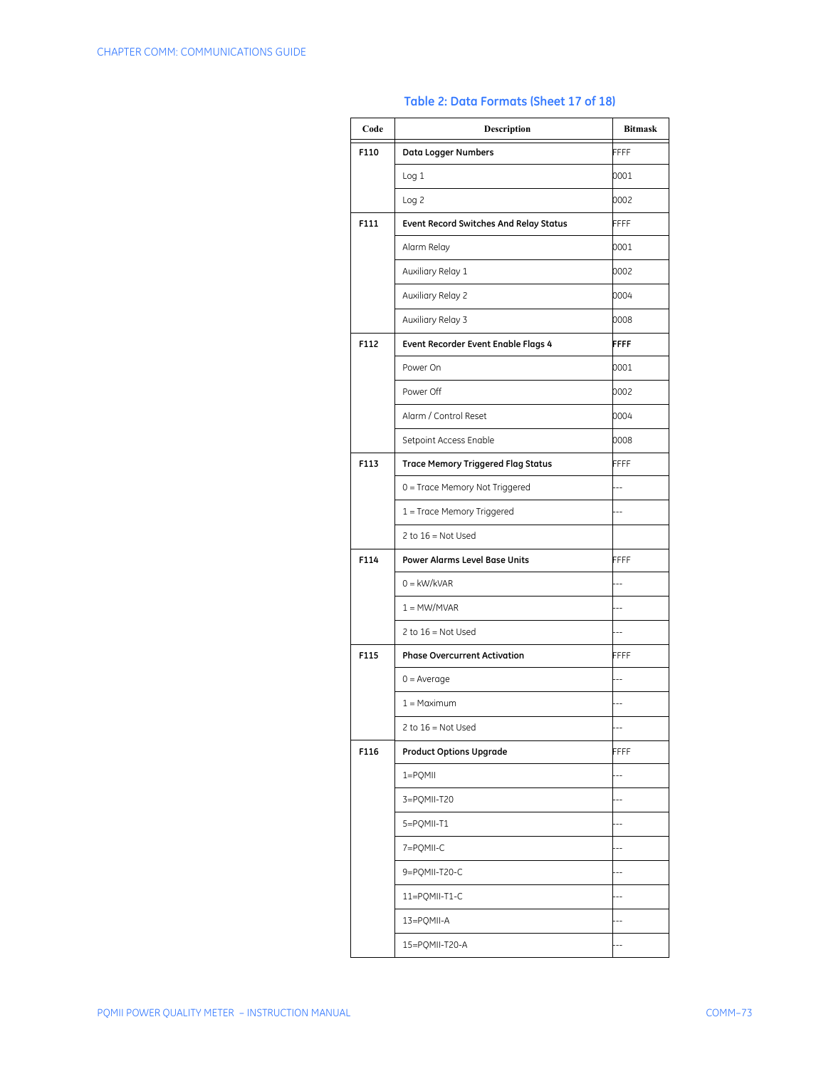**Table 2: Data Formats (Sheet 17 of 18)**

| Code | Description | Bitmask |
|---|---|---|
| F110 | **Data Logger Numbers** | FFFF |
| | Log 1 | 0001 |
| | Log 2 | 0002 |
| F111 | **Event Record Switches And Relay Status** | FFFF |
| | Alarm Relay | 0001 |
| | Auxiliary Relay 1 | 0002 |
| | Auxiliary Relay 2 | 0004 |
| | Auxiliary Relay 3 | 0008 |
| F112 | **Event Recorder Event Enable Flags 4** | FFFF |
| | Power On | 0001 |
| | Power Off | 0002 |
| | Alarm / Control Reset | 0004 |
| | Setpoint Access Enable | 0008 |
| F113 | **Trace Memory Triggered Flag Status** | FFFF |
| | 0 = Trace Memory Not Triggered | --- |
| | 1 = Trace Memory Triggered | --- |
| | 2 to 16 = Not Used | |
| F114 | **Power Alarms Level Base Units** | FFFF |
| | 0 = kW/kVAR | --- |
| | 1 = MW/MVAR | --- |
| | 2 to 16 = Not Used | --- |
| F115 | **Phase Overcurrent Activation** | FFFF |
| | 0 = Average | --- |
| | 1 = Maximum | --- |
| | 2 to 16 = Not Used | --- |
| F116 | **Product Options Upgrade** | FFFF |
| | 1=PQMII | --- |
| | 3=PQMII-T20 | --- |
| | 5=PQMII-T1 | --- |
| | 7=PQMII-C | --- |
| | 9=PQMII-T20-C | --- |
| | 11=PQMII-T1-C | --- |
| | 13=PQMII-A | --- |
| | 15=PQMII-T20-A | --- |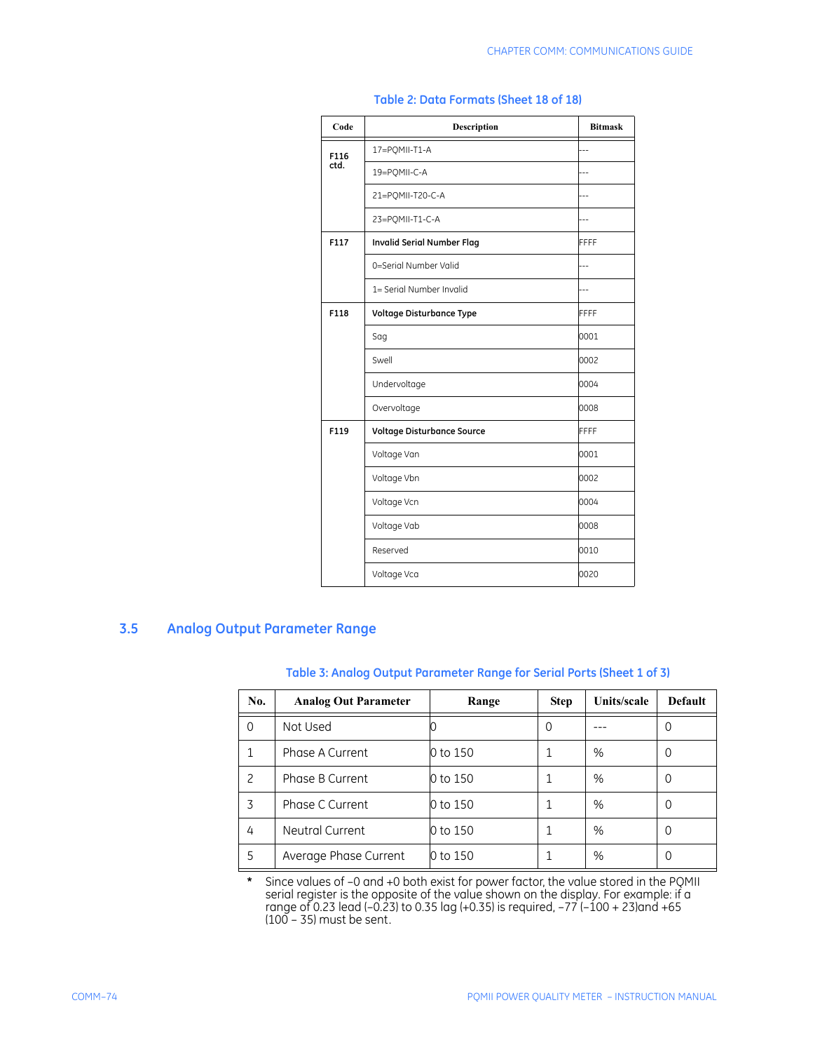Table 2: Data Formats (Sheet 18 of 18)

| Code | Description | Bitmask |
|---|---|---|
| F116 ctd. | 17=PQMII-T1-A | --- |
| | 19=PQMII-C-A | --- |
| | 21=PQMII-T20-C-A | --- |
| | 23=PQMII-T1-C-A | --- |
| F117 | **Invalid Serial Number Flag** | FFFF |
| | 0=Serial Number Valid | --- |
| | 1= Serial Number Invalid | --- |
| F118 | **Voltage Disturbance Type** | FFFF |
| | Sag | 0001 |
| | Swell | 0002 |
| | Undervoltage | 0004 |
| | Overvoltage | 0008 |
| F119 | **Voltage Disturbance Source** | FFFF |
| | Voltage Van | 0001 |
| | Voltage Vbn | 0002 |
| | Voltage Vcn | 0004 |
| | Voltage Vab | 0008 |
| | Reserved | 0010 |
| | Voltage Vca | 0020 |

## 3.5 Analog Output Parameter Range

Table 3: Analog Output Parameter Range for Serial Ports (Sheet 1 of 3)

| No. | Analog Out Parameter | Range | Step | Units/scale | Default |
|---|---|---|---|---|---|
| 0 | Not Used | 0 | 0 | --- | 0 |
| 1 | Phase A Current | 0 to 150 | 1 | % | 0 |
| 2 | Phase B Current | 0 to 150 | 1 | % | 0 |
| 3 | Phase C Current | 0 to 150 | 1 | % | 0 |
| 4 | Neutral Current | 0 to 150 | 1 | % | 0 |
| 5 | Average Phase Current | 0 to 150 | 1 | % | 0 |

\* Since values of –0 and +0 both exist for power factor, the value stored in the PQMII serial register is the opposite of the value shown on the display. For example: if a range of 0.23 lead (–0.23) to 0.35 lag (+0.35) is required, –77 (–100 + 23)and +65 (100 – 35) must be sent.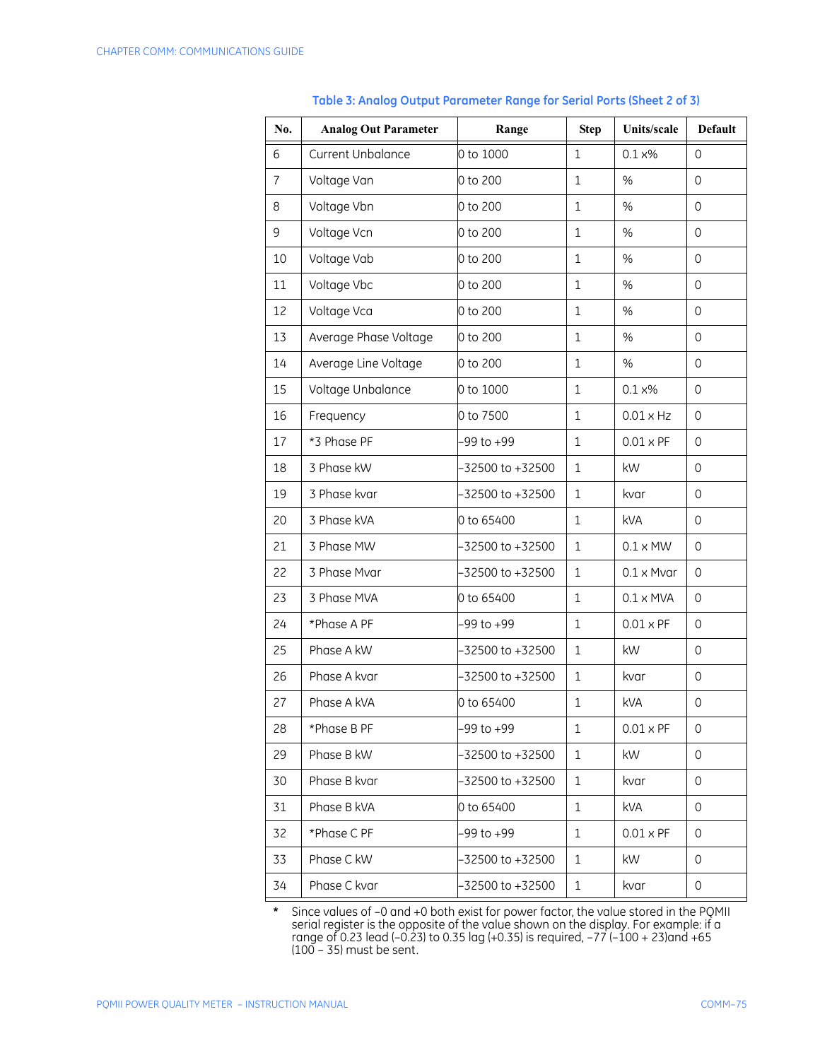**Table 3: Analog Output Parameter Range for Serial Ports (Sheet 2 of 3)**

| No. | Analog Out Parameter | Range | Step | Units/scale | Default |
|---|---|---|---|---|---|
| 6 | Current Unbalance | 0 to 1000 | 1 | 0.1 x% | 0 |
| 7 | Voltage Van | 0 to 200 | 1 | % | 0 |
| 8 | Voltage Vbn | 0 to 200 | 1 | % | 0 |
| 9 | Voltage Vcn | 0 to 200 | 1 | % | 0 |
| 10 | Voltage Vab | 0 to 200 | 1 | % | 0 |
| 11 | Voltage Vbc | 0 to 200 | 1 | % | 0 |
| 12 | Voltage Vca | 0 to 200 | 1 | % | 0 |
| 13 | Average Phase Voltage | 0 to 200 | 1 | % | 0 |
| 14 | Average Line Voltage | 0 to 200 | 1 | % | 0 |
| 15 | Voltage Unbalance | 0 to 1000 | 1 | 0.1 x% | 0 |
| 16 | Frequency | 0 to 7500 | 1 | 0.01 × Hz | 0 |
| 17 | *3 Phase PF | –99 to +99 | 1 | 0.01 × PF | 0 |
| 18 | 3 Phase kW | –32500 to +32500 | 1 | kW | 0 |
| 19 | 3 Phase kvar | –32500 to +32500 | 1 | kvar | 0 |
| 20 | 3 Phase kVA | 0 to 65400 | 1 | kVA | 0 |
| 21 | 3 Phase MW | –32500 to +32500 | 1 | 0.1 × MW | 0 |
| 22 | 3 Phase Mvar | –32500 to +32500 | 1 | 0.1 × Mvar | 0 |
| 23 | 3 Phase MVA | 0 to 65400 | 1 | 0.1 × MVA | 0 |
| 24 | *Phase A PF | –99 to +99 | 1 | 0.01 × PF | 0 |
| 25 | Phase A kW | –32500 to +32500 | 1 | kW | 0 |
| 26 | Phase A kvar | –32500 to +32500 | 1 | kvar | 0 |
| 27 | Phase A kVA | 0 to 65400 | 1 | kVA | 0 |
| 28 | *Phase B PF | –99 to +99 | 1 | 0.01 × PF | 0 |
| 29 | Phase B kW | –32500 to +32500 | 1 | kW | 0 |
| 30 | Phase B kvar | –32500 to +32500 | 1 | kvar | 0 |
| 31 | Phase B kVA | 0 to 65400 | 1 | kVA | 0 |
| 32 | *Phase C PF | –99 to +99 | 1 | 0.01 × PF | 0 |
| 33 | Phase C kW | –32500 to +32500 | 1 | kW | 0 |
| 34 | Phase C kvar | –32500 to +32500 | 1 | kvar | 0 |

\* Since values of –0 and +0 both exist for power factor, the value stored in the PQMII serial register is the opposite of the value shown on the display. For example: if a range of 0.23 lead (–0.23) to 0.35 lag (+0.35) is required, –77 (–100 + 23)and +65 (100 – 35) must be sent.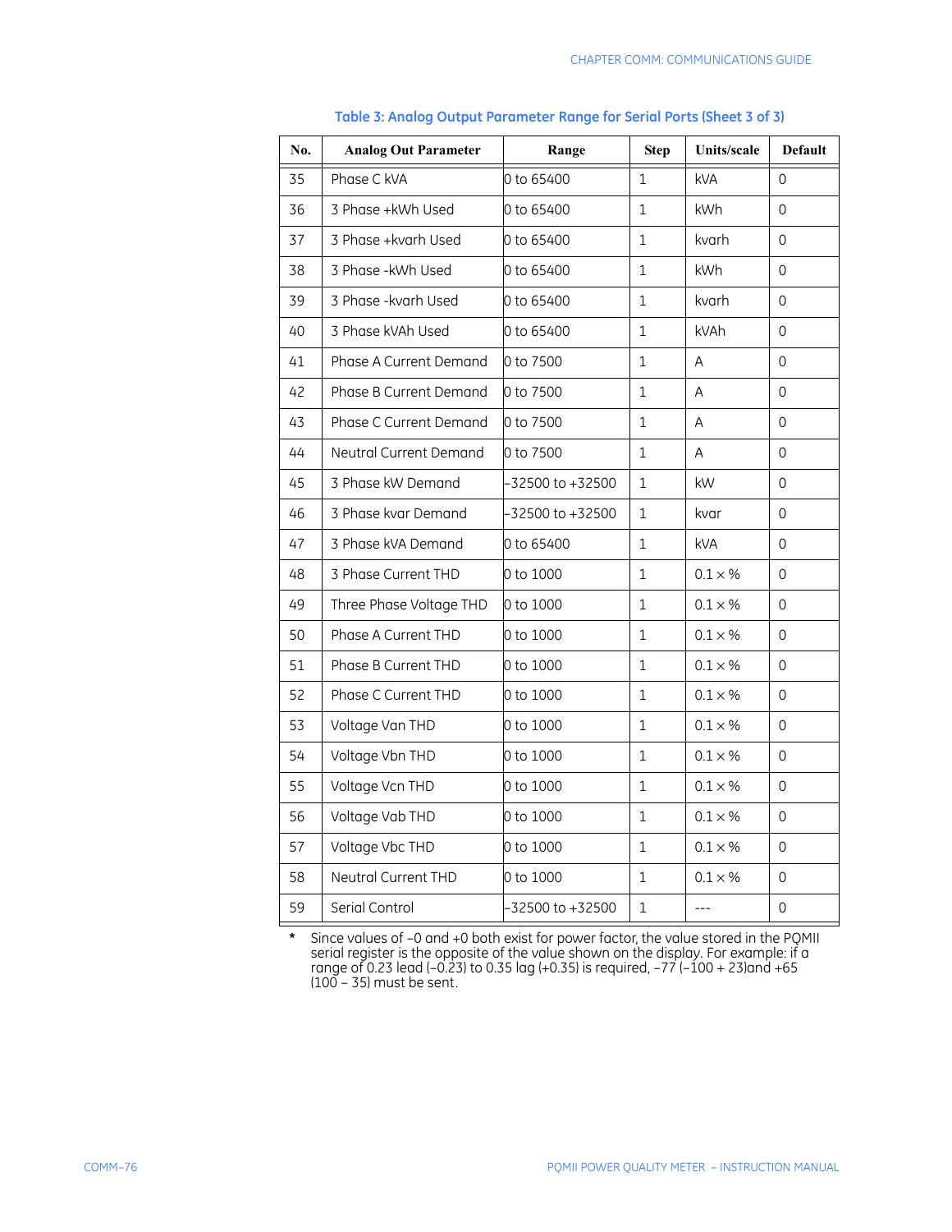**Table 3: Analog Output Parameter Range for Serial Ports (Sheet 3 of 3)**

| No. | Analog Out Parameter | Range | Step | Units/scale | Default |
|---|---|---|---|---|---|
| 35 | Phase C kVA | 0 to 65400 | 1 | kVA | 0 |
| 36 | 3 Phase +kWh Used | 0 to 65400 | 1 | kWh | 0 |
| 37 | 3 Phase +kvarh Used | 0 to 65400 | 1 | kvarh | 0 |
| 38 | 3 Phase -kWh Used | 0 to 65400 | 1 | kWh | 0 |
| 39 | 3 Phase -kvarh Used | 0 to 65400 | 1 | kvarh | 0 |
| 40 | 3 Phase kVAh Used | 0 to 65400 | 1 | kVAh | 0 |
| 41 | Phase A Current Demand | 0 to 7500 | 1 | A | 0 |
| 42 | Phase B Current Demand | 0 to 7500 | 1 | A | 0 |
| 43 | Phase C Current Demand | 0 to 7500 | 1 | A | 0 |
| 44 | Neutral Current Demand | 0 to 7500 | 1 | A | 0 |
| 45 | 3 Phase kW Demand | –32500 to +32500 | 1 | kW | 0 |
| 46 | 3 Phase kvar Demand | –32500 to +32500 | 1 | kvar | 0 |
| 47 | 3 Phase kVA Demand | 0 to 65400 | 1 | kVA | 0 |
| 48 | 3 Phase Current THD | 0 to 1000 | 1 | 0.1 × % | 0 |
| 49 | Three Phase Voltage THD | 0 to 1000 | 1 | 0.1 × % | 0 |
| 50 | Phase A Current THD | 0 to 1000 | 1 | 0.1 × % | 0 |
| 51 | Phase B Current THD | 0 to 1000 | 1 | 0.1 × % | 0 |
| 52 | Phase C Current THD | 0 to 1000 | 1 | 0.1 × % | 0 |
| 53 | Voltage Van THD | 0 to 1000 | 1 | 0.1 × % | 0 |
| 54 | Voltage Vbn THD | 0 to 1000 | 1 | 0.1 × % | 0 |
| 55 | Voltage Vcn THD | 0 to 1000 | 1 | 0.1 × % | 0 |
| 56 | Voltage Vab THD | 0 to 1000 | 1 | 0.1 × % | 0 |
| 57 | Voltage Vbc THD | 0 to 1000 | 1 | 0.1 × % | 0 |
| 58 | Neutral Current THD | 0 to 1000 | 1 | 0.1 × % | 0 |
| 59 | Serial Control | –32500 to +32500 | 1 | --- | 0 |

\* Since values of –0 and +0 both exist for power factor, the value stored in the PQMII serial register is the opposite of the value shown on the display. For example: if a range of 0.23 lead (–0.23) to 0.35 lag (+0.35) is required, –77 (–100 + 23)and +65 (100 – 35) must be sent.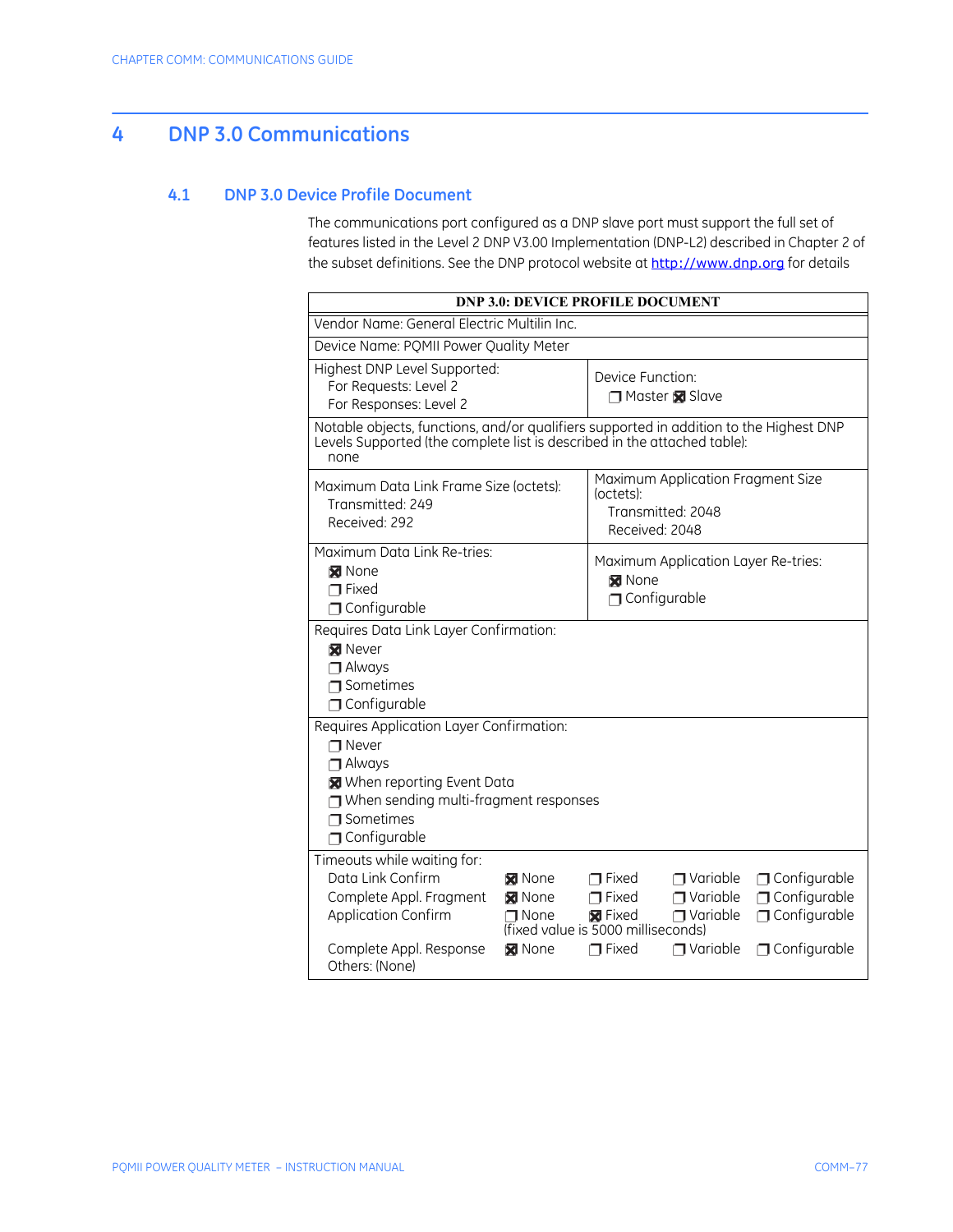# 4 DNP 3.0 Communications

## 4.1 DNP 3.0 Device Profile Document

The communications port configured as a DNP slave port must support the full set of features listed in the Level 2 DNP V3.00 Implementation (DNP-L2) described in Chapter 2 of the subset definitions. See the DNP protocol website at http://www.dnp.org for details

| DNP 3.0: DEVICE PROFILE DOCUMENT | |
|---|---|
| Vendor Name: General Electric Multilin Inc. | |
| Device Name: PQMII Power Quality Meter | |
| Highest DNP Level Supported:<br>For Requests: Level 2<br>For Responses: Level 2 | Device Function:<br>❒ Master ☒ Slave |
| Notable objects, functions, and/or qualifiers supported in addition to the Highest DNP Levels Supported (the complete list is described in the attached table):<br>none | |
| Maximum Data Link Frame Size (octets):<br>Transmitted: 249<br>Received: 292 | Maximum Application Fragment Size (octets):<br>Transmitted: 2048<br>Received: 2048 |
| Maximum Data Link Re-tries:<br>☒ None<br>❒ Fixed<br>❒ Configurable | Maximum Application Layer Re-tries:<br>☒ None<br>❒ Configurable |
| Requires Data Link Layer Confirmation:<br>☒ Never<br>❒ Always<br>❒ Sometimes<br>❒ Configurable | |
| Requires Application Layer Confirmation:<br>❒ Never<br>❒ Always<br>☒ When reporting Event Data<br>❒ When sending multi-fragment responses<br>❒ Sometimes<br>❒ Configurable | |
| Timeouts while waiting for:<br>Data Link Confirm: ☒ None ❒ Fixed ❒ Variable ❒ Configurable<br>Complete Appl. Fragment: ☒ None ❒ Fixed ❒ Variable ❒ Configurable<br>Application Confirm: ❒ None ☒ Fixed ❒ Variable ❒ Configurable (fixed value is 5000 milliseconds)<br>Complete Appl. Response: ☒ None ❒ Fixed ❒ Variable ❒ Configurable<br>Others: (None) | |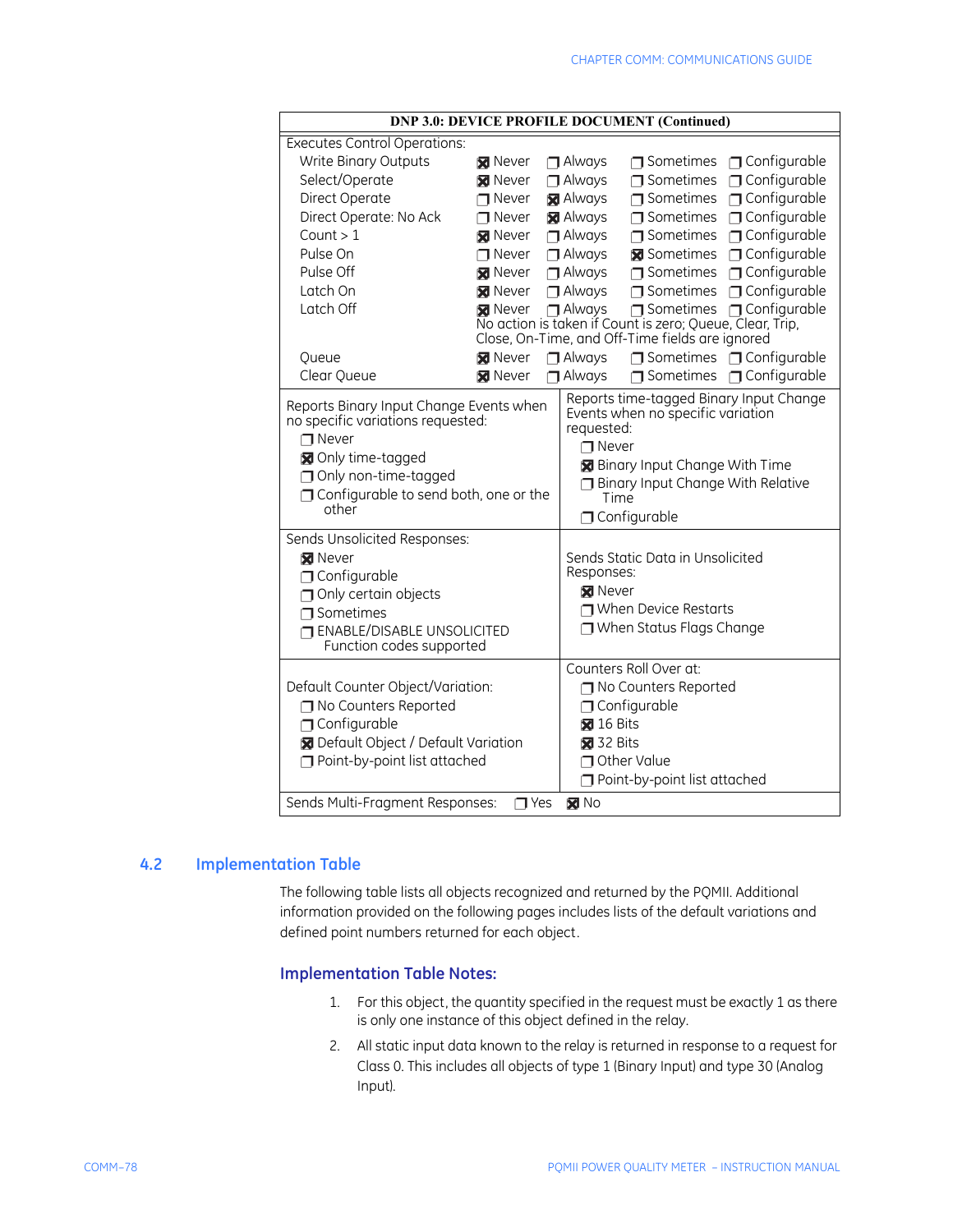**DNP 3.0: DEVICE PROFILE DOCUMENT (Continued)**

Executes Control Operations:

| Operation | Never | Always | Sometimes | Configurable |
|---|---|---|---|---|
| Write Binary Outputs | ☒ Never | ❐ Always | ❐ Sometimes | ❐ Configurable |
| Select/Operate | ☒ Never | ❐ Always | ❐ Sometimes | ❐ Configurable |
| Direct Operate | ❐ Never | ☒ Always | ❐ Sometimes | ❐ Configurable |
| Direct Operate: No Ack | ❐ Never | ☒ Always | ❐ Sometimes | ❐ Configurable |
| Count > 1 | ☒ Never | ❐ Always | ❐ Sometimes | ❐ Configurable |
| Pulse On | ❐ Never | ❐ Always | ☒ Sometimes | ❐ Configurable |
| Pulse Off | ☒ Never | ❐ Always | ❐ Sometimes | ❐ Configurable |
| Latch On | ☒ Never | ❐ Always | ❐ Sometimes | ❐ Configurable |
| Latch Off | ☒ Never | ❐ Always | ❐ Sometimes | ❐ Configurable |
| Queue | ☒ Never | ❐ Always | ❐ Sometimes | ❐ Configurable |
| Clear Queue | ☒ Never | ❐ Always | ❐ Sometimes | ❐ Configurable |

No action is taken if Count is zero; Queue, Clear, Trip, Close, On-Time, and Off-Time fields are ignored

Reports Binary Input Change Events when no specific variations requested:
- ❐ Never
- ☒ Only time-tagged
- ❐ Only non-time-tagged
- ❐ Configurable to send both, one or the other

Reports time-tagged Binary Input Change Events when no specific variation requested:
- ❐ Never
- ☒ Binary Input Change With Time
- ❐ Binary Input Change With Relative Time
- ❐ Configurable

Sends Unsolicited Responses:
- ☒ Never
- ❐ Configurable
- ❐ Only certain objects
- ❐ Sometimes
- ❐ ENABLE/DISABLE UNSOLICITED Function codes supported

Sends Static Data in Unsolicited Responses:
- ☒ Never
- ❐ When Device Restarts
- ❐ When Status Flags Change

Default Counter Object/Variation:
- ❐ No Counters Reported
- ❐ Configurable
- ☒ Default Object / Default Variation
- ❐ Point-by-point list attached

Counters Roll Over at:
- ❐ No Counters Reported
- ❐ Configurable
- ☒ 16 Bits
- ☒ 32 Bits
- ❐ Other Value
- ❐ Point-by-point list attached

Sends Multi-Fragment Responses: ❐ Yes ☒ No

## 4.2 Implementation Table

The following table lists all objects recognized and returned by the PQMII. Additional information provided on the following pages includes lists of the default variations and defined point numbers returned for each object.

### Implementation Table Notes:

1. For this object, the quantity specified in the request must be exactly 1 as there is only one instance of this object defined in the relay.
2. All static input data known to the relay is returned in response to a request for Class 0. This includes all objects of type 1 (Binary Input) and type 30 (Analog Input).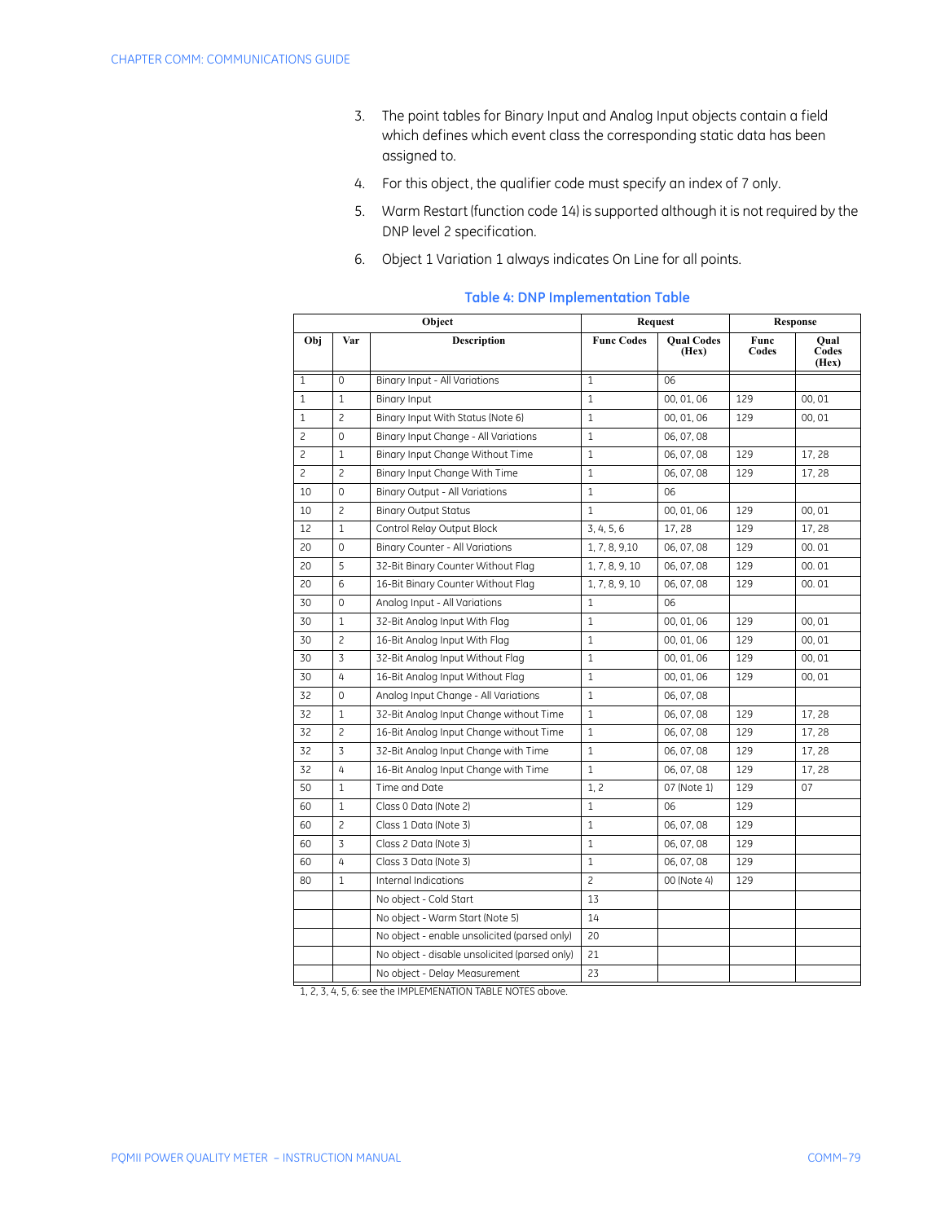3. The point tables for Binary Input and Analog Input objects contain a field which defines which event class the corresponding static data has been assigned to.
4. For this object, the qualifier code must specify an index of 7 only.
5. Warm Restart (function code 14) is supported although it is not required by the DNP level 2 specification.
6. Object 1 Variation 1 always indicates On Line for all points.

### Table 4: DNP Implementation Table

| Object | | | Request | | Response | |
|---|---|---|---|---|---|---|
| **Obj** | **Var** | **Description** | **Func Codes** | **Qual Codes (Hex)** | **Func Codes** | **Qual Codes (Hex)** |
| 1 | 0 | Binary Input - All Variations | 1 | 06 | | |
| 1 | 1 | Binary Input | 1 | 00, 01, 06 | 129 | 00, 01 |
| 1 | 2 | Binary Input With Status (Note 6) | 1 | 00, 01, 06 | 129 | 00, 01 |
| 2 | 0 | Binary Input Change - All Variations | 1 | 06, 07, 08 | | |
| 2 | 1 | Binary Input Change Without Time | 1 | 06, 07, 08 | 129 | 17, 28 |
| 2 | 2 | Binary Input Change With Time | 1 | 06, 07, 08 | 129 | 17, 28 |
| 10 | 0 | Binary Output - All Variations | 1 | 06 | | |
| 10 | 2 | Binary Output Status | 1 | 00, 01, 06 | 129 | 00, 01 |
| 12 | 1 | Control Relay Output Block | 3, 4, 5, 6 | 17, 28 | 129 | 17, 28 |
| 20 | 0 | Binary Counter - All Variations | 1, 7, 8, 9,10 | 06, 07, 08 | 129 | 00. 01 |
| 20 | 5 | 32-Bit Binary Counter Without Flag | 1, 7, 8, 9, 10 | 06, 07, 08 | 129 | 00. 01 |
| 20 | 6 | 16-Bit Binary Counter Without Flag | 1, 7, 8, 9, 10 | 06, 07, 08 | 129 | 00. 01 |
| 30 | 0 | Analog Input - All Variations | 1 | 06 | | |
| 30 | 1 | 32-Bit Analog Input With Flag | 1 | 00, 01, 06 | 129 | 00, 01 |
| 30 | 2 | 16-Bit Analog Input With Flag | 1 | 00, 01, 06 | 129 | 00, 01 |
| 30 | 3 | 32-Bit Analog Input Without Flag | 1 | 00, 01, 06 | 129 | 00, 01 |
| 30 | 4 | 16-Bit Analog Input Without Flag | 1 | 00, 01, 06 | 129 | 00, 01 |
| 32 | 0 | Analog Input Change - All Variations | 1 | 06, 07, 08 | | |
| 32 | 1 | 32-Bit Analog Input Change without Time | 1 | 06, 07, 08 | 129 | 17, 28 |
| 32 | 2 | 16-Bit Analog Input Change without Time | 1 | 06, 07, 08 | 129 | 17, 28 |
| 32 | 3 | 32-Bit Analog Input Change with Time | 1 | 06, 07, 08 | 129 | 17, 28 |
| 32 | 4 | 16-Bit Analog Input Change with Time | 1 | 06, 07, 08 | 129 | 17, 28 |
| 50 | 1 | Time and Date | 1, 2 | 07 (Note 1) | 129 | 07 |
| 60 | 1 | Class 0 Data (Note 2) | 1 | 06 | 129 | |
| 60 | 2 | Class 1 Data (Note 3) | 1 | 06, 07, 08 | 129 | |
| 60 | 3 | Class 2 Data (Note 3) | 1 | 06, 07, 08 | 129 | |
| 60 | 4 | Class 3 Data (Note 3) | 1 | 06, 07, 08 | 129 | |
| 80 | 1 | Internal Indications | 2 | 00 (Note 4) | 129 | |
| | | No object - Cold Start | 13 | | | |
| | | No object - Warm Start (Note 5) | 14 | | | |
| | | No object - enable unsolicited (parsed only) | 20 | | | |
| | | No object - disable unsolicited (parsed only) | 21 | | | |
| | | No object - Delay Measurement | 23 | | | |

1, 2, 3, 4, 5, 6: see the IMPLEMENATION TABLE NOTES above.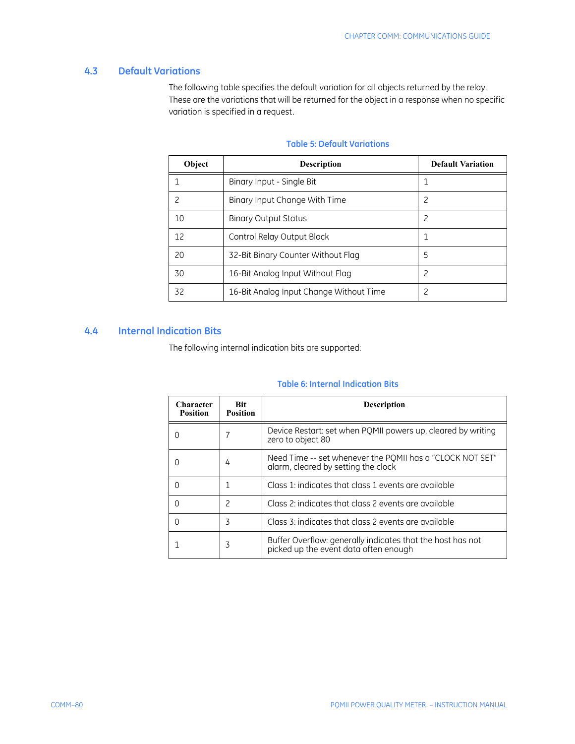## 4.3 Default Variations

The following table specifies the default variation for all objects returned by the relay. These are the variations that will be returned for the object in a response when no specific variation is specified in a request.

**Table 5: Default Variations**

| Object | Description | Default Variation |
|---|---|---|
| 1 | Binary Input - Single Bit | 1 |
| 2 | Binary Input Change With Time | 2 |
| 10 | Binary Output Status | 2 |
| 12 | Control Relay Output Block | 1 |
| 20 | 32-Bit Binary Counter Without Flag | 5 |
| 30 | 16-Bit Analog Input Without Flag | 2 |
| 32 | 16-Bit Analog Input Change Without Time | 2 |

## 4.4 Internal Indication Bits

The following internal indication bits are supported:

**Table 6: Internal Indication Bits**

| Character Position | Bit Position | Description |
|---|---|---|
| 0 | 7 | Device Restart: set when PQMII powers up, cleared by writing zero to object 80 |
| 0 | 4 | Need Time -- set whenever the PQMII has a “CLOCK NOT SET” alarm, cleared by setting the clock |
| 0 | 1 | Class 1: indicates that class 1 events are available |
| 0 | 2 | Class 2: indicates that class 2 events are available |
| 0 | 3 | Class 3: indicates that class 2 events are available |
| 1 | 3 | Buffer Overflow: generally indicates that the host has not picked up the event data often enough |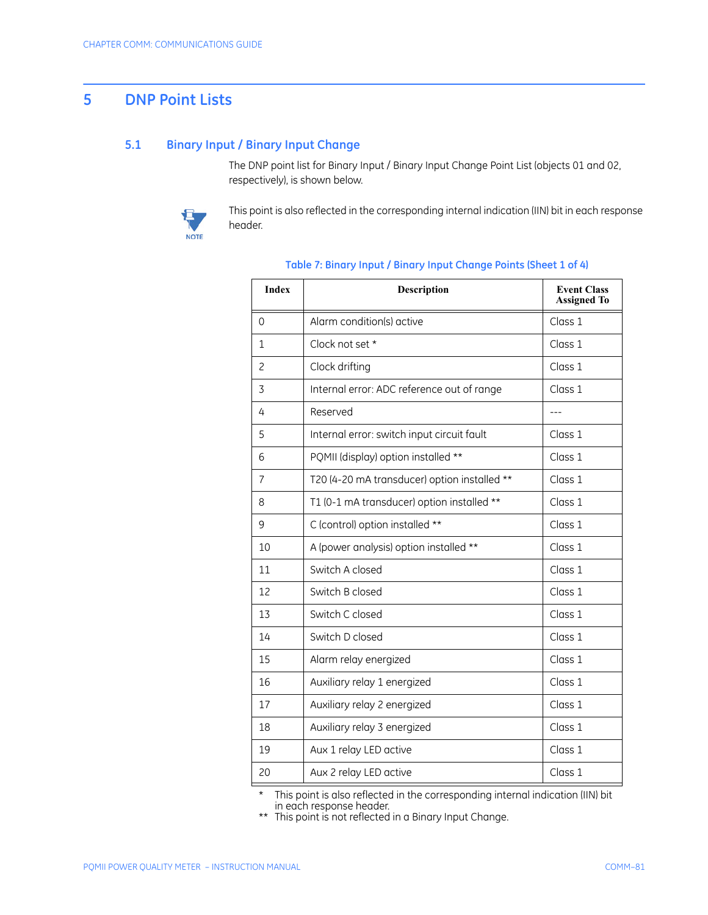# 5 DNP Point Lists

## 5.1 Binary Input / Binary Input Change

The DNP point list for Binary Input / Binary Input Change Point List (objects 01 and 02, respectively), is shown below.

NOTE

This point is also reflected in the corresponding internal indication (IIN) bit in each response header.

**Table 7: Binary Input / Binary Input Change Points (Sheet 1 of 4)**

| Index | Description | Event Class Assigned To |
|---|---|---|
| 0 | Alarm condition(s) active | Class 1 |
| 1 | Clock not set * | Class 1 |
| 2 | Clock drifting | Class 1 |
| 3 | Internal error: ADC reference out of range | Class 1 |
| 4 | Reserved | --- |
| 5 | Internal error: switch input circuit fault | Class 1 |
| 6 | PQMII (display) option installed ** | Class 1 |
| 7 | T20 (4-20 mA transducer) option installed ** | Class 1 |
| 8 | T1 (0-1 mA transducer) option installed ** | Class 1 |
| 9 | C (control) option installed ** | Class 1 |
| 10 | A (power analysis) option installed ** | Class 1 |
| 11 | Switch A closed | Class 1 |
| 12 | Switch B closed | Class 1 |
| 13 | Switch C closed | Class 1 |
| 14 | Switch D closed | Class 1 |
| 15 | Alarm relay energized | Class 1 |
| 16 | Auxiliary relay 1 energized | Class 1 |
| 17 | Auxiliary relay 2 energized | Class 1 |
| 18 | Auxiliary relay 3 energized | Class 1 |
| 19 | Aux 1 relay LED active | Class 1 |
| 20 | Aux 2 relay LED active | Class 1 |

\* This point is also reflected in the corresponding internal indication (IIN) bit in each response header.

\*\* This point is not reflected in a Binary Input Change.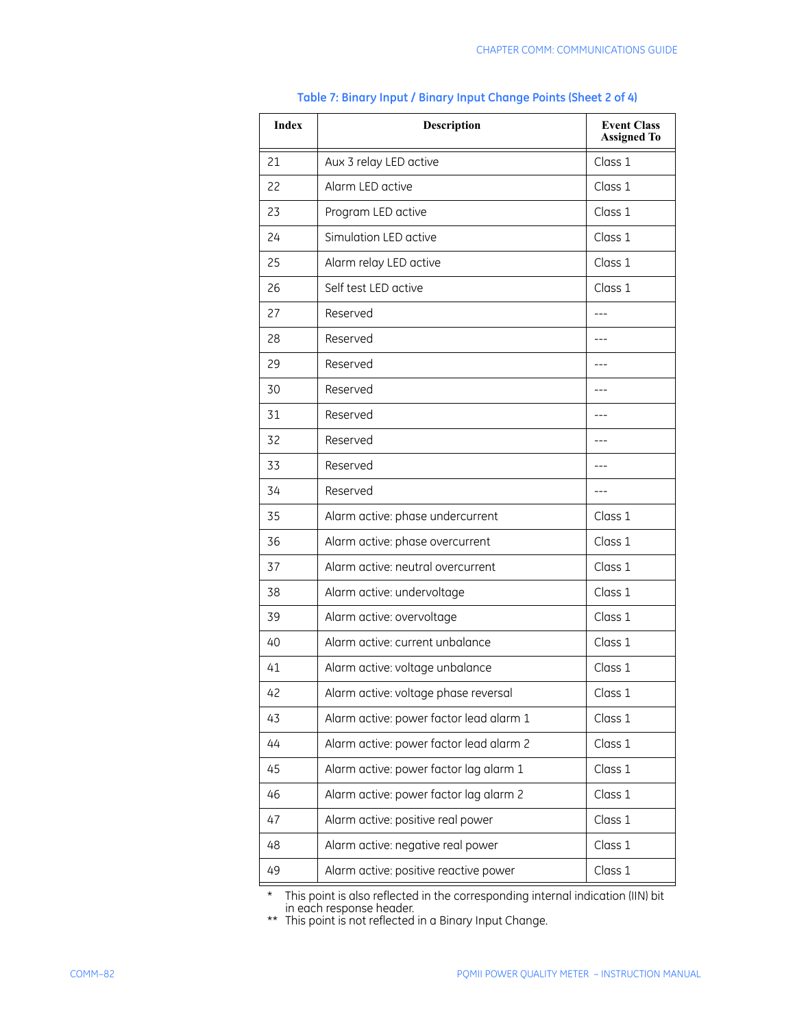**Table 7: Binary Input / Binary Input Change Points (Sheet 2 of 4)**

| Index | Description | Event Class Assigned To |
|---|---|---|
| 21 | Aux 3 relay LED active | Class 1 |
| 22 | Alarm LED active | Class 1 |
| 23 | Program LED active | Class 1 |
| 24 | Simulation LED active | Class 1 |
| 25 | Alarm relay LED active | Class 1 |
| 26 | Self test LED active | Class 1 |
| 27 | Reserved | --- |
| 28 | Reserved | --- |
| 29 | Reserved | --- |
| 30 | Reserved | --- |
| 31 | Reserved | --- |
| 32 | Reserved | --- |
| 33 | Reserved | --- |
| 34 | Reserved | --- |
| 35 | Alarm active: phase undercurrent | Class 1 |
| 36 | Alarm active: phase overcurrent | Class 1 |
| 37 | Alarm active: neutral overcurrent | Class 1 |
| 38 | Alarm active: undervoltage | Class 1 |
| 39 | Alarm active: overvoltage | Class 1 |
| 40 | Alarm active: current unbalance | Class 1 |
| 41 | Alarm active: voltage unbalance | Class 1 |
| 42 | Alarm active: voltage phase reversal | Class 1 |
| 43 | Alarm active: power factor lead alarm 1 | Class 1 |
| 44 | Alarm active: power factor lead alarm 2 | Class 1 |
| 45 | Alarm active: power factor lag alarm 1 | Class 1 |
| 46 | Alarm active: power factor lag alarm 2 | Class 1 |
| 47 | Alarm active: positive real power | Class 1 |
| 48 | Alarm active: negative real power | Class 1 |
| 49 | Alarm active: positive reactive power | Class 1 |

\* This point is also reflected in the corresponding internal indication (IIN) bit in each response header.
\*\* This point is not reflected in a Binary Input Change.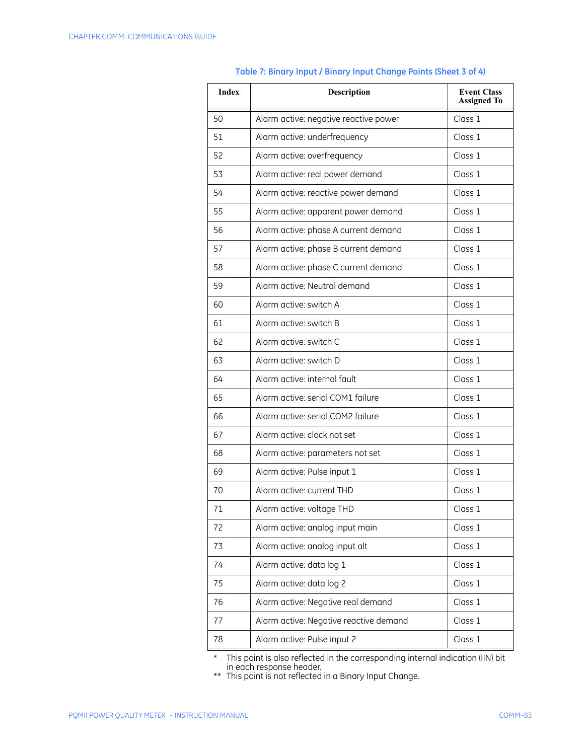**Table 7: Binary Input / Binary Input Change Points (Sheet 3 of 4)**

| Index | Description | Event Class Assigned To |
|---|---|---|
| 50 | Alarm active: negative reactive power | Class 1 |
| 51 | Alarm active: underfrequency | Class 1 |
| 52 | Alarm active: overfrequency | Class 1 |
| 53 | Alarm active: real power demand | Class 1 |
| 54 | Alarm active: reactive power demand | Class 1 |
| 55 | Alarm active: apparent power demand | Class 1 |
| 56 | Alarm active: phase A current demand | Class 1 |
| 57 | Alarm active: phase B current demand | Class 1 |
| 58 | Alarm active: phase C current demand | Class 1 |
| 59 | Alarm active: Neutral demand | Class 1 |
| 60 | Alarm active: switch A | Class 1 |
| 61 | Alarm active: switch B | Class 1 |
| 62 | Alarm active: switch C | Class 1 |
| 63 | Alarm active: switch D | Class 1 |
| 64 | Alarm active: internal fault | Class 1 |
| 65 | Alarm active: serial COM1 failure | Class 1 |
| 66 | Alarm active: serial COM2 failure | Class 1 |
| 67 | Alarm active: clock not set | Class 1 |
| 68 | Alarm active: parameters not set | Class 1 |
| 69 | Alarm active: Pulse input 1 | Class 1 |
| 70 | Alarm active: current THD | Class 1 |
| 71 | Alarm active: voltage THD | Class 1 |
| 72 | Alarm active: analog input main | Class 1 |
| 73 | Alarm active: analog input alt | Class 1 |
| 74 | Alarm active: data log 1 | Class 1 |
| 75 | Alarm active: data log 2 | Class 1 |
| 76 | Alarm active: Negative real demand | Class 1 |
| 77 | Alarm active: Negative reactive demand | Class 1 |
| 78 | Alarm active: Pulse input 2 | Class 1 |

\* This point is also reflected in the corresponding internal indication (IIN) bit in each response header.

\*\* This point is not reflected in a Binary Input Change.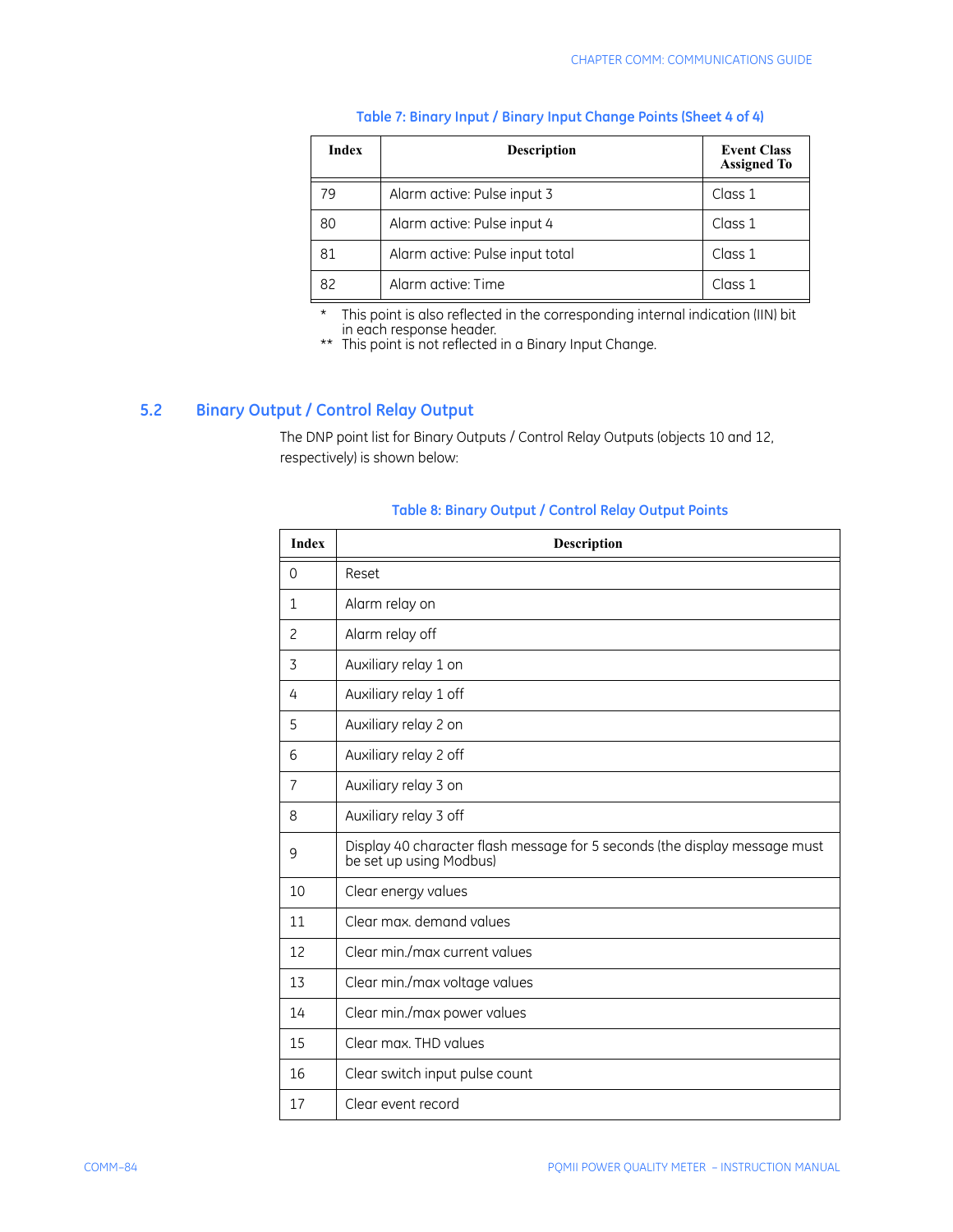**Table 7: Binary Input / Binary Input Change Points (Sheet 4 of 4)**

| Index | Description | Event Class Assigned To |
|---|---|---|
| 79 | Alarm active: Pulse input 3 | Class 1 |
| 80 | Alarm active: Pulse input 4 | Class 1 |
| 81 | Alarm active: Pulse input total | Class 1 |
| 82 | Alarm active: Time | Class 1 |

\* This point is also reflected in the corresponding internal indication (IIN) bit in each response header.

\*\* This point is not reflected in a Binary Input Change.

## 5.2 Binary Output / Control Relay Output

The DNP point list for Binary Outputs / Control Relay Outputs (objects 10 and 12, respectively) is shown below:

**Table 8: Binary Output / Control Relay Output Points**

| Index | Description |
|---|---|
| 0 | Reset |
| 1 | Alarm relay on |
| 2 | Alarm relay off |
| 3 | Auxiliary relay 1 on |
| 4 | Auxiliary relay 1 off |
| 5 | Auxiliary relay 2 on |
| 6 | Auxiliary relay 2 off |
| 7 | Auxiliary relay 3 on |
| 8 | Auxiliary relay 3 off |
| 9 | Display 40 character flash message for 5 seconds (the display message must be set up using Modbus) |
| 10 | Clear energy values |
| 11 | Clear max. demand values |
| 12 | Clear min./max current values |
| 13 | Clear min./max voltage values |
| 14 | Clear min./max power values |
| 15 | Clear max. THD values |
| 16 | Clear switch input pulse count |
| 17 | Clear event record |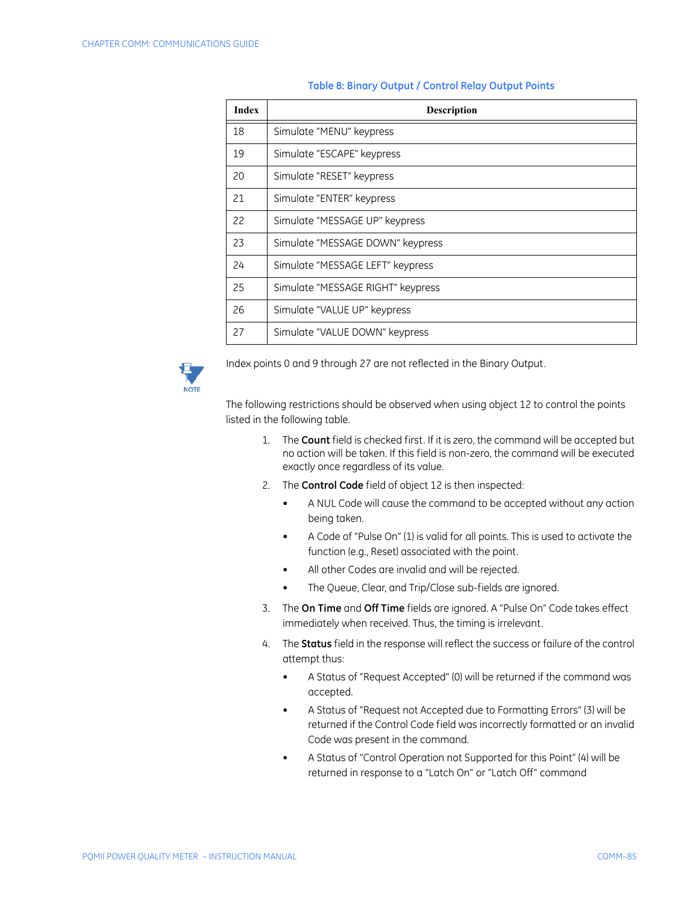**Table 8: Binary Output / Control Relay Output Points**

| Index | Description |
|---|---|
| 18 | Simulate “MENU” keypress |
| 19 | Simulate “ESCAPE” keypress |
| 20 | Simulate “RESET” keypress |
| 21 | Simulate “ENTER” keypress |
| 22 | Simulate “MESSAGE UP” keypress |
| 23 | Simulate “MESSAGE DOWN” keypress |
| 24 | Simulate “MESSAGE LEFT” keypress |
| 25 | Simulate “MESSAGE RIGHT” keypress |
| 26 | Simulate “VALUE UP” keypress |
| 27 | Simulate “VALUE DOWN” keypress |

NOTE

Index points 0 and 9 through 27 are not reflected in the Binary Output.

The following restrictions should be observed when using object 12 to control the points listed in the following table.

1. The **Count** field is checked first. If it is zero, the command will be accepted but no action will be taken. If this field is non-zero, the command will be executed exactly once regardless of its value.
2. The **Control Code** field of object 12 is then inspected:
   - A NUL Code will cause the command to be accepted without any action being taken.
   - A Code of “Pulse On” (1) is valid for all points. This is used to activate the function (e.g., Reset) associated with the point.
   - All other Codes are invalid and will be rejected.
   - The Queue, Clear, and Trip/Close sub-fields are ignored.
3. The **On Time** and **Off Time** fields are ignored. A “Pulse On” Code takes effect immediately when received. Thus, the timing is irrelevant.
4. The **Status** field in the response will reflect the success or failure of the control attempt thus:
   - A Status of “Request Accepted” (0) will be returned if the command was accepted.
   - A Status of “Request not Accepted due to Formatting Errors” (3) will be returned if the Control Code field was incorrectly formatted or an invalid Code was present in the command.
   - A Status of “Control Operation not Supported for this Point” (4) will be returned in response to a “Latch On” or “Latch Off” command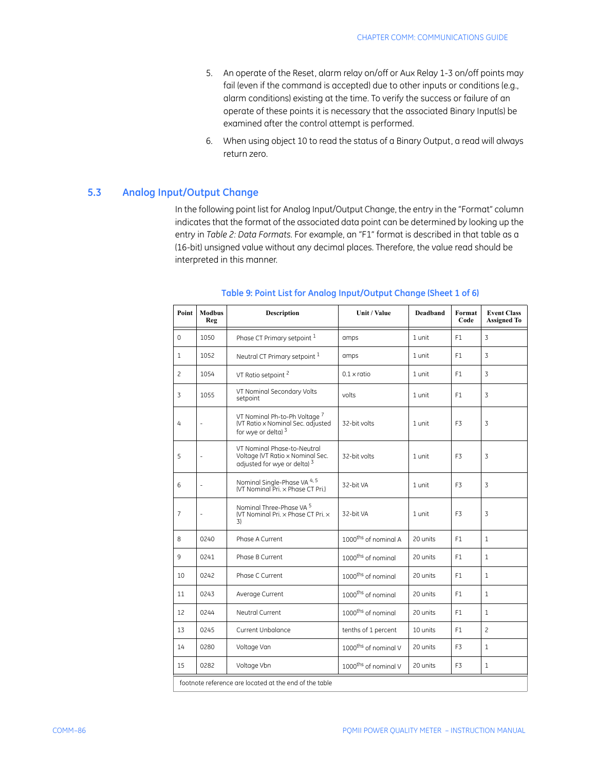5. An operate of the Reset, alarm relay on/off or Aux Relay 1-3 on/off points may fail (even if the command is accepted) due to other inputs or conditions (e.g., alarm conditions) existing at the time. To verify the success or failure of an operate of these points it is necessary that the associated Binary Input(s) be examined after the control attempt is performed.
6. When using object 10 to read the status of a Binary Output, a read will always return zero.

## 5.3 Analog Input/Output Change

In the following point list for Analog Input/Output Change, the entry in the "Format" column indicates that the format of the associated data point can be determined by looking up the entry in *Table 2: Data Formats*. For example, an "F1" format is described in that table as a (16-bit) unsigned value without any decimal places. Therefore, the value read should be interpreted in this manner.

### Table 9: Point List for Analog Input/Output Change (Sheet 1 of 6)

| Point | Modbus Reg | Description | Unit / Value | Deadband | Format Code | Event Class Assigned To |
|---|---|---|---|---|---|---|
| 0 | 1050 | Phase CT Primary setpoint [1] | amps | 1 unit | F1 | 3 |
| 1 | 1052 | Neutral CT Primary setpoint [1] | amps | 1 unit | F1 | 3 |
| 2 | 1054 | VT Ratio setpoint [2] | 0.1 × ratio | 1 unit | F1 | 3 |
| 3 | 1055 | VT Nominal Secondary Volts setpoint | volts | 1 unit | F1 | 3 |
| 4 | - | VT Nominal Ph-to-Ph Voltage [7] (VT Ratio × Nominal Sec. adjusted for wye or delta) [3] | 32-bit volts | 1 unit | F3 | 3 |
| 5 | - | VT Nominal Phase-to-Neutral Voltage (VT Ratio × Nominal Sec. adjusted for wye or delta) [3] | 32-bit volts | 1 unit | F3 | 3 |
| 6 | - | Nominal Single-Phase VA [4, 5] (VT Nominal Pri. × Phase CT Pri.) | 32-bit VA | 1 unit | F3 | 3 |
| 7 | - | Nominal Three-Phase VA [5] (VT Nominal Pri. × Phase CT Pri. × 3) | 32-bit VA | 1 unit | F3 | 3 |
| 8 | 0240 | Phase A Current | 1000ths of nominal A | 20 units | F1 | 1 |
| 9 | 0241 | Phase B Current | 1000ths of nominal | 20 units | F1 | 1 |
| 10 | 0242 | Phase C Current | 1000ths of nominal | 20 units | F1 | 1 |
| 11 | 0243 | Average Current | 1000ths of nominal | 20 units | F1 | 1 |
| 12 | 0244 | Neutral Current | 1000ths of nominal | 20 units | F1 | 1 |
| 13 | 0245 | Current Unbalance | tenths of 1 percent | 10 units | F1 | 2 |
| 14 | 0280 | Voltage Van | 1000ths of nominal V | 20 units | F3 | 1 |
| 15 | 0282 | Voltage Vbn | 1000ths of nominal V | 20 units | F3 | 1 |

footnote reference are located at the end of the table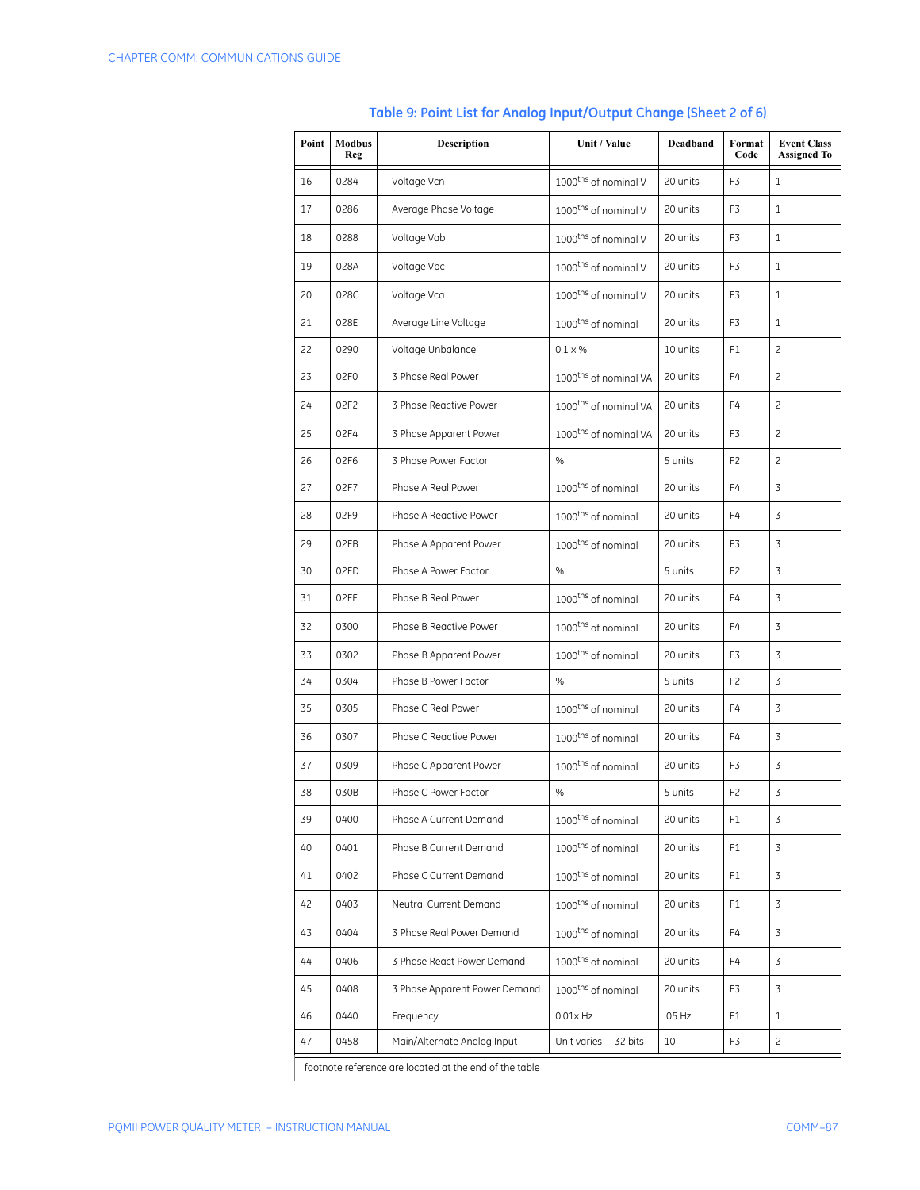**Table 9: Point List for Analog Input/Output Change (Sheet 2 of 6)**

| Point | Modbus Reg | Description | Unit / Value | Deadband | Format Code | Event Class Assigned To |
|---|---|---|---|---|---|---|
| 16 | 0284 | Voltage Vcn | $1000^{ths}$ of nominal V | 20 units | F3 | 1 |
| 17 | 0286 | Average Phase Voltage | $1000^{ths}$ of nominal V | 20 units | F3 | 1 |
| 18 | 0288 | Voltage Vab | $1000^{ths}$ of nominal V | 20 units | F3 | 1 |
| 19 | 028A | Voltage Vbc | $1000^{ths}$ of nominal V | 20 units | F3 | 1 |
| 20 | 028C | Voltage Vca | $1000^{ths}$ of nominal V | 20 units | F3 | 1 |
| 21 | 028E | Average Line Voltage | $1000^{ths}$ of nominal | 20 units | F3 | 1 |
| 22 | 0290 | Voltage Unbalance | 0.1 × % | 10 units | F1 | 2 |
| 23 | 02F0 | 3 Phase Real Power | $1000^{ths}$ of nominal VA | 20 units | F4 | 2 |
| 24 | 02F2 | 3 Phase Reactive Power | $1000^{ths}$ of nominal VA | 20 units | F4 | 2 |
| 25 | 02F4 | 3 Phase Apparent Power | $1000^{ths}$ of nominal VA | 20 units | F3 | 2 |
| 26 | 02F6 | 3 Phase Power Factor | % | 5 units | F2 | 2 |
| 27 | 02F7 | Phase A Real Power | $1000^{ths}$ of nominal | 20 units | F4 | 3 |
| 28 | 02F9 | Phase A Reactive Power | $1000^{ths}$ of nominal | 20 units | F4 | 3 |
| 29 | 02FB | Phase A Apparent Power | $1000^{ths}$ of nominal | 20 units | F3 | 3 |
| 30 | 02FD | Phase A Power Factor | % | 5 units | F2 | 3 |
| 31 | 02FE | Phase B Real Power | $1000^{ths}$ of nominal | 20 units | F4 | 3 |
| 32 | 0300 | Phase B Reactive Power | $1000^{ths}$ of nominal | 20 units | F4 | 3 |
| 33 | 0302 | Phase B Apparent Power | $1000^{ths}$ of nominal | 20 units | F3 | 3 |
| 34 | 0304 | Phase B Power Factor | % | 5 units | F2 | 3 |
| 35 | 0305 | Phase C Real Power | $1000^{ths}$ of nominal | 20 units | F4 | 3 |
| 36 | 0307 | Phase C Reactive Power | $1000^{ths}$ of nominal | 20 units | F4 | 3 |
| 37 | 0309 | Phase C Apparent Power | $1000^{ths}$ of nominal | 20 units | F3 | 3 |
| 38 | 030B | Phase C Power Factor | % | 5 units | F2 | 3 |
| 39 | 0400 | Phase A Current Demand | $1000^{ths}$ of nominal | 20 units | F1 | 3 |
| 40 | 0401 | Phase B Current Demand | $1000^{ths}$ of nominal | 20 units | F1 | 3 |
| 41 | 0402 | Phase C Current Demand | $1000^{ths}$ of nominal | 20 units | F1 | 3 |
| 42 | 0403 | Neutral Current Demand | $1000^{ths}$ of nominal | 20 units | F1 | 3 |
| 43 | 0404 | 3 Phase Real Power Demand | $1000^{ths}$ of nominal | 20 units | F4 | 3 |
| 44 | 0406 | 3 Phase React Power Demand | $1000^{ths}$ of nominal | 20 units | F4 | 3 |
| 45 | 0408 | 3 Phase Apparent Power Demand | $1000^{ths}$ of nominal | 20 units | F3 | 3 |
| 46 | 0440 | Frequency | 0.01x Hz | .05 Hz | F1 | 1 |
| 47 | 0458 | Main/Alternate Analog Input | Unit varies -- 32 bits | 10 | F3 | 2 |

footnote reference are located at the end of the table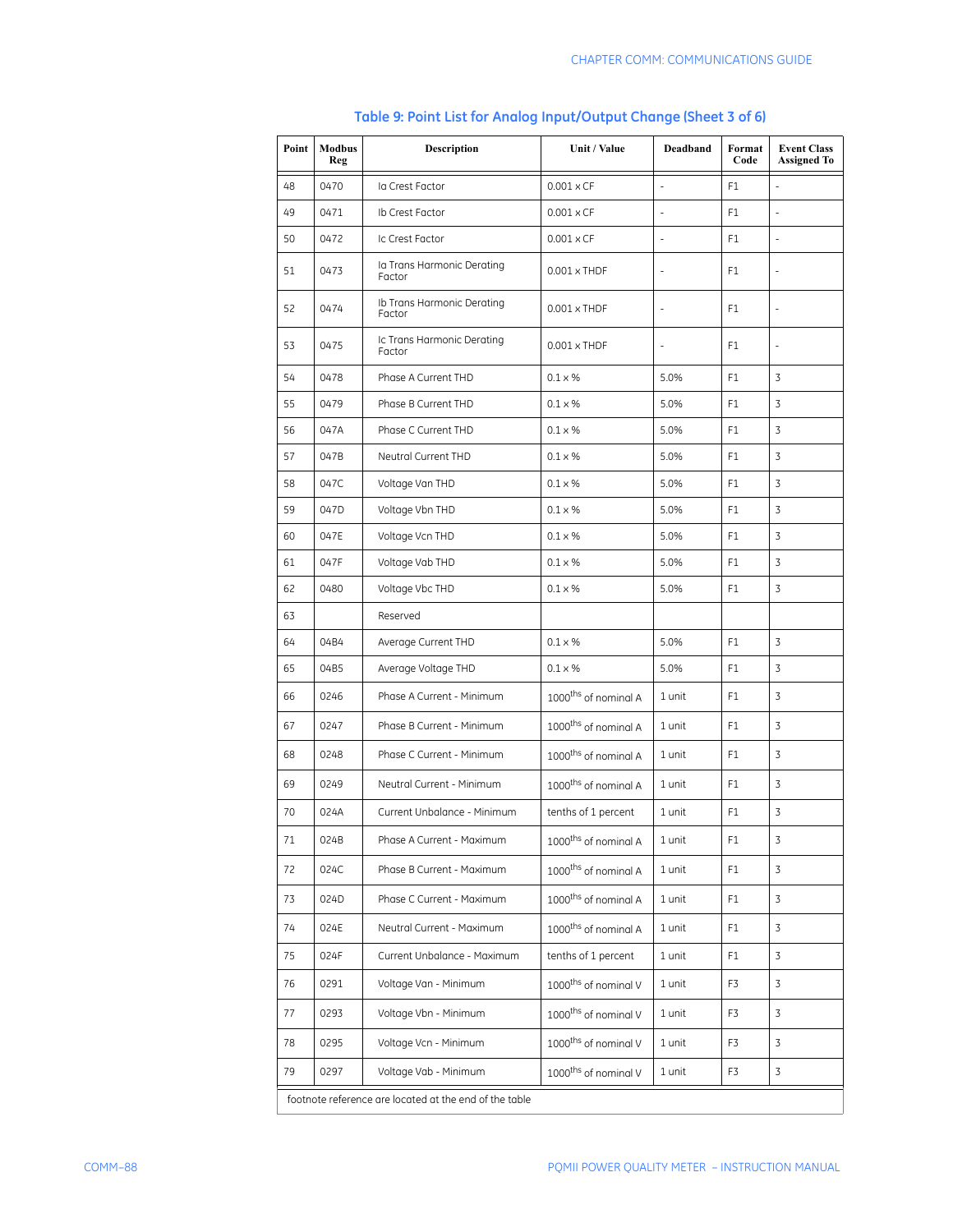**Table 9: Point List for Analog Input/Output Change (Sheet 3 of 6)**

| Point | Modbus Reg | Description | Unit / Value | Deadband | Format Code | Event Class Assigned To |
|---|---|---|---|---|---|---|
| 48 | 0470 | Ia Crest Factor | 0.001 x CF | - | F1 | - |
| 49 | 0471 | Ib Crest Factor | 0.001 x CF | - | F1 | - |
| 50 | 0472 | Ic Crest Factor | 0.001 x CF | - | F1 | - |
| 51 | 0473 | Ia Trans Harmonic Derating Factor | 0.001 x THDF | - | F1 | - |
| 52 | 0474 | Ib Trans Harmonic Derating Factor | 0.001 x THDF | - | F1 | - |
| 53 | 0475 | Ic Trans Harmonic Derating Factor | 0.001 x THDF | - | F1 | - |
| 54 | 0478 | Phase A Current THD | 0.1 x % | 5.0% | F1 | 3 |
| 55 | 0479 | Phase B Current THD | 0.1 x % | 5.0% | F1 | 3 |
| 56 | 047A | Phase C Current THD | 0.1 x % | 5.0% | F1 | 3 |
| 57 | 047B | Neutral Current THD | 0.1 x % | 5.0% | F1 | 3 |
| 58 | 047C | Voltage Van THD | 0.1 x % | 5.0% | F1 | 3 |
| 59 | 047D | Voltage Vbn THD | 0.1 x % | 5.0% | F1 | 3 |
| 60 | 047E | Voltage Vcn THD | 0.1 x % | 5.0% | F1 | 3 |
| 61 | 047F | Voltage Vab THD | 0.1 x % | 5.0% | F1 | 3 |
| 62 | 0480 | Voltage Vbc THD | 0.1 x % | 5.0% | F1 | 3 |
| 63 | | Reserved | | | | |
| 64 | 04B4 | Average Current THD | 0.1 x % | 5.0% | F1 | 3 |
| 65 | 04B5 | Average Voltage THD | 0.1 x % | 5.0% | F1 | 3 |
| 66 | 0246 | Phase A Current - Minimum | 1000ths of nominal A | 1 unit | F1 | 3 |
| 67 | 0247 | Phase B Current - Minimum | 1000ths of nominal A | 1 unit | F1 | 3 |
| 68 | 0248 | Phase C Current - Minimum | 1000ths of nominal A | 1 unit | F1 | 3 |
| 69 | 0249 | Neutral Current - Minimum | 1000ths of nominal A | 1 unit | F1 | 3 |
| 70 | 024A | Current Unbalance - Minimum | tenths of 1 percent | 1 unit | F1 | 3 |
| 71 | 024B | Phase A Current - Maximum | 1000ths of nominal A | 1 unit | F1 | 3 |
| 72 | 024C | Phase B Current - Maximum | 1000ths of nominal A | 1 unit | F1 | 3 |
| 73 | 024D | Phase C Current - Maximum | 1000ths of nominal A | 1 unit | F1 | 3 |
| 74 | 024E | Neutral Current - Maximum | 1000ths of nominal A | 1 unit | F1 | 3 |
| 75 | 024F | Current Unbalance - Maximum | tenths of 1 percent | 1 unit | F1 | 3 |
| 76 | 0291 | Voltage Van - Minimum | 1000ths of nominal V | 1 unit | F3 | 3 |
| 77 | 0293 | Voltage Vbn - Minimum | 1000ths of nominal V | 1 unit | F3 | 3 |
| 78 | 0295 | Voltage Vcn - Minimum | 1000ths of nominal V | 1 unit | F3 | 3 |
| 79 | 0297 | Voltage Vab - Minimum | 1000ths of nominal V | 1 unit | F3 | 3 |

footnote reference are located at the end of the table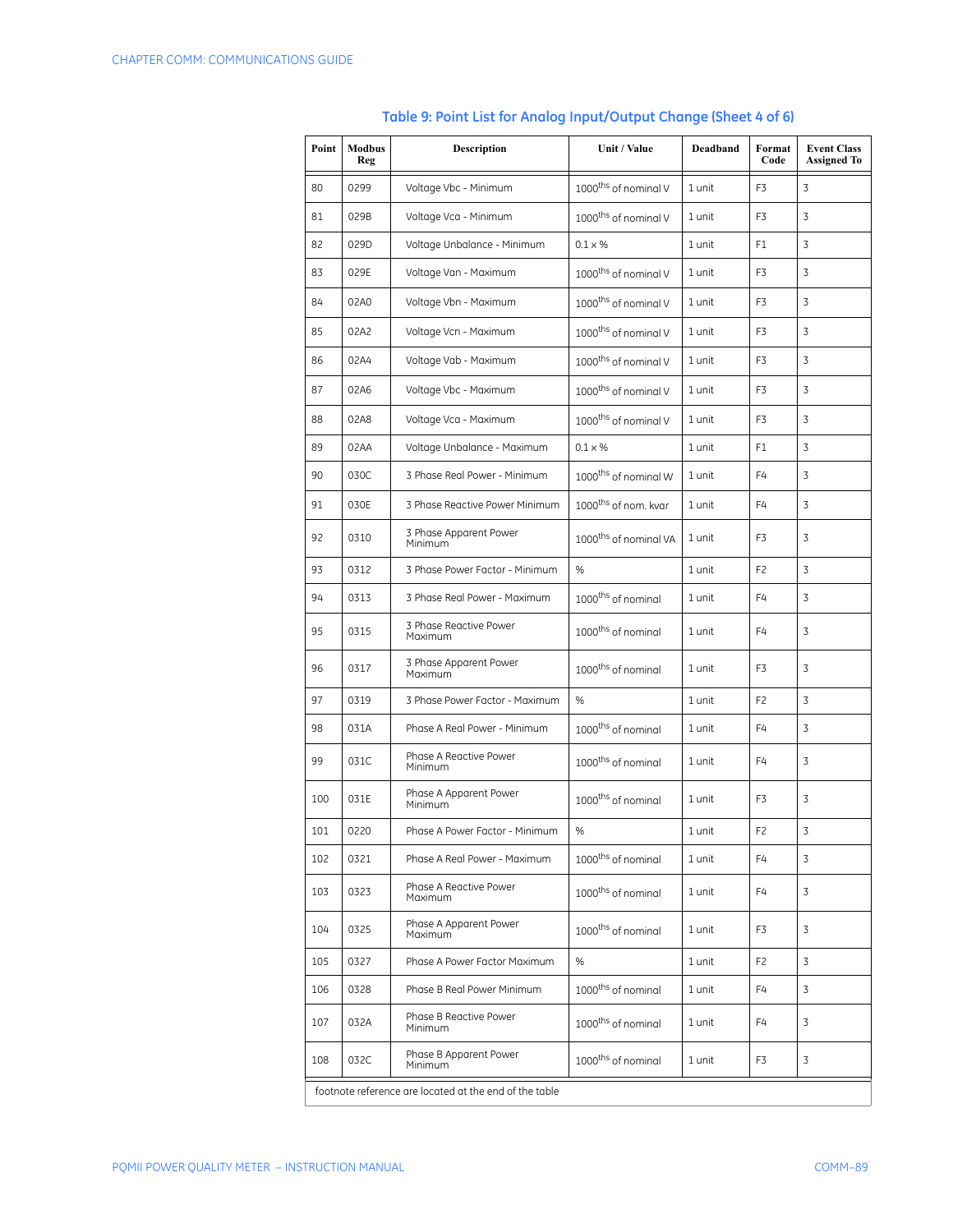## Table 9: Point List for Analog Input/Output Change (Sheet 4 of 6)

| Point | Modbus Reg | Description | Unit / Value | Deadband | Format Code | Event Class Assigned To |
|---|---|---|---|---|---|---|
| 80 | 0299 | Voltage Vbc - Minimum | 1000ths of nominal V | 1 unit | F3 | 3 |
| 81 | 029B | Voltage Vca - Minimum | 1000ths of nominal V | 1 unit | F3 | 3 |
| 82 | 029D | Voltage Unbalance - Minimum | 0.1 x % | 1 unit | F1 | 3 |
| 83 | 029E | Voltage Van - Maximum | 1000ths of nominal V | 1 unit | F3 | 3 |
| 84 | 02A0 | Voltage Vbn - Maximum | 1000ths of nominal V | 1 unit | F3 | 3 |
| 85 | 02A2 | Voltage Vcn - Maximum | 1000ths of nominal V | 1 unit | F3 | 3 |
| 86 | 02A4 | Voltage Vab - Maximum | 1000ths of nominal V | 1 unit | F3 | 3 |
| 87 | 02A6 | Voltage Vbc - Maximum | 1000ths of nominal V | 1 unit | F3 | 3 |
| 88 | 02A8 | Voltage Vca - Maximum | 1000ths of nominal V | 1 unit | F3 | 3 |
| 89 | 02AA | Voltage Unbalance - Maximum | 0.1 x % | 1 unit | F1 | 3 |
| 90 | 030C | 3 Phase Real Power - Minimum | 1000ths of nominal W | 1 unit | F4 | 3 |
| 91 | 030E | 3 Phase Reactive Power Minimum | 1000ths of nom. kvar | 1 unit | F4 | 3 |
| 92 | 0310 | 3 Phase Apparent Power Minimum | 1000ths of nominal VA | 1 unit | F3 | 3 |
| 93 | 0312 | 3 Phase Power Factor - Minimum | % | 1 unit | F2 | 3 |
| 94 | 0313 | 3 Phase Real Power - Maximum | 1000ths of nominal | 1 unit | F4 | 3 |
| 95 | 0315 | 3 Phase Reactive Power Maximum | 1000ths of nominal | 1 unit | F4 | 3 |
| 96 | 0317 | 3 Phase Apparent Power Maximum | 1000ths of nominal | 1 unit | F3 | 3 |
| 97 | 0319 | 3 Phase Power Factor - Maximum | % | 1 unit | F2 | 3 |
| 98 | 031A | Phase A Real Power - Minimum | 1000ths of nominal | 1 unit | F4 | 3 |
| 99 | 031C | Phase A Reactive Power Minimum | 1000ths of nominal | 1 unit | F4 | 3 |
| 100 | 031E | Phase A Apparent Power Minimum | 1000ths of nominal | 1 unit | F3 | 3 |
| 101 | 0220 | Phase A Power Factor - Minimum | % | 1 unit | F2 | 3 |
| 102 | 0321 | Phase A Real Power - Maximum | 1000ths of nominal | 1 unit | F4 | 3 |
| 103 | 0323 | Phase A Reactive Power Maximum | 1000ths of nominal | 1 unit | F4 | 3 |
| 104 | 0325 | Phase A Apparent Power Maximum | 1000ths of nominal | 1 unit | F3 | 3 |
| 105 | 0327 | Phase A Power Factor Maximum | % | 1 unit | F2 | 3 |
| 106 | 0328 | Phase B Real Power Minimum | 1000ths of nominal | 1 unit | F4 | 3 |
| 107 | 032A | Phase B Reactive Power Minimum | 1000ths of nominal | 1 unit | F4 | 3 |
| 108 | 032C | Phase B Apparent Power Minimum | 1000ths of nominal | 1 unit | F3 | 3 |

footnote reference are located at the end of the table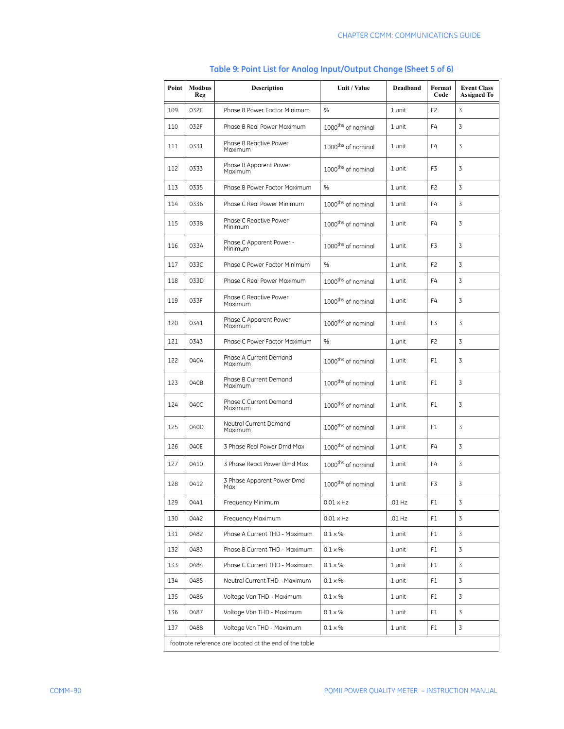**Table 9: Point List for Analog Input/Output Change (Sheet 5 of 6)**

| Point | Modbus Reg | Description | Unit / Value | Deadband | Format Code | Event Class Assigned To |
|---|---|---|---|---|---|---|
| 109 | 032E | Phase B Power Factor Minimum | % | 1 unit | F2 | 3 |
| 110 | 032F | Phase B Real Power Maximum | $1000^{ths}$ of nominal | 1 unit | F4 | 3 |
| 111 | 0331 | Phase B Reactive Power Maximum | $1000^{ths}$ of nominal | 1 unit | F4 | 3 |
| 112 | 0333 | Phase B Apparent Power Maximum | $1000^{ths}$ of nominal | 1 unit | F3 | 3 |
| 113 | 0335 | Phase B Power Factor Maximum | % | 1 unit | F2 | 3 |
| 114 | 0336 | Phase C Real Power Minimum | $1000^{ths}$ of nominal | 1 unit | F4 | 3 |
| 115 | 0338 | Phase C Reactive Power Minimum | $1000^{ths}$ of nominal | 1 unit | F4 | 3 |
| 116 | 033A | Phase C Apparent Power - Minimum | $1000^{ths}$ of nominal | 1 unit | F3 | 3 |
| 117 | 033C | Phase C Power Factor Minimum | % | 1 unit | F2 | 3 |
| 118 | 033D | Phase C Real Power Maximum | $1000^{ths}$ of nominal | 1 unit | F4 | 3 |
| 119 | 033F | Phase C Reactive Power Maximum | $1000^{ths}$ of nominal | 1 unit | F4 | 3 |
| 120 | 0341 | Phase C Apparent Power Maximum | $1000^{ths}$ of nominal | 1 unit | F3 | 3 |
| 121 | 0343 | Phase C Power Factor Maximum | % | 1 unit | F2 | 3 |
| 122 | 040A | Phase A Current Demand Maximum | $1000^{ths}$ of nominal | 1 unit | F1 | 3 |
| 123 | 040B | Phase B Current Demand Maximum | $1000^{ths}$ of nominal | 1 unit | F1 | 3 |
| 124 | 040C | Phase C Current Demand Maximum | $1000^{ths}$ of nominal | 1 unit | F1 | 3 |
| 125 | 040D | Neutral Current Demand Maximum | $1000^{ths}$ of nominal | 1 unit | F1 | 3 |
| 126 | 040E | 3 Phase Real Power Dmd Max | $1000^{ths}$ of nominal | 1 unit | F4 | 3 |
| 127 | 0410 | 3 Phase React Power Dmd Max | $1000^{ths}$ of nominal | 1 unit | F4 | 3 |
| 128 | 0412 | 3 Phase Apparent Power Dmd Max | $1000^{ths}$ of nominal | 1 unit | F3 | 3 |
| 129 | 0441 | Frequency Minimum | 0.01 x Hz | .01 Hz | F1 | 3 |
| 130 | 0442 | Frequency Maximum | 0.01 x Hz | .01 Hz | F1 | 3 |
| 131 | 0482 | Phase A Current THD - Maximum | 0.1 x % | 1 unit | F1 | 3 |
| 132 | 0483 | Phase B Current THD - Maximum | 0.1 x % | 1 unit | F1 | 3 |
| 133 | 0484 | Phase C Current THD - Maximum | 0.1 x % | 1 unit | F1 | 3 |
| 134 | 0485 | Neutral Current THD - Maximum | 0.1 x % | 1 unit | F1 | 3 |
| 135 | 0486 | Voltage Van THD - Maximum | 0.1 x % | 1 unit | F1 | 3 |
| 136 | 0487 | Voltage Vbn THD - Maximum | 0.1 x % | 1 unit | F1 | 3 |
| 137 | 0488 | Voltage Vcn THD - Maximum | 0.1 x % | 1 unit | F1 | 3 |

footnote reference are located at the end of the table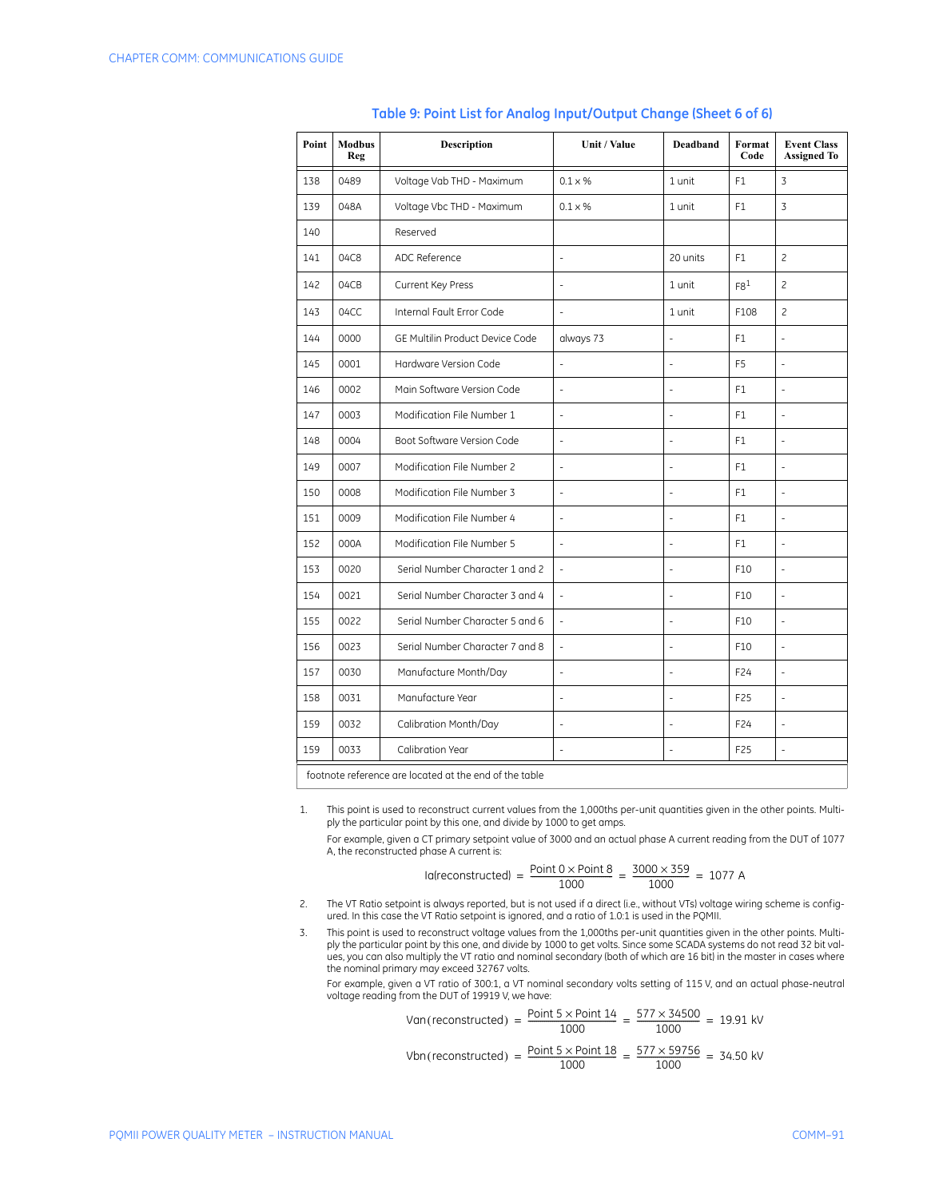**Table 9: Point List for Analog Input/Output Change (Sheet 6 of 6)**

| Point | Modbus Reg | Description | Unit / Value | Deadband | Format Code | Event Class Assigned To |
|---|---|---|---|---|---|---|
| 138 | 0489 | Voltage Vab THD - Maximum | 0.1 × % | 1 unit | F1 | 3 |
| 139 | 048A | Voltage Vbc THD - Maximum | 0.1 × % | 1 unit | F1 | 3 |
| 140 | | Reserved | | | | |
| 141 | 04C8 | ADC Reference | - | 20 units | F1 | 2 |
| 142 | 04CB | Current Key Press | - | 1 unit | F8[1] | 2 |
| 143 | 04CC | Internal Fault Error Code | - | 1 unit | F108 | 2 |
| 144 | 0000 | GE Multilin Product Device Code | always 73 | - | F1 | - |
| 145 | 0001 | Hardware Version Code | - | - | F5 | - |
| 146 | 0002 | Main Software Version Code | - | - | F1 | - |
| 147 | 0003 | Modification File Number 1 | - | - | F1 | - |
| 148 | 0004 | Boot Software Version Code | - | - | F1 | - |
| 149 | 0007 | Modification File Number 2 | - | - | F1 | - |
| 150 | 0008 | Modification File Number 3 | - | - | F1 | - |
| 151 | 0009 | Modification File Number 4 | - | - | F1 | - |
| 152 | 000A | Modification File Number 5 | - | - | F1 | - |
| 153 | 0020 | Serial Number Character 1 and 2 | - | - | F10 | - |
| 154 | 0021 | Serial Number Character 3 and 4 | - | - | F10 | - |
| 155 | 0022 | Serial Number Character 5 and 6 | - | - | F10 | - |
| 156 | 0023 | Serial Number Character 7 and 8 | - | - | F10 | - |
| 157 | 0030 | Manufacture Month/Day | - | - | F24 | - |
| 158 | 0031 | Manufacture Year | - | - | F25 | - |
| 159 | 0032 | Calibration Month/Day | - | - | F24 | - |
| 159 | 0033 | Calibration Year | - | - | F25 | - |
| footnote reference are located at the end of the table | | | | | | |

1. This point is used to reconstruct current values from the 1,000ths per-unit quantities given in the other points. Multiply the particular point by this one, and divide by 1000 to get amps.

   For example, given a CT primary setpoint value of 3000 and an actual phase A current reading from the DUT of 1077 A, the reconstructed phase A current is:

$$\text{Ia(reconstructed)} = \frac{\text{Point 0} \times \text{Point 8}}{1000} = \frac{3000 \times 359}{1000} = 1077\text{ A}$$

2. The VT Ratio setpoint is always reported, but is not used if a direct (i.e., without VTs) voltage wiring scheme is configured. In this case the VT Ratio setpoint is ignored, and a ratio of 1.0:1 is used in the PQMII.

3. This point is used to reconstruct voltage values from the 1,000ths per-unit quantities given in the other points. Multiply the particular point by this one, and divide by 1000 to get volts. Since some SCADA systems do not read 32 bit values, you can also multiply the VT ratio and nominal secondary (both of which are 16 bit) in the master in cases where the nominal primary may exceed 32767 volts.

   For example, given a VT ratio of 300:1, a VT nominal secondary volts setting of 115 V, and an actual phase-neutral voltage reading from the DUT of 19919 V, we have:

$$\text{Van(reconstructed)} = \frac{\text{Point 5} \times \text{Point 14}}{1000} = \frac{577 \times 34500}{1000} = 19.91\text{ kV}$$

$$\text{Vbn(reconstructed)} = \frac{\text{Point 5} \times \text{Point 18}}{1000} = \frac{577 \times 59756}{1000} = 34.50\text{ kV}$$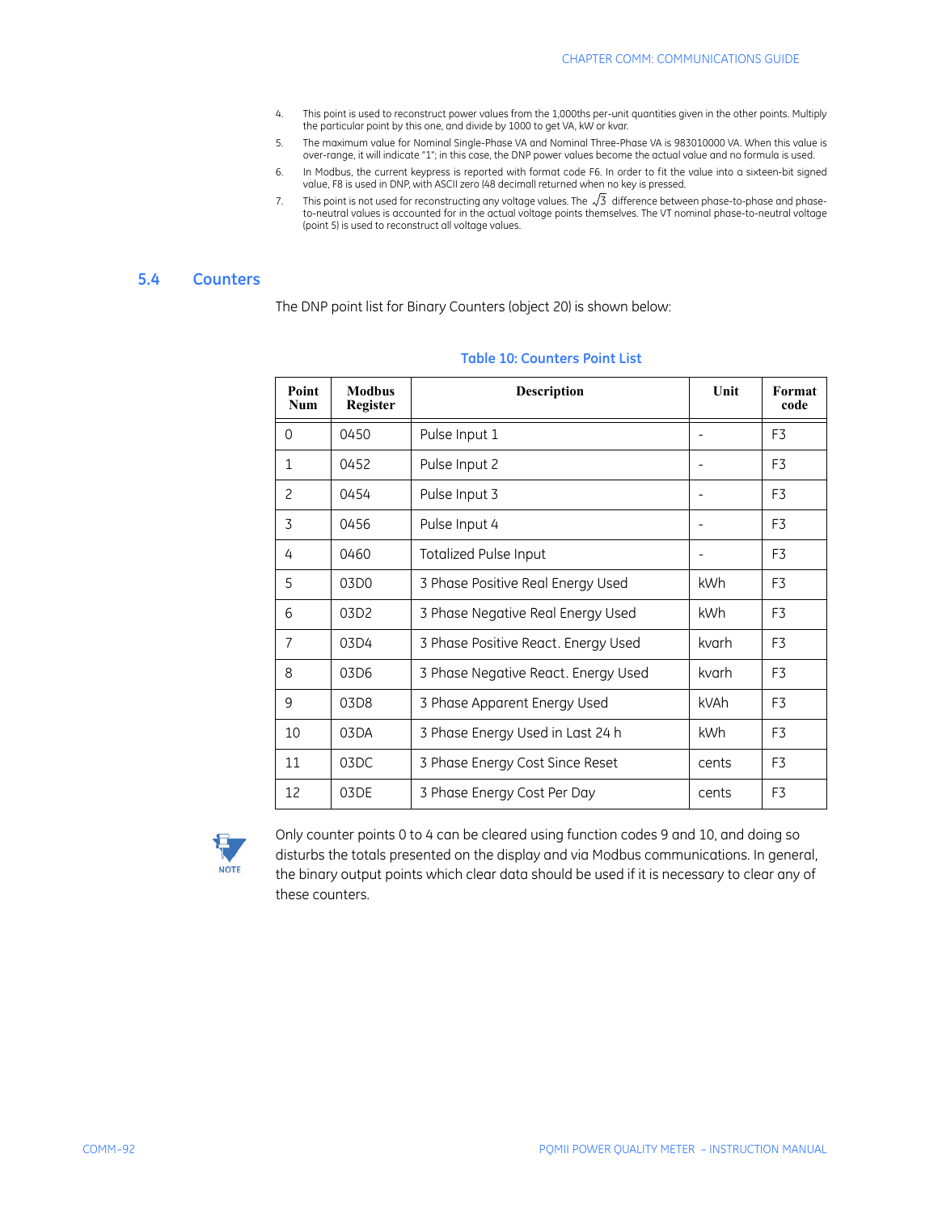4. This point is used to reconstruct power values from the 1,000ths per-unit quantities given in the other points. Multiply the particular point by this one, and divide by 1000 to get VA, kW or kvar.
5. The maximum value for Nominal Single-Phase VA and Nominal Three-Phase VA is 983010000 VA. When this value is over-range, it will indicate "1"; in this case, the DNP power values become the actual value and no formula is used.
6. In Modbus, the current keypress is reported with format code F6. In order to fit the value into a sixteen-bit signed value, F8 is used in DNP, with ASCII zero (48 decimal) returned when no key is pressed.
7. This point is not used for reconstructing any voltage values. The $\sqrt{3}$ difference between phase-to-phase and phase-to-neutral values is accounted for in the actual voltage points themselves. The VT nominal phase-to-neutral voltage (point 5) is used to reconstruct all voltage values.

## 5.4 Counters

The DNP point list for Binary Counters (object 20) is shown below:

**Table 10: Counters Point List**

| Point Num | Modbus Register | Description | Unit | Format code |
|---|---|---|---|---|
| 0 | 0450 | Pulse Input 1 | - | F3 |
| 1 | 0452 | Pulse Input 2 | - | F3 |
| 2 | 0454 | Pulse Input 3 | - | F3 |
| 3 | 0456 | Pulse Input 4 | - | F3 |
| 4 | 0460 | Totalized Pulse Input | - | F3 |
| 5 | 03D0 | 3 Phase Positive Real Energy Used | kWh | F3 |
| 6 | 03D2 | 3 Phase Negative Real Energy Used | kWh | F3 |
| 7 | 03D4 | 3 Phase Positive React. Energy Used | kvarh | F3 |
| 8 | 03D6 | 3 Phase Negative React. Energy Used | kvarh | F3 |
| 9 | 03D8 | 3 Phase Apparent Energy Used | kVAh | F3 |
| 10 | 03DA | 3 Phase Energy Used in Last 24 h | kWh | F3 |
| 11 | 03DC | 3 Phase Energy Cost Since Reset | cents | F3 |
| 12 | 03DE | 3 Phase Energy Cost Per Day | cents | F3 |

NOTE

Only counter points 0 to 4 can be cleared using function codes 9 and 10, and doing so disturbs the totals presented on the display and via Modbus communications. In general, the binary output points which clear data should be used if it is necessary to clear any of these counters.